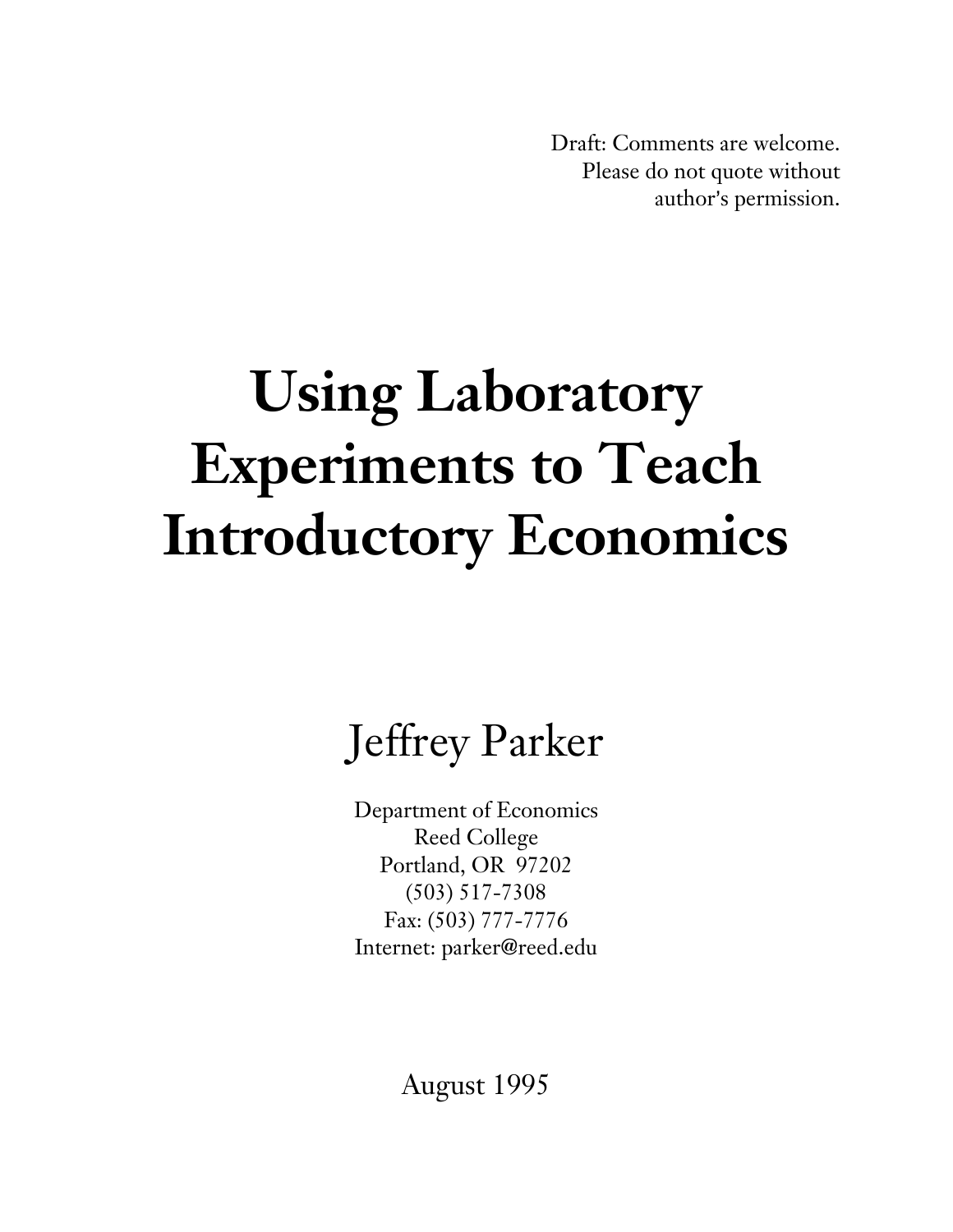Draft: Comments are welcome.
Please do not quote without
author's permission.

# Using Laboratory Experiments to Teach Introductory Economics

## Jeffrey Parker

Department of Economics
Reed College
Portland, OR 97202
(503) 517-7308
Fax: (503) 777-7776
Internet: parker@reed.edu

August 1995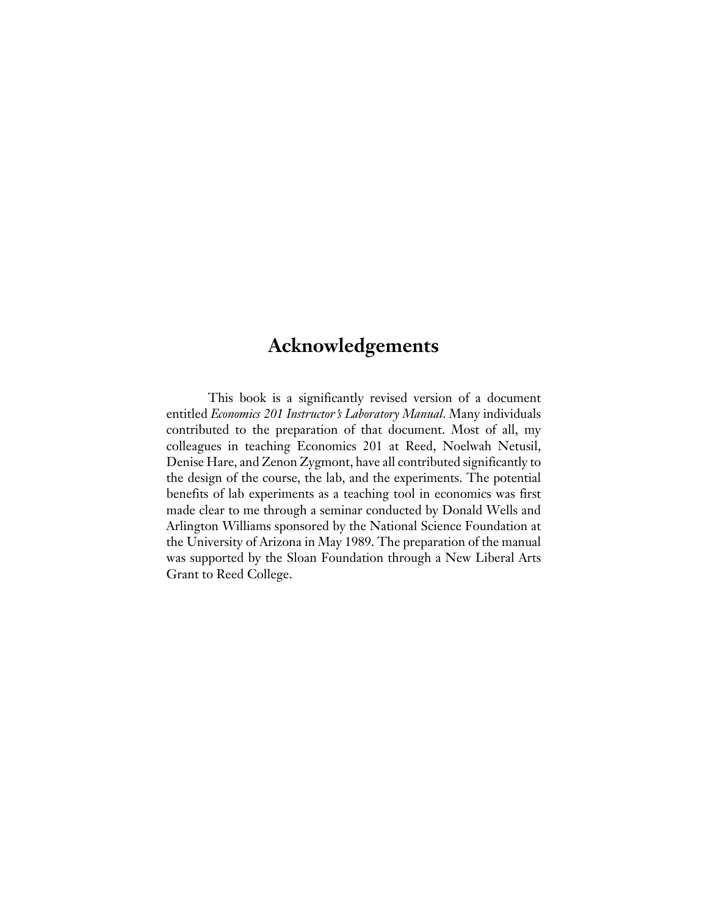# Acknowledgements

This book is a significantly revised version of a document entitled *Economics 201 Instructor's Laboratory Manual*. Many individuals contributed to the preparation of that document. Most of all, my colleagues in teaching Economics 201 at Reed, Noelwah Netusil, Denise Hare, and Zenon Zygmont, have all contributed significantly to the design of the course, the lab, and the experiments. The potential benefits of lab experiments as a teaching tool in economics was first made clear to me through a seminar conducted by Donald Wells and Arlington Williams sponsored by the National Science Foundation at the University of Arizona in May 1989. The preparation of the manual was supported by the Sloan Foundation through a New Liberal Arts Grant to Reed College.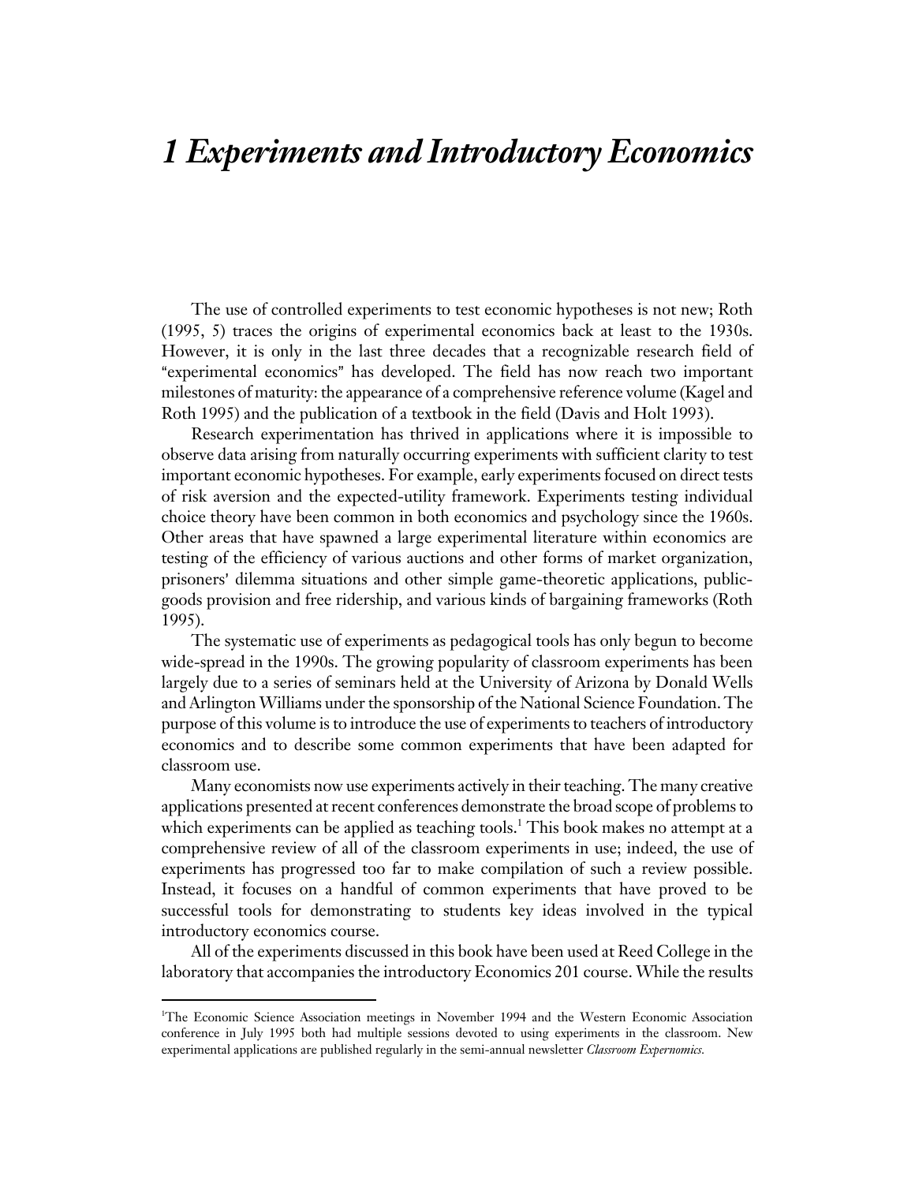# 1 Experiments and Introductory Economics

The use of controlled experiments to test economic hypotheses is not new; Roth (1995, 5) traces the origins of experimental economics back at least to the 1930s. However, it is only in the last three decades that a recognizable research field of "experimental economics" has developed. The field has now reach two important milestones of maturity: the appearance of a comprehensive reference volume (Kagel and Roth 1995) and the publication of a textbook in the field (Davis and Holt 1993).

Research experimentation has thrived in applications where it is impossible to observe data arising from naturally occurring experiments with sufficient clarity to test important economic hypotheses. For example, early experiments focused on direct tests of risk aversion and the expected-utility framework. Experiments testing individual choice theory have been common in both economics and psychology since the 1960s. Other areas that have spawned a large experimental literature within economics are testing of the efficiency of various auctions and other forms of market organization, prisoners' dilemma situations and other simple game-theoretic applications, public-goods provision and free ridership, and various kinds of bargaining frameworks (Roth 1995).

The systematic use of experiments as pedagogical tools has only begun to become wide-spread in the 1990s. The growing popularity of classroom experiments has been largely due to a series of seminars held at the University of Arizona by Donald Wells and Arlington Williams under the sponsorship of the National Science Foundation. The purpose of this volume is to introduce the use of experiments to teachers of introductory economics and to describe some common experiments that have been adapted for classroom use.

Many economists now use experiments actively in their teaching. The many creative applications presented at recent conferences demonstrate the broad scope of problems to which experiments can be applied as teaching tools.[1] This book makes no attempt at a comprehensive review of all of the classroom experiments in use; indeed, the use of experiments has progressed too far to make compilation of such a review possible. Instead, it focuses on a handful of common experiments that have proved to be successful tools for demonstrating to students key ideas involved in the typical introductory economics course.

All of the experiments discussed in this book have been used at Reed College in the laboratory that accompanies the introductory Economics 201 course. While the results

[1]The Economic Science Association meetings in November 1994 and the Western Economic Association conference in July 1995 both had multiple sessions devoted to using experiments in the classroom. New experimental applications are published regularly in the semi-annual newsletter *Classroom Expernomics*.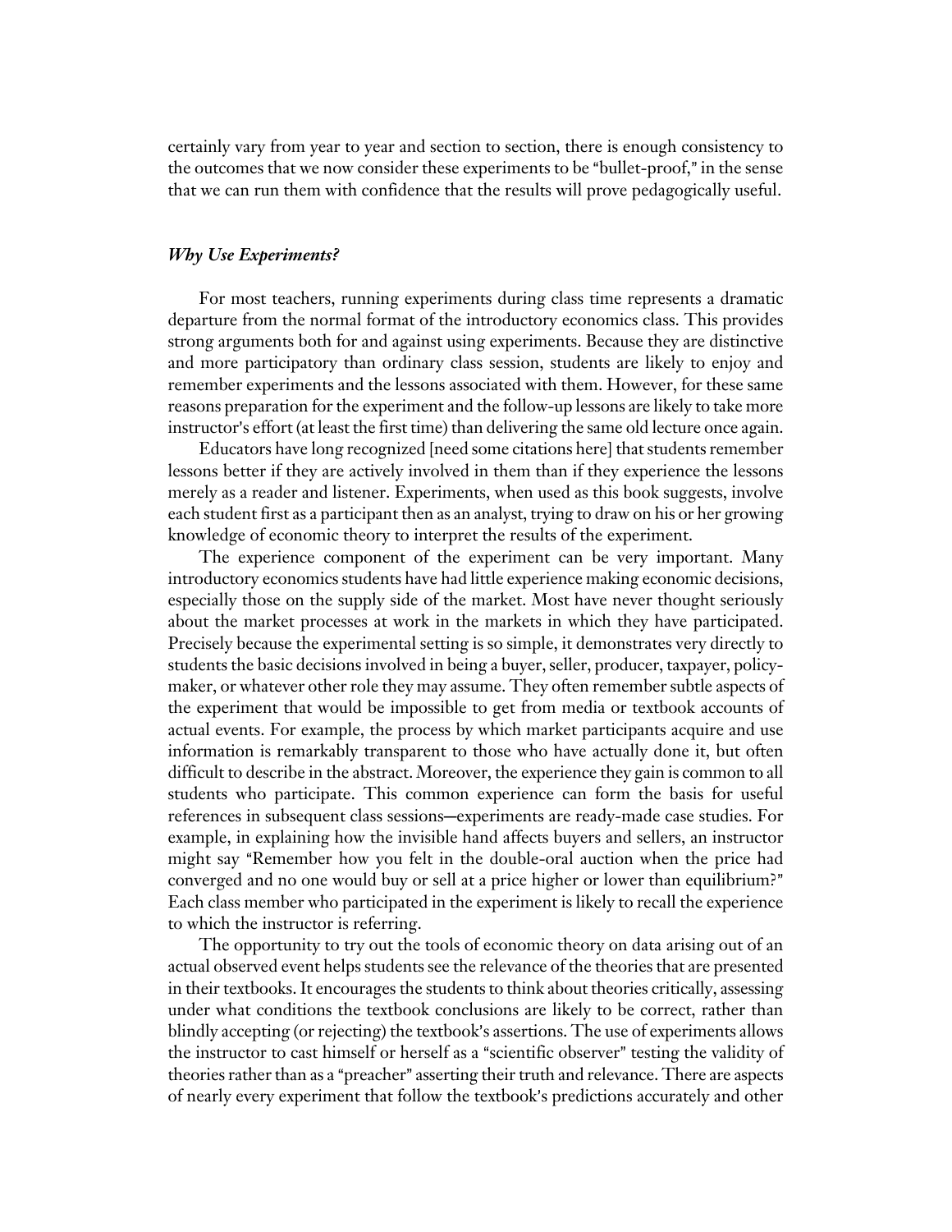certainly vary from year to year and section to section, there is enough consistency to the outcomes that we now consider these experiments to be "bullet-proof," in the sense that we can run them with confidence that the results will prove pedagogically useful.

### *Why Use Experiments?*

For most teachers, running experiments during class time represents a dramatic departure from the normal format of the introductory economics class. This provides strong arguments both for and against using experiments. Because they are distinctive and more participatory than ordinary class session, students are likely to enjoy and remember experiments and the lessons associated with them. However, for these same reasons preparation for the experiment and the follow-up lessons are likely to take more instructor's effort (at least the first time) than delivering the same old lecture once again.

Educators have long recognized [need some citations here] that students remember lessons better if they are actively involved in them than if they experience the lessons merely as a reader and listener. Experiments, when used as this book suggests, involve each student first as a participant then as an analyst, trying to draw on his or her growing knowledge of economic theory to interpret the results of the experiment.

The experience component of the experiment can be very important. Many introductory economics students have had little experience making economic decisions, especially those on the supply side of the market. Most have never thought seriously about the market processes at work in the markets in which they have participated. Precisely because the experimental setting is so simple, it demonstrates very directly to students the basic decisions involved in being a buyer, seller, producer, taxpayer, policy-maker, or whatever other role they may assume. They often remember subtle aspects of the experiment that would be impossible to get from media or textbook accounts of actual events. For example, the process by which market participants acquire and use information is remarkably transparent to those who have actually done it, but often difficult to describe in the abstract. Moreover, the experience they gain is common to all students who participate. This common experience can form the basis for useful references in subsequent class sessions—experiments are ready-made case studies. For example, in explaining how the invisible hand affects buyers and sellers, an instructor might say "Remember how you felt in the double-oral auction when the price had converged and no one would buy or sell at a price higher or lower than equilibrium?" Each class member who participated in the experiment is likely to recall the experience to which the instructor is referring.

The opportunity to try out the tools of economic theory on data arising out of an actual observed event helps students see the relevance of the theories that are presented in their textbooks. It encourages the students to think about theories critically, assessing under what conditions the textbook conclusions are likely to be correct, rather than blindly accepting (or rejecting) the textbook's assertions. The use of experiments allows the instructor to cast himself or herself as a "scientific observer" testing the validity of theories rather than as a "preacher" asserting their truth and relevance. There are aspects of nearly every experiment that follow the textbook's predictions accurately and other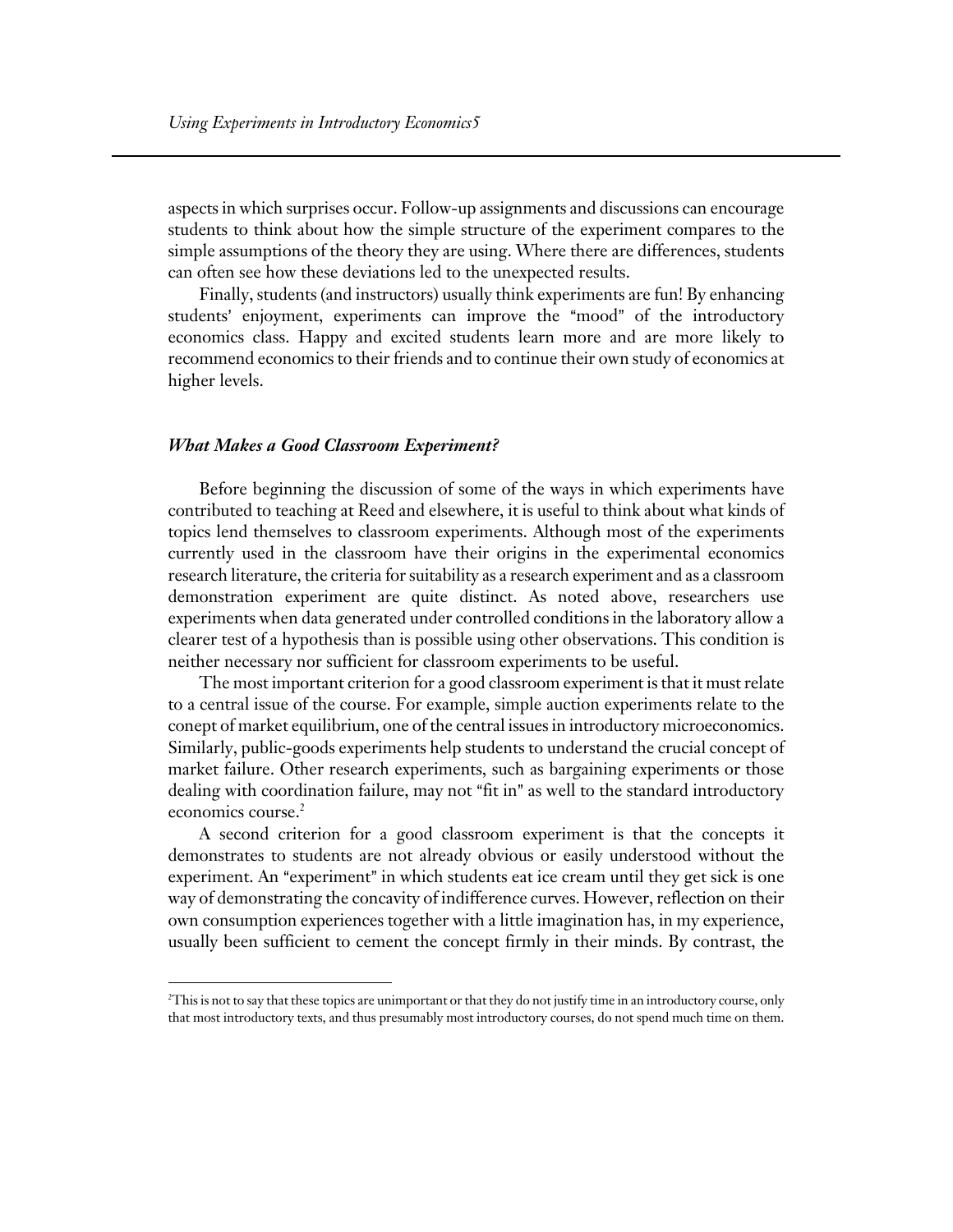aspects in which surprises occur. Follow-up assignments and discussions can encourage students to think about how the simple structure of the experiment compares to the simple assumptions of the theory they are using. Where there are differences, students can often see how these deviations led to the unexpected results.

Finally, students (and instructors) usually think experiments are fun! By enhancing students' enjoyment, experiments can improve the "mood" of the introductory economics class. Happy and excited students learn more and are more likely to recommend economics to their friends and to continue their own study of economics at higher levels.

### *What Makes a Good Classroom Experiment?*

Before beginning the discussion of some of the ways in which experiments have contributed to teaching at Reed and elsewhere, it is useful to think about what kinds of topics lend themselves to classroom experiments. Although most of the experiments currently used in the classroom have their origins in the experimental economics research literature, the criteria for suitability as a research experiment and as a classroom demonstration experiment are quite distinct. As noted above, researchers use experiments when data generated under controlled conditions in the laboratory allow a clearer test of a hypothesis than is possible using other observations. This condition is neither necessary nor sufficient for classroom experiments to be useful.

The most important criterion for a good classroom experiment is that it must relate to a central issue of the course. For example, simple auction experiments relate to the conept of market equilibrium, one of the central issues in introductory microeconomics. Similarly, public-goods experiments help students to understand the crucial concept of market failure. Other research experiments, such as bargaining experiments or those dealing with coordination failure, may not "fit in" as well to the standard introductory economics course.[2]

A second criterion for a good classroom experiment is that the concepts it demonstrates to students are not already obvious or easily understood without the experiment. An "experiment" in which students eat ice cream until they get sick is one way of demonstrating the concavity of indifference curves. However, reflection on their own consumption experiences together with a little imagination has, in my experience, usually been sufficient to cement the concept firmly in their minds. By contrast, the

[2]This is not to say that these topics are unimportant or that they do not justify time in an introductory course, only that most introductory texts, and thus presumably most introductory courses, do not spend much time on them.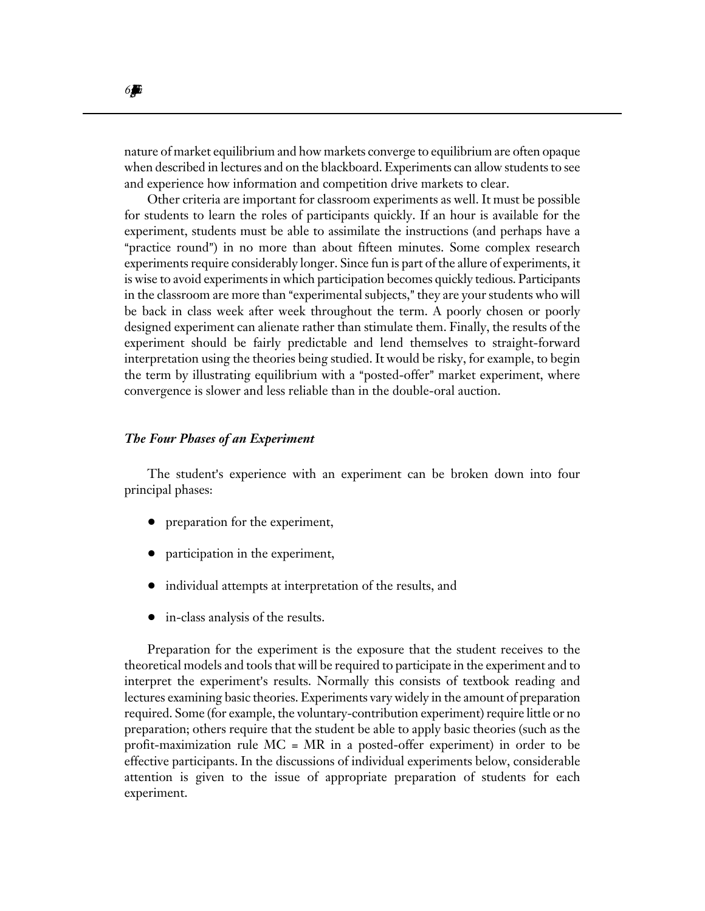nature of market equilibrium and how markets converge to equilibrium are often opaque when described in lectures and on the blackboard. Experiments can allow students to see and experience how information and competition drive markets to clear.

Other criteria are important for classroom experiments as well. It must be possible for students to learn the roles of participants quickly. If an hour is available for the experiment, students must be able to assimilate the instructions (and perhaps have a "practice round") in no more than about fifteen minutes. Some complex research experiments require considerably longer. Since fun is part of the allure of experiments, it is wise to avoid experiments in which participation becomes quickly tedious. Participants in the classroom are more than "experimental subjects," they are your students who will be back in class week after week throughout the term. A poorly chosen or poorly designed experiment can alienate rather than stimulate them. Finally, the results of the experiment should be fairly predictable and lend themselves to straight-forward interpretation using the theories being studied. It would be risky, for example, to begin the term by illustrating equilibrium with a "posted-offer" market experiment, where convergence is slower and less reliable than in the double-oral auction.

### *The Four Phases of an Experiment*

The student's experience with an experiment can be broken down into four principal phases:

- preparation for the experiment,
- participation in the experiment,
- individual attempts at interpretation of the results, and
- in-class analysis of the results.

Preparation for the experiment is the exposure that the student receives to the theoretical models and tools that will be required to participate in the experiment and to interpret the experiment's results. Normally this consists of textbook reading and lectures examining basic theories. Experiments vary widely in the amount of preparation required. Some (for example, the voluntary-contribution experiment) require little or no preparation; others require that the student be able to apply basic theories (such as the profit-maximization rule $MC = MR$ in a posted-offer experiment) in order to be effective participants. In the discussions of individual experiments below, considerable attention is given to the issue of appropriate preparation of students for each experiment.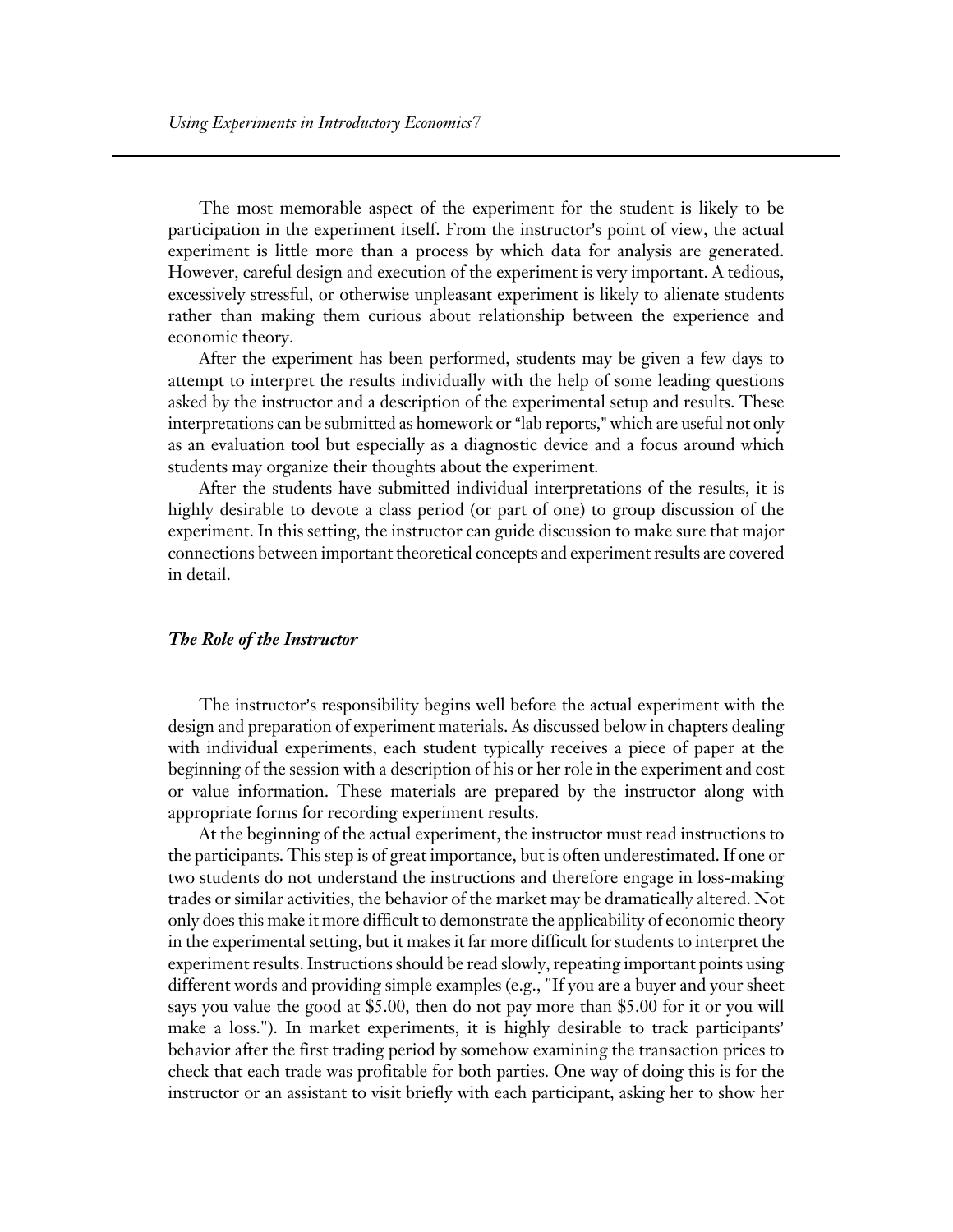The most memorable aspect of the experiment for the student is likely to be participation in the experiment itself. From the instructor's point of view, the actual experiment is little more than a process by which data for analysis are generated. However, careful design and execution of the experiment is very important. A tedious, excessively stressful, or otherwise unpleasant experiment is likely to alienate students rather than making them curious about relationship between the experience and economic theory.

After the experiment has been performed, students may be given a few days to attempt to interpret the results individually with the help of some leading questions asked by the instructor and a description of the experimental setup and results. These interpretations can be submitted as homework or "lab reports," which are useful not only as an evaluation tool but especially as a diagnostic device and a focus around which students may organize their thoughts about the experiment.

After the students have submitted individual interpretations of the results, it is highly desirable to devote a class period (or part of one) to group discussion of the experiment. In this setting, the instructor can guide discussion to make sure that major connections between important theoretical concepts and experiment results are covered in detail.

### *The Role of the Instructor*

The instructor's responsibility begins well before the actual experiment with the design and preparation of experiment materials. As discussed below in chapters dealing with individual experiments, each student typically receives a piece of paper at the beginning of the session with a description of his or her role in the experiment and cost or value information. These materials are prepared by the instructor along with appropriate forms for recording experiment results.

At the beginning of the actual experiment, the instructor must read instructions to the participants. This step is of great importance, but is often underestimated. If one or two students do not understand the instructions and therefore engage in loss-making trades or similar activities, the behavior of the market may be dramatically altered. Not only does this make it more difficult to demonstrate the applicability of economic theory in the experimental setting, but it makes it far more difficult for students to interpret the experiment results. Instructions should be read slowly, repeating important points using different words and providing simple examples (e.g., "If you are a buyer and your sheet says you value the good at $5.00, then do not pay more than $5.00 for it or you will make a loss."). In market experiments, it is highly desirable to track participants' behavior after the first trading period by somehow examining the transaction prices to check that each trade was profitable for both parties. One way of doing this is for the instructor or an assistant to visit briefly with each participant, asking her to show her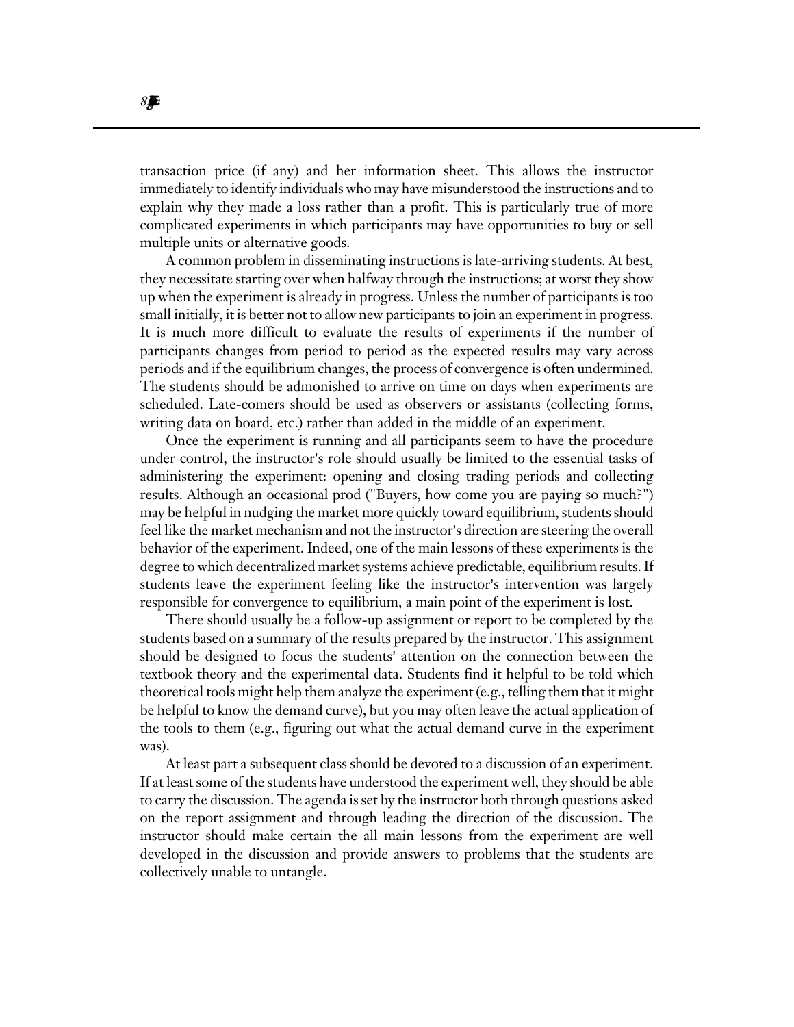transaction price (if any) and her information sheet. This allows the instructor immediately to identify individuals who may have misunderstood the instructions and to explain why they made a loss rather than a profit. This is particularly true of more complicated experiments in which participants may have opportunities to buy or sell multiple units or alternative goods.

A common problem in disseminating instructions is late-arriving students. At best, they necessitate starting over when halfway through the instructions; at worst they show up when the experiment is already in progress. Unless the number of participants is too small initially, it is better not to allow new participants to join an experiment in progress. It is much more difficult to evaluate the results of experiments if the number of participants changes from period to period as the expected results may vary across periods and if the equilibrium changes, the process of convergence is often undermined. The students should be admonished to arrive on time on days when experiments are scheduled. Late-comers should be used as observers or assistants (collecting forms, writing data on board, etc.) rather than added in the middle of an experiment.

Once the experiment is running and all participants seem to have the procedure under control, the instructor's role should usually be limited to the essential tasks of administering the experiment: opening and closing trading periods and collecting results. Although an occasional prod ("Buyers, how come you are paying so much?") may be helpful in nudging the market more quickly toward equilibrium, students should feel like the market mechanism and not the instructor's direction are steering the overall behavior of the experiment. Indeed, one of the main lessons of these experiments is the degree to which decentralized market systems achieve predictable, equilibrium results. If students leave the experiment feeling like the instructor's intervention was largely responsible for convergence to equilibrium, a main point of the experiment is lost.

There should usually be a follow-up assignment or report to be completed by the students based on a summary of the results prepared by the instructor. This assignment should be designed to focus the students' attention on the connection between the textbook theory and the experimental data. Students find it helpful to be told which theoretical tools might help them analyze the experiment (e.g., telling them that it might be helpful to know the demand curve), but you may often leave the actual application of the tools to them (e.g., figuring out what the actual demand curve in the experiment was).

At least part a subsequent class should be devoted to a discussion of an experiment. If at least some of the students have understood the experiment well, they should be able to carry the discussion. The agenda is set by the instructor both through questions asked on the report assignment and through leading the direction of the discussion. The instructor should make certain the all main lessons from the experiment are well developed in the discussion and provide answers to problems that the students are collectively unable to untangle.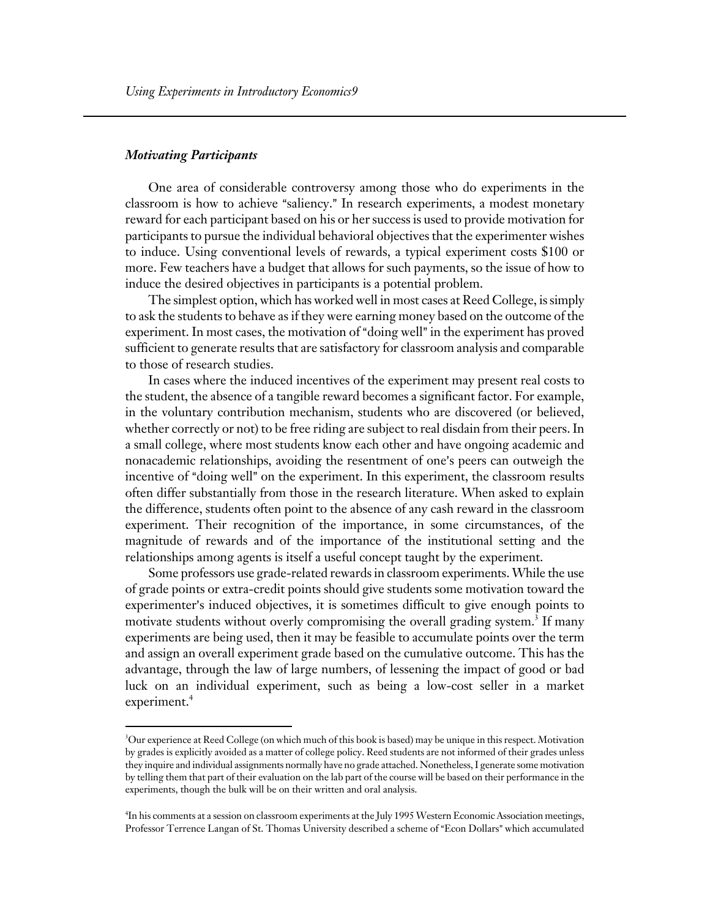### *Motivating Participants*

One area of considerable controversy among those who do experiments in the classroom is how to achieve "saliency." In research experiments, a modest monetary reward for each participant based on his or her success is used to provide motivation for participants to pursue the individual behavioral objectives that the experimenter wishes to induce. Using conventional levels of rewards, a typical experiment costs $100 or more. Few teachers have a budget that allows for such payments, so the issue of how to induce the desired objectives in participants is a potential problem.

The simplest option, which has worked well in most cases at Reed College, is simply to ask the students to behave as if they were earning money based on the outcome of the experiment. In most cases, the motivation of "doing well" in the experiment has proved sufficient to generate results that are satisfactory for classroom analysis and comparable to those of research studies.

In cases where the induced incentives of the experiment may present real costs to the student, the absence of a tangible reward becomes a significant factor. For example, in the voluntary contribution mechanism, students who are discovered (or believed, whether correctly or not) to be free riding are subject to real disdain from their peers. In a small college, where most students know each other and have ongoing academic and nonacademic relationships, avoiding the resentment of one's peers can outweigh the incentive of "doing well" on the experiment. In this experiment, the classroom results often differ substantially from those in the research literature. When asked to explain the difference, students often point to the absence of any cash reward in the classroom experiment. Their recognition of the importance, in some circumstances, of the magnitude of rewards and of the importance of the institutional setting and the relationships among agents is itself a useful concept taught by the experiment.

Some professors use grade-related rewards in classroom experiments. While the use of grade points or extra-credit points should give students some motivation toward the experimenter's induced objectives, it is sometimes difficult to give enough points to motivate students without overly compromising the overall grading system.[3] If many experiments are being used, then it may be feasible to accumulate points over the term and assign an overall experiment grade based on the cumulative outcome. This has the advantage, through the law of large numbers, of lessening the impact of good or bad luck on an individual experiment, such as being a low-cost seller in a market experiment.[4]

---

[3]Our experience at Reed College (on which much of this book is based) may be unique in this respect. Motivation by grades is explicitly avoided as a matter of college policy. Reed students are not informed of their grades unless they inquire and individual assignments normally have no grade attached. Nonetheless, I generate some motivation by telling them that part of their evaluation on the lab part of the course will be based on their performance in the experiments, though the bulk will be on their written and oral analysis.

[4]In his comments at a session on classroom experiments at the July 1995 Western Economic Association meetings, Professor Terrence Langan of St. Thomas University described a scheme of "Econ Dollars" which accumulated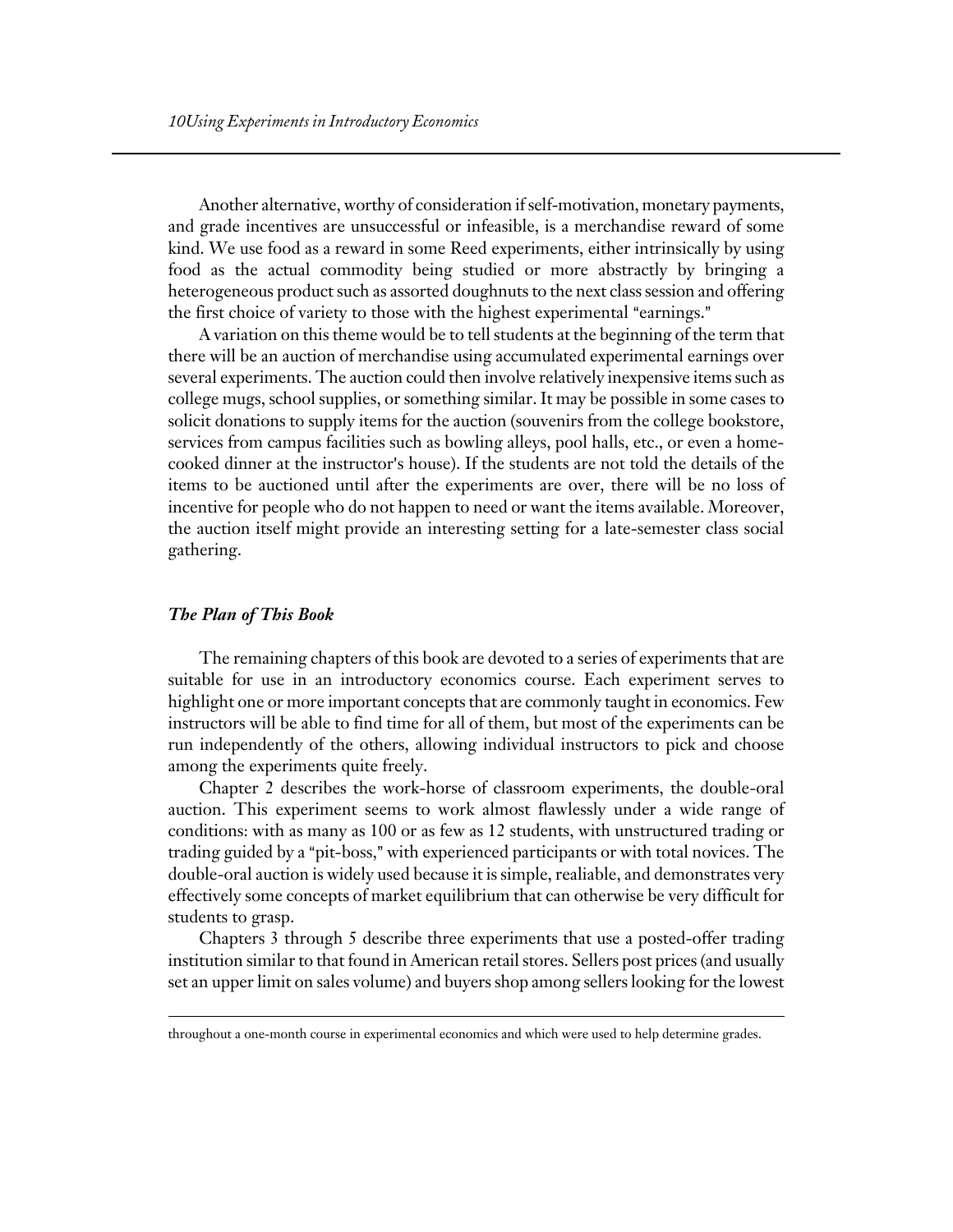Another alternative, worthy of consideration if self-motivation, monetary payments, and grade incentives are unsuccessful or infeasible, is a merchandise reward of some kind. We use food as a reward in some Reed experiments, either intrinsically by using food as the actual commodity being studied or more abstractly by bringing a heterogeneous product such as assorted doughnuts to the next class session and offering the first choice of variety to those with the highest experimental "earnings."

A variation on this theme would be to tell students at the beginning of the term that there will be an auction of merchandise using accumulated experimental earnings over several experiments. The auction could then involve relatively inexpensive items such as college mugs, school supplies, or something similar. It may be possible in some cases to solicit donations to supply items for the auction (souvenirs from the college bookstore, services from campus facilities such as bowling alleys, pool halls, etc., or even a home-cooked dinner at the instructor's house). If the students are not told the details of the items to be auctioned until after the experiments are over, there will be no loss of incentive for people who do not happen to need or want the items available. Moreover, the auction itself might provide an interesting setting for a late-semester class social gathering.

### *The Plan of This Book*

The remaining chapters of this book are devoted to a series of experiments that are suitable for use in an introductory economics course. Each experiment serves to highlight one or more important concepts that are commonly taught in economics. Few instructors will be able to find time for all of them, but most of the experiments can be run independently of the others, allowing individual instructors to pick and choose among the experiments quite freely.

Chapter 2 describes the work-horse of classroom experiments, the double-oral auction. This experiment seems to work almost flawlessly under a wide range of conditions: with as many as 100 or as few as 12 students, with unstructured trading or trading guided by a "pit-boss," with experienced participants or with total novices. The double-oral auction is widely used because it is simple, realiable, and demonstrates very effectively some concepts of market equilibrium that can otherwise be very difficult for students to grasp.

Chapters 3 through 5 describe three experiments that use a posted-offer trading institution similar to that found in American retail stores. Sellers post prices (and usually set an upper limit on sales volume) and buyers shop among sellers looking for the lowest

---

throughout a one-month course in experimental economics and which were used to help determine grades.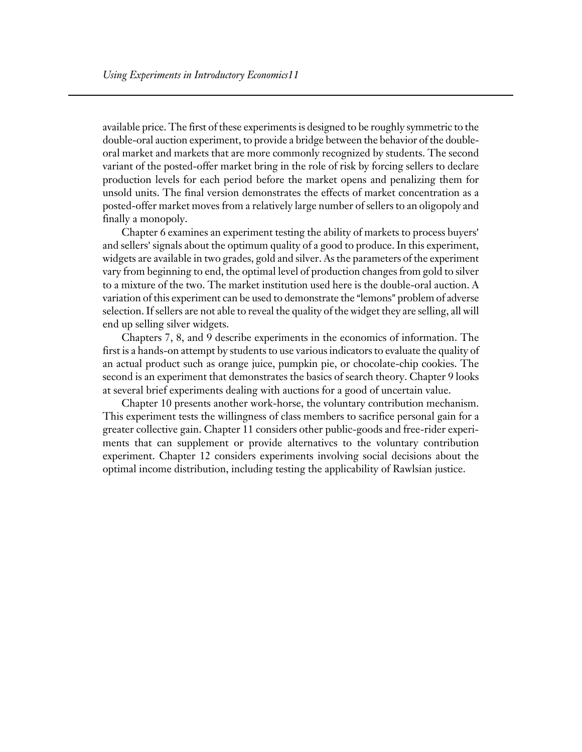available price. The first of these experiments is designed to be roughly symmetric to the double-oral auction experiment, to provide a bridge between the behavior of the double-oral market and markets that are more commonly recognized by students. The second variant of the posted-offer market bring in the role of risk by forcing sellers to declare production levels for each period before the market opens and penalizing them for unsold units. The final version demonstrates the effects of market concentration as a posted-offer market moves from a relatively large number of sellers to an oligopoly and finally a monopoly.

Chapter 6 examines an experiment testing the ability of markets to process buyers' and sellers' signals about the optimum quality of a good to produce. In this experiment, widgets are available in two grades, gold and silver. As the parameters of the experiment vary from beginning to end, the optimal level of production changes from gold to silver to a mixture of the two. The market institution used here is the double-oral auction. A variation of this experiment can be used to demonstrate the "lemons" problem of adverse selection. If sellers are not able to reveal the quality of the widget they are selling, all will end up selling silver widgets.

Chapters 7, 8, and 9 describe experiments in the economics of information. The first is a hands-on attempt by students to use various indicators to evaluate the quality of an actual product such as orange juice, pumpkin pie, or chocolate-chip cookies. The second is an experiment that demonstrates the basics of search theory. Chapter 9 looks at several brief experiments dealing with auctions for a good of uncertain value.

Chapter 10 presents another work-horse, the voluntary contribution mechanism. This experiment tests the willingness of class members to sacrifice personal gain for a greater collective gain. Chapter 11 considers other public-goods and free-rider experiments that can supplement or provide alternativcs to the voluntary contribution experiment. Chapter 12 considers experiments involving social decisions about the optimal income distribution, including testing the applicability of Rawlsian justice.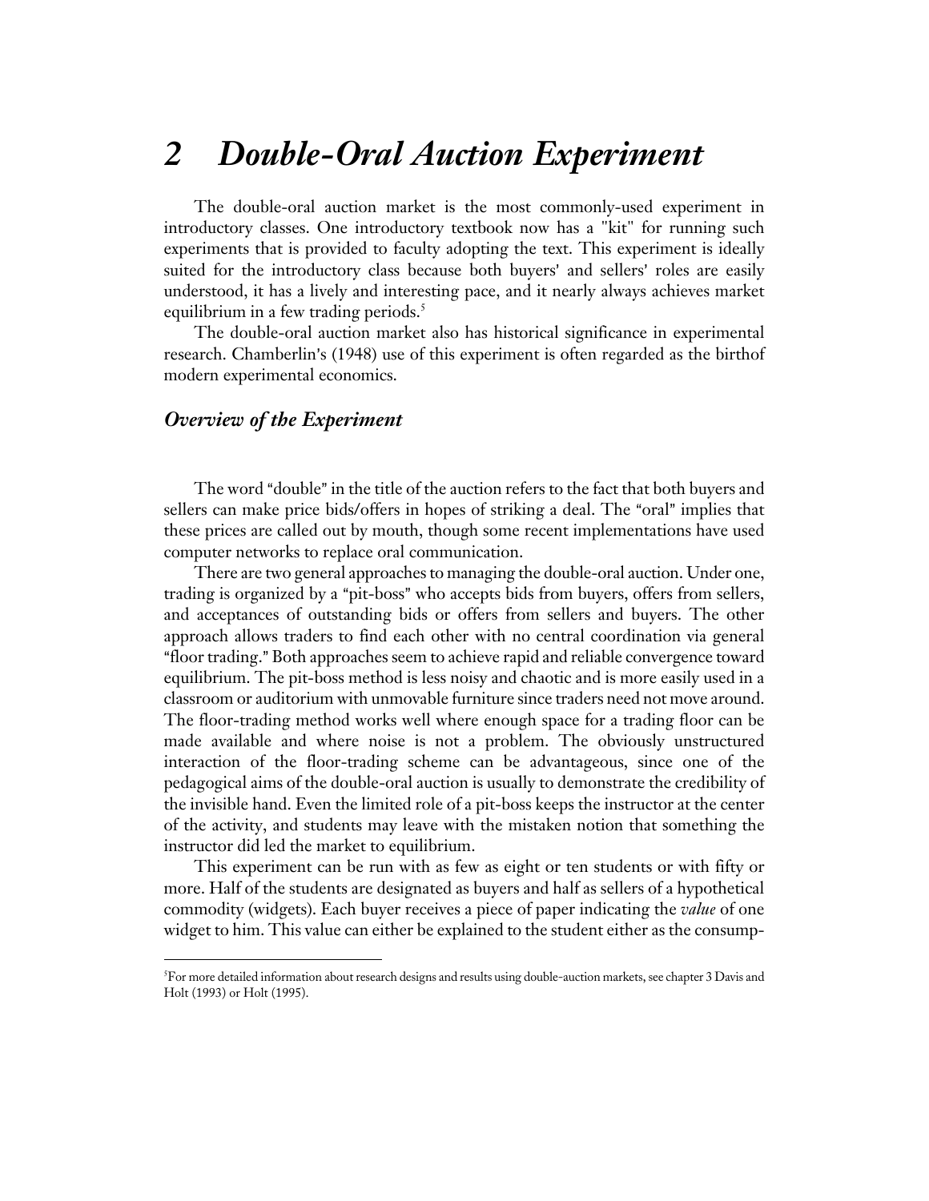# 2 Double-Oral Auction Experiment

The double-oral auction market is the most commonly-used experiment in introductory classes. One introductory textbook now has a "kit" for running such experiments that is provided to faculty adopting the text. This experiment is ideally suited for the introductory class because both buyers' and sellers' roles are easily understood, it has a lively and interesting pace, and it nearly always achieves market equilibrium in a few trading periods.[5]

The double-oral auction market also has historical significance in experimental research. Chamberlin's (1948) use of this experiment is often regarded as the birthof modern experimental economics.

## *Overview of the Experiment*

The word "double" in the title of the auction refers to the fact that both buyers and sellers can make price bids/offers in hopes of striking a deal. The "oral" implies that these prices are called out by mouth, though some recent implementations have used computer networks to replace oral communication.

There are two general approaches to managing the double-oral auction. Under one, trading is organized by a "pit-boss" who accepts bids from buyers, offers from sellers, and acceptances of outstanding bids or offers from sellers and buyers. The other approach allows traders to find each other with no central coordination via general "floor trading." Both approaches seem to achieve rapid and reliable convergence toward equilibrium. The pit-boss method is less noisy and chaotic and is more easily used in a classroom or auditorium with unmovable furniture since traders need not move around. The floor-trading method works well where enough space for a trading floor can be made available and where noise is not a problem. The obviously unstructured interaction of the floor-trading scheme can be advantageous, since one of the pedagogical aims of the double-oral auction is usually to demonstrate the credibility of the invisible hand. Even the limited role of a pit-boss keeps the instructor at the center of the activity, and students may leave with the mistaken notion that something the instructor did led the market to equilibrium.

This experiment can be run with as few as eight or ten students or with fifty or more. Half of the students are designated as buyers and half as sellers of a hypothetical commodity (widgets). Each buyer receives a piece of paper indicating the *value* of one widget to him. This value can either be explained to the student either as the consump-

[5]For more detailed information about research designs and results using double-auction markets, see chapter 3 Davis and Holt (1993) or Holt (1995).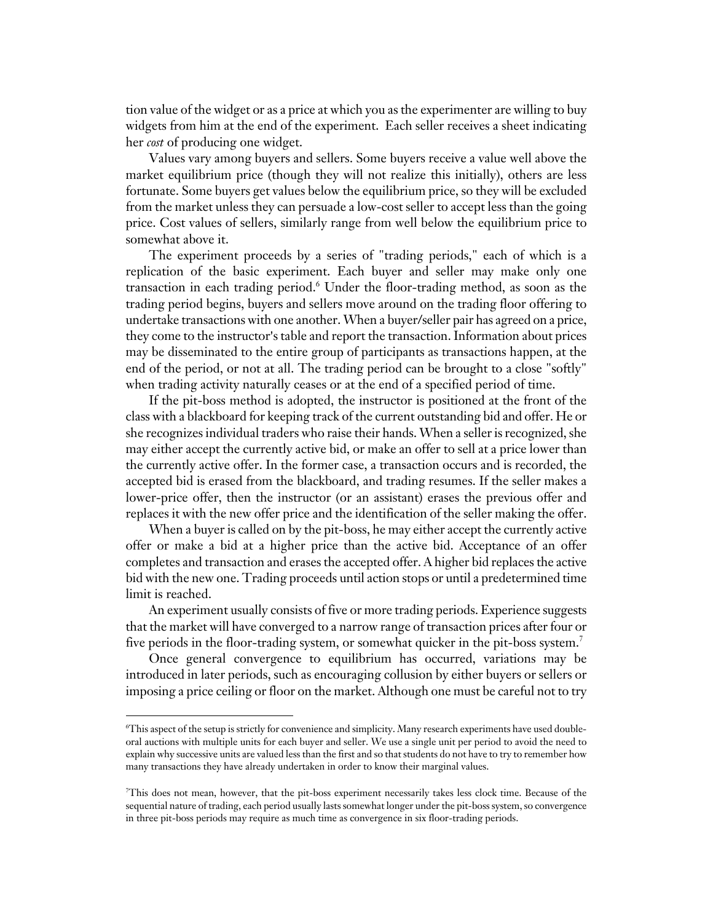tion value of the widget or as a price at which you as the experimenter are willing to buy widgets from him at the end of the experiment. Each seller receives a sheet indicating her *cost* of producing one widget.

Values vary among buyers and sellers. Some buyers receive a value well above the market equilibrium price (though they will not realize this initially), others are less fortunate. Some buyers get values below the equilibrium price, so they will be excluded from the market unless they can persuade a low-cost seller to accept less than the going price. Cost values of sellers, similarly range from well below the equilibrium price to somewhat above it.

The experiment proceeds by a series of "trading periods," each of which is a replication of the basic experiment. Each buyer and seller may make only one transaction in each trading period.[6] Under the floor-trading method, as soon as the trading period begins, buyers and sellers move around on the trading floor offering to undertake transactions with one another. When a buyer/seller pair has agreed on a price, they come to the instructor's table and report the transaction. Information about prices may be disseminated to the entire group of participants as transactions happen, at the end of the period, or not at all. The trading period can be brought to a close "softly" when trading activity naturally ceases or at the end of a specified period of time.

If the pit-boss method is adopted, the instructor is positioned at the front of the class with a blackboard for keeping track of the current outstanding bid and offer. He or she recognizes individual traders who raise their hands. When a seller is recognized, she may either accept the currently active bid, or make an offer to sell at a price lower than the currently active offer. In the former case, a transaction occurs and is recorded, the accepted bid is erased from the blackboard, and trading resumes. If the seller makes a lower-price offer, then the instructor (or an assistant) erases the previous offer and replaces it with the new offer price and the identification of the seller making the offer.

When a buyer is called on by the pit-boss, he may either accept the currently active offer or make a bid at a higher price than the active bid. Acceptance of an offer completes and transaction and erases the accepted offer. A higher bid replaces the active bid with the new one. Trading proceeds until action stops or until a predetermined time limit is reached.

An experiment usually consists of five or more trading periods. Experience suggests that the market will have converged to a narrow range of transaction prices after four or five periods in the floor-trading system, or somewhat quicker in the pit-boss system.[7]

Once general convergence to equilibrium has occurred, variations may be introduced in later periods, such as encouraging collusion by either buyers or sellers or imposing a price ceiling or floor on the market. Although one must be careful not to try

---

[6]This aspect of the setup is strictly for convenience and simplicity. Many research experiments have used double-oral auctions with multiple units for each buyer and seller. We use a single unit per period to avoid the need to explain why successive units are valued less than the first and so that students do not have to try to remember how many transactions they have already undertaken in order to know their marginal values.

[7]This does not mean, however, that the pit-boss experiment necessarily takes less clock time. Because of the sequential nature of trading, each period usually lasts somewhat longer under the pit-boss system, so convergence in three pit-boss periods may require as much time as convergence in six floor-trading periods.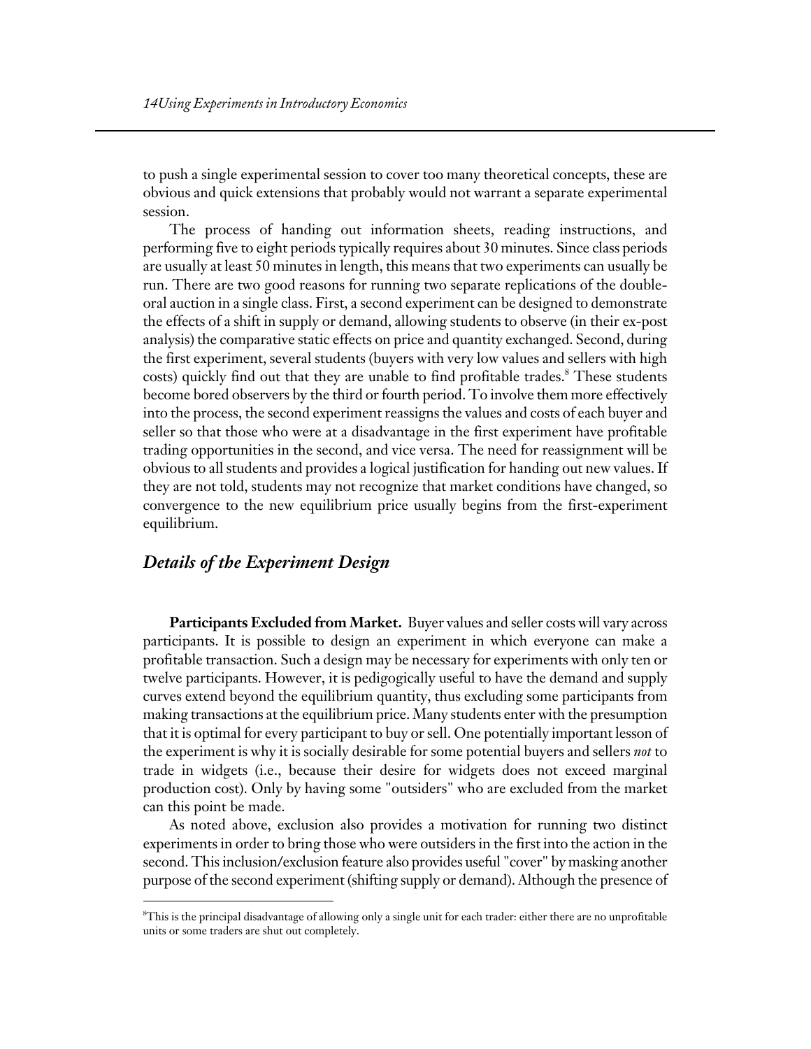to push a single experimental session to cover too many theoretical concepts, these are obvious and quick extensions that probably would not warrant a separate experimental session.

The process of handing out information sheets, reading instructions, and performing five to eight periods typically requires about 30 minutes. Since class periods are usually at least 50 minutes in length, this means that two experiments can usually be run. There are two good reasons for running two separate replications of the double-oral auction in a single class. First, a second experiment can be designed to demonstrate the effects of a shift in supply or demand, allowing students to observe (in their ex-post analysis) the comparative static effects on price and quantity exchanged. Second, during the first experiment, several students (buyers with very low values and sellers with high costs) quickly find out that they are unable to find profitable trades.[8] These students become bored observers by the third or fourth period. To involve them more effectively into the process, the second experiment reassigns the values and costs of each buyer and seller so that those who were at a disadvantage in the first experiment have profitable trading opportunities in the second, and vice versa. The need for reassignment will be obvious to all students and provides a logical justification for handing out new values. If they are not told, students may not recognize that market conditions have changed, so convergence to the new equilibrium price usually begins from the first-experiment equilibrium.

## *Details of the Experiment Design*

**Participants Excluded from Market.** Buyer values and seller costs will vary across participants. It is possible to design an experiment in which everyone can make a profitable transaction. Such a design may be necessary for experiments with only ten or twelve participants. However, it is pedigogically useful to have the demand and supply curves extend beyond the equilibrium quantity, thus excluding some participants from making transactions at the equilibrium price. Many students enter with the presumption that it is optimal for every participant to buy or sell. One potentially important lesson of the experiment is why it is socially desirable for some potential buyers and sellers *not* to trade in widgets (i.e., because their desire for widgets does not exceed marginal production cost). Only by having some "outsiders" who are excluded from the market can this point be made.

As noted above, exclusion also provides a motivation for running two distinct experiments in order to bring those who were outsiders in the first into the action in the second. This inclusion/exclusion feature also provides useful "cover" by masking another purpose of the second experiment (shifting supply or demand). Although the presence of

---

[8] This is the principal disadvantage of allowing only a single unit for each trader: either there are no unprofitable units or some traders are shut out completely.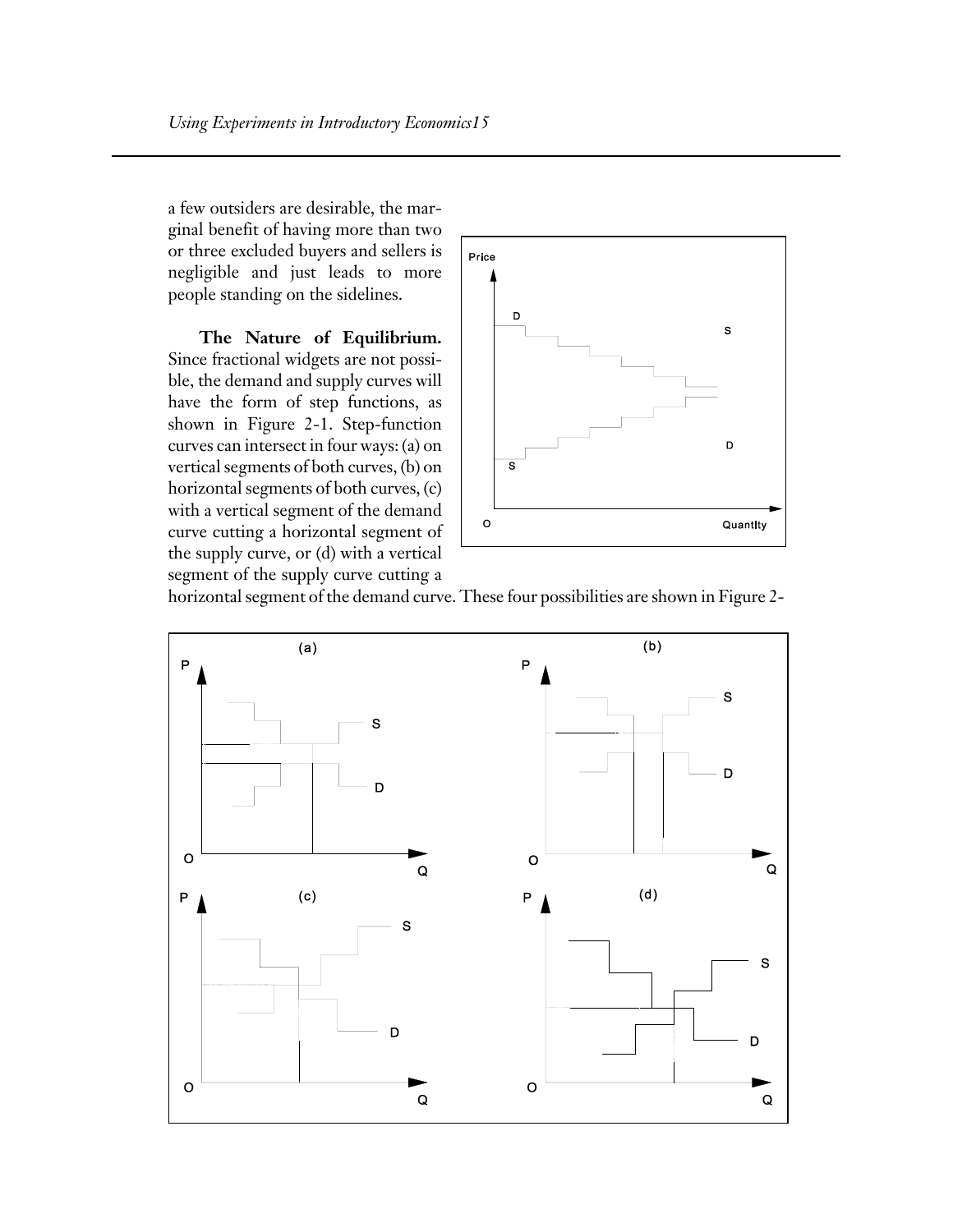a few outsiders are desirable, the marginal benefit of having more than two or three excluded buyers and sellers is negligible and just leads to more people standing on the sidelines.

**The Nature of Equilibrium.** Since fractional widgets are not possible, the demand and supply curves will have the form of step functions, as shown in Figure 2-1. Step-function curves can intersect in four ways: (a) on vertical segments of both curves, (b) on horizontal segments of both curves, (c) with a vertical segment of the demand curve cutting a horizontal segment of the supply curve, or (d) with a vertical segment of the supply curve cutting a horizontal segment of the demand curve. These four possibilities are shown in Figure 2-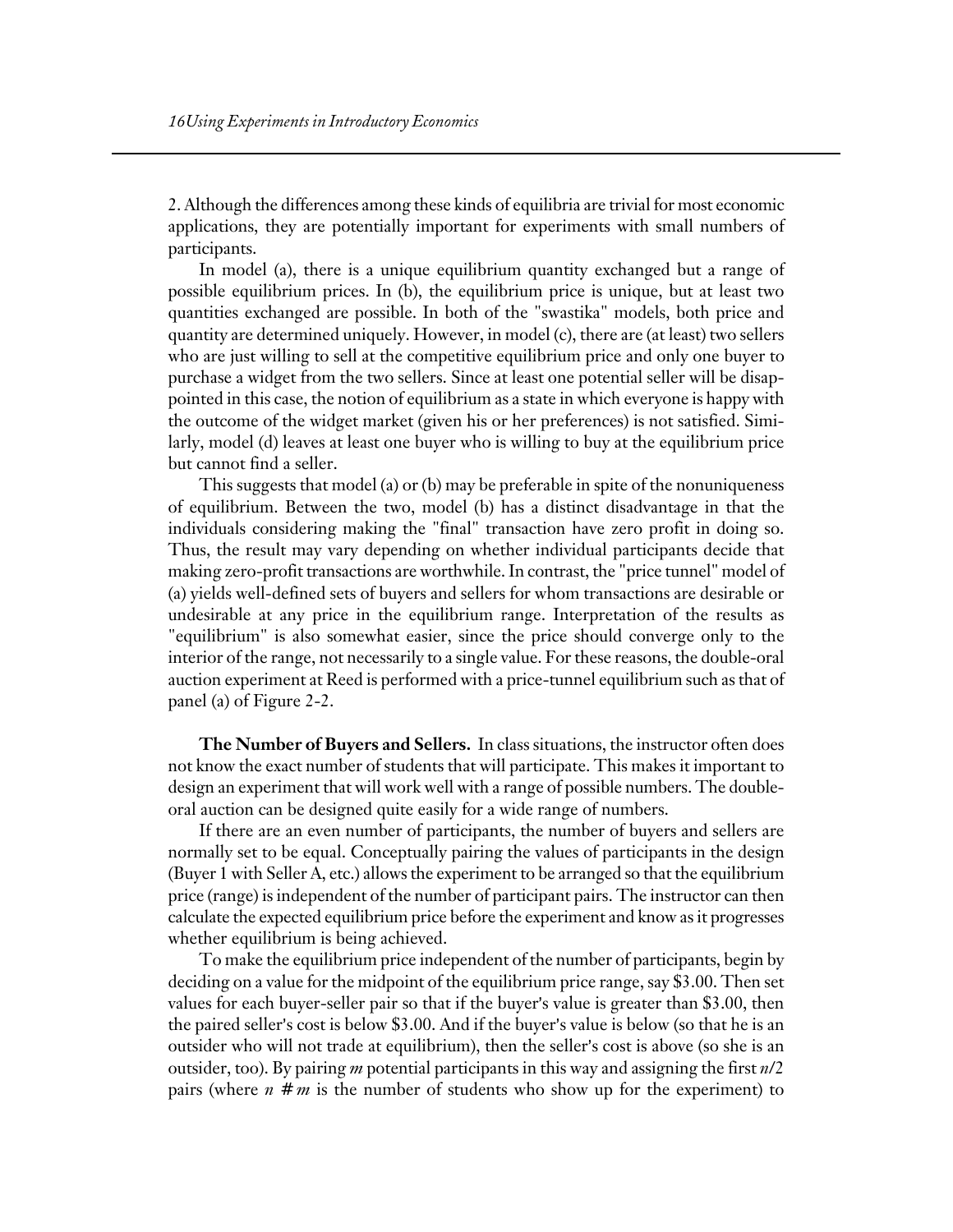2. Although the differences among these kinds of equilibria are trivial for most economic applications, they are potentially important for experiments with small numbers of participants.

In model (a), there is a unique equilibrium quantity exchanged but a range of possible equilibrium prices. In (b), the equilibrium price is unique, but at least two quantities exchanged are possible. In both of the "swastika" models, both price and quantity are determined uniquely. However, in model (c), there are (at least) two sellers who are just willing to sell at the competitive equilibrium price and only one buyer to purchase a widget from the two sellers. Since at least one potential seller will be disappointed in this case, the notion of equilibrium as a state in which everyone is happy with the outcome of the widget market (given his or her preferences) is not satisfied. Similarly, model (d) leaves at least one buyer who is willing to buy at the equilibrium price but cannot find a seller.

This suggests that model (a) or (b) may be preferable in spite of the nonuniqueness of equilibrium. Between the two, model (b) has a distinct disadvantage in that the individuals considering making the "final" transaction have zero profit in doing so. Thus, the result may vary depending on whether individual participants decide that making zero-profit transactions are worthwhile. In contrast, the "price tunnel" model of (a) yields well-defined sets of buyers and sellers for whom transactions are desirable or undesirable at any price in the equilibrium range. Interpretation of the results as "equilibrium" is also somewhat easier, since the price should converge only to the interior of the range, not necessarily to a single value. For these reasons, the double-oral auction experiment at Reed is performed with a price-tunnel equilibrium such as that of panel (a) of Figure 2-2.

**The Number of Buyers and Sellers.** In class situations, the instructor often does not know the exact number of students that will participate. This makes it important to design an experiment that will work well with a range of possible numbers. The double-oral auction can be designed quite easily for a wide range of numbers.

If there are an even number of participants, the number of buyers and sellers are normally set to be equal. Conceptually pairing the values of participants in the design (Buyer 1 with Seller A, etc.) allows the experiment to be arranged so that the equilibrium price (range) is independent of the number of participant pairs. The instructor can then calculate the expected equilibrium price before the experiment and know as it progresses whether equilibrium is being achieved.

To make the equilibrium price independent of the number of participants, begin by deciding on a value for the midpoint of the equilibrium price range, say \$3.00. Then set values for each buyer-seller pair so that if the buyer's value is greater than \$3.00, then the paired seller's cost is below \$3.00. And if the buyer's value is below (so that he is an outsider who will not trade at equilibrium), then the seller's cost is above (so she is an outsider, too). By pairing *m* potential participants in this way and assigning the first $n/2$ pairs (where $n \# m$ is the number of students who show up for the experiment) to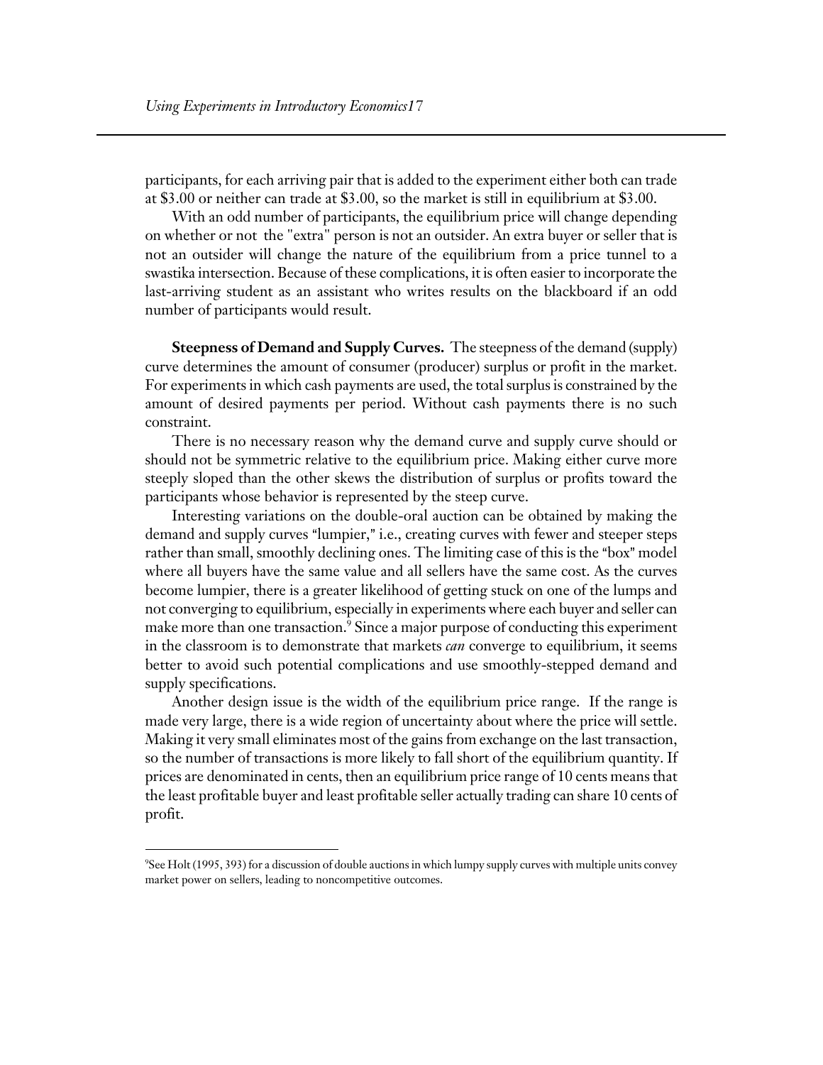participants, for each arriving pair that is added to the experiment either both can trade at $3.00 or neither can trade at $3.00, so the market is still in equilibrium at $3.00.

With an odd number of participants, the equilibrium price will change depending on whether or not the "extra" person is not an outsider. An extra buyer or seller that is not an outsider will change the nature of the equilibrium from a price tunnel to a swastika intersection. Because of these complications, it is often easier to incorporate the last-arriving student as an assistant who writes results on the blackboard if an odd number of participants would result.

**Steepness of Demand and Supply Curves.** The steepness of the demand (supply) curve determines the amount of consumer (producer) surplus or profit in the market. For experiments in which cash payments are used, the total surplus is constrained by the amount of desired payments per period. Without cash payments there is no such constraint.

There is no necessary reason why the demand curve and supply curve should or should not be symmetric relative to the equilibrium price. Making either curve more steeply sloped than the other skews the distribution of surplus or profits toward the participants whose behavior is represented by the steep curve.

Interesting variations on the double-oral auction can be obtained by making the demand and supply curves "lumpier," i.e., creating curves with fewer and steeper steps rather than small, smoothly declining ones. The limiting case of this is the "box" model where all buyers have the same value and all sellers have the same cost. As the curves become lumpier, there is a greater likelihood of getting stuck on one of the lumps and not converging to equilibrium, especially in experiments where each buyer and seller can make more than one transaction.[9] Since a major purpose of conducting this experiment in the classroom is to demonstrate that markets *can* converge to equilibrium, it seems better to avoid such potential complications and use smoothly-stepped demand and supply specifications.

Another design issue is the width of the equilibrium price range. If the range is made very large, there is a wide region of uncertainty about where the price will settle. Making it very small eliminates most of the gains from exchange on the last transaction, so the number of transactions is more likely to fall short of the equilibrium quantity. If prices are denominated in cents, then an equilibrium price range of 10 cents means that the least profitable buyer and least profitable seller actually trading can share 10 cents of profit.

---

[9]See Holt (1995, 393) for a discussion of double auctions in which lumpy supply curves with multiple units convey market power on sellers, leading to noncompetitive outcomes.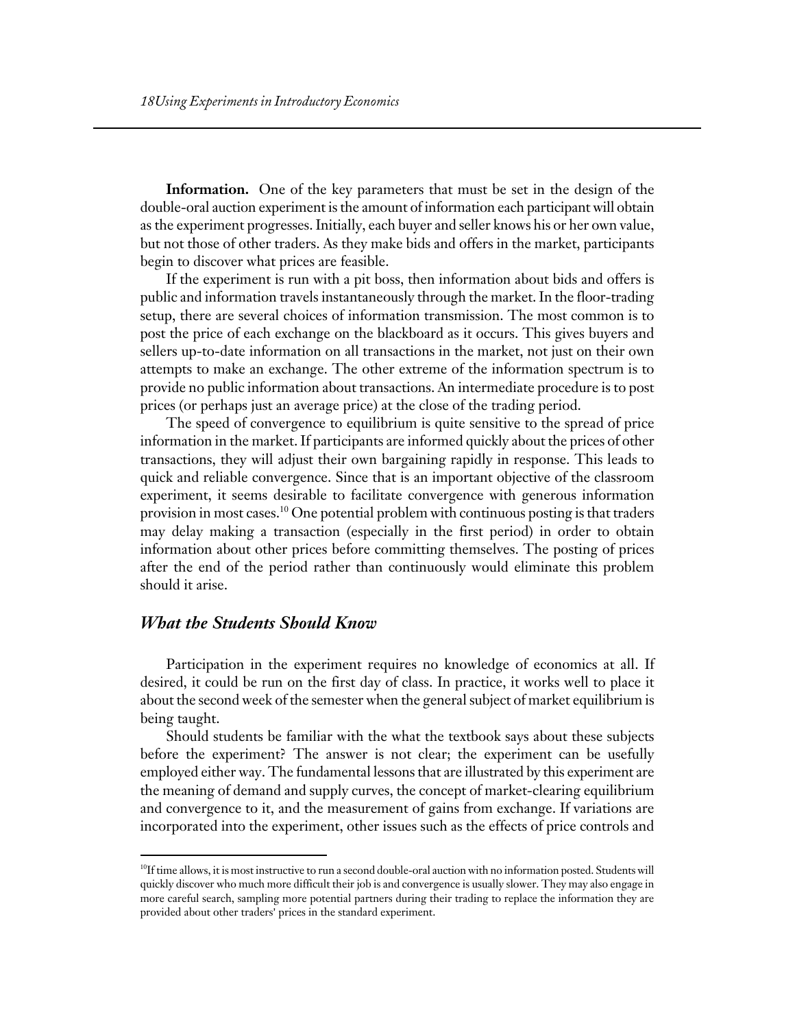**Information.** One of the key parameters that must be set in the design of the double-oral auction experiment is the amount of information each participant will obtain as the experiment progresses. Initially, each buyer and seller knows his or her own value, but not those of other traders. As they make bids and offers in the market, participants begin to discover what prices are feasible.

If the experiment is run with a pit boss, then information about bids and offers is public and information travels instantaneously through the market. In the floor-trading setup, there are several choices of information transmission. The most common is to post the price of each exchange on the blackboard as it occurs. This gives buyers and sellers up-to-date information on all transactions in the market, not just on their own attempts to make an exchange. The other extreme of the information spectrum is to provide no public information about transactions. An intermediate procedure is to post prices (or perhaps just an average price) at the close of the trading period.

The speed of convergence to equilibrium is quite sensitive to the spread of price information in the market. If participants are informed quickly about the prices of other transactions, they will adjust their own bargaining rapidly in response. This leads to quick and reliable convergence. Since that is an important objective of the classroom experiment, it seems desirable to facilitate convergence with generous information provision in most cases.[10] One potential problem with continuous posting is that traders may delay making a transaction (especially in the first period) in order to obtain information about other prices before committing themselves. The posting of prices after the end of the period rather than continuously would eliminate this problem should it arise.

## *What the Students Should Know*

Participation in the experiment requires no knowledge of economics at all. If desired, it could be run on the first day of class. In practice, it works well to place it about the second week of the semester when the general subject of market equilibrium is being taught.

Should students be familiar with the what the textbook says about these subjects before the experiment? The answer is not clear; the experiment can be usefully employed either way. The fundamental lessons that are illustrated by this experiment are the meaning of demand and supply curves, the concept of market-clearing equilibrium and convergence to it, and the measurement of gains from exchange. If variations are incorporated into the experiment, other issues such as the effects of price controls and

---

[10] If time allows, it is most instructive to run a second double-oral auction with no information posted. Students will quickly discover who much more difficult their job is and convergence is usually slower. They may also engage in more careful search, sampling more potential partners during their trading to replace the information they are provided about other traders' prices in the standard experiment.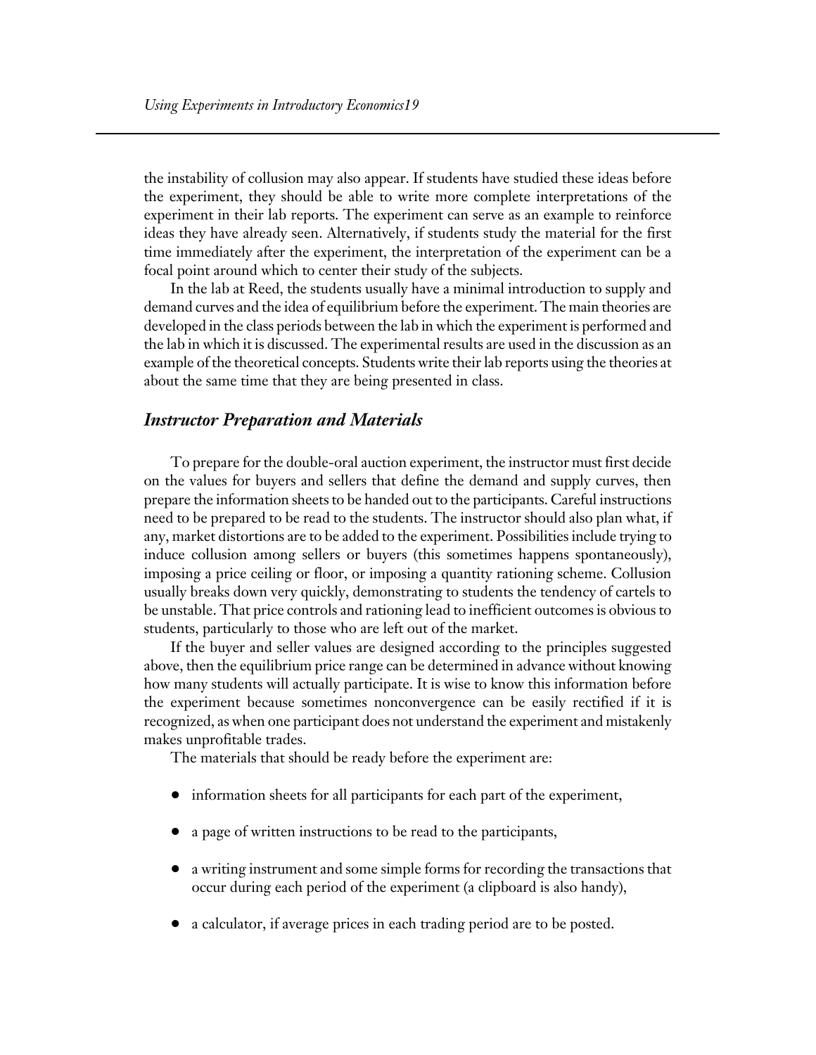the instability of collusion may also appear. If students have studied these ideas before the experiment, they should be able to write more complete interpretations of the experiment in their lab reports. The experiment can serve as an example to reinforce ideas they have already seen. Alternatively, if students study the material for the first time immediately after the experiment, the interpretation of the experiment can be a focal point around which to center their study of the subjects.

In the lab at Reed, the students usually have a minimal introduction to supply and demand curves and the idea of equilibrium before the experiment. The main theories are developed in the class periods between the lab in which the experiment is performed and the lab in which it is discussed. The experimental results are used in the discussion as an example of the theoretical concepts. Students write their lab reports using the theories at about the same time that they are being presented in class.

### *Instructor Preparation and Materials*

To prepare for the double-oral auction experiment, the instructor must first decide on the values for buyers and sellers that define the demand and supply curves, then prepare the information sheets to be handed out to the participants. Careful instructions need to be prepared to be read to the students. The instructor should also plan what, if any, market distortions are to be added to the experiment. Possibilities include trying to induce collusion among sellers or buyers (this sometimes happens spontaneously), imposing a price ceiling or floor, or imposing a quantity rationing scheme. Collusion usually breaks down very quickly, demonstrating to students the tendency of cartels to be unstable. That price controls and rationing lead to inefficient outcomes is obvious to students, particularly to those who are left out of the market.

If the buyer and seller values are designed according to the principles suggested above, then the equilibrium price range can be determined in advance without knowing how many students will actually participate. It is wise to know this information before the experiment because sometimes nonconvergence can be easily rectified if it is recognized, as when one participant does not understand the experiment and mistakenly makes unprofitable trades.

The materials that should be ready before the experiment are:

- information sheets for all participants for each part of the experiment,
- a page of written instructions to be read to the participants,
- a writing instrument and some simple forms for recording the transactions that occur during each period of the experiment (a clipboard is also handy),
- a calculator, if average prices in each trading period are to be posted.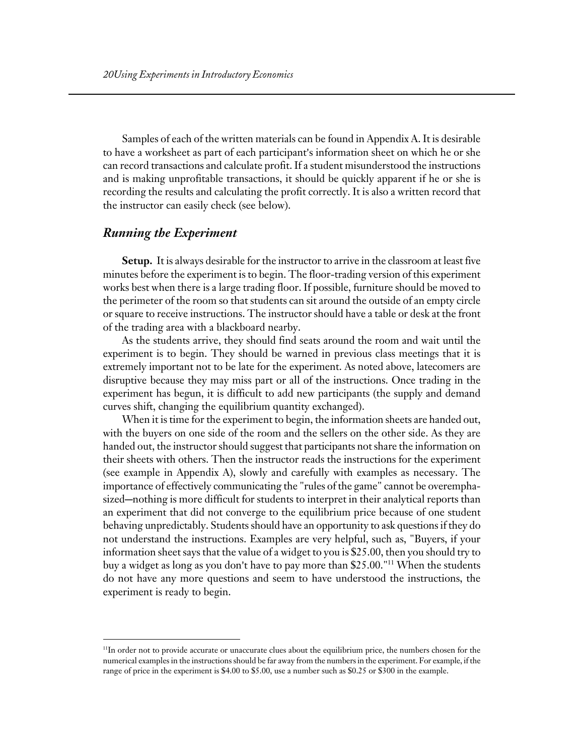Samples of each of the written materials can be found in Appendix A. It is desirable to have a worksheet as part of each participant's information sheet on which he or she can record transactions and calculate profit. If a student misunderstood the instructions and is making unprofitable transactions, it should be quickly apparent if he or she is recording the results and calculating the profit correctly. It is also a written record that the instructor can easily check (see below).

## *Running the Experiment*

**Setup.** It is always desirable for the instructor to arrive in the classroom at least five minutes before the experiment is to begin. The floor-trading version of this experiment works best when there is a large trading floor. If possible, furniture should be moved to the perimeter of the room so that students can sit around the outside of an empty circle or square to receive instructions. The instructor should have a table or desk at the front of the trading area with a blackboard nearby.

As the students arrive, they should find seats around the room and wait until the experiment is to begin. They should be warned in previous class meetings that it is extremely important not to be late for the experiment. As noted above, latecomers are disruptive because they may miss part or all of the instructions. Once trading in the experiment has begun, it is difficult to add new participants (the supply and demand curves shift, changing the equilibrium quantity exchanged).

When it is time for the experiment to begin, the information sheets are handed out, with the buyers on one side of the room and the sellers on the other side. As they are handed out, the instructor should suggest that participants not share the information on their sheets with others. Then the instructor reads the instructions for the experiment (see example in Appendix A), slowly and carefully with examples as necessary. The importance of effectively communicating the "rules of the game" cannot be overemphasized—nothing is more difficult for students to interpret in their analytical reports than an experiment that did not converge to the equilibrium price because of one student behaving unpredictably. Students should have an opportunity to ask questions if they do not understand the instructions. Examples are very helpful, such as, "Buyers, if your information sheet says that the value of a widget to you is $25.00, then you should try to buy a widget as long as you don't have to pay more than $25.00."[11] When the students do not have any more questions and seem to have understood the instructions, the experiment is ready to begin.

---

[11]In order not to provide accurate or unaccurate clues about the equilibrium price, the numbers chosen for the numerical examples in the instructions should be far away from the numbers in the experiment. For example, if the range of price in the experiment is $4.00 to $5.00, use a number such as $0.25 or $300 in the example.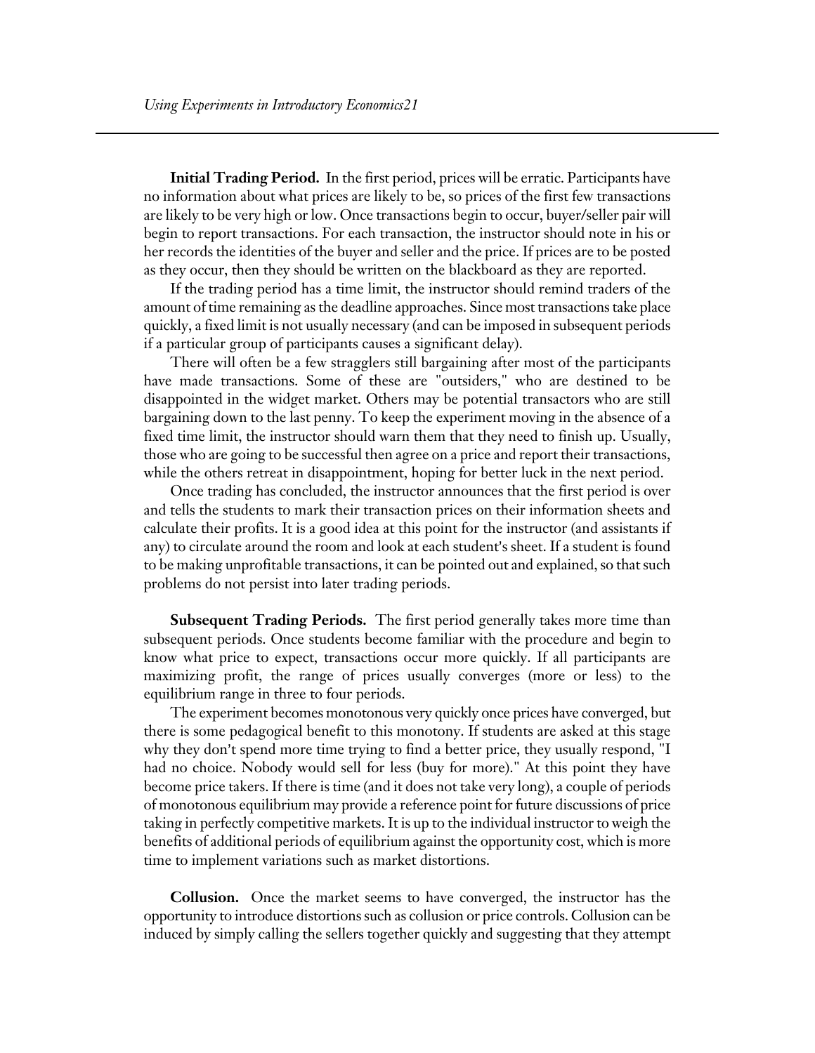**Initial Trading Period.** In the first period, prices will be erratic. Participants have no information about what prices are likely to be, so prices of the first few transactions are likely to be very high or low. Once transactions begin to occur, buyer/seller pair will begin to report transactions. For each transaction, the instructor should note in his or her records the identities of the buyer and seller and the price. If prices are to be posted as they occur, then they should be written on the blackboard as they are reported.

If the trading period has a time limit, the instructor should remind traders of the amount of time remaining as the deadline approaches. Since most transactions take place quickly, a fixed limit is not usually necessary (and can be imposed in subsequent periods if a particular group of participants causes a significant delay).

There will often be a few stragglers still bargaining after most of the participants have made transactions. Some of these are "outsiders," who are destined to be disappointed in the widget market. Others may be potential transactors who are still bargaining down to the last penny. To keep the experiment moving in the absence of a fixed time limit, the instructor should warn them that they need to finish up. Usually, those who are going to be successful then agree on a price and report their transactions, while the others retreat in disappointment, hoping for better luck in the next period.

Once trading has concluded, the instructor announces that the first period is over and tells the students to mark their transaction prices on their information sheets and calculate their profits. It is a good idea at this point for the instructor (and assistants if any) to circulate around the room and look at each student's sheet. If a student is found to be making unprofitable transactions, it can be pointed out and explained, so that such problems do not persist into later trading periods.

**Subsequent Trading Periods.** The first period generally takes more time than subsequent periods. Once students become familiar with the procedure and begin to know what price to expect, transactions occur more quickly. If all participants are maximizing profit, the range of prices usually converges (more or less) to the equilibrium range in three to four periods.

The experiment becomes monotonous very quickly once prices have converged, but there is some pedagogical benefit to this monotony. If students are asked at this stage why they don't spend more time trying to find a better price, they usually respond, "I had no choice. Nobody would sell for less (buy for more)." At this point they have become price takers. If there is time (and it does not take very long), a couple of periods of monotonous equilibrium may provide a reference point for future discussions of price taking in perfectly competitive markets. It is up to the individual instructor to weigh the benefits of additional periods of equilibrium against the opportunity cost, which is more time to implement variations such as market distortions.

**Collusion.** Once the market seems to have converged, the instructor has the opportunity to introduce distortions such as collusion or price controls. Collusion can be induced by simply calling the sellers together quickly and suggesting that they attempt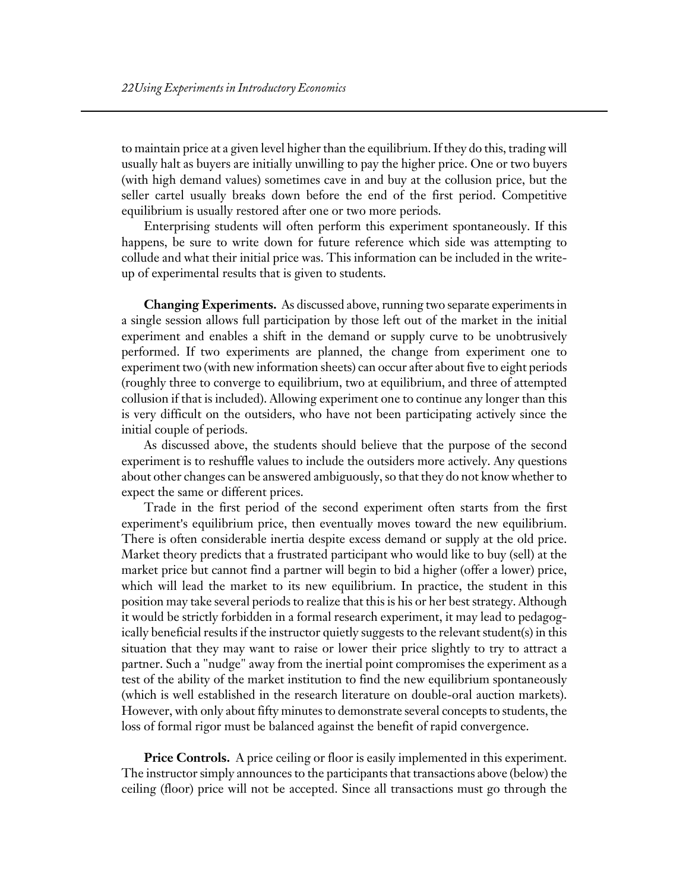to maintain price at a given level higher than the equilibrium. If they do this, trading will usually halt as buyers are initially unwilling to pay the higher price. One or two buyers (with high demand values) sometimes cave in and buy at the collusion price, but the seller cartel usually breaks down before the end of the first period. Competitive equilibrium is usually restored after one or two more periods.

Enterprising students will often perform this experiment spontaneously. If this happens, be sure to write down for future reference which side was attempting to collude and what their initial price was. This information can be included in the write-up of experimental results that is given to students.

**Changing Experiments.** As discussed above, running two separate experiments in a single session allows full participation by those left out of the market in the initial experiment and enables a shift in the demand or supply curve to be unobtrusively performed. If two experiments are planned, the change from experiment one to experiment two (with new information sheets) can occur after about five to eight periods (roughly three to converge to equilibrium, two at equilibrium, and three of attempted collusion if that is included). Allowing experiment one to continue any longer than this is very difficult on the outsiders, who have not been participating actively since the initial couple of periods.

As discussed above, the students should believe that the purpose of the second experiment is to reshuffle values to include the outsiders more actively. Any questions about other changes can be answered ambiguously, so that they do not know whether to expect the same or different prices.

Trade in the first period of the second experiment often starts from the first experiment's equilibrium price, then eventually moves toward the new equilibrium. There is often considerable inertia despite excess demand or supply at the old price. Market theory predicts that a frustrated participant who would like to buy (sell) at the market price but cannot find a partner will begin to bid a higher (offer a lower) price, which will lead the market to its new equilibrium. In practice, the student in this position may take several periods to realize that this is his or her best strategy. Although it would be strictly forbidden in a formal research experiment, it may lead to pedagogically beneficial results if the instructor quietly suggests to the relevant student(s) in this situation that they may want to raise or lower their price slightly to try to attract a partner. Such a "nudge" away from the inertial point compromises the experiment as a test of the ability of the market institution to find the new equilibrium spontaneously (which is well established in the research literature on double-oral auction markets). However, with only about fifty minutes to demonstrate several concepts to students, the loss of formal rigor must be balanced against the benefit of rapid convergence.

**Price Controls.** A price ceiling or floor is easily implemented in this experiment. The instructor simply announces to the participants that transactions above (below) the ceiling (floor) price will not be accepted. Since all transactions must go through the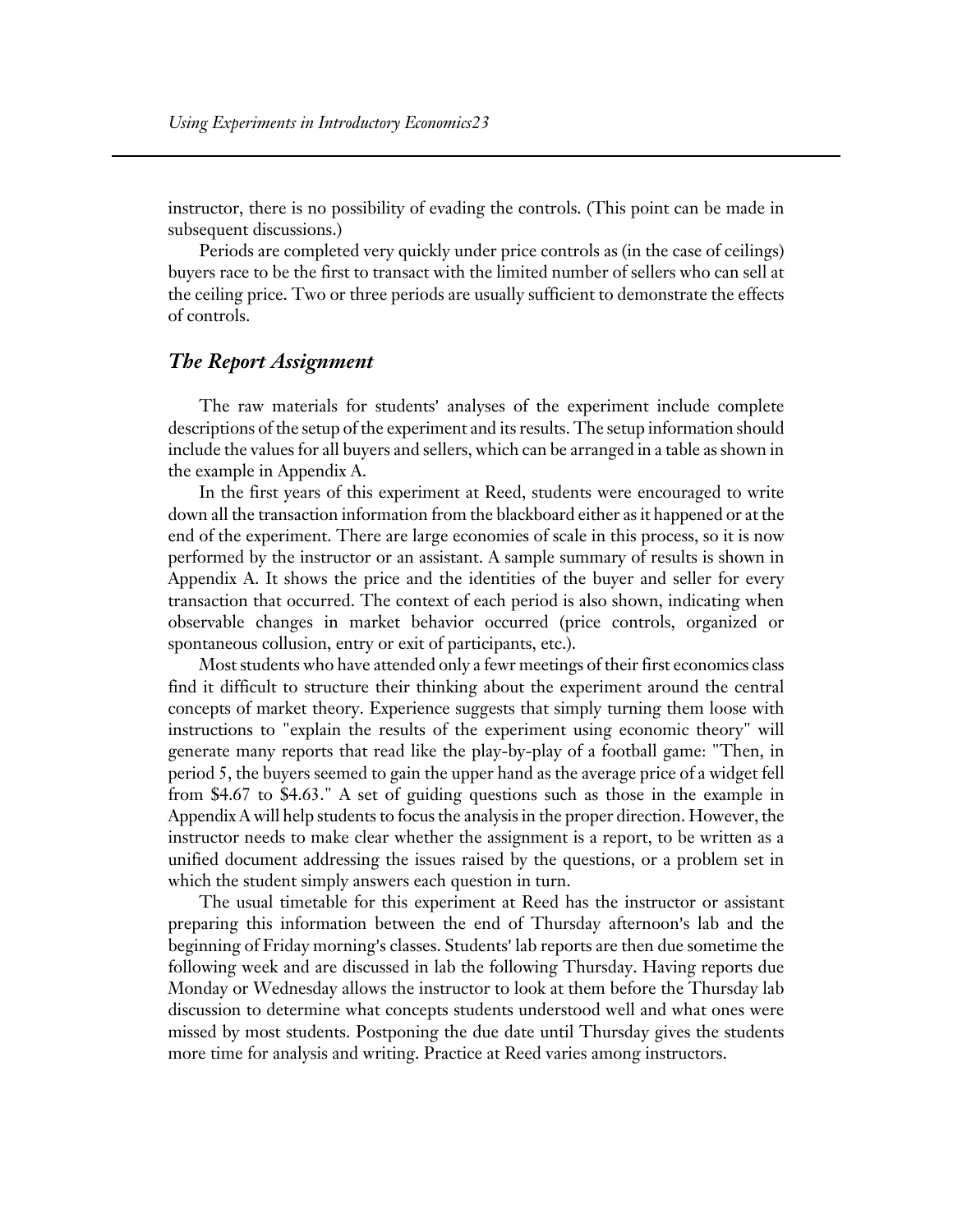instructor, there is no possibility of evading the controls. (This point can be made in subsequent discussions.)

Periods are completed very quickly under price controls as (in the case of ceilings) buyers race to be the first to transact with the limited number of sellers who can sell at the ceiling price. Two or three periods are usually sufficient to demonstrate the effects of controls.

## *The Report Assignment*

The raw materials for students' analyses of the experiment include complete descriptions of the setup of the experiment and its results. The setup information should include the values for all buyers and sellers, which can be arranged in a table as shown in the example in Appendix A.

In the first years of this experiment at Reed, students were encouraged to write down all the transaction information from the blackboard either as it happened or at the end of the experiment. There are large economies of scale in this process, so it is now performed by the instructor or an assistant. A sample summary of results is shown in Appendix A. It shows the price and the identities of the buyer and seller for every transaction that occurred. The context of each period is also shown, indicating when observable changes in market behavior occurred (price controls, organized or spontaneous collusion, entry or exit of participants, etc.).

Most students who have attended only a fewr meetings of their first economics class find it difficult to structure their thinking about the experiment around the central concepts of market theory. Experience suggests that simply turning them loose with instructions to "explain the results of the experiment using economic theory" will generate many reports that read like the play-by-play of a football game: "Then, in period 5, the buyers seemed to gain the upper hand as the average price of a widget fell from $4.67 to $4.63." A set of guiding questions such as those in the example in Appendix A will help students to focus the analysis in the proper direction. However, the instructor needs to make clear whether the assignment is a report, to be written as a unified document addressing the issues raised by the questions, or a problem set in which the student simply answers each question in turn.

The usual timetable for this experiment at Reed has the instructor or assistant preparing this information between the end of Thursday afternoon's lab and the beginning of Friday morning's classes. Students' lab reports are then due sometime the following week and are discussed in lab the following Thursday. Having reports due Monday or Wednesday allows the instructor to look at them before the Thursday lab discussion to determine what concepts students understood well and what ones were missed by most students. Postponing the due date until Thursday gives the students more time for analysis and writing. Practice at Reed varies among instructors.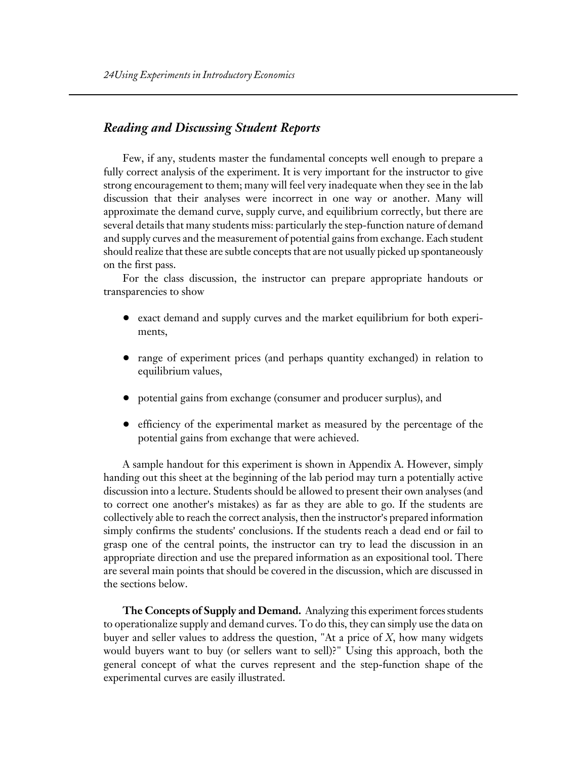## *Reading and Discussing Student Reports*

Few, if any, students master the fundamental concepts well enough to prepare a fully correct analysis of the experiment. It is very important for the instructor to give strong encouragement to them; many will feel very inadequate when they see in the lab discussion that their analyses were incorrect in one way or another. Many will approximate the demand curve, supply curve, and equilibrium correctly, but there are several details that many students miss: particularly the step-function nature of demand and supply curves and the measurement of potential gains from exchange. Each student should realize that these are subtle concepts that are not usually picked up spontaneously on the first pass.

For the class discussion, the instructor can prepare appropriate handouts or transparencies to show

- exact demand and supply curves and the market equilibrium for both experiments,
- range of experiment prices (and perhaps quantity exchanged) in relation to equilibrium values,
- potential gains from exchange (consumer and producer surplus), and
- efficiency of the experimental market as measured by the percentage of the potential gains from exchange that were achieved.

A sample handout for this experiment is shown in Appendix A. However, simply handing out this sheet at the beginning of the lab period may turn a potentially active discussion into a lecture. Students should be allowed to present their own analyses (and to correct one another's mistakes) as far as they are able to go. If the students are collectively able to reach the correct analysis, then the instructor's prepared information simply confirms the students' conclusions. If the students reach a dead end or fail to grasp one of the central points, the instructor can try to lead the discussion in an appropriate direction and use the prepared information as an expositional tool. There are several main points that should be covered in the discussion, which are discussed in the sections below.

**The Concepts of Supply and Demand.** Analyzing this experiment forces students to operationalize supply and demand curves. To do this, they can simply use the data on buyer and seller values to address the question, "At a price of *X*, how many widgets would buyers want to buy (or sellers want to sell)?" Using this approach, both the general concept of what the curves represent and the step-function shape of the experimental curves are easily illustrated.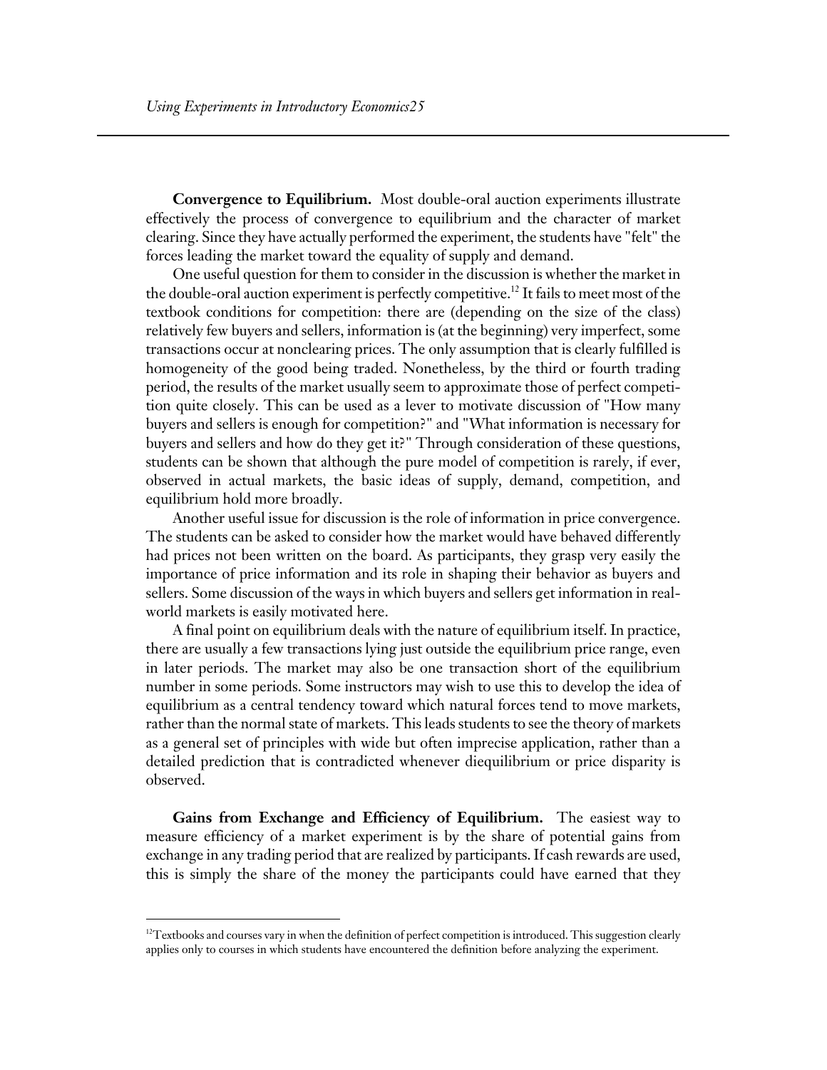**Convergence to Equilibrium.** Most double-oral auction experiments illustrate effectively the process of convergence to equilibrium and the character of market clearing. Since they have actually performed the experiment, the students have "felt" the forces leading the market toward the equality of supply and demand.

One useful question for them to consider in the discussion is whether the market in the double-oral auction experiment is perfectly competitive.[12] It fails to meet most of the textbook conditions for competition: there are (depending on the size of the class) relatively few buyers and sellers, information is (at the beginning) very imperfect, some transactions occur at nonclearing prices. The only assumption that is clearly fulfilled is homogeneity of the good being traded. Nonetheless, by the third or fourth trading period, the results of the market usually seem to approximate those of perfect competition quite closely. This can be used as a lever to motivate discussion of "How many buyers and sellers is enough for competition?" and "What information is necessary for buyers and sellers and how do they get it?" Through consideration of these questions, students can be shown that although the pure model of competition is rarely, if ever, observed in actual markets, the basic ideas of supply, demand, competition, and equilibrium hold more broadly.

Another useful issue for discussion is the role of information in price convergence. The students can be asked to consider how the market would have behaved differently had prices not been written on the board. As participants, they grasp very easily the importance of price information and its role in shaping their behavior as buyers and sellers. Some discussion of the ways in which buyers and sellers get information in real-world markets is easily motivated here.

A final point on equilibrium deals with the nature of equilibrium itself. In practice, there are usually a few transactions lying just outside the equilibrium price range, even in later periods. The market may also be one transaction short of the equilibrium number in some periods. Some instructors may wish to use this to develop the idea of equilibrium as a central tendency toward which natural forces tend to move markets, rather than the normal state of markets. This leads students to see the theory of markets as a general set of principles with wide but often imprecise application, rather than a detailed prediction that is contradicted whenever diequilibrium or price disparity is observed.

**Gains from Exchange and Efficiency of Equilibrium.** The easiest way to measure efficiency of a market experiment is by the share of potential gains from exchange in any trading period that are realized by participants. If cash rewards are used, this is simply the share of the money the participants could have earned that they

[12] Textbooks and courses vary in when the definition of perfect competition is introduced. This suggestion clearly applies only to courses in which students have encountered the definition before analyzing the experiment.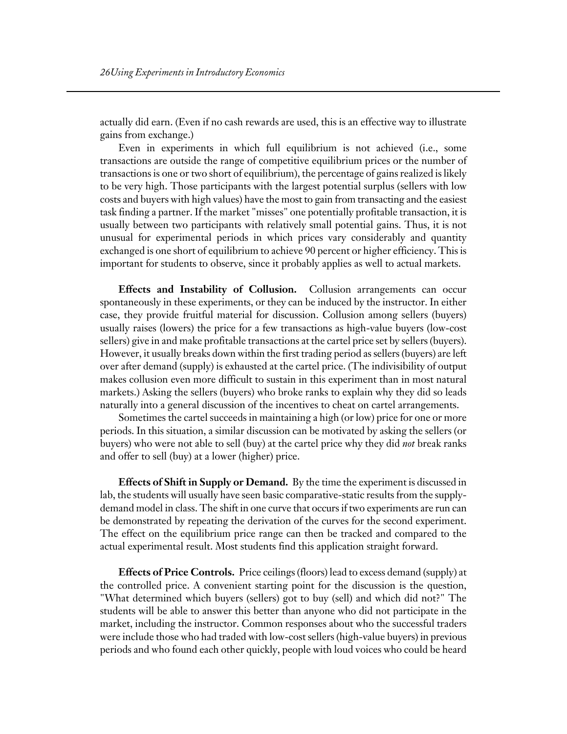actually did earn. (Even if no cash rewards are used, this is an effective way to illustrate gains from exchange.)

Even in experiments in which full equilibrium is not achieved (i.e., some transactions are outside the range of competitive equilibrium prices or the number of transactions is one or two short of equilibrium), the percentage of gains realized is likely to be very high. Those participants with the largest potential surplus (sellers with low costs and buyers with high values) have the most to gain from transacting and the easiest task finding a partner. If the market "misses" one potentially profitable transaction, it is usually between two participants with relatively small potential gains. Thus, it is not unusual for experimental periods in which prices vary considerably and quantity exchanged is one short of equilibrium to achieve 90 percent or higher efficiency. This is important for students to observe, since it probably applies as well to actual markets.

**Effects and Instability of Collusion.** Collusion arrangements can occur spontaneously in these experiments, or they can be induced by the instructor. In either case, they provide fruitful material for discussion. Collusion among sellers (buyers) usually raises (lowers) the price for a few transactions as high-value buyers (low-cost sellers) give in and make profitable transactions at the cartel price set by sellers (buyers). However, it usually breaks down within the first trading period as sellers (buyers) are left over after demand (supply) is exhausted at the cartel price. (The indivisibility of output makes collusion even more difficult to sustain in this experiment than in most natural markets.) Asking the sellers (buyers) who broke ranks to explain why they did so leads naturally into a general discussion of the incentives to cheat on cartel arrangements.

Sometimes the cartel succeeds in maintaining a high (or low) price for one or more periods. In this situation, a similar discussion can be motivated by asking the sellers (or buyers) who were not able to sell (buy) at the cartel price why they did *not* break ranks and offer to sell (buy) at a lower (higher) price.

**Effects of Shift in Supply or Demand.** By the time the experiment is discussed in lab, the students will usually have seen basic comparative-static results from the supply-demand model in class. The shift in one curve that occurs if two experiments are run can be demonstrated by repeating the derivation of the curves for the second experiment. The effect on the equilibrium price range can then be tracked and compared to the actual experimental result. Most students find this application straight forward.

**Effects of Price Controls.** Price ceilings (floors) lead to excess demand (supply) at the controlled price. A convenient starting point for the discussion is the question, "What determined which buyers (sellers) got to buy (sell) and which did not?" The students will be able to answer this better than anyone who did not participate in the market, including the instructor. Common responses about who the successful traders were include those who had traded with low-cost sellers (high-value buyers) in previous periods and who found each other quickly, people with loud voices who could be heard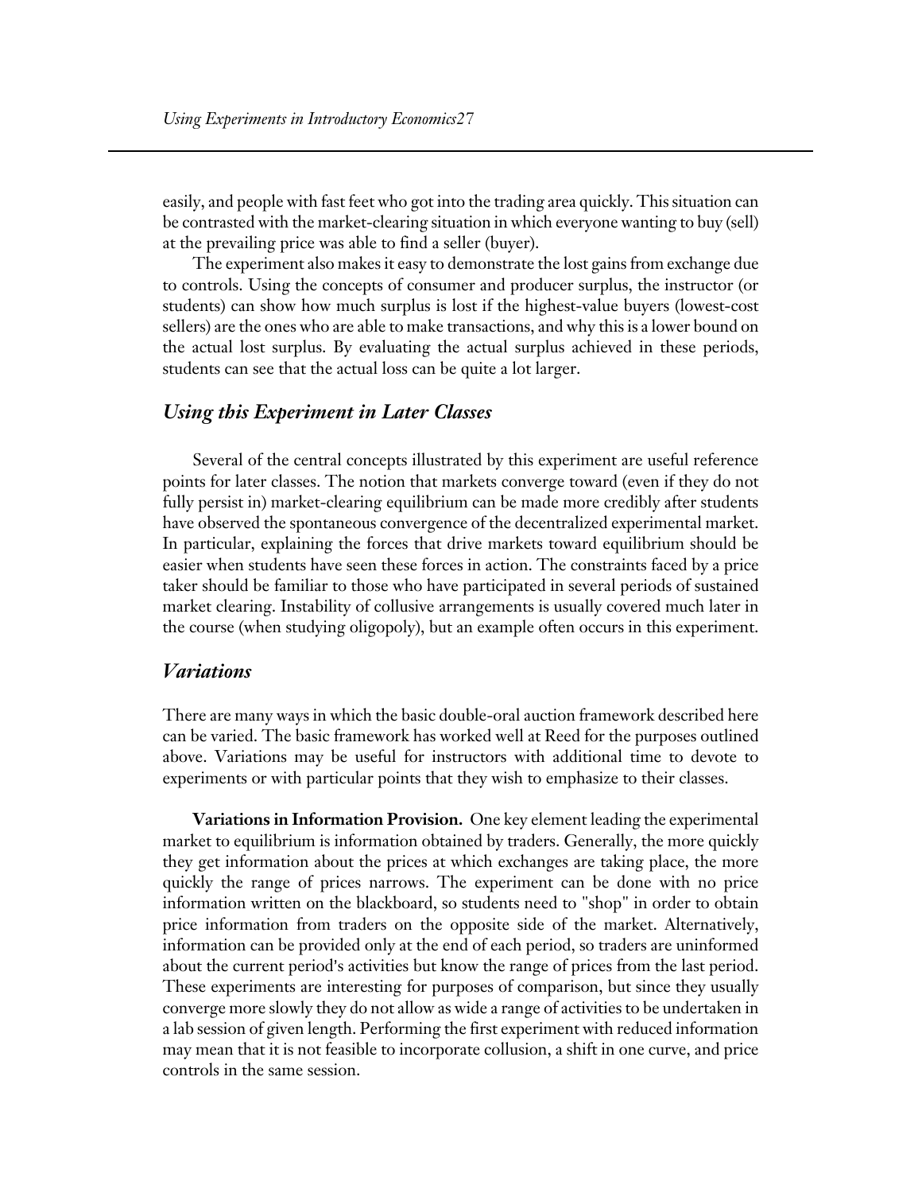easily, and people with fast feet who got into the trading area quickly. This situation can be contrasted with the market-clearing situation in which everyone wanting to buy (sell) at the prevailing price was able to find a seller (buyer).

The experiment also makes it easy to demonstrate the lost gains from exchange due to controls. Using the concepts of consumer and producer surplus, the instructor (or students) can show how much surplus is lost if the highest-value buyers (lowest-cost sellers) are the ones who are able to make transactions, and why this is a lower bound on the actual lost surplus. By evaluating the actual surplus achieved in these periods, students can see that the actual loss can be quite a lot larger.

## *Using this Experiment in Later Classes*

Several of the central concepts illustrated by this experiment are useful reference points for later classes. The notion that markets converge toward (even if they do not fully persist in) market-clearing equilibrium can be made more credibly after students have observed the spontaneous convergence of the decentralized experimental market. In particular, explaining the forces that drive markets toward equilibrium should be easier when students have seen these forces in action. The constraints faced by a price taker should be familiar to those who have participated in several periods of sustained market clearing. Instability of collusive arrangements is usually covered much later in the course (when studying oligopoly), but an example often occurs in this experiment.

## *Variations*

There are many ways in which the basic double-oral auction framework described here can be varied. The basic framework has worked well at Reed for the purposes outlined above. Variations may be useful for instructors with additional time to devote to experiments or with particular points that they wish to emphasize to their classes.

**Variations in Information Provision.** One key element leading the experimental market to equilibrium is information obtained by traders. Generally, the more quickly they get information about the prices at which exchanges are taking place, the more quickly the range of prices narrows. The experiment can be done with no price information written on the blackboard, so students need to "shop" in order to obtain price information from traders on the opposite side of the market. Alternatively, information can be provided only at the end of each period, so traders are uninformed about the current period's activities but know the range of prices from the last period. These experiments are interesting for purposes of comparison, but since they usually converge more slowly they do not allow as wide a range of activities to be undertaken in a lab session of given length. Performing the first experiment with reduced information may mean that it is not feasible to incorporate collusion, a shift in one curve, and price controls in the same session.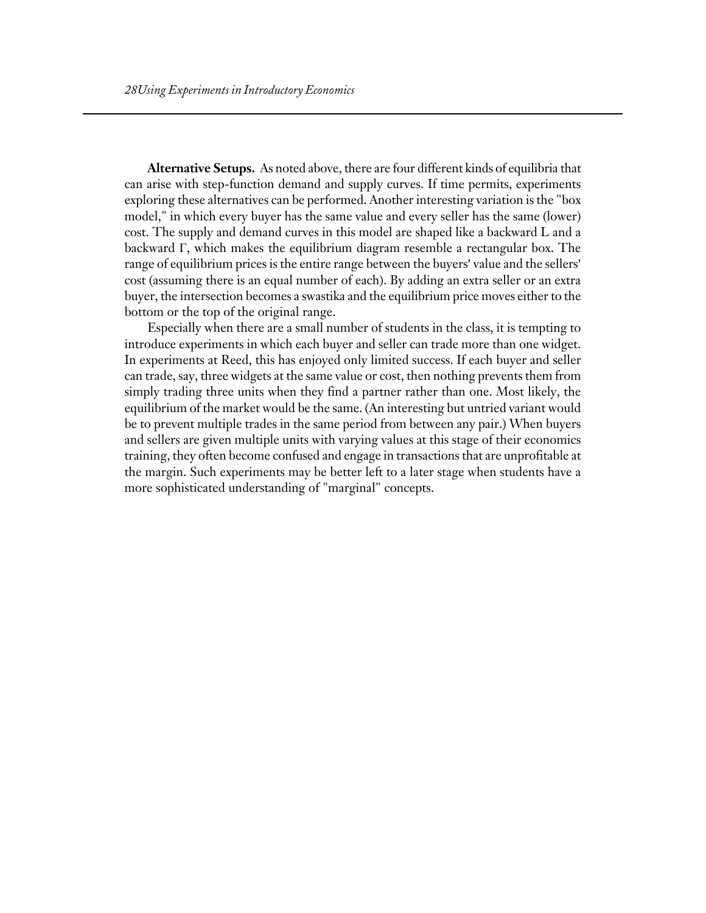**Alternative Setups.** As noted above, there are four different kinds of equilibria that can arise with step-function demand and supply curves. If time permits, experiments exploring these alternatives can be performed. Another interesting variation is the "box model," in which every buyer has the same value and every seller has the same (lower) cost. The supply and demand curves in this model are shaped like a backward L and a backward Γ, which makes the equilibrium diagram resemble a rectangular box. The range of equilibrium prices is the entire range between the buyers' value and the sellers' cost (assuming there is an equal number of each). By adding an extra seller or an extra buyer, the intersection becomes a swastika and the equilibrium price moves either to the bottom or the top of the original range.

Especially when there are a small number of students in the class, it is tempting to introduce experiments in which each buyer and seller can trade more than one widget. In experiments at Reed, this has enjoyed only limited success. If each buyer and seller can trade, say, three widgets at the same value or cost, then nothing prevents them from simply trading three units when they find a partner rather than one. Most likely, the equilibrium of the market would be the same. (An interesting but untried variant would be to prevent multiple trades in the same period from between any pair.) When buyers and sellers are given multiple units with varying values at this stage of their economics training, they often become confused and engage in transactions that are unprofitable at the margin. Such experiments may be better left to a later stage when students have a more sophisticated understanding of "marginal" concepts.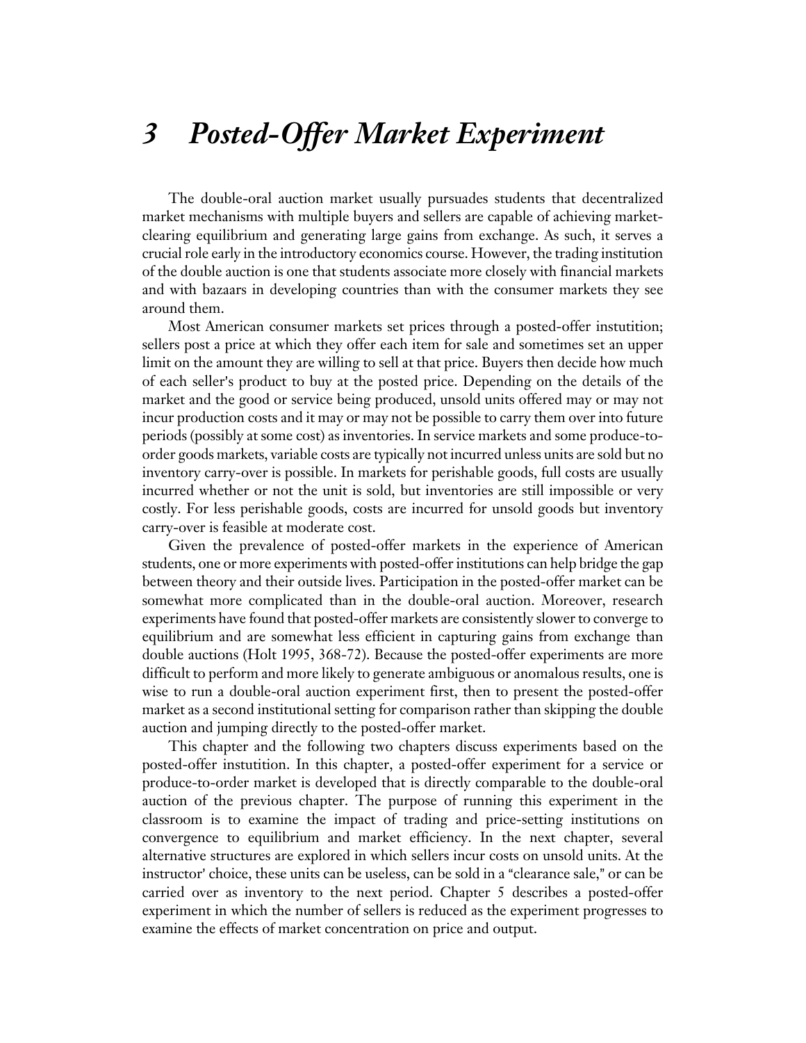# *3 Posted-Offer Market Experiment*

The double-oral auction market usually pursuades students that decentralized market mechanisms with multiple buyers and sellers are capable of achieving market-clearing equilibrium and generating large gains from exchange. As such, it serves a crucial role early in the introductory economics course. However, the trading institution of the double auction is one that students associate more closely with financial markets and with bazaars in developing countries than with the consumer markets they see around them.

Most American consumer markets set prices through a posted-offer instutition; sellers post a price at which they offer each item for sale and sometimes set an upper limit on the amount they are willing to sell at that price. Buyers then decide how much of each seller's product to buy at the posted price. Depending on the details of the market and the good or service being produced, unsold units offered may or may not incur production costs and it may or may not be possible to carry them over into future periods (possibly at some cost) as inventories. In service markets and some produce-to-order goods markets, variable costs are typically not incurred unless units are sold but no inventory carry-over is possible. In markets for perishable goods, full costs are usually incurred whether or not the unit is sold, but inventories are still impossible or very costly. For less perishable goods, costs are incurred for unsold goods but inventory carry-over is feasible at moderate cost.

Given the prevalence of posted-offer markets in the experience of American students, one or more experiments with posted-offer institutions can help bridge the gap between theory and their outside lives. Participation in the posted-offer market can be somewhat more complicated than in the double-oral auction. Moreover, research experiments have found that posted-offer markets are consistently slower to converge to equilibrium and are somewhat less efficient in capturing gains from exchange than double auctions (Holt 1995, 368-72). Because the posted-offer experiments are more difficult to perform and more likely to generate ambiguous or anomalous results, one is wise to run a double-oral auction experiment first, then to present the posted-offer market as a second institutional setting for comparison rather than skipping the double auction and jumping directly to the posted-offer market.

This chapter and the following two chapters discuss experiments based on the posted-offer instutition. In this chapter, a posted-offer experiment for a service or produce-to-order market is developed that is directly comparable to the double-oral auction of the previous chapter. The purpose of running this experiment in the classroom is to examine the impact of trading and price-setting institutions on convergence to equilibrium and market efficiency. In the next chapter, several alternative structures are explored in which sellers incur costs on unsold units. At the instructor' choice, these units can be useless, can be sold in a "clearance sale," or can be carried over as inventory to the next period. Chapter 5 describes a posted-offer experiment in which the number of sellers is reduced as the experiment progresses to examine the effects of market concentration on price and output.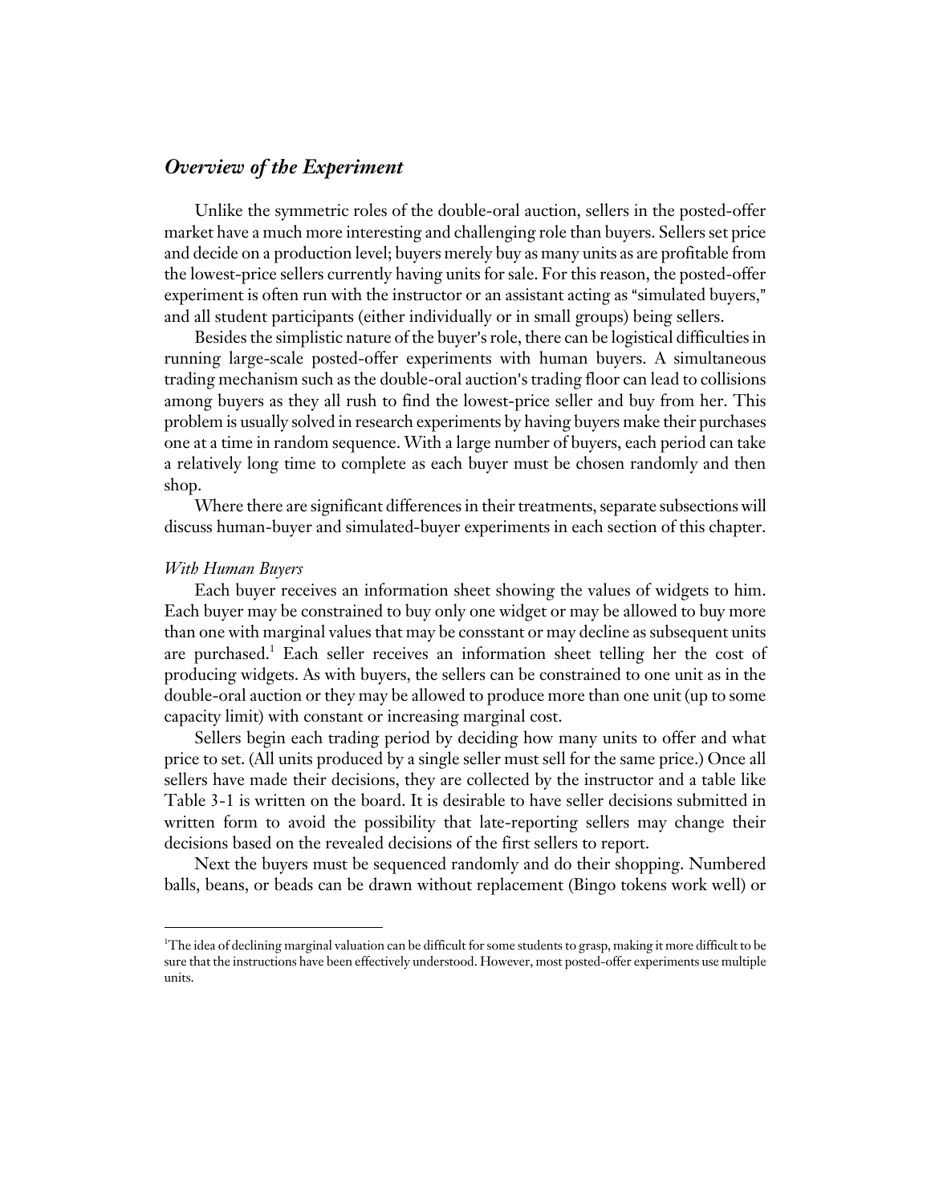## *Overview of the Experiment*

Unlike the symmetric roles of the double-oral auction, sellers in the posted-offer market have a much more interesting and challenging role than buyers. Sellers set price and decide on a production level; buyers merely buy as many units as are profitable from the lowest-price sellers currently having units for sale. For this reason, the posted-offer experiment is often run with the instructor or an assistant acting as "simulated buyers," and all student participants (either individually or in small groups) being sellers.

Besides the simplistic nature of the buyer's role, there can be logistical difficulties in running large-scale posted-offer experiments with human buyers. A simultaneous trading mechanism such as the double-oral auction's trading floor can lead to collisions among buyers as they all rush to find the lowest-price seller and buy from her. This problem is usually solved in research experiments by having buyers make their purchases one at a time in random sequence. With a large number of buyers, each period can take a relatively long time to complete as each buyer must be chosen randomly and then shop.

Where there are significant differences in their treatments, separate subsections will discuss human-buyer and simulated-buyer experiments in each section of this chapter.

#### *With Human Buyers*

Each buyer receives an information sheet showing the values of widgets to him. Each buyer may be constrained to buy only one widget or may be allowed to buy more than one with marginal values that may be consstant or may decline as subsequent units are purchased.[1] Each seller receives an information sheet telling her the cost of producing widgets. As with buyers, the sellers can be constrained to one unit as in the double-oral auction or they may be allowed to produce more than one unit (up to some capacity limit) with constant or increasing marginal cost.

Sellers begin each trading period by deciding how many units to offer and what price to set. (All units produced by a single seller must sell for the same price.) Once all sellers have made their decisions, they are collected by the instructor and a table like Table 3-1 is written on the board. It is desirable to have seller decisions submitted in written form to avoid the possibility that late-reporting sellers may change their decisions based on the revealed decisions of the first sellers to report.

Next the buyers must be sequenced randomly and do their shopping. Numbered balls, beans, or beads can be drawn without replacement (Bingo tokens work well) or

---

[1]The idea of declining marginal valuation can be difficult for some students to grasp, making it more difficult to be sure that the instructions have been effectively understood. However, most posted-offer experiments use multiple units.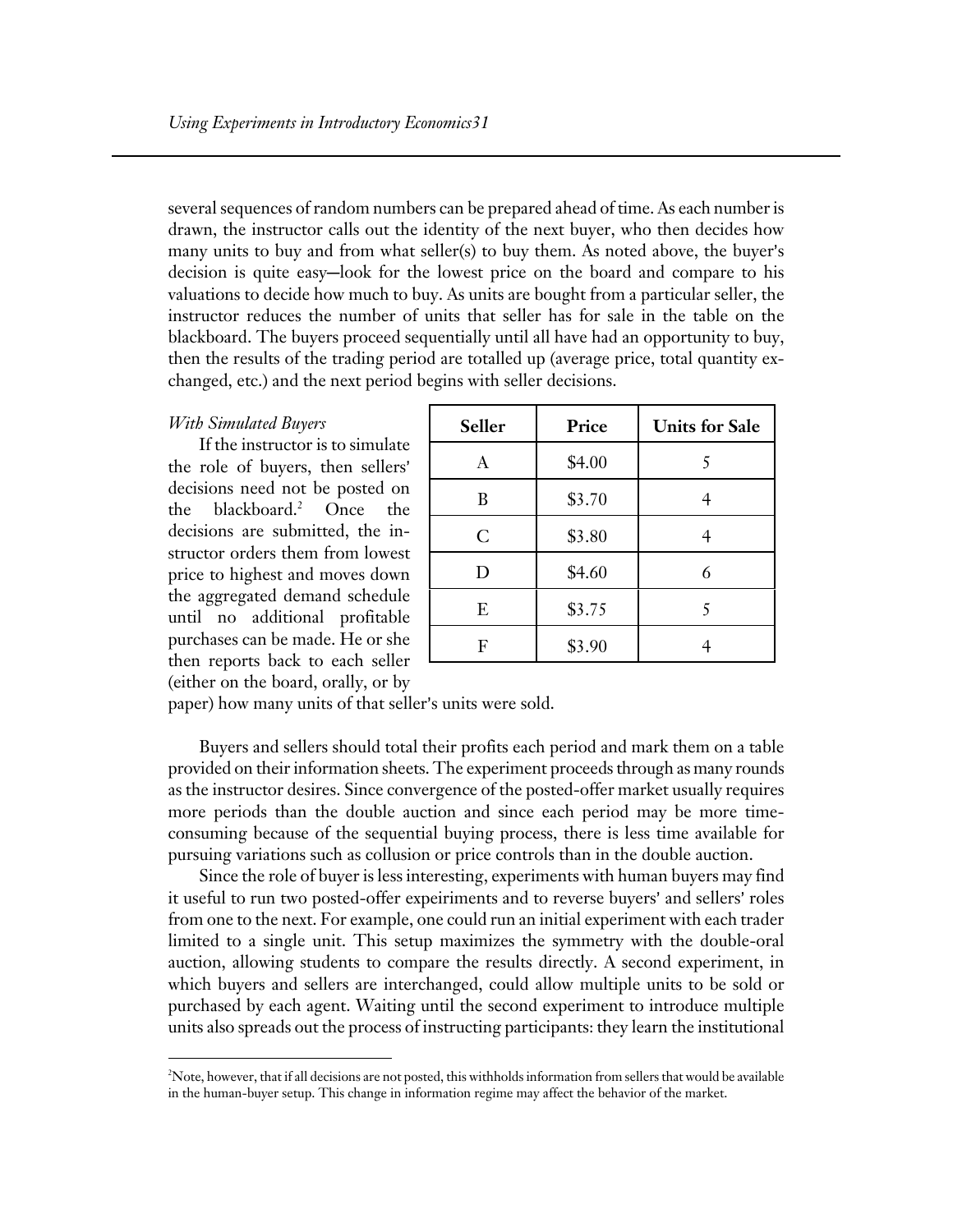several sequences of random numbers can be prepared ahead of time. As each number is drawn, the instructor calls out the identity of the next buyer, who then decides how many units to buy and from what seller(s) to buy them. As noted above, the buyer's decision is quite easy—look for the lowest price on the board and compare to his valuations to decide how much to buy. As units are bought from a particular seller, the instructor reduces the number of units that seller has for sale in the table on the blackboard. The buyers proceed sequentially until all have had an opportunity to buy, then the results of the trading period are totalled up (average price, total quantity exchanged, etc.) and the next period begins with seller decisions.

*With Simulated Buyers*

If the instructor is to simulate the role of buyers, then sellers' decisions need not be posted on the blackboard.[2] Once the decisions are submitted, the instructor orders them from lowest price to highest and moves down the aggregated demand schedule until no additional profitable purchases can be made. He or she then reports back to each seller (either on the board, orally, or by paper) how many units of that seller's units were sold.

| Seller | Price | Units for Sale |
|---|---|---|
| A | \$4.00 | 5 |
| B | \$3.70 | 4 |
| C | \$3.80 | 4 |
| D | \$4.60 | 6 |
| E | \$3.75 | 5 |
| F | \$3.90 | 4 |

Buyers and sellers should total their profits each period and mark them on a table provided on their information sheets. The experiment proceeds through as many rounds as the instructor desires. Since convergence of the posted-offer market usually requires more periods than the double auction and since each period may be more time-consuming because of the sequential buying process, there is less time available for pursuing variations such as collusion or price controls than in the double auction.

Since the role of buyer is less interesting, experiments with human buyers may find it useful to run two posted-offer expeiriments and to reverse buyers' and sellers' roles from one to the next. For example, one could run an initial experiment with each trader limited to a single unit. This setup maximizes the symmetry with the double-oral auction, allowing students to compare the results directly. A second experiment, in which buyers and sellers are interchanged, could allow multiple units to be sold or purchased by each agent. Waiting until the second experiment to introduce multiple units also spreads out the process of instructing participants: they learn the institutional

[2] Note, however, that if all decisions are not posted, this withholds information from sellers that would be available in the human-buyer setup. This change in information regime may affect the behavior of the market.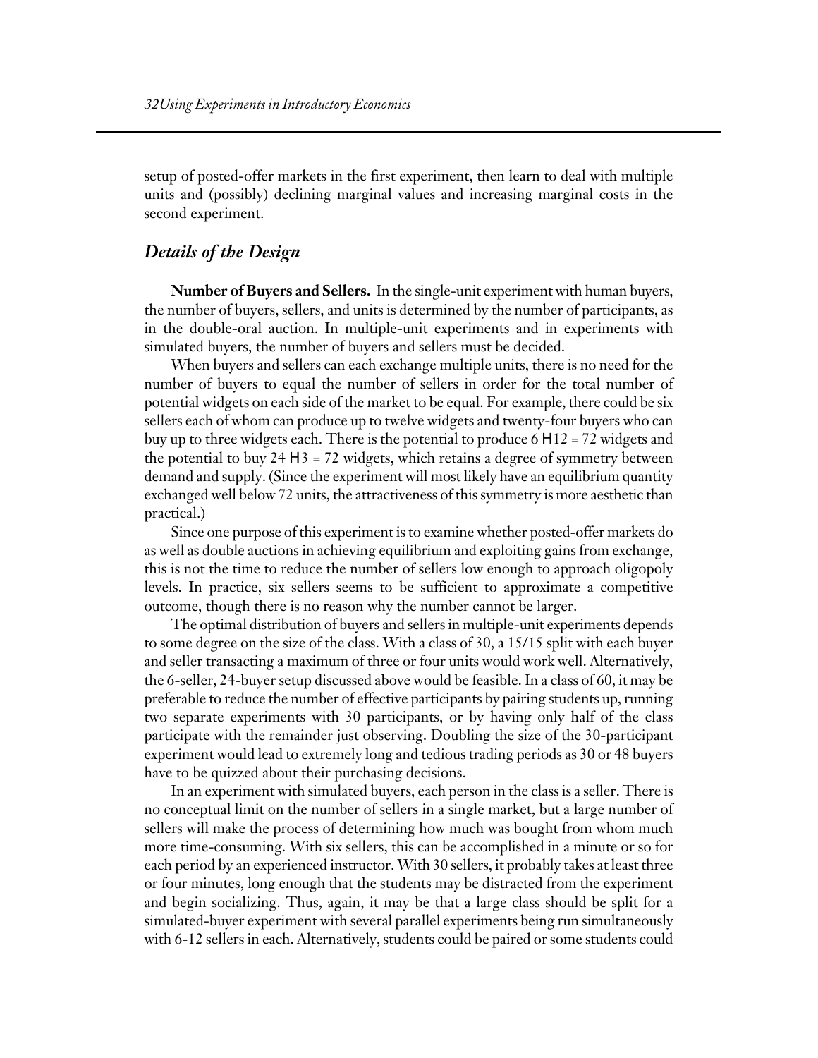setup of posted-offer markets in the first experiment, then learn to deal with multiple units and (possibly) declining marginal values and increasing marginal costs in the second experiment.

## *Details of the Design*

**Number of Buyers and Sellers.** In the single-unit experiment with human buyers, the number of buyers, sellers, and units is determined by the number of participants, as in the double-oral auction. In multiple-unit experiments and in experiments with simulated buyers, the number of buyers and sellers must be decided.

When buyers and sellers can each exchange multiple units, there is no need for the number of buyers to equal the number of sellers in order for the total number of potential widgets on each side of the market to be equal. For example, there could be six sellers each of whom can produce up to twelve widgets and twenty-four buyers who can buy up to three widgets each. There is the potential to produce $6 \times 12 = 72$ widgets and the potential to buy $24 \times 3 = 72$ widgets, which retains a degree of symmetry between demand and supply. (Since the experiment will most likely have an equilibrium quantity exchanged well below 72 units, the attractiveness of this symmetry is more aesthetic than practical.)

Since one purpose of this experiment is to examine whether posted-offer markets do as well as double auctions in achieving equilibrium and exploiting gains from exchange, this is not the time to reduce the number of sellers low enough to approach oligopoly levels. In practice, six sellers seems to be sufficient to approximate a competitive outcome, though there is no reason why the number cannot be larger.

The optimal distribution of buyers and sellers in multiple-unit experiments depends to some degree on the size of the class. With a class of 30, a 15/15 split with each buyer and seller transacting a maximum of three or four units would work well. Alternatively, the 6-seller, 24-buyer setup discussed above would be feasible. In a class of 60, it may be preferable to reduce the number of effective participants by pairing students up, running two separate experiments with 30 participants, or by having only half of the class participate with the remainder just observing. Doubling the size of the 30-participant experiment would lead to extremely long and tedious trading periods as 30 or 48 buyers have to be quizzed about their purchasing decisions.

In an experiment with simulated buyers, each person in the class is a seller. There is no conceptual limit on the number of sellers in a single market, but a large number of sellers will make the process of determining how much was bought from whom much more time-consuming. With six sellers, this can be accomplished in a minute or so for each period by an experienced instructor. With 30 sellers, it probably takes at least three or four minutes, long enough that the students may be distracted from the experiment and begin socializing. Thus, again, it may be that a large class should be split for a simulated-buyer experiment with several parallel experiments being run simultaneously with 6-12 sellers in each. Alternatively, students could be paired or some students could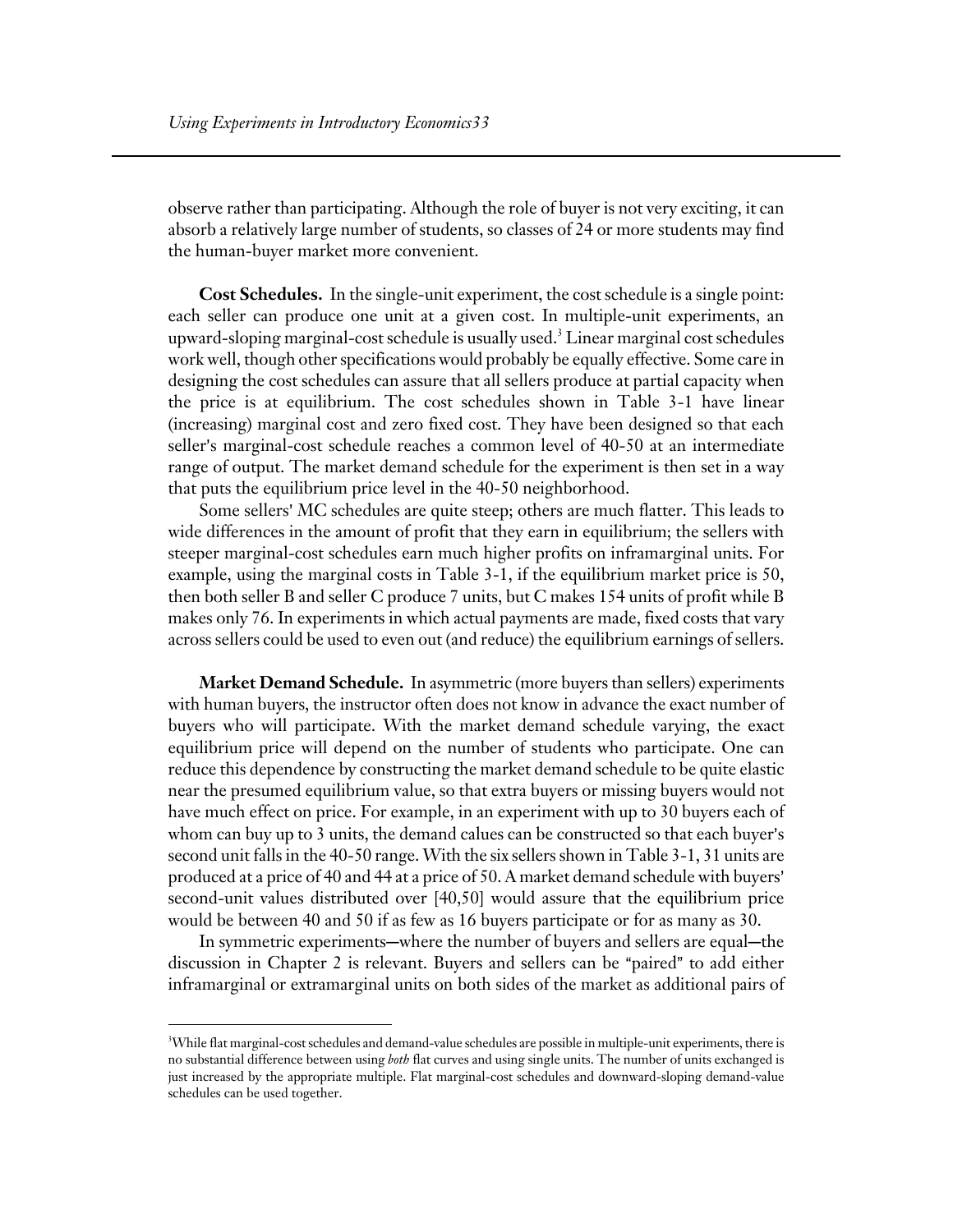observe rather than participating. Although the role of buyer is not very exciting, it can absorb a relatively large number of students, so classes of 24 or more students may find the human-buyer market more convenient.

**Cost Schedules.** In the single-unit experiment, the cost schedule is a single point: each seller can produce one unit at a given cost. In multiple-unit experiments, an upward-sloping marginal-cost schedule is usually used.[3] Linear marginal cost schedules work well, though other specifications would probably be equally effective. Some care in designing the cost schedules can assure that all sellers produce at partial capacity when the price is at equilibrium. The cost schedules shown in Table 3-1 have linear (increasing) marginal cost and zero fixed cost. They have been designed so that each seller's marginal-cost schedule reaches a common level of 40-50 at an intermediate range of output. The market demand schedule for the experiment is then set in a way that puts the equilibrium price level in the 40-50 neighborhood.

Some sellers' MC schedules are quite steep; others are much flatter. This leads to wide differences in the amount of profit that they earn in equilibrium; the sellers with steeper marginal-cost schedules earn much higher profits on inframarginal units. For example, using the marginal costs in Table 3-1, if the equilibrium market price is 50, then both seller B and seller C produce 7 units, but C makes 154 units of profit while B makes only 76. In experiments in which actual payments are made, fixed costs that vary across sellers could be used to even out (and reduce) the equilibrium earnings of sellers.

**Market Demand Schedule.** In asymmetric (more buyers than sellers) experiments with human buyers, the instructor often does not know in advance the exact number of buyers who will participate. With the market demand schedule varying, the exact equilibrium price will depend on the number of students who participate. One can reduce this dependence by constructing the market demand schedule to be quite elastic near the presumed equilibrium value, so that extra buyers or missing buyers would not have much effect on price. For example, in an experiment with up to 30 buyers each of whom can buy up to 3 units, the demand calues can be constructed so that each buyer's second unit falls in the 40-50 range. With the six sellers shown in Table 3-1, 31 units are produced at a price of 40 and 44 at a price of 50. A market demand schedule with buyers' second-unit values distributed over [40,50] would assure that the equilibrium price would be between 40 and 50 if as few as 16 buyers participate or for as many as 30.

In symmetric experiments—where the number of buyers and sellers are equal—the discussion in Chapter 2 is relevant. Buyers and sellers can be "paired" to add either inframarginal or extramarginal units on both sides of the market as additional pairs of

---

[3]While flat marginal-cost schedules and demand-value schedules are possible in multiple-unit experiments, there is no substantial difference between using *both* flat curves and using single units. The number of units exchanged is just increased by the appropriate multiple. Flat marginal-cost schedules and downward-sloping demand-value schedules can be used together.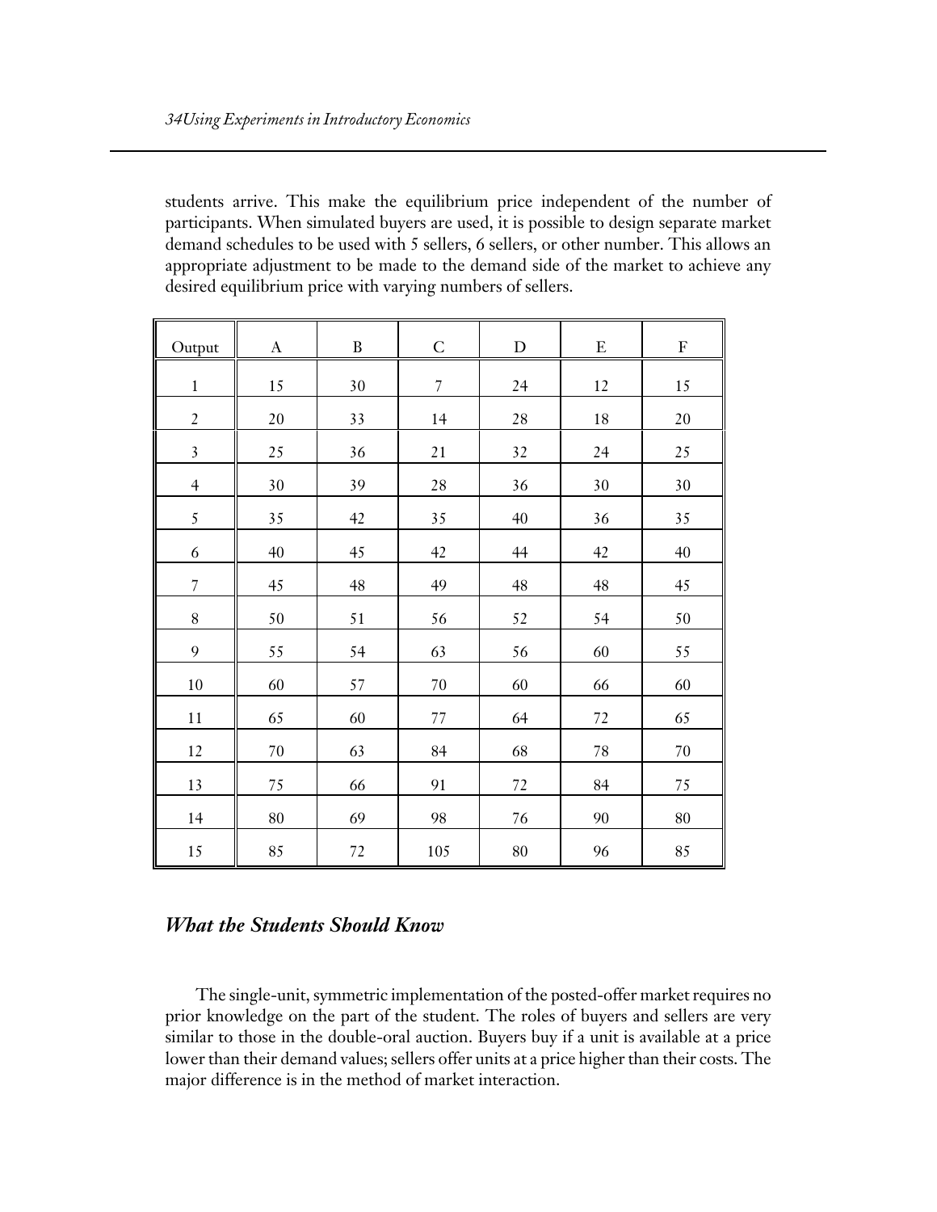students arrive. This make the equilibrium price independent of the number of participants. When simulated buyers are used, it is possible to design separate market demand schedules to be used with 5 sellers, 6 sellers, or other number. This allows an appropriate adjustment to be made to the demand side of the market to achieve any desired equilibrium price with varying numbers of sellers.

| Output | A | B | C | D | E | F |
|---|---|---|---|---|---|---|
| 1 | 15 | 30 | 7 | 24 | 12 | 15 |
| 2 | 20 | 33 | 14 | 28 | 18 | 20 |
| 3 | 25 | 36 | 21 | 32 | 24 | 25 |
| 4 | 30 | 39 | 28 | 36 | 30 | 30 |
| 5 | 35 | 42 | 35 | 40 | 36 | 35 |
| 6 | 40 | 45 | 42 | 44 | 42 | 40 |
| 7 | 45 | 48 | 49 | 48 | 48 | 45 |
| 8 | 50 | 51 | 56 | 52 | 54 | 50 |
| 9 | 55 | 54 | 63 | 56 | 60 | 55 |
| 10 | 60 | 57 | 70 | 60 | 66 | 60 |
| 11 | 65 | 60 | 77 | 64 | 72 | 65 |
| 12 | 70 | 63 | 84 | 68 | 78 | 70 |
| 13 | 75 | 66 | 91 | 72 | 84 | 75 |
| 14 | 80 | 69 | 98 | 76 | 90 | 80 |
| 15 | 85 | 72 | 105 | 80 | 96 | 85 |

## *What the Students Should Know*

The single-unit, symmetric implementation of the posted-offer market requires no prior knowledge on the part of the student. The roles of buyers and sellers are very similar to those in the double-oral auction. Buyers buy if a unit is available at a price lower than their demand values; sellers offer units at a price higher than their costs. The major difference is in the method of market interaction.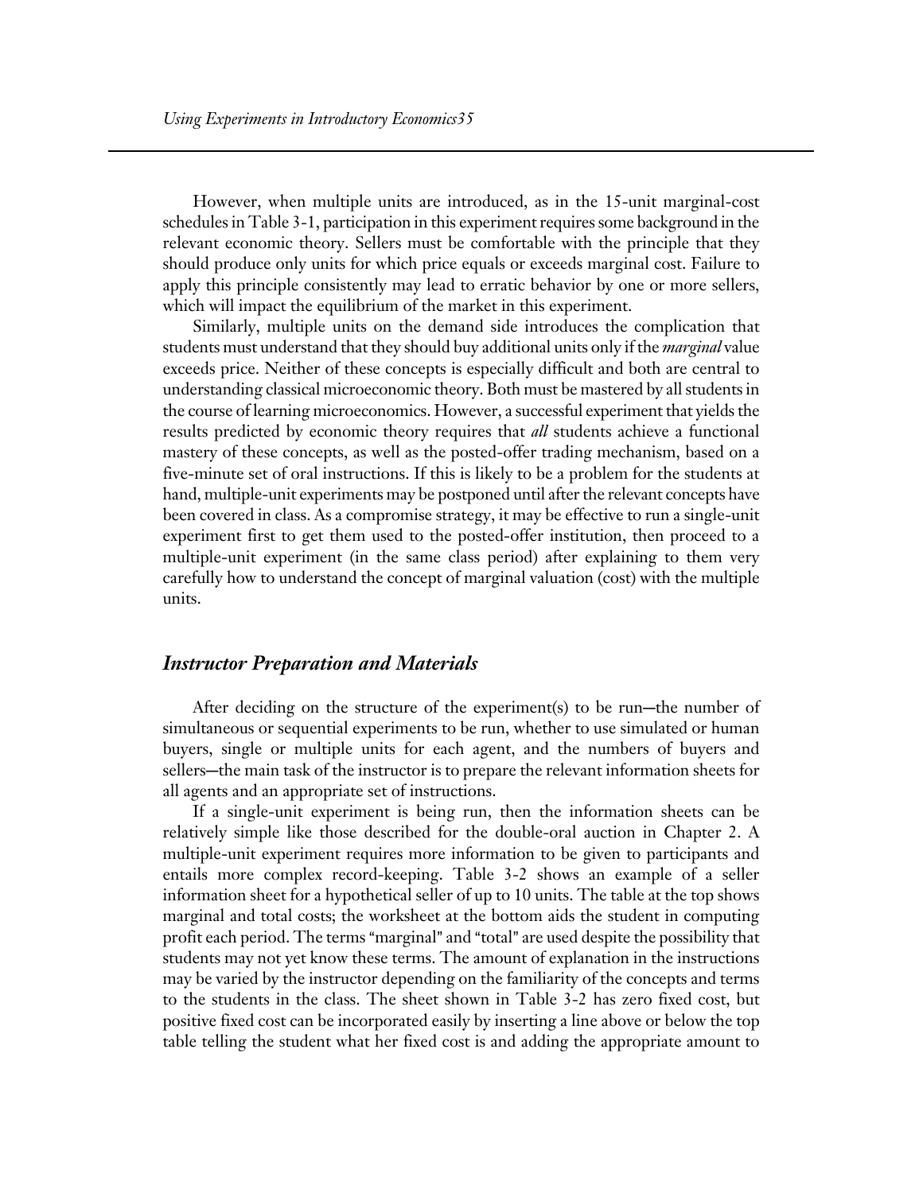However, when multiple units are introduced, as in the 15-unit marginal-cost schedules in Table 3-1, participation in this experiment requires some background in the relevant economic theory. Sellers must be comfortable with the principle that they should produce only units for which price equals or exceeds marginal cost. Failure to apply this principle consistently may lead to erratic behavior by one or more sellers, which will impact the equilibrium of the market in this experiment.

Similarly, multiple units on the demand side introduces the complication that students must understand that they should buy additional units only if the *marginal* value exceeds price. Neither of these concepts is especially difficult and both are central to understanding classical microeconomic theory. Both must be mastered by all students in the course of learning microeconomics. However, a successful experiment that yields the results predicted by economic theory requires that *all* students achieve a functional mastery of these concepts, as well as the posted-offer trading mechanism, based on a five-minute set of oral instructions. If this is likely to be a problem for the students at hand, multiple-unit experiments may be postponed until after the relevant concepts have been covered in class. As a compromise strategy, it may be effective to run a single-unit experiment first to get them used to the posted-offer institution, then proceed to a multiple-unit experiment (in the same class period) after explaining to them very carefully how to understand the concept of marginal valuation (cost) with the multiple units.

## *Instructor Preparation and Materials*

After deciding on the structure of the experiment(s) to be run—the number of simultaneous or sequential experiments to be run, whether to use simulated or human buyers, single or multiple units for each agent, and the numbers of buyers and sellers—the main task of the instructor is to prepare the relevant information sheets for all agents and an appropriate set of instructions.

If a single-unit experiment is being run, then the information sheets can be relatively simple like those described for the double-oral auction in Chapter 2. A multiple-unit experiment requires more information to be given to participants and entails more complex record-keeping. Table 3-2 shows an example of a seller information sheet for a hypothetical seller of up to 10 units. The table at the top shows marginal and total costs; the worksheet at the bottom aids the student in computing profit each period. The terms "marginal" and "total" are used despite the possibility that students may not yet know these terms. The amount of explanation in the instructions may be varied by the instructor depending on the familiarity of the concepts and terms to the students in the class. The sheet shown in Table 3-2 has zero fixed cost, but positive fixed cost can be incorporated easily by inserting a line above or below the top table telling the student what her fixed cost is and adding the appropriate amount to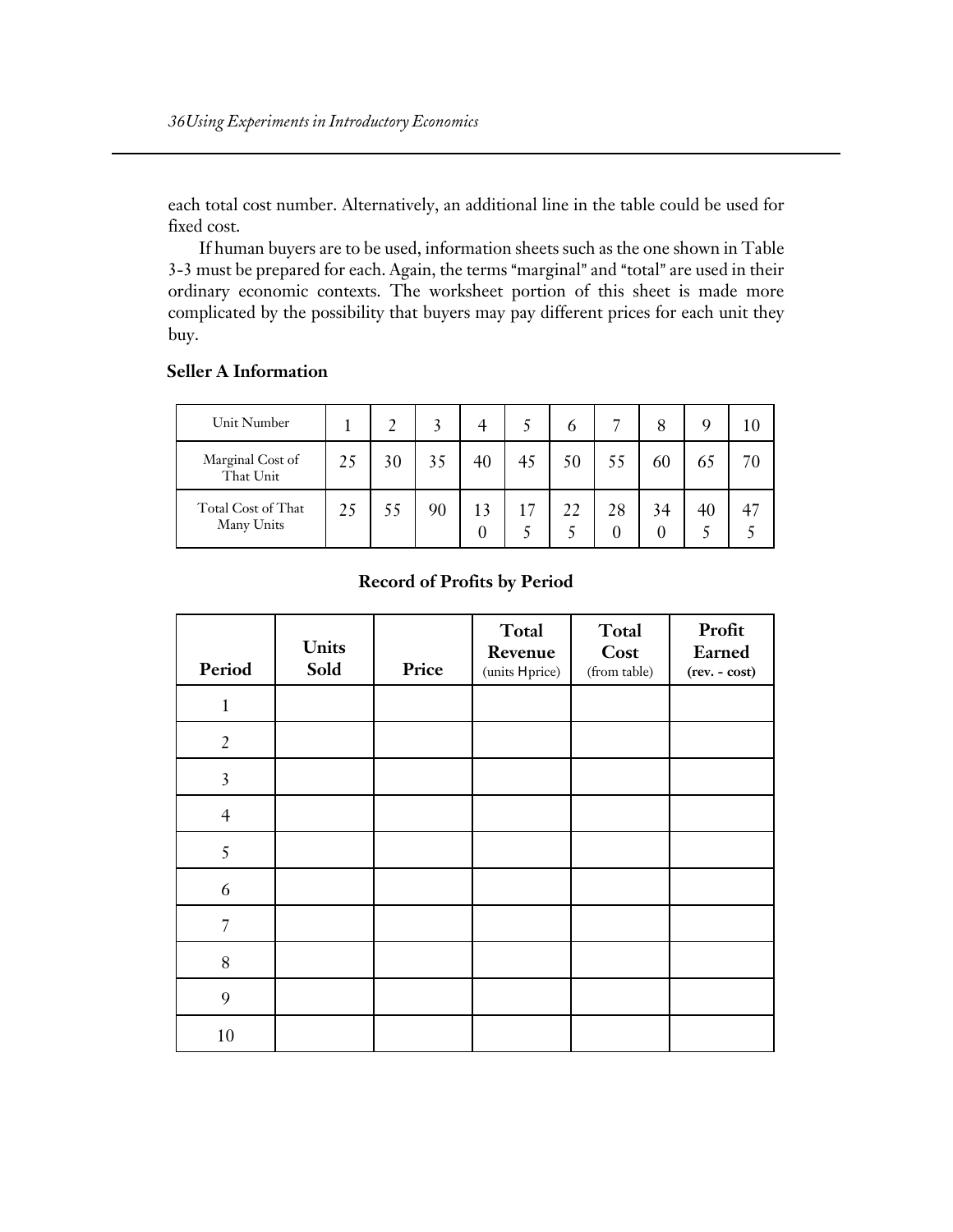each total cost number. Alternatively, an additional line in the table could be used for fixed cost.

If human buyers are to be used, information sheets such as the one shown in Table 3-3 must be prepared for each. Again, the terms "marginal" and "total" are used in their ordinary economic contexts. The worksheet portion of this sheet is made more complicated by the possibility that buyers may pay different prices for each unit they buy.

**Seller A Information**

| Unit Number | 1 | 2 | 3 | 4 | 5 | 6 | 7 | 8 | 9 | 10 |
|---|---|---|---|---|---|---|---|---|---|---|
| Marginal Cost of That Unit | 25 | 30 | 35 | 40 | 45 | 50 | 55 | 60 | 65 | 70 |
| Total Cost of That Many Units | 25 | 55 | 90 | 130 | 175 | 225 | 280 | 340 | 405 | 475 |

**Record of Profits by Period**

| Period | Units Sold | Price | Total Revenue (units Hprice) | Total Cost (from table) | Profit Earned (rev. - cost) |
|---|---|---|---|---|---|
| 1 | | | | | |
| 2 | | | | | |
| 3 | | | | | |
| 4 | | | | | |
| 5 | | | | | |
| 6 | | | | | |
| 7 | | | | | |
| 8 | | | | | |
| 9 | | | | | |
| 10 | | | | | |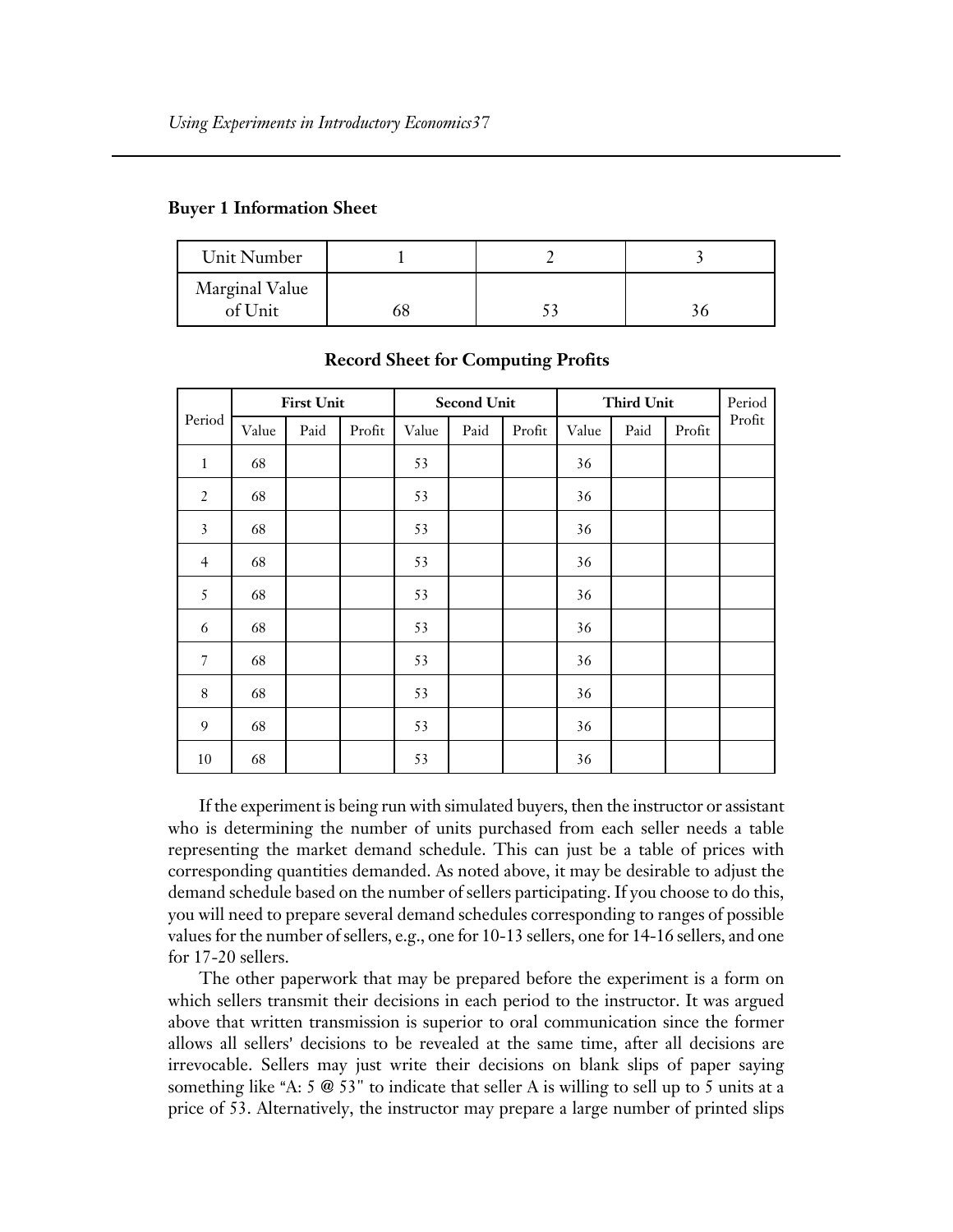**Buyer 1 Information Sheet**

| Unit Number | 1 | 2 | 3 |
|---|---|---|---|
| Marginal Value of Unit | 68 | 53 | 36 |

**Record Sheet for Computing Profits**

| Period | First Unit | | | Second Unit | | | Third Unit | | | Period Profit |
|---|---|---|---|---|---|---|---|---|---|---|
| | Value | Paid | Profit | Value | Paid | Profit | Value | Paid | Profit | |
| 1 | 68 | | | 53 | | | 36 | | | |
| 2 | 68 | | | 53 | | | 36 | | | |
| 3 | 68 | | | 53 | | | 36 | | | |
| 4 | 68 | | | 53 | | | 36 | | | |
| 5 | 68 | | | 53 | | | 36 | | | |
| 6 | 68 | | | 53 | | | 36 | | | |
| 7 | 68 | | | 53 | | | 36 | | | |
| 8 | 68 | | | 53 | | | 36 | | | |
| 9 | 68 | | | 53 | | | 36 | | | |
| 10 | 68 | | | 53 | | | 36 | | | |

If the experiment is being run with simulated buyers, then the instructor or assistant who is determining the number of units purchased from each seller needs a table representing the market demand schedule. This can just be a table of prices with corresponding quantities demanded. As noted above, it may be desirable to adjust the demand schedule based on the number of sellers participating. If you choose to do this, you will need to prepare several demand schedules corresponding to ranges of possible values for the number of sellers, e.g., one for 10-13 sellers, one for 14-16 sellers, and one for 17-20 sellers.

The other paperwork that may be prepared before the experiment is a form on which sellers transmit their decisions in each period to the instructor. It was argued above that written transmission is superior to oral communication since the former allows all sellers' decisions to be revealed at the same time, after all decisions are irrevocable. Sellers may just write their decisions on blank slips of paper saying something like "A: 5 @ 53" to indicate that seller A is willing to sell up to 5 units at a price of 53. Alternatively, the instructor may prepare a large number of printed slips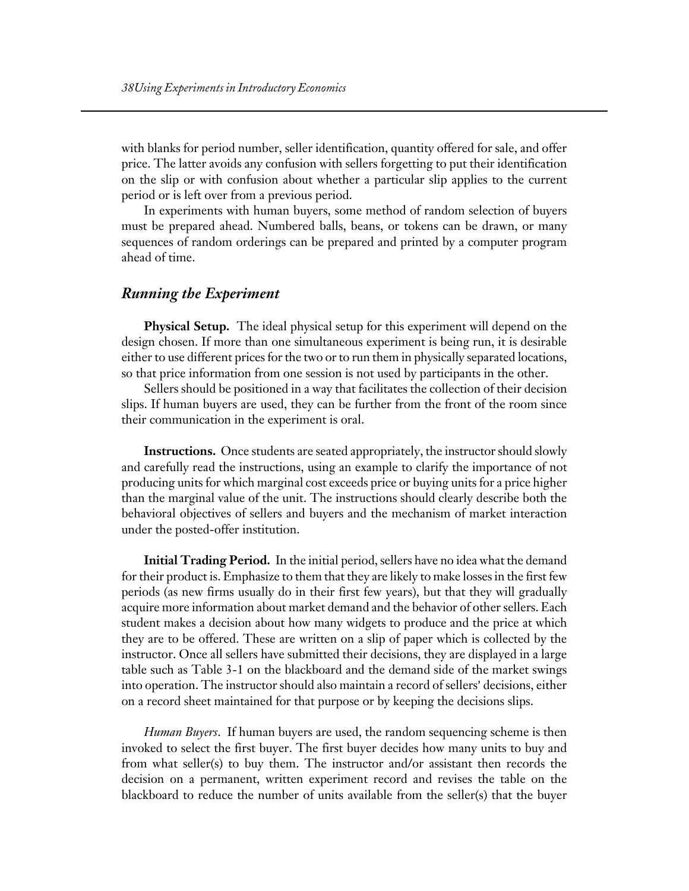with blanks for period number, seller identification, quantity offered for sale, and offer price. The latter avoids any confusion with sellers forgetting to put their identification on the slip or with confusion about whether a particular slip applies to the current period or is left over from a previous period.

In experiments with human buyers, some method of random selection of buyers must be prepared ahead. Numbered balls, beans, or tokens can be drawn, or many sequences of random orderings can be prepared and printed by a computer program ahead of time.

## *Running the Experiment*

**Physical Setup.** The ideal physical setup for this experiment will depend on the design chosen. If more than one simultaneous experiment is being run, it is desirable either to use different prices for the two or to run them in physically separated locations, so that price information from one session is not used by participants in the other.

Sellers should be positioned in a way that facilitates the collection of their decision slips. If human buyers are used, they can be further from the front of the room since their communication in the experiment is oral.

**Instructions.** Once students are seated appropriately, the instructor should slowly and carefully read the instructions, using an example to clarify the importance of not producing units for which marginal cost exceeds price or buying units for a price higher than the marginal value of the unit. The instructions should clearly describe both the behavioral objectives of sellers and buyers and the mechanism of market interaction under the posted-offer institution.

**Initial Trading Period.** In the initial period, sellers have no idea what the demand for their product is. Emphasize to them that they are likely to make losses in the first few periods (as new firms usually do in their first few years), but that they will gradually acquire more information about market demand and the behavior of other sellers. Each student makes a decision about how many widgets to produce and the price at which they are to be offered. These are written on a slip of paper which is collected by the instructor. Once all sellers have submitted their decisions, they are displayed in a large table such as Table 3-1 on the blackboard and the demand side of the market swings into operation. The instructor should also maintain a record of sellers' decisions, either on a record sheet maintained for that purpose or by keeping the decisions slips.

*Human Buyers*. If human buyers are used, the random sequencing scheme is then invoked to select the first buyer. The first buyer decides how many units to buy and from what seller(s) to buy them. The instructor and/or assistant then records the decision on a permanent, written experiment record and revises the table on the blackboard to reduce the number of units available from the seller(s) that the buyer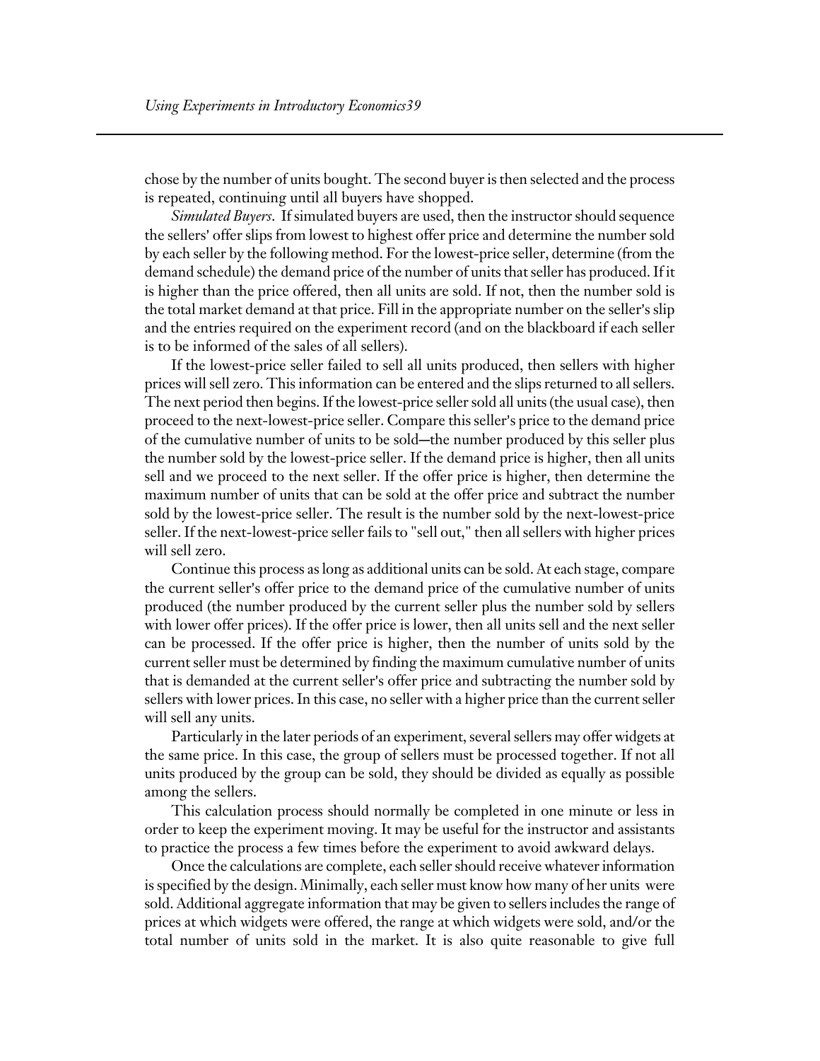chose by the number of units bought. The second buyer is then selected and the process is repeated, continuing until all buyers have shopped.

*Simulated Buyers*. If simulated buyers are used, then the instructor should sequence the sellers' offer slips from lowest to highest offer price and determine the number sold by each seller by the following method. For the lowest-price seller, determine (from the demand schedule) the demand price of the number of units that seller has produced. If it is higher than the price offered, then all units are sold. If not, then the number sold is the total market demand at that price. Fill in the appropriate number on the seller's slip and the entries required on the experiment record (and on the blackboard if each seller is to be informed of the sales of all sellers).

If the lowest-price seller failed to sell all units produced, then sellers with higher prices will sell zero. This information can be entered and the slips returned to all sellers. The next period then begins. If the lowest-price seller sold all units (the usual case), then proceed to the next-lowest-price seller. Compare this seller's price to the demand price of the cumulative number of units to be sold—the number produced by this seller plus the number sold by the lowest-price seller. If the demand price is higher, then all units sell and we proceed to the next seller. If the offer price is higher, then determine the maximum number of units that can be sold at the offer price and subtract the number sold by the lowest-price seller. The result is the number sold by the next-lowest-price seller. If the next-lowest-price seller fails to "sell out," then all sellers with higher prices will sell zero.

Continue this process as long as additional units can be sold. At each stage, compare the current seller's offer price to the demand price of the cumulative number of units produced (the number produced by the current seller plus the number sold by sellers with lower offer prices). If the offer price is lower, then all units sell and the next seller can be processed. If the offer price is higher, then the number of units sold by the current seller must be determined by finding the maximum cumulative number of units that is demanded at the current seller's offer price and subtracting the number sold by sellers with lower prices. In this case, no seller with a higher price than the current seller will sell any units.

Particularly in the later periods of an experiment, several sellers may offer widgets at the same price. In this case, the group of sellers must be processed together. If not all units produced by the group can be sold, they should be divided as equally as possible among the sellers.

This calculation process should normally be completed in one minute or less in order to keep the experiment moving. It may be useful for the instructor and assistants to practice the process a few times before the experiment to avoid awkward delays.

Once the calculations are complete, each seller should receive whatever information is specified by the design. Minimally, each seller must know how many of her units were sold. Additional aggregate information that may be given to sellers includes the range of prices at which widgets were offered, the range at which widgets were sold, and/or the total number of units sold in the market. It is also quite reasonable to give full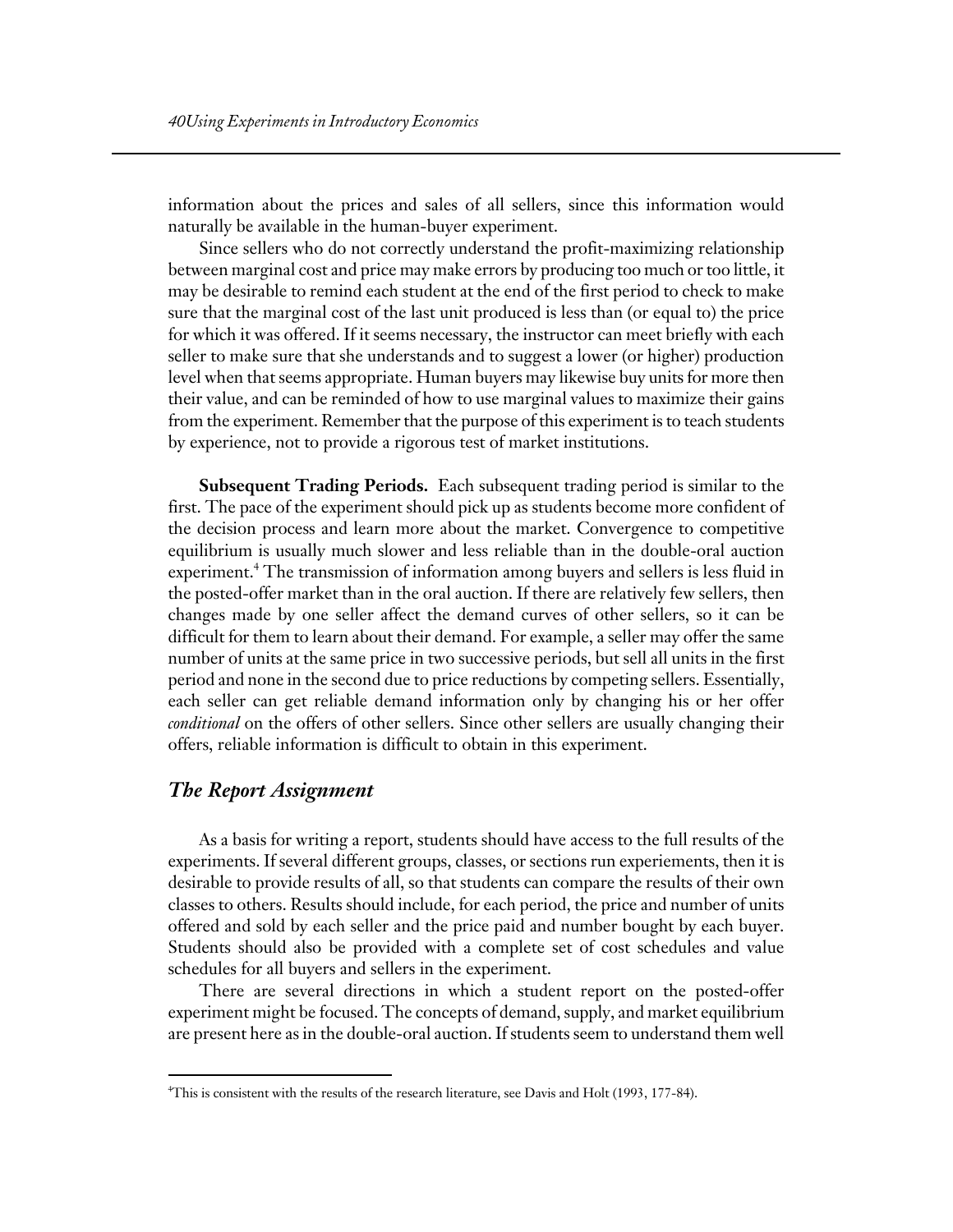information about the prices and sales of all sellers, since this information would naturally be available in the human-buyer experiment.

Since sellers who do not correctly understand the profit-maximizing relationship between marginal cost and price may make errors by producing too much or too little, it may be desirable to remind each student at the end of the first period to check to make sure that the marginal cost of the last unit produced is less than (or equal to) the price for which it was offered. If it seems necessary, the instructor can meet briefly with each seller to make sure that she understands and to suggest a lower (or higher) production level when that seems appropriate. Human buyers may likewise buy units for more then their value, and can be reminded of how to use marginal values to maximize their gains from the experiment. Remember that the purpose of this experiment is to teach students by experience, not to provide a rigorous test of market institutions.

**Subsequent Trading Periods.** Each subsequent trading period is similar to the first. The pace of the experiment should pick up as students become more confident of the decision process and learn more about the market. Convergence to competitive equilibrium is usually much slower and less reliable than in the double-oral auction experiment.[4] The transmission of information among buyers and sellers is less fluid in the posted-offer market than in the oral auction. If there are relatively few sellers, then changes made by one seller affect the demand curves of other sellers, so it can be difficult for them to learn about their demand. For example, a seller may offer the same number of units at the same price in two successive periods, but sell all units in the first period and none in the second due to price reductions by competing sellers. Essentially, each seller can get reliable demand information only by changing his or her offer *conditional* on the offers of other sellers. Since other sellers are usually changing their offers, reliable information is difficult to obtain in this experiment.

## *The Report Assignment*

As a basis for writing a report, students should have access to the full results of the experiments. If several different groups, classes, or sections run experiements, then it is desirable to provide results of all, so that students can compare the results of their own classes to others. Results should include, for each period, the price and number of units offered and sold by each seller and the price paid and number bought by each buyer. Students should also be provided with a complete set of cost schedules and value schedules for all buyers and sellers in the experiment.

There are several directions in which a student report on the posted-offer experiment might be focused. The concepts of demand, supply, and market equilibrium are present here as in the double-oral auction. If students seem to understand them well

[4]This is consistent with the results of the research literature, see Davis and Holt (1993, 177-84).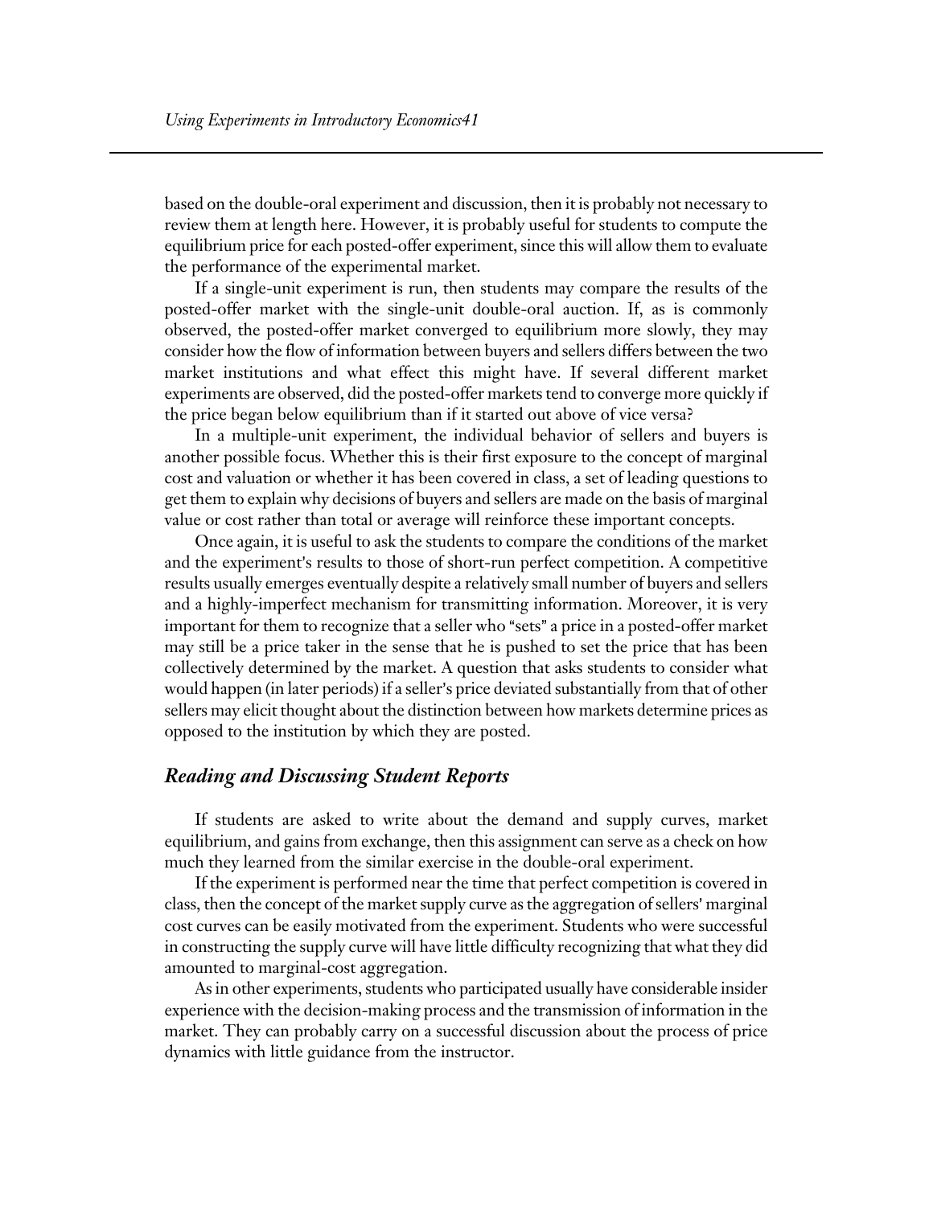based on the double-oral experiment and discussion, then it is probably not necessary to review them at length here. However, it is probably useful for students to compute the equilibrium price for each posted-offer experiment, since this will allow them to evaluate the performance of the experimental market.

If a single-unit experiment is run, then students may compare the results of the posted-offer market with the single-unit double-oral auction. If, as is commonly observed, the posted-offer market converged to equilibrium more slowly, they may consider how the flow of information between buyers and sellers differs between the two market institutions and what effect this might have. If several different market experiments are observed, did the posted-offer markets tend to converge more quickly if the price began below equilibrium than if it started out above of vice versa?

In a multiple-unit experiment, the individual behavior of sellers and buyers is another possible focus. Whether this is their first exposure to the concept of marginal cost and valuation or whether it has been covered in class, a set of leading questions to get them to explain why decisions of buyers and sellers are made on the basis of marginal value or cost rather than total or average will reinforce these important concepts.

Once again, it is useful to ask the students to compare the conditions of the market and the experiment's results to those of short-run perfect competition. A competitive results usually emerges eventually despite a relatively small number of buyers and sellers and a highly-imperfect mechanism for transmitting information. Moreover, it is very important for them to recognize that a seller who "sets" a price in a posted-offer market may still be a price taker in the sense that he is pushed to set the price that has been collectively determined by the market. A question that asks students to consider what would happen (in later periods) if a seller's price deviated substantially from that of other sellers may elicit thought about the distinction between how markets determine prices as opposed to the institution by which they are posted.

## *Reading and Discussing Student Reports*

If students are asked to write about the demand and supply curves, market equilibrium, and gains from exchange, then this assignment can serve as a check on how much they learned from the similar exercise in the double-oral experiment.

If the experiment is performed near the time that perfect competition is covered in class, then the concept of the market supply curve as the aggregation of sellers' marginal cost curves can be easily motivated from the experiment. Students who were successful in constructing the supply curve will have little difficulty recognizing that what they did amounted to marginal-cost aggregation.

As in other experiments, students who participated usually have considerable insider experience with the decision-making process and the transmission of information in the market. They can probably carry on a successful discussion about the process of price dynamics with little guidance from the instructor.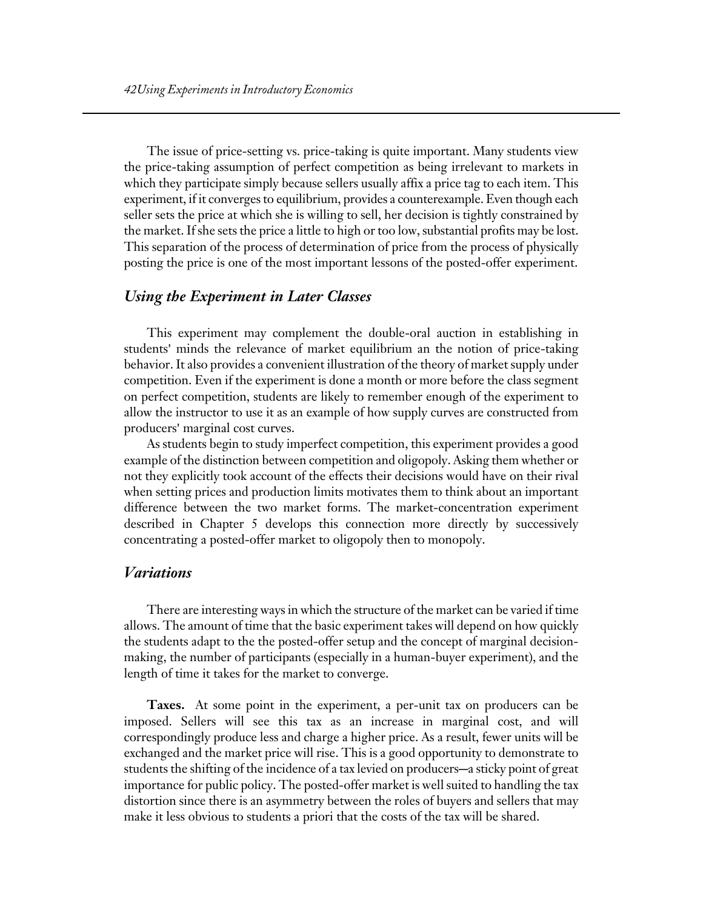The issue of price-setting vs. price-taking is quite important. Many students view the price-taking assumption of perfect competition as being irrelevant to markets in which they participate simply because sellers usually affix a price tag to each item. This experiment, if it converges to equilibrium, provides a counterexample. Even though each seller sets the price at which she is willing to sell, her decision is tightly constrained by the market. If she sets the price a little to high or too low, substantial profits may be lost. This separation of the process of determination of price from the process of physically posting the price is one of the most important lessons of the posted-offer experiment.

### *Using the Experiment in Later Classes*

This experiment may complement the double-oral auction in establishing in students' minds the relevance of market equilibrium an the notion of price-taking behavior. It also provides a convenient illustration of the theory of market supply under competition. Even if the experiment is done a month or more before the class segment on perfect competition, students are likely to remember enough of the experiment to allow the instructor to use it as an example of how supply curves are constructed from producers' marginal cost curves.

As students begin to study imperfect competition, this experiment provides a good example of the distinction between competition and oligopoly. Asking them whether or not they explicitly took account of the effects their decisions would have on their rival when setting prices and production limits motivates them to think about an important difference between the two market forms. The market-concentration experiment described in Chapter 5 develops this connection more directly by successively concentrating a posted-offer market to oligopoly then to monopoly.

### *Variations*

There are interesting ways in which the structure of the market can be varied if time allows. The amount of time that the basic experiment takes will depend on how quickly the students adapt to the the posted-offer setup and the concept of marginal decision-making, the number of participants (especially in a human-buyer experiment), and the length of time it takes for the market to converge.

**Taxes.** At some point in the experiment, a per-unit tax on producers can be imposed. Sellers will see this tax as an increase in marginal cost, and will correspondingly produce less and charge a higher price. As a result, fewer units will be exchanged and the market price will rise. This is a good opportunity to demonstrate to students the shifting of the incidence of a tax levied on producers—a sticky point of great importance for public policy. The posted-offer market is well suited to handling the tax distortion since there is an asymmetry between the roles of buyers and sellers that may make it less obvious to students a priori that the costs of the tax will be shared.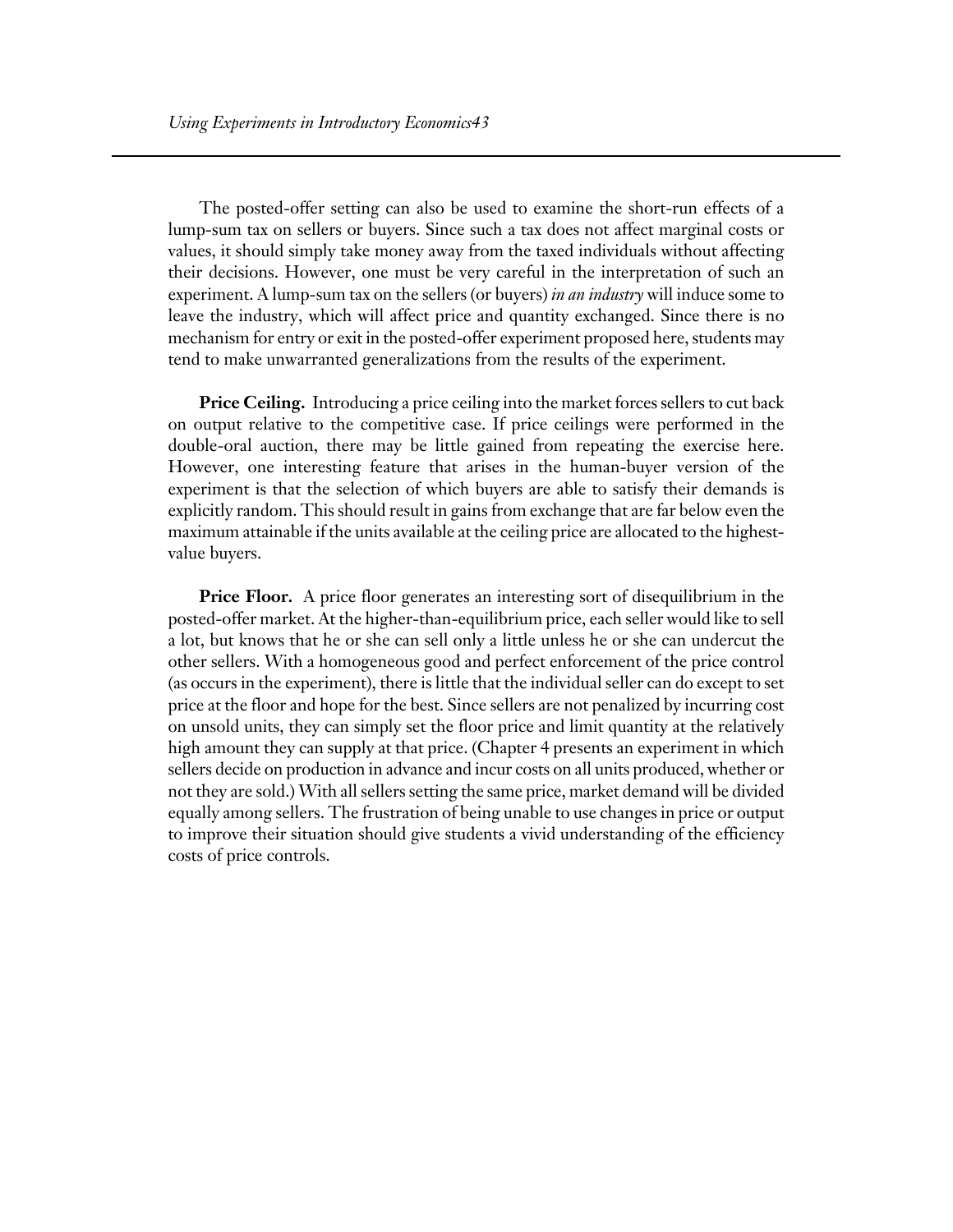The posted-offer setting can also be used to examine the short-run effects of a lump-sum tax on sellers or buyers. Since such a tax does not affect marginal costs or values, it should simply take money away from the taxed individuals without affecting their decisions. However, one must be very careful in the interpretation of such an experiment. A lump-sum tax on the sellers (or buyers) *in an industry* will induce some to leave the industry, which will affect price and quantity exchanged. Since there is no mechanism for entry or exit in the posted-offer experiment proposed here, students may tend to make unwarranted generalizations from the results of the experiment.

**Price Ceiling.** Introducing a price ceiling into the market forces sellers to cut back on output relative to the competitive case. If price ceilings were performed in the double-oral auction, there may be little gained from repeating the exercise here. However, one interesting feature that arises in the human-buyer version of the experiment is that the selection of which buyers are able to satisfy their demands is explicitly random. This should result in gains from exchange that are far below even the maximum attainable if the units available at the ceiling price are allocated to the highest-value buyers.

**Price Floor.** A price floor generates an interesting sort of disequilibrium in the posted-offer market. At the higher-than-equilibrium price, each seller would like to sell a lot, but knows that he or she can sell only a little unless he or she can undercut the other sellers. With a homogeneous good and perfect enforcement of the price control (as occurs in the experiment), there is little that the individual seller can do except to set price at the floor and hope for the best. Since sellers are not penalized by incurring cost on unsold units, they can simply set the floor price and limit quantity at the relatively high amount they can supply at that price. (Chapter 4 presents an experiment in which sellers decide on production in advance and incur costs on all units produced, whether or not they are sold.) With all sellers setting the same price, market demand will be divided equally among sellers. The frustration of being unable to use changes in price or output to improve their situation should give students a vivid understanding of the efficiency costs of price controls.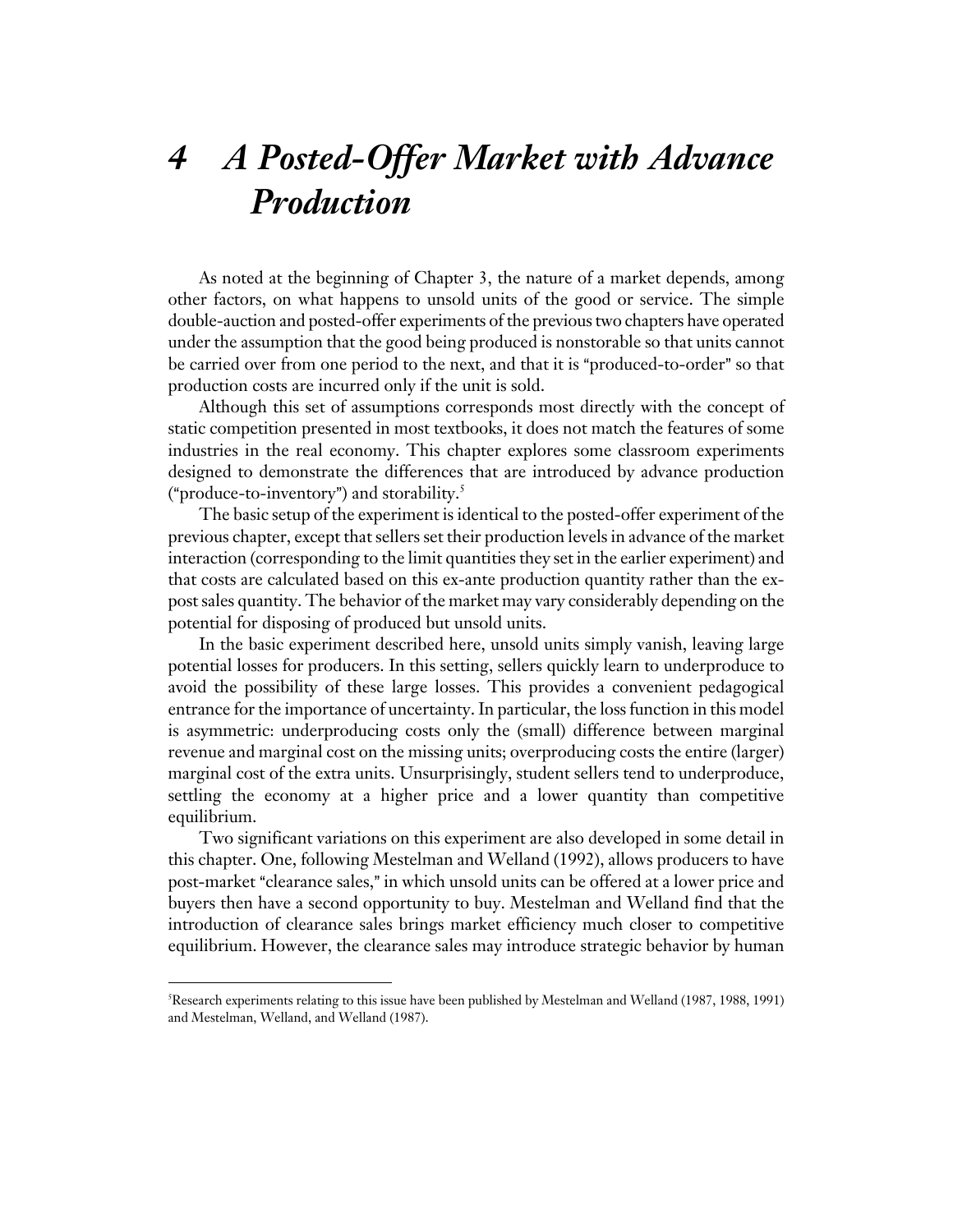# 4 *A Posted-Offer Market with Advance Production*

As noted at the beginning of Chapter 3, the nature of a market depends, among other factors, on what happens to unsold units of the good or service. The simple double-auction and posted-offer experiments of the previous two chapters have operated under the assumption that the good being produced is nonstorable so that units cannot be carried over from one period to the next, and that it is "produced-to-order" so that production costs are incurred only if the unit is sold.

Although this set of assumptions corresponds most directly with the concept of static competition presented in most textbooks, it does not match the features of some industries in the real economy. This chapter explores some classroom experiments designed to demonstrate the differences that are introduced by advance production ("produce-to-inventory") and storability.[5]

The basic setup of the experiment is identical to the posted-offer experiment of the previous chapter, except that sellers set their production levels in advance of the market interaction (corresponding to the limit quantities they set in the earlier experiment) and that costs are calculated based on this ex-ante production quantity rather than the ex-post sales quantity. The behavior of the market may vary considerably depending on the potential for disposing of produced but unsold units.

In the basic experiment described here, unsold units simply vanish, leaving large potential losses for producers. In this setting, sellers quickly learn to underproduce to avoid the possibility of these large losses. This provides a convenient pedagogical entrance for the importance of uncertainty. In particular, the loss function in this model is asymmetric: underproducing costs only the (small) difference between marginal revenue and marginal cost on the missing units; overproducing costs the entire (larger) marginal cost of the extra units. Unsurprisingly, student sellers tend to underproduce, settling the economy at a higher price and a lower quantity than competitive equilibrium.

Two significant variations on this experiment are also developed in some detail in this chapter. One, following Mestelman and Welland (1992), allows producers to have post-market "clearance sales," in which unsold units can be offered at a lower price and buyers then have a second opportunity to buy. Mestelman and Welland find that the introduction of clearance sales brings market efficiency much closer to competitive equilibrium. However, the clearance sales may introduce strategic behavior by human

---

[5] Research experiments relating to this issue have been published by Mestelman and Welland (1987, 1988, 1991) and Mestelman, Welland, and Welland (1987).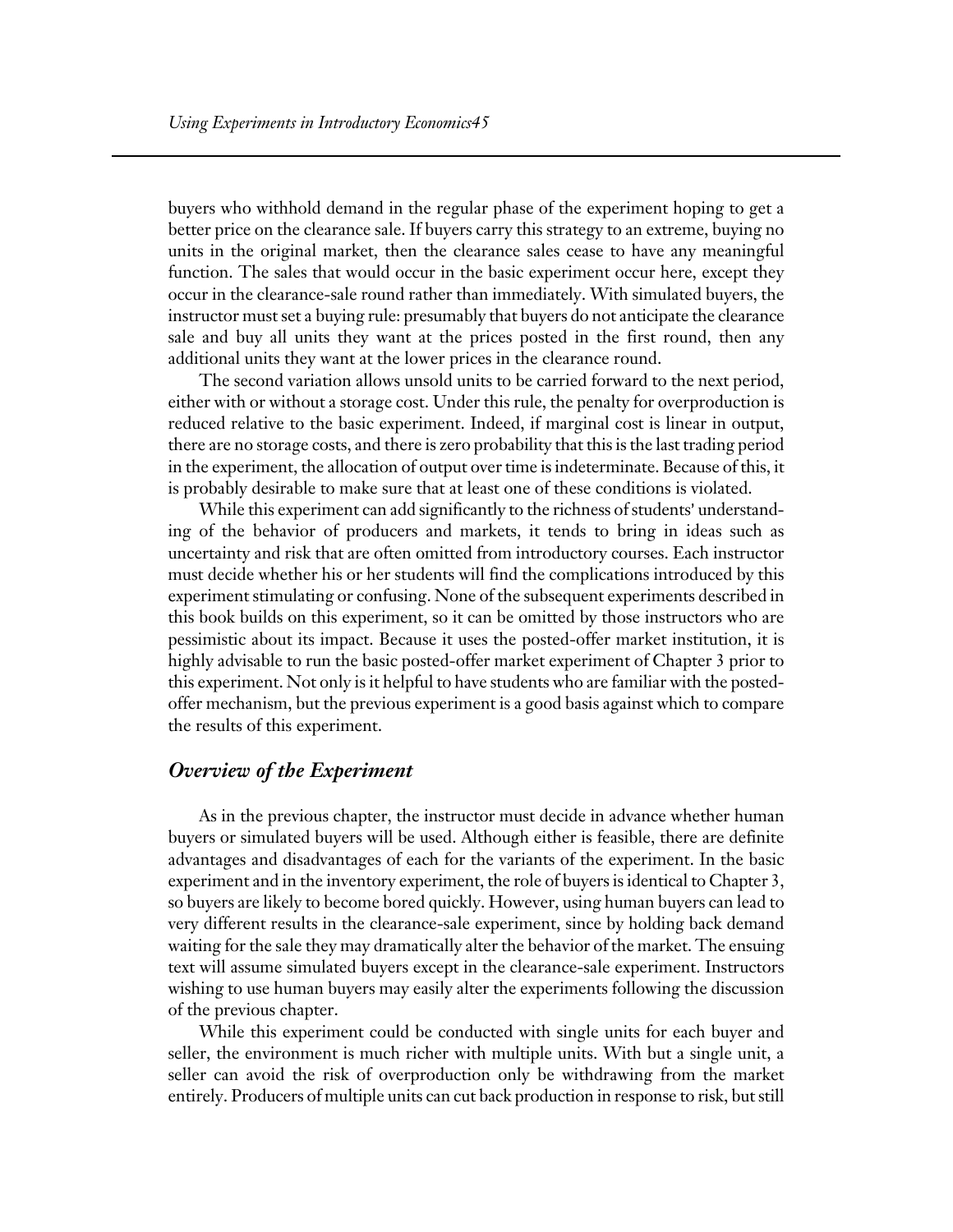buyers who withhold demand in the regular phase of the experiment hoping to get a better price on the clearance sale. If buyers carry this strategy to an extreme, buying no units in the original market, then the clearance sales cease to have any meaningful function. The sales that would occur in the basic experiment occur here, except they occur in the clearance-sale round rather than immediately. With simulated buyers, the instructor must set a buying rule: presumably that buyers do not anticipate the clearance sale and buy all units they want at the prices posted in the first round, then any additional units they want at the lower prices in the clearance round.

The second variation allows unsold units to be carried forward to the next period, either with or without a storage cost. Under this rule, the penalty for overproduction is reduced relative to the basic experiment. Indeed, if marginal cost is linear in output, there are no storage costs, and there is zero probability that this is the last trading period in the experiment, the allocation of output over time is indeterminate. Because of this, it is probably desirable to make sure that at least one of these conditions is violated.

While this experiment can add significantly to the richness of students' understanding of the behavior of producers and markets, it tends to bring in ideas such as uncertainty and risk that are often omitted from introductory courses. Each instructor must decide whether his or her students will find the complications introduced by this experiment stimulating or confusing. None of the subsequent experiments described in this book builds on this experiment, so it can be omitted by those instructors who are pessimistic about its impact. Because it uses the posted-offer market institution, it is highly advisable to run the basic posted-offer market experiment of Chapter 3 prior to this experiment. Not only is it helpful to have students who are familiar with the posted-offer mechanism, but the previous experiment is a good basis against which to compare the results of this experiment.

## *Overview of the Experiment*

As in the previous chapter, the instructor must decide in advance whether human buyers or simulated buyers will be used. Although either is feasible, there are definite advantages and disadvantages of each for the variants of the experiment. In the basic experiment and in the inventory experiment, the role of buyers is identical to Chapter 3, so buyers are likely to become bored quickly. However, using human buyers can lead to very different results in the clearance-sale experiment, since by holding back demand waiting for the sale they may dramatically alter the behavior of the market. The ensuing text will assume simulated buyers except in the clearance-sale experiment. Instructors wishing to use human buyers may easily alter the experiments following the discussion of the previous chapter.

While this experiment could be conducted with single units for each buyer and seller, the environment is much richer with multiple units. With but a single unit, a seller can avoid the risk of overproduction only be withdrawing from the market entirely. Producers of multiple units can cut back production in response to risk, but still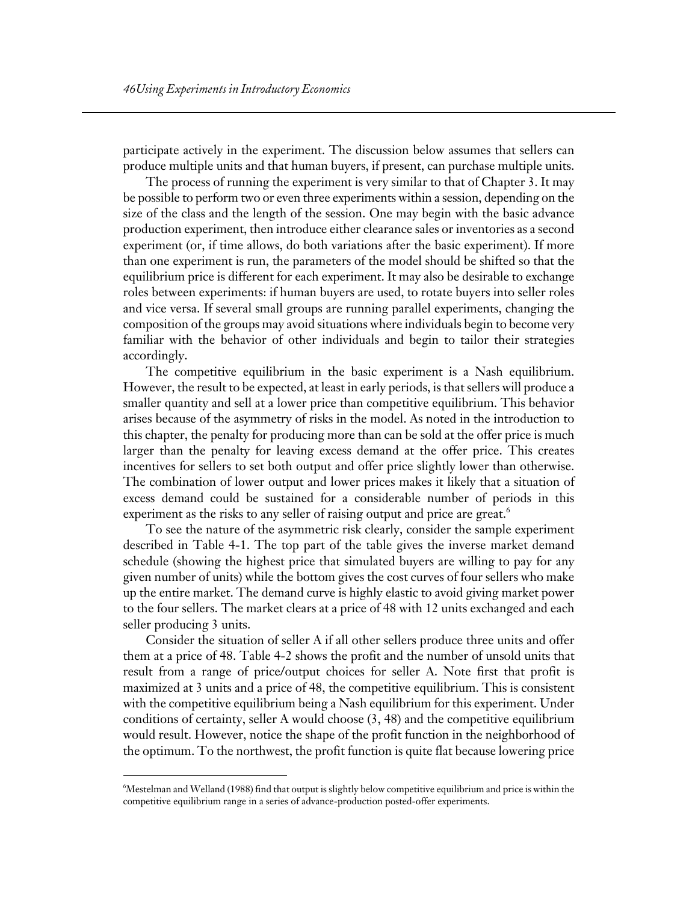participate actively in the experiment. The discussion below assumes that sellers can produce multiple units and that human buyers, if present, can purchase multiple units.

The process of running the experiment is very similar to that of Chapter 3. It may be possible to perform two or even three experiments within a session, depending on the size of the class and the length of the session. One may begin with the basic advance production experiment, then introduce either clearance sales or inventories as a second experiment (or, if time allows, do both variations after the basic experiment). If more than one experiment is run, the parameters of the model should be shifted so that the equilibrium price is different for each experiment. It may also be desirable to exchange roles between experiments: if human buyers are used, to rotate buyers into seller roles and vice versa. If several small groups are running parallel experiments, changing the composition of the groups may avoid situations where individuals begin to become very familiar with the behavior of other individuals and begin to tailor their strategies accordingly.

The competitive equilibrium in the basic experiment is a Nash equilibrium. However, the result to be expected, at least in early periods, is that sellers will produce a smaller quantity and sell at a lower price than competitive equilibrium. This behavior arises because of the asymmetry of risks in the model. As noted in the introduction to this chapter, the penalty for producing more than can be sold at the offer price is much larger than the penalty for leaving excess demand at the offer price. This creates incentives for sellers to set both output and offer price slightly lower than otherwise. The combination of lower output and lower prices makes it likely that a situation of excess demand could be sustained for a considerable number of periods in this experiment as the risks to any seller of raising output and price are great.[6]

To see the nature of the asymmetric risk clearly, consider the sample experiment described in Table 4-1. The top part of the table gives the inverse market demand schedule (showing the highest price that simulated buyers are willing to pay for any given number of units) while the bottom gives the cost curves of four sellers who make up the entire market. The demand curve is highly elastic to avoid giving market power to the four sellers. The market clears at a price of 48 with 12 units exchanged and each seller producing 3 units.

Consider the situation of seller A if all other sellers produce three units and offer them at a price of 48. Table 4-2 shows the profit and the number of unsold units that result from a range of price/output choices for seller A. Note first that profit is maximized at 3 units and a price of 48, the competitive equilibrium. This is consistent with the competitive equilibrium being a Nash equilibrium for this experiment. Under conditions of certainty, seller A would choose (3, 48) and the competitive equilibrium would result. However, notice the shape of the profit function in the neighborhood of the optimum. To the northwest, the profit function is quite flat because lowering price

---

[6] Mestelman and Welland (1988) find that output is slightly below competitive equilibrium and price is within the competitive equilibrium range in a series of advance-production posted-offer experiments.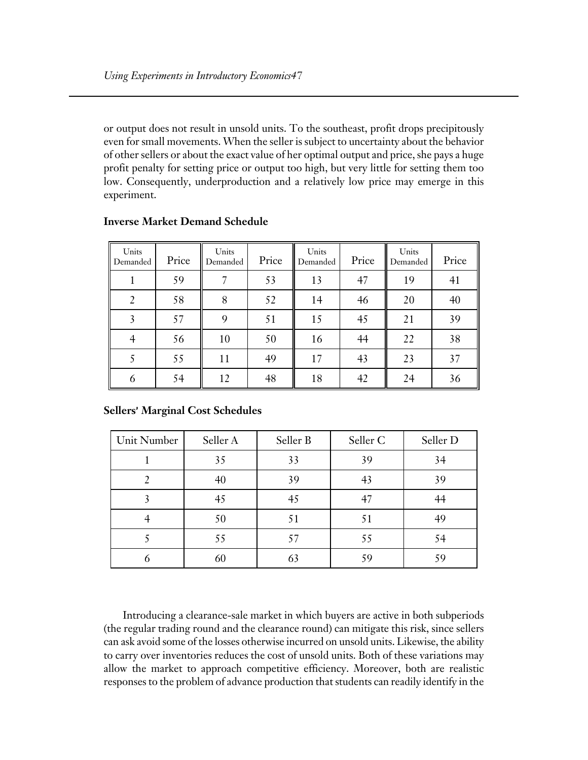or output does not result in unsold units. To the southeast, profit drops precipitously even for small movements. When the seller is subject to uncertainty about the behavior of other sellers or about the exact value of her optimal output and price, she pays a huge profit penalty for setting price or output too high, but very little for setting them too low. Consequently, underproduction and a relatively low price may emerge in this experiment.

**Inverse Market Demand Schedule**

| Units Demanded | Price | Units Demanded | Price | Units Demanded | Price | Units Demanded | Price |
|---|---|---|---|---|---|---|---|
| 1 | 59 | 7 | 53 | 13 | 47 | 19 | 41 |
| 2 | 58 | 8 | 52 | 14 | 46 | 20 | 40 |
| 3 | 57 | 9 | 51 | 15 | 45 | 21 | 39 |
| 4 | 56 | 10 | 50 | 16 | 44 | 22 | 38 |
| 5 | 55 | 11 | 49 | 17 | 43 | 23 | 37 |
| 6 | 54 | 12 | 48 | 18 | 42 | 24 | 36 |

**Sellers' Marginal Cost Schedules**

| Unit Number | Seller A | Seller B | Seller C | Seller D |
|---|---|---|---|---|
| 1 | 35 | 33 | 39 | 34 |
| 2 | 40 | 39 | 43 | 39 |
| 3 | 45 | 45 | 47 | 44 |
| 4 | 50 | 51 | 51 | 49 |
| 5 | 55 | 57 | 55 | 54 |
| 6 | 60 | 63 | 59 | 59 |

Introducing a clearance-sale market in which buyers are active in both subperiods (the regular trading round and the clearance round) can mitigate this risk, since sellers can ask avoid some of the losses otherwise incurred on unsold units. Likewise, the ability to carry over inventories reduces the cost of unsold units. Both of these variations may allow the market to approach competitive efficiency. Moreover, both are realistic responses to the problem of advance production that students can readily identify in the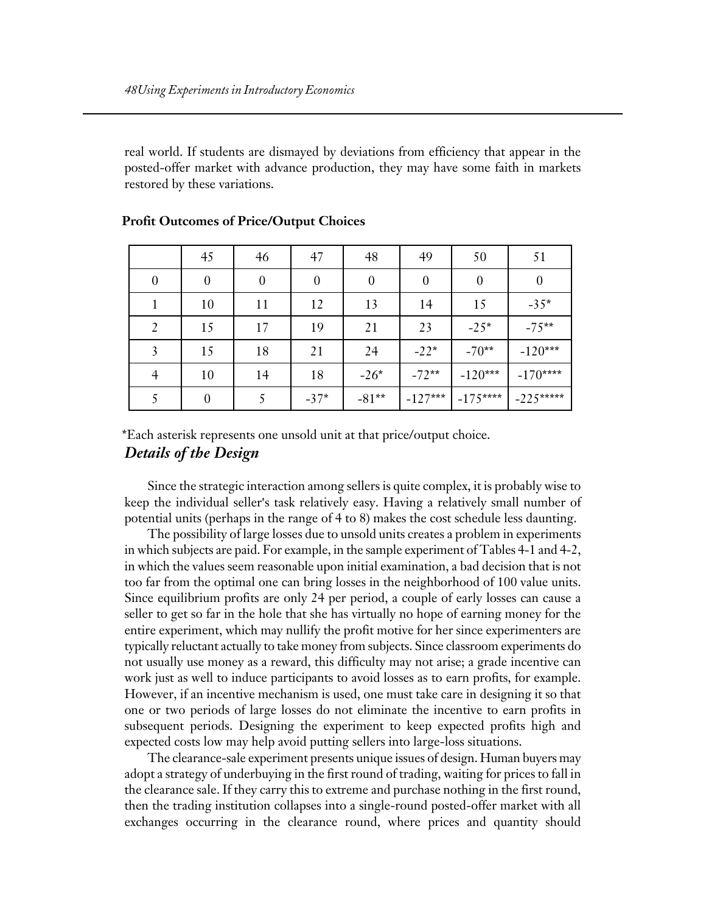real world. If students are dismayed by deviations from efficiency that appear in the posted-offer market with advance production, they may have some faith in markets restored by these variations.

**Profit Outcomes of Price/Output Choices**

| | 45 | 46 | 47 | 48 | 49 | 50 | 51 |
|---|---|---|---|---|---|---|---|
| 0 | 0 | 0 | 0 | 0 | 0 | 0 | 0 |
| 1 | 10 | 11 | 12 | 13 | 14 | 15 | -35* |
| 2 | 15 | 17 | 19 | 21 | 23 | -25* | -75** |
| 3 | 15 | 18 | 21 | 24 | -22* | -70** | -120*** |
| 4 | 10 | 14 | 18 | -26* | -72** | -120*** | -170**** |
| 5 | 0 | 5 | -37* | -81** | -127*** | -175**** | -225***** |

*Each asterisk represents one unsold unit at that price/output choice.

### *Details of the Design*

Since the strategic interaction among sellers is quite complex, it is probably wise to keep the individual seller's task relatively easy. Having a relatively small number of potential units (perhaps in the range of 4 to 8) makes the cost schedule less daunting.

The possibility of large losses due to unsold units creates a problem in experiments in which subjects are paid. For example, in the sample experiment of Tables 4-1 and 4-2, in which the values seem reasonable upon initial examination, a bad decision that is not too far from the optimal one can bring losses in the neighborhood of 100 value units. Since equilibrium profits are only 24 per period, a couple of early losses can cause a seller to get so far in the hole that she has virtually no hope of earning money for the entire experiment, which may nullify the profit motive for her since experimenters are typically reluctant actually to take money from subjects. Since classroom experiments do not usually use money as a reward, this difficulty may not arise; a grade incentive can work just as well to induce participants to avoid losses as to earn profits, for example. However, if an incentive mechanism is used, one must take care in designing it so that one or two periods of large losses do not eliminate the incentive to earn profits in subsequent periods. Designing the experiment to keep expected profits high and expected costs low may help avoid putting sellers into large-loss situations.

The clearance-sale experiment presents unique issues of design. Human buyers may adopt a strategy of underbuying in the first round of trading, waiting for prices to fall in the clearance sale. If they carry this to extreme and purchase nothing in the first round, then the trading institution collapses into a single-round posted-offer market with all exchanges occurring in the clearance round, where prices and quantity should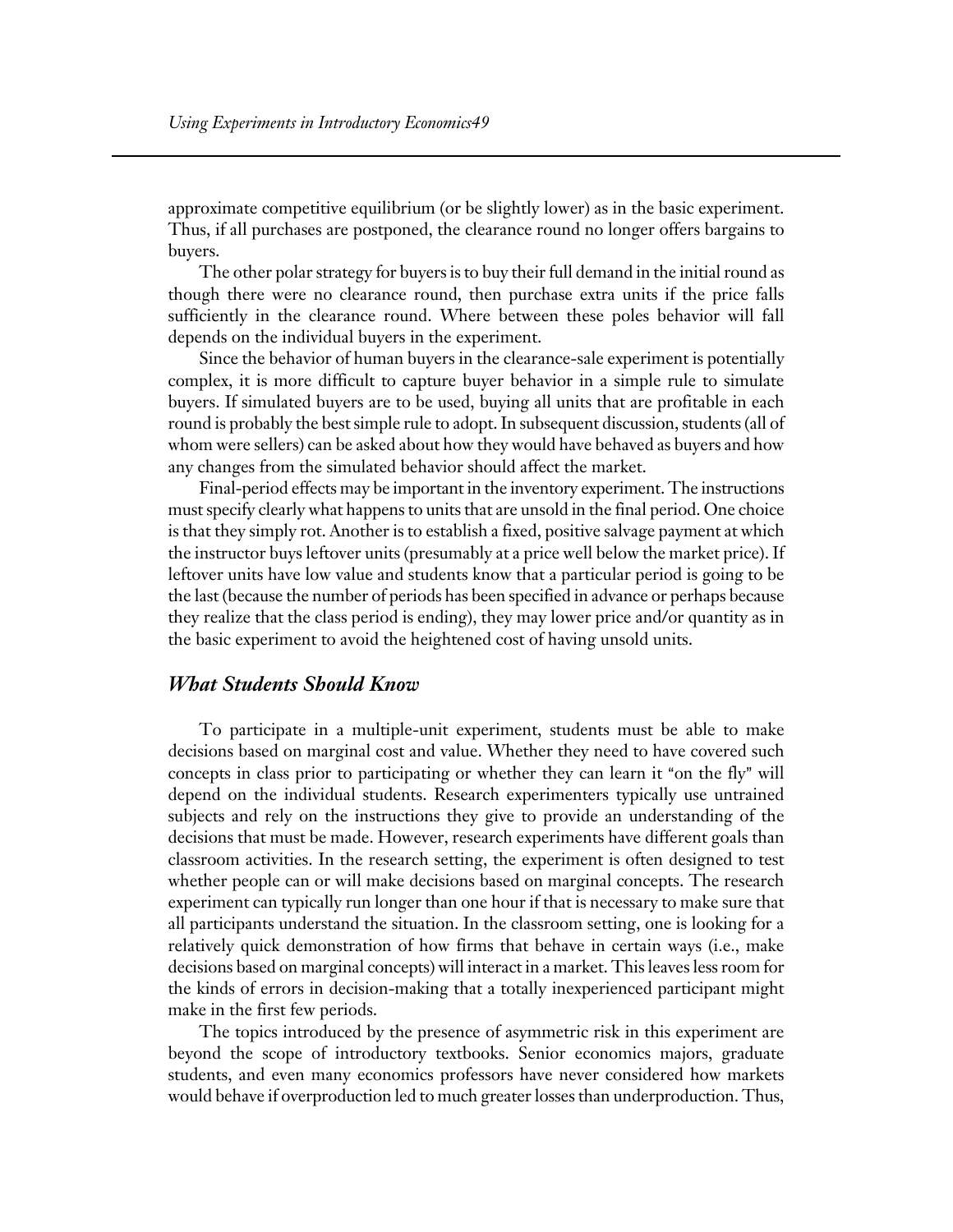approximate competitive equilibrium (or be slightly lower) as in the basic experiment. Thus, if all purchases are postponed, the clearance round no longer offers bargains to buyers.

The other polar strategy for buyers is to buy their full demand in the initial round as though there were no clearance round, then purchase extra units if the price falls sufficiently in the clearance round. Where between these poles behavior will fall depends on the individual buyers in the experiment.

Since the behavior of human buyers in the clearance-sale experiment is potentially complex, it is more difficult to capture buyer behavior in a simple rule to simulate buyers. If simulated buyers are to be used, buying all units that are profitable in each round is probably the best simple rule to adopt. In subsequent discussion, students (all of whom were sellers) can be asked about how they would have behaved as buyers and how any changes from the simulated behavior should affect the market.

Final-period effects may be important in the inventory experiment. The instructions must specify clearly what happens to units that are unsold in the final period. One choice is that they simply rot. Another is to establish a fixed, positive salvage payment at which the instructor buys leftover units (presumably at a price well below the market price). If leftover units have low value and students know that a particular period is going to be the last (because the number of periods has been specified in advance or perhaps because they realize that the class period is ending), they may lower price and/or quantity as in the basic experiment to avoid the heightened cost of having unsold units.

## *What Students Should Know*

To participate in a multiple-unit experiment, students must be able to make decisions based on marginal cost and value. Whether they need to have covered such concepts in class prior to participating or whether they can learn it "on the fly" will depend on the individual students. Research experimenters typically use untrained subjects and rely on the instructions they give to provide an understanding of the decisions that must be made. However, research experiments have different goals than classroom activities. In the research setting, the experiment is often designed to test whether people can or will make decisions based on marginal concepts. The research experiment can typically run longer than one hour if that is necessary to make sure that all participants understand the situation. In the classroom setting, one is looking for a relatively quick demonstration of how firms that behave in certain ways (i.e., make decisions based on marginal concepts) will interact in a market. This leaves less room for the kinds of errors in decision-making that a totally inexperienced participant might make in the first few periods.

The topics introduced by the presence of asymmetric risk in this experiment are beyond the scope of introductory textbooks. Senior economics majors, graduate students, and even many economics professors have never considered how markets would behave if overproduction led to much greater losses than underproduction. Thus,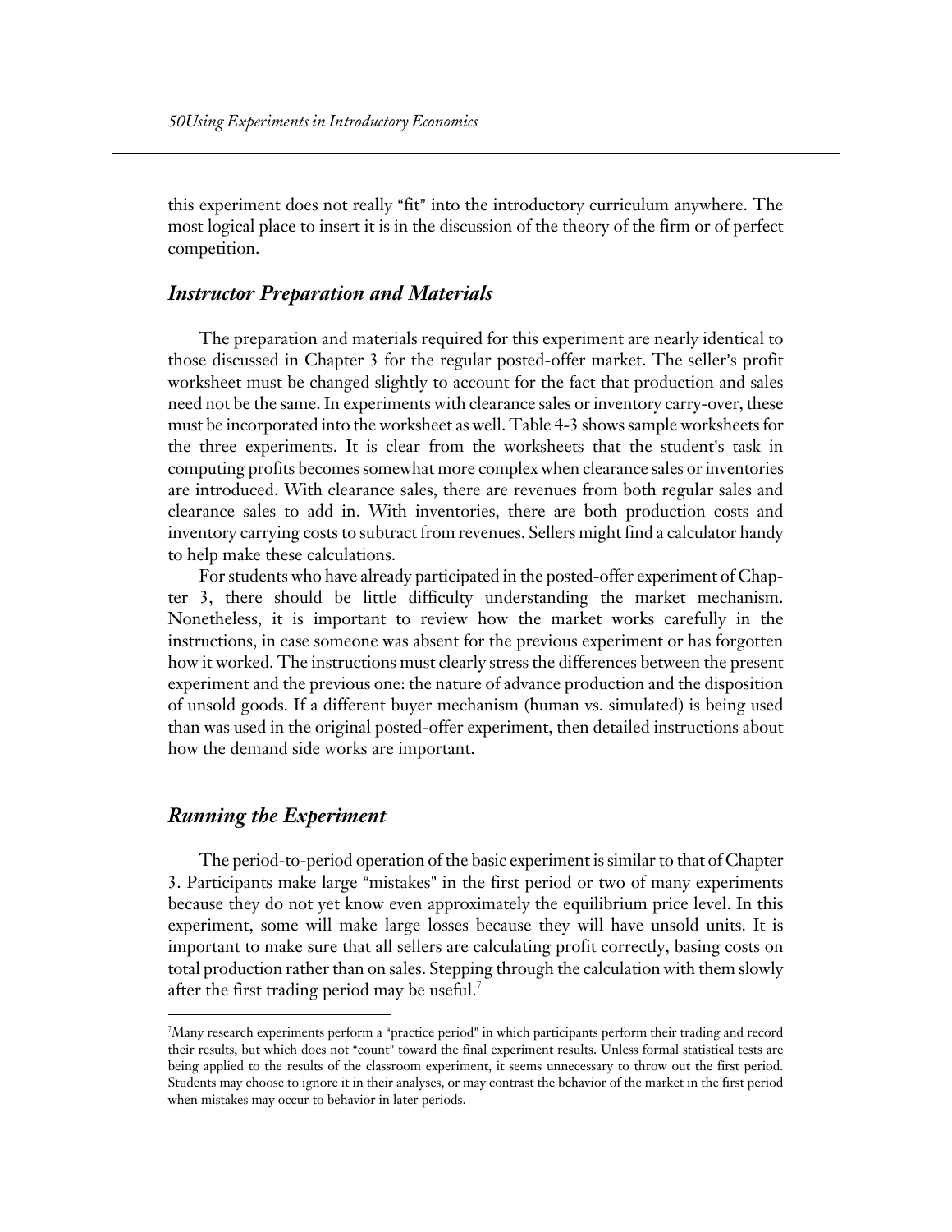this experiment does not really "fit" into the introductory curriculum anywhere. The most logical place to insert it is in the discussion of the theory of the firm or of perfect competition.

## *Instructor Preparation and Materials*

The preparation and materials required for this experiment are nearly identical to those discussed in Chapter 3 for the regular posted-offer market. The seller's profit worksheet must be changed slightly to account for the fact that production and sales need not be the same. In experiments with clearance sales or inventory carry-over, these must be incorporated into the worksheet as well. Table 4-3 shows sample worksheets for the three experiments. It is clear from the worksheets that the student's task in computing profits becomes somewhat more complex when clearance sales or inventories are introduced. With clearance sales, there are revenues from both regular sales and clearance sales to add in. With inventories, there are both production costs and inventory carrying costs to subtract from revenues. Sellers might find a calculator handy to help make these calculations.

For students who have already participated in the posted-offer experiment of Chapter 3, there should be little difficulty understanding the market mechanism. Nonetheless, it is important to review how the market works carefully in the instructions, in case someone was absent for the previous experiment or has forgotten how it worked. The instructions must clearly stress the differences between the present experiment and the previous one: the nature of advance production and the disposition of unsold goods. If a different buyer mechanism (human vs. simulated) is being used than was used in the original posted-offer experiment, then detailed instructions about how the demand side works are important.

## *Running the Experiment*

The period-to-period operation of the basic experiment is similar to that of Chapter 3. Participants make large "mistakes" in the first period or two of many experiments because they do not yet know even approximately the equilibrium price level. In this experiment, some will make large losses because they will have unsold units. It is important to make sure that all sellers are calculating profit correctly, basing costs on total production rather than on sales. Stepping through the calculation with them slowly after the first trading period may be useful.[7]

[7] Many research experiments perform a "practice period" in which participants perform their trading and record their results, but which does not "count" toward the final experiment results. Unless formal statistical tests are being applied to the results of the classroom experiment, it seems unnecessary to throw out the first period. Students may choose to ignore it in their analyses, or may contrast the behavior of the market in the first period when mistakes may occur to behavior in later periods.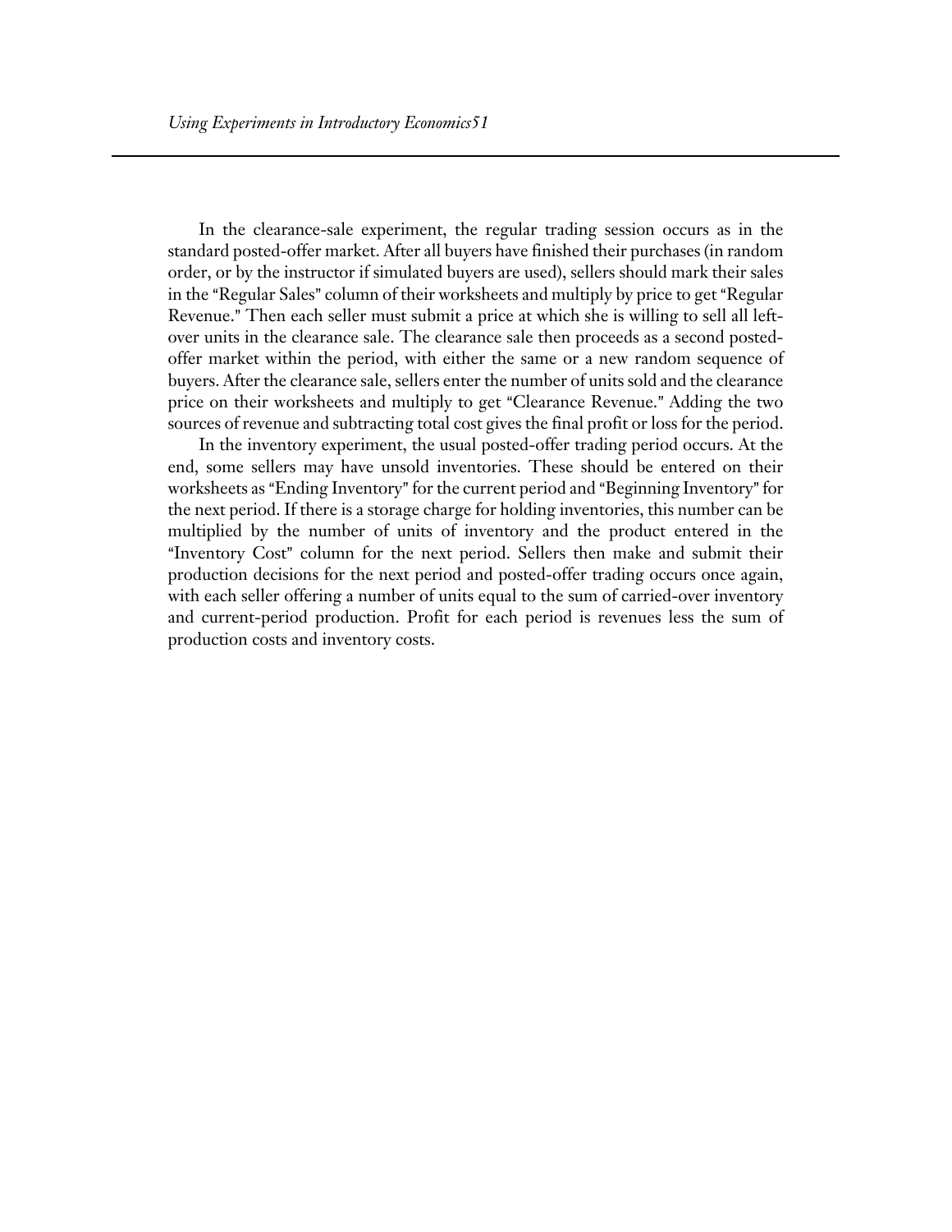In the clearance-sale experiment, the regular trading session occurs as in the standard posted-offer market. After all buyers have finished their purchases (in random order, or by the instructor if simulated buyers are used), sellers should mark their sales in the "Regular Sales" column of their worksheets and multiply by price to get "Regular Revenue." Then each seller must submit a price at which she is willing to sell all left-over units in the clearance sale. The clearance sale then proceeds as a second posted-offer market within the period, with either the same or a new random sequence of buyers. After the clearance sale, sellers enter the number of units sold and the clearance price on their worksheets and multiply to get "Clearance Revenue." Adding the two sources of revenue and subtracting total cost gives the final profit or loss for the period.

In the inventory experiment, the usual posted-offer trading period occurs. At the end, some sellers may have unsold inventories. These should be entered on their worksheets as "Ending Inventory" for the current period and "Beginning Inventory" for the next period. If there is a storage charge for holding inventories, this number can be multiplied by the number of units of inventory and the product entered in the "Inventory Cost" column for the next period. Sellers then make and submit their production decisions for the next period and posted-offer trading occurs once again, with each seller offering a number of units equal to the sum of carried-over inventory and current-period production. Profit for each period is revenues less the sum of production costs and inventory costs.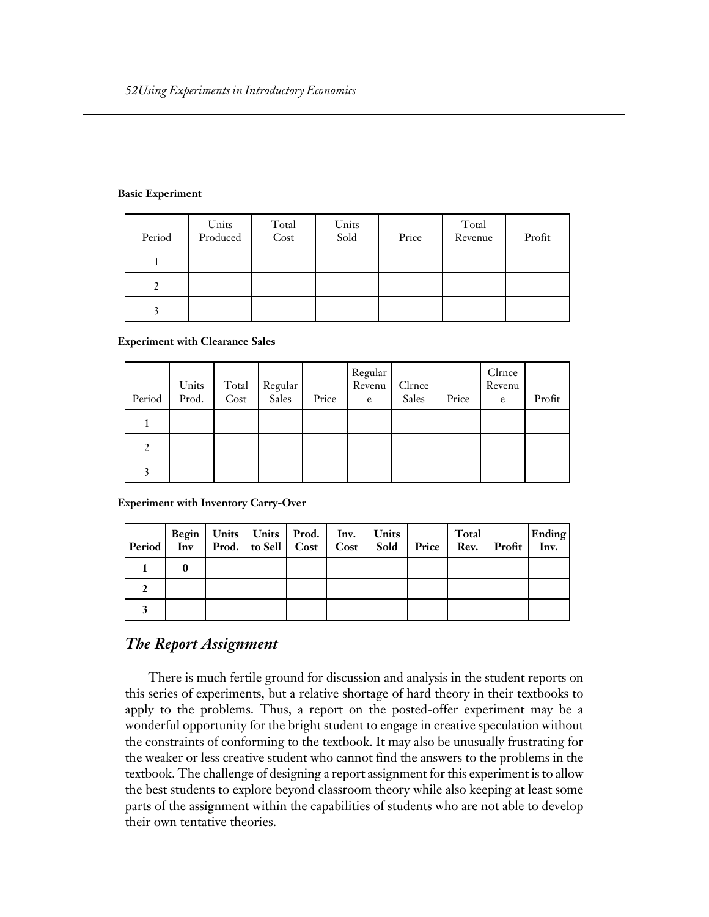**Basic Experiment**

| Period | Units Produced | Total Cost | Units Sold | Price | Total Revenue | Profit |
|---|---|---|---|---|---|---|
| 1 | | | | | | |
| 2 | | | | | | |
| 3 | | | | | | |

**Experiment with Clearance Sales**

| Period | Units Prod. | Total Cost | Regular Sales | Price | Regular Revenue | Clrnce Sales | Price | Clrnce Revenue | Profit |
|---|---|---|---|---|---|---|---|---|---|
| 1 | | | | | | | | | |
| 2 | | | | | | | | | |
| 3 | | | | | | | | | |

**Experiment with Inventory Carry-Over**

| **Period** | **Begin Inv** | **Units Prod.** | **Units to Sell** | **Prod. Cost** | **Inv. Cost** | **Units Sold** | **Price** | **Total Rev.** | **Profit** | **Ending Inv.** |
|---|---|---|---|---|---|---|---|---|---|---|
| **1** | **0** | | | | | | | | | |
| **2** | | | | | | | | | | |
| **3** | | | | | | | | | | |

## *The Report Assignment*

There is much fertile ground for discussion and analysis in the student reports on this series of experiments, but a relative shortage of hard theory in their textbooks to apply to the problems. Thus, a report on the posted-offer experiment may be a wonderful opportunity for the bright student to engage in creative speculation without the constraints of conforming to the textbook. It may also be unusually frustrating for the weaker or less creative student who cannot find the answers to the problems in the textbook. The challenge of designing a report assignment for this experiment is to allow the best students to explore beyond classroom theory while also keeping at least some parts of the assignment within the capabilities of students who are not able to develop their own tentative theories.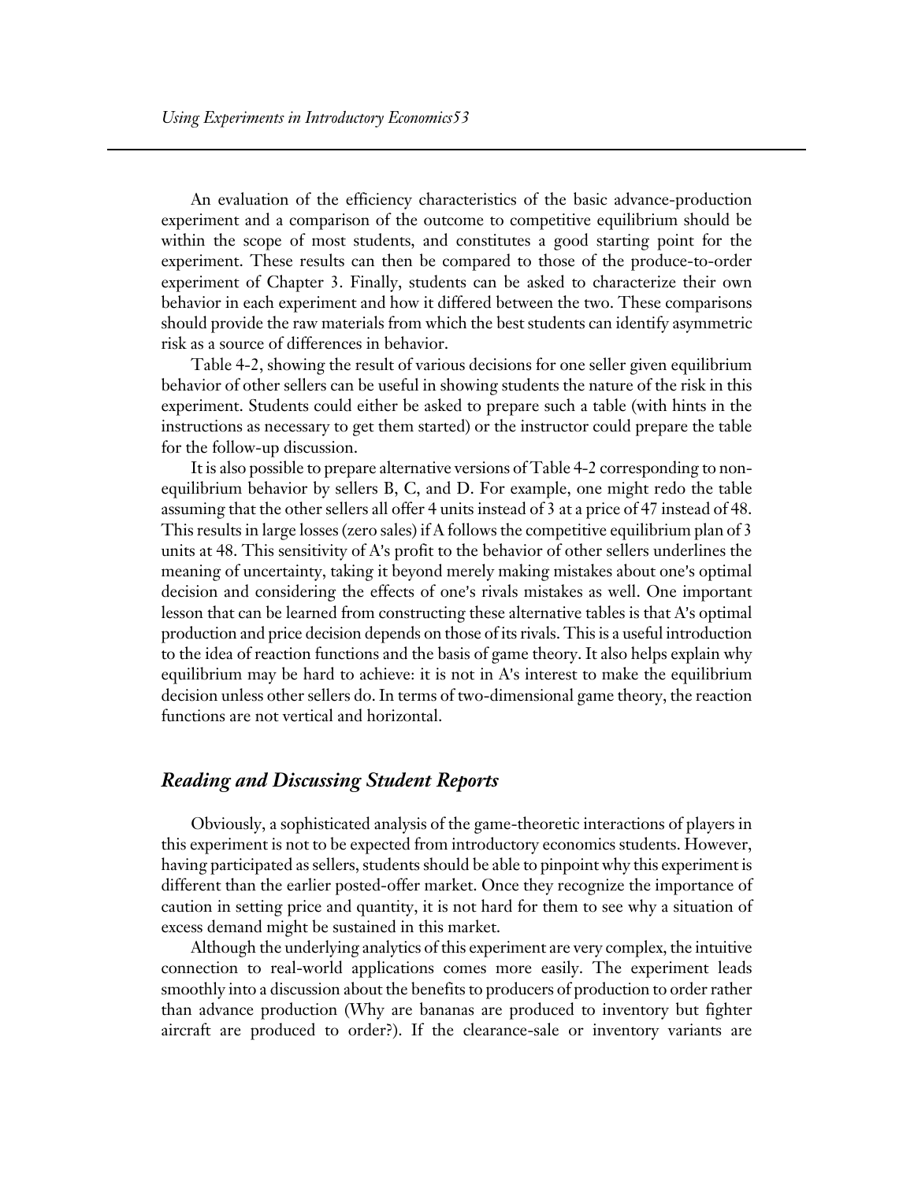An evaluation of the efficiency characteristics of the basic advance-production experiment and a comparison of the outcome to competitive equilibrium should be within the scope of most students, and constitutes a good starting point for the experiment. These results can then be compared to those of the produce-to-order experiment of Chapter 3. Finally, students can be asked to characterize their own behavior in each experiment and how it differed between the two. These comparisons should provide the raw materials from which the best students can identify asymmetric risk as a source of differences in behavior.

Table 4-2, showing the result of various decisions for one seller given equilibrium behavior of other sellers can be useful in showing students the nature of the risk in this experiment. Students could either be asked to prepare such a table (with hints in the instructions as necessary to get them started) or the instructor could prepare the table for the follow-up discussion.

It is also possible to prepare alternative versions of Table 4-2 corresponding to non-equilibrium behavior by sellers B, C, and D. For example, one might redo the table assuming that the other sellers all offer 4 units instead of 3 at a price of 47 instead of 48. This results in large losses (zero sales) if A follows the competitive equilibrium plan of 3 units at 48. This sensitivity of A's profit to the behavior of other sellers underlines the meaning of uncertainty, taking it beyond merely making mistakes about one's optimal decision and considering the effects of one's rivals mistakes as well. One important lesson that can be learned from constructing these alternative tables is that A's optimal production and price decision depends on those of its rivals. This is a useful introduction to the idea of reaction functions and the basis of game theory. It also helps explain why equilibrium may be hard to achieve: it is not in A's interest to make the equilibrium decision unless other sellers do. In terms of two-dimensional game theory, the reaction functions are not vertical and horizontal.

## *Reading and Discussing Student Reports*

Obviously, a sophisticated analysis of the game-theoretic interactions of players in this experiment is not to be expected from introductory economics students. However, having participated as sellers, students should be able to pinpoint why this experiment is different than the earlier posted-offer market. Once they recognize the importance of caution in setting price and quantity, it is not hard for them to see why a situation of excess demand might be sustained in this market.

Although the underlying analytics of this experiment are very complex, the intuitive connection to real-world applications comes more easily. The experiment leads smoothly into a discussion about the benefits to producers of production to order rather than advance production (Why are bananas are produced to inventory but fighter aircraft are produced to order?). If the clearance-sale or inventory variants are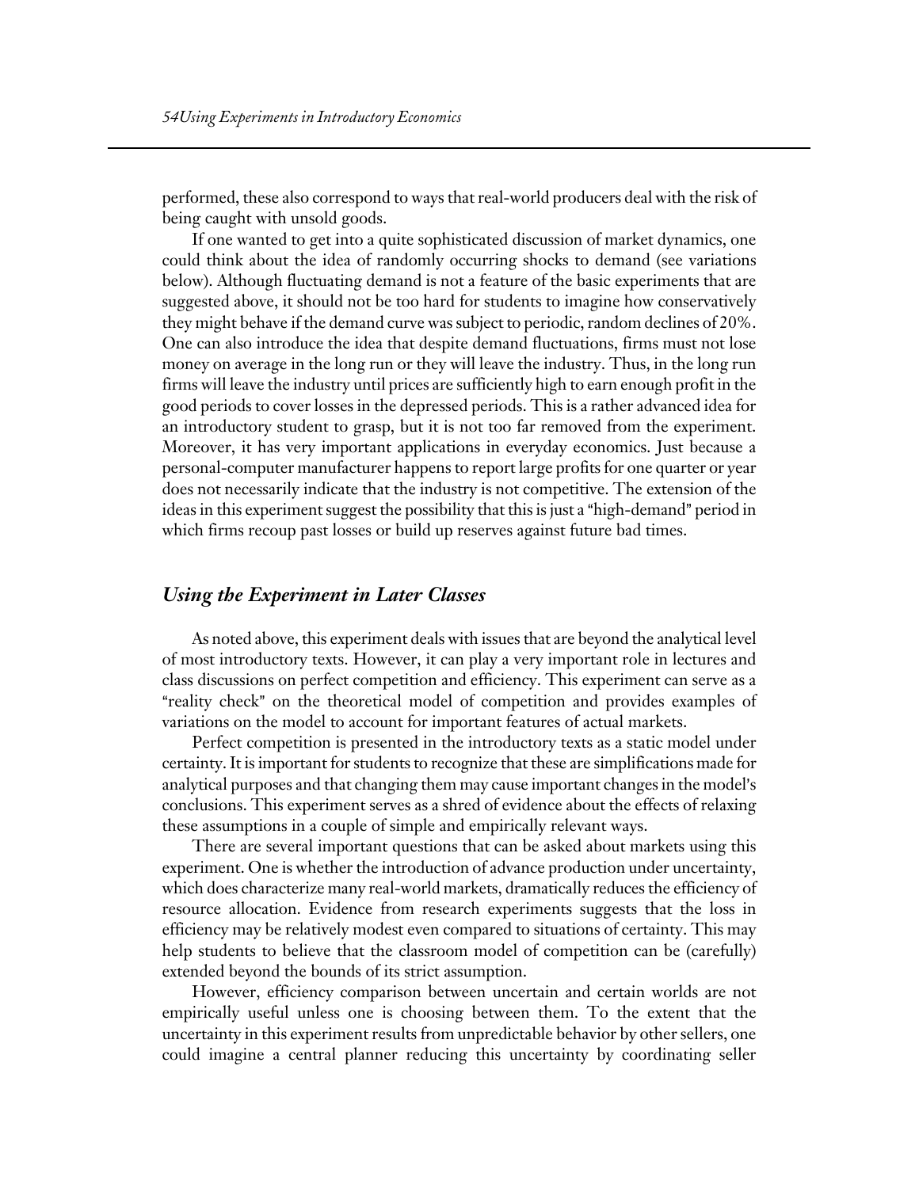performed, these also correspond to ways that real-world producers deal with the risk of being caught with unsold goods.

If one wanted to get into a quite sophisticated discussion of market dynamics, one could think about the idea of randomly occurring shocks to demand (see variations below). Although fluctuating demand is not a feature of the basic experiments that are suggested above, it should not be too hard for students to imagine how conservatively they might behave if the demand curve was subject to periodic, random declines of 20%. One can also introduce the idea that despite demand fluctuations, firms must not lose money on average in the long run or they will leave the industry. Thus, in the long run firms will leave the industry until prices are sufficiently high to earn enough profit in the good periods to cover losses in the depressed periods. This is a rather advanced idea for an introductory student to grasp, but it is not too far removed from the experiment. Moreover, it has very important applications in everyday economics. Just because a personal-computer manufacturer happens to report large profits for one quarter or year does not necessarily indicate that the industry is not competitive. The extension of the ideas in this experiment suggest the possibility that this is just a "high-demand" period in which firms recoup past losses or build up reserves against future bad times.

## *Using the Experiment in Later Classes*

As noted above, this experiment deals with issues that are beyond the analytical level of most introductory texts. However, it can play a very important role in lectures and class discussions on perfect competition and efficiency. This experiment can serve as a "reality check" on the theoretical model of competition and provides examples of variations on the model to account for important features of actual markets.

Perfect competition is presented in the introductory texts as a static model under certainty. It is important for students to recognize that these are simplifications made for analytical purposes and that changing them may cause important changes in the model's conclusions. This experiment serves as a shred of evidence about the effects of relaxing these assumptions in a couple of simple and empirically relevant ways.

There are several important questions that can be asked about markets using this experiment. One is whether the introduction of advance production under uncertainty, which does characterize many real-world markets, dramatically reduces the efficiency of resource allocation. Evidence from research experiments suggests that the loss in efficiency may be relatively modest even compared to situations of certainty. This may help students to believe that the classroom model of competition can be (carefully) extended beyond the bounds of its strict assumption.

However, efficiency comparison between uncertain and certain worlds are not empirically useful unless one is choosing between them. To the extent that the uncertainty in this experiment results from unpredictable behavior by other sellers, one could imagine a central planner reducing this uncertainty by coordinating seller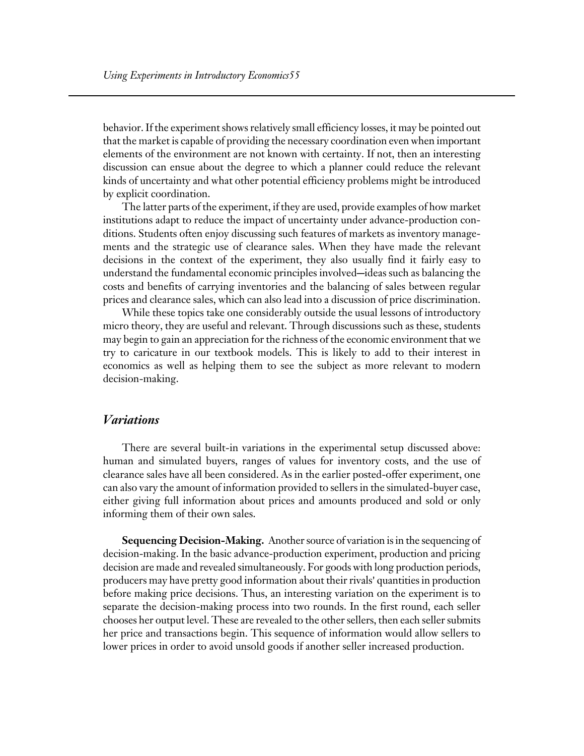behavior. If the experiment shows relatively small efficiency losses, it may be pointed out that the market is capable of providing the necessary coordination even when important elements of the environment are not known with certainty. If not, then an interesting discussion can ensue about the degree to which a planner could reduce the relevant kinds of uncertainty and what other potential efficiency problems might be introduced by explicit coordination.

The latter parts of the experiment, if they are used, provide examples of how market institutions adapt to reduce the impact of uncertainty under advance-production conditions. Students often enjoy discussing such features of markets as inventory managements and the strategic use of clearance sales. When they have made the relevant decisions in the context of the experiment, they also usually find it fairly easy to understand the fundamental economic principles involved—ideas such as balancing the costs and benefits of carrying inventories and the balancing of sales between regular prices and clearance sales, which can also lead into a discussion of price discrimination.

While these topics take one considerably outside the usual lessons of introductory micro theory, they are useful and relevant. Through discussions such as these, students may begin to gain an appreciation for the richness of the economic environment that we try to caricature in our textbook models. This is likely to add to their interest in economics as well as helping them to see the subject as more relevant to modern decision-making.

## *Variations*

There are several built-in variations in the experimental setup discussed above: human and simulated buyers, ranges of values for inventory costs, and the use of clearance sales have all been considered. As in the earlier posted-offer experiment, one can also vary the amount of information provided to sellers in the simulated-buyer case, either giving full information about prices and amounts produced and sold or only informing them of their own sales.

**Sequencing Decision-Making.** Another source of variation is in the sequencing of decision-making. In the basic advance-production experiment, production and pricing decision are made and revealed simultaneously. For goods with long production periods, producers may have pretty good information about their rivals' quantities in production before making price decisions. Thus, an interesting variation on the experiment is to separate the decision-making process into two rounds. In the first round, each seller chooses her output level. These are revealed to the other sellers, then each seller submits her price and transactions begin. This sequence of information would allow sellers to lower prices in order to avoid unsold goods if another seller increased production.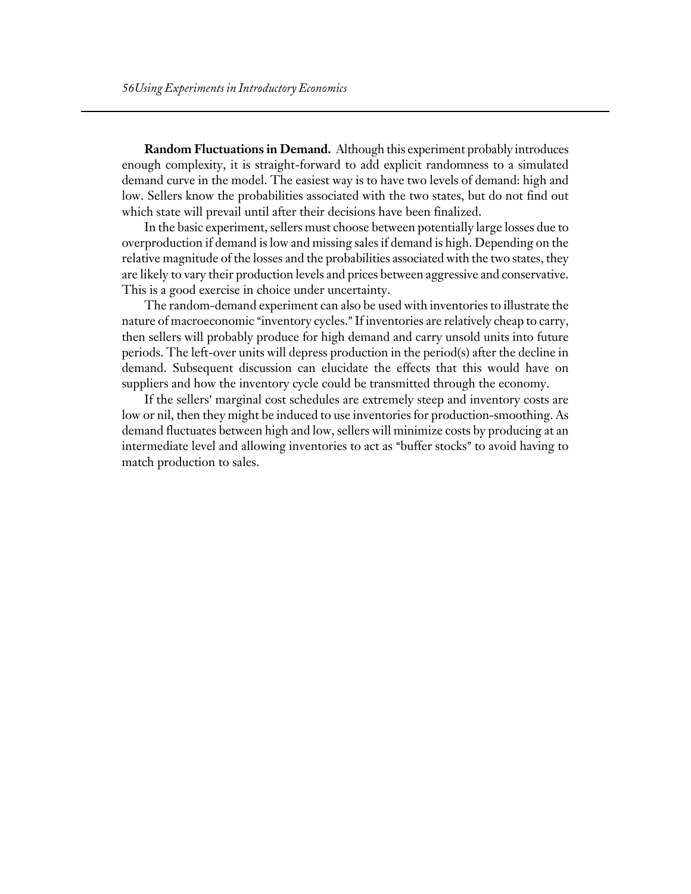**Random Fluctuations in Demand.** Although this experiment probably introduces enough complexity, it is straight-forward to add explicit randomness to a simulated demand curve in the model. The easiest way is to have two levels of demand: high and low. Sellers know the probabilities associated with the two states, but do not find out which state will prevail until after their decisions have been finalized.

In the basic experiment, sellers must choose between potentially large losses due to overproduction if demand is low and missing sales if demand is high. Depending on the relative magnitude of the losses and the probabilities associated with the two states, they are likely to vary their production levels and prices between aggressive and conservative. This is a good exercise in choice under uncertainty.

The random-demand experiment can also be used with inventories to illustrate the nature of macroeconomic "inventory cycles." If inventories are relatively cheap to carry, then sellers will probably produce for high demand and carry unsold units into future periods. The left-over units will depress production in the period(s) after the decline in demand. Subsequent discussion can elucidate the effects that this would have on suppliers and how the inventory cycle could be transmitted through the economy.

If the sellers' marginal cost schedules are extremely steep and inventory costs are low or nil, then they might be induced to use inventories for production-smoothing. As demand fluctuates between high and low, sellers will minimize costs by producing at an intermediate level and allowing inventories to act as "buffer stocks" to avoid having to match production to sales.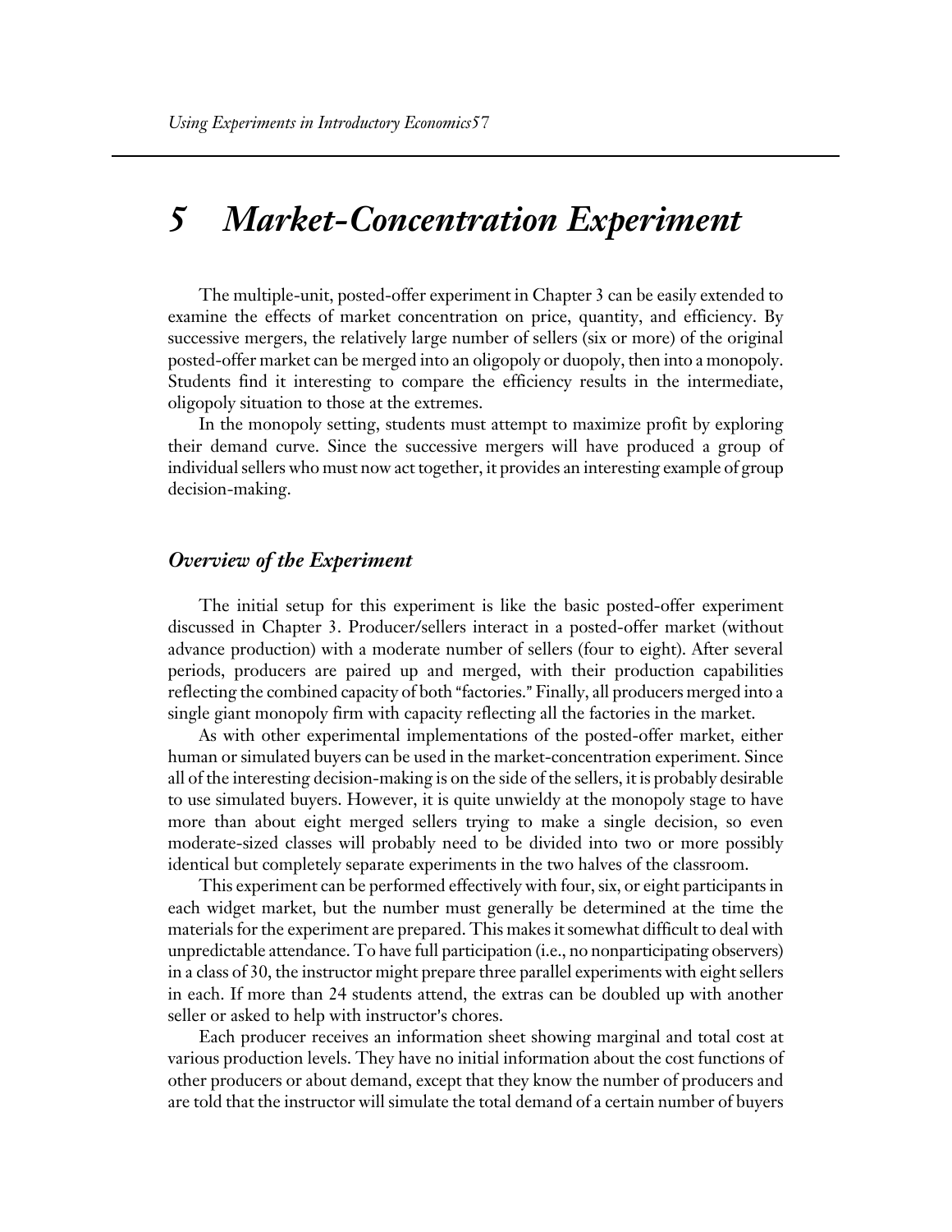# 5 Market-Concentration Experiment

The multiple-unit, posted-offer experiment in Chapter 3 can be easily extended to examine the effects of market concentration on price, quantity, and efficiency. By successive mergers, the relatively large number of sellers (six or more) of the original posted-offer market can be merged into an oligopoly or duopoly, then into a monopoly. Students find it interesting to compare the efficiency results in the intermediate, oligopoly situation to those at the extremes.

In the monopoly setting, students must attempt to maximize profit by exploring their demand curve. Since the successive mergers will have produced a group of individual sellers who must now act together, it provides an interesting example of group decision-making.

## *Overview of the Experiment*

The initial setup for this experiment is like the basic posted-offer experiment discussed in Chapter 3. Producer/sellers interact in a posted-offer market (without advance production) with a moderate number of sellers (four to eight). After several periods, producers are paired up and merged, with their production capabilities reflecting the combined capacity of both "factories." Finally, all producers merged into a single giant monopoly firm with capacity reflecting all the factories in the market.

As with other experimental implementations of the posted-offer market, either human or simulated buyers can be used in the market-concentration experiment. Since all of the interesting decision-making is on the side of the sellers, it is probably desirable to use simulated buyers. However, it is quite unwieldy at the monopoly stage to have more than about eight merged sellers trying to make a single decision, so even moderate-sized classes will probably need to be divided into two or more possibly identical but completely separate experiments in the two halves of the classroom.

This experiment can be performed effectively with four, six, or eight participants in each widget market, but the number must generally be determined at the time the materials for the experiment are prepared. This makes it somewhat difficult to deal with unpredictable attendance. To have full participation (i.e., no nonparticipating observers) in a class of 30, the instructor might prepare three parallel experiments with eight sellers in each. If more than 24 students attend, the extras can be doubled up with another seller or asked to help with instructor's chores.

Each producer receives an information sheet showing marginal and total cost at various production levels. They have no initial information about the cost functions of other producers or about demand, except that they know the number of producers and are told that the instructor will simulate the total demand of a certain number of buyers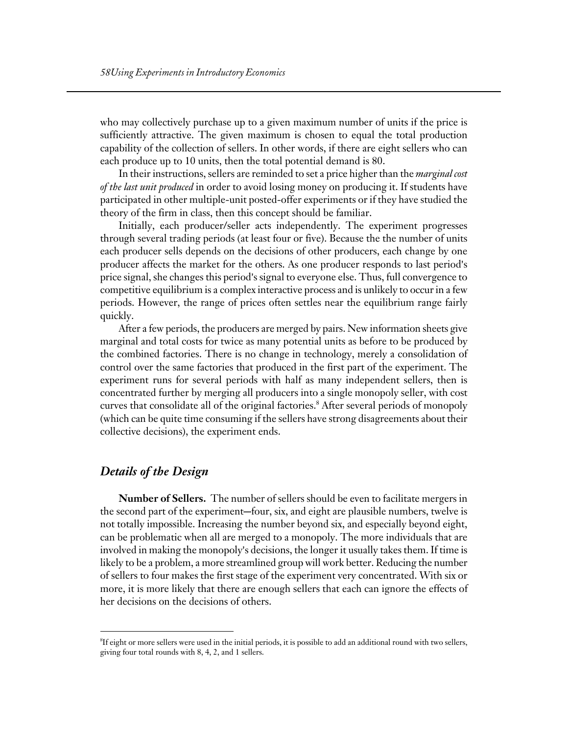who may collectively purchase up to a given maximum number of units if the price is sufficiently attractive. The given maximum is chosen to equal the total production capability of the collection of sellers. In other words, if there are eight sellers who can each produce up to 10 units, then the total potential demand is 80.

In their instructions, sellers are reminded to set a price higher than the *marginal cost of the last unit produced* in order to avoid losing money on producing it. If students have participated in other multiple-unit posted-offer experiments or if they have studied the theory of the firm in class, then this concept should be familiar.

Initially, each producer/seller acts independently. The experiment progresses through several trading periods (at least four or five). Because the the number of units each producer sells depends on the decisions of other producers, each change by one producer affects the market for the others. As one producer responds to last period's price signal, she changes this period's signal to everyone else. Thus, full convergence to competitive equilibrium is a complex interactive process and is unlikely to occur in a few periods. However, the range of prices often settles near the equilibrium range fairly quickly.

After a few periods, the producers are merged by pairs. New information sheets give marginal and total costs for twice as many potential units as before to be produced by the combined factories. There is no change in technology, merely a consolidation of control over the same factories that produced in the first part of the experiment. The experiment runs for several periods with half as many independent sellers, then is concentrated further by merging all producers into a single monopoly seller, with cost curves that consolidate all of the original factories.[8] After several periods of monopoly (which can be quite time consuming if the sellers have strong disagreements about their collective decisions), the experiment ends.

## *Details of the Design*

**Number of Sellers.** The number of sellers should be even to facilitate mergers in the second part of the experiment—four, six, and eight are plausible numbers, twelve is not totally impossible. Increasing the number beyond six, and especially beyond eight, can be problematic when all are merged to a monopoly. The more individuals that are involved in making the monopoly's decisions, the longer it usually takes them. If time is likely to be a problem, a more streamlined group will work better. Reducing the number of sellers to four makes the first stage of the experiment very concentrated. With six or more, it is more likely that there are enough sellers that each can ignore the effects of her decisions on the decisions of others.

---

[8] If eight or more sellers were used in the initial periods, it is possible to add an additional round with two sellers, giving four total rounds with 8, 4, 2, and 1 sellers.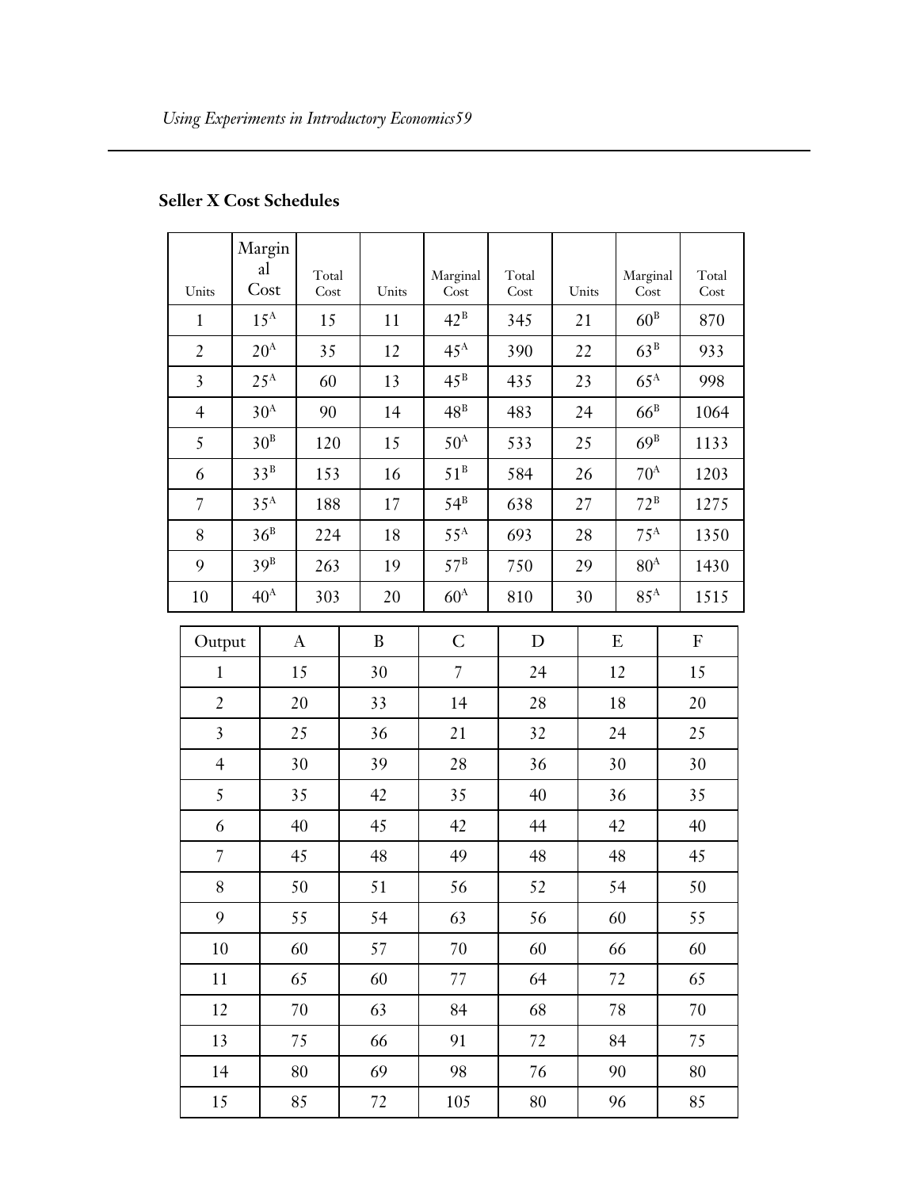**Seller X Cost Schedules**

| Units | Marginal Cost | Total Cost | Units | Marginal Cost | Total Cost | Units | Marginal Cost | Total Cost |
|---|---|---|---|---|---|---|---|---|
| 1 | $15^A$ | 15 | 11 | $42^B$ | 345 | 21 | $60^B$ | 870 |
| 2 | $20^A$ | 35 | 12 | $45^A$ | 390 | 22 | $63^B$ | 933 |
| 3 | $25^A$ | 60 | 13 | $45^B$ | 435 | 23 | $65^A$ | 998 |
| 4 | $30^A$ | 90 | 14 | $48^B$ | 483 | 24 | $66^B$ | 1064 |
| 5 | $30^B$ | 120 | 15 | $50^A$ | 533 | 25 | $69^B$ | 1133 |
| 6 | $33^B$ | 153 | 16 | $51^B$ | 584 | 26 | $70^A$ | 1203 |
| 7 | $35^A$ | 188 | 17 | $54^B$ | 638 | 27 | $72^B$ | 1275 |
| 8 | $36^B$ | 224 | 18 | $55^A$ | 693 | 28 | $75^A$ | 1350 |
| 9 | $39^B$ | 263 | 19 | $57^B$ | 750 | 29 | $80^A$ | 1430 |
| 10 | $40^A$ | 303 | 20 | $60^A$ | 810 | 30 | $85^A$ | 1515 |

| Output | A | B | C | D | E | F |
|---|---|---|---|---|---|---|
| 1 | 15 | 30 | 7 | 24 | 12 | 15 |
| 2 | 20 | 33 | 14 | 28 | 18 | 20 |
| 3 | 25 | 36 | 21 | 32 | 24 | 25 |
| 4 | 30 | 39 | 28 | 36 | 30 | 30 |
| 5 | 35 | 42 | 35 | 40 | 36 | 35 |
| 6 | 40 | 45 | 42 | 44 | 42 | 40 |
| 7 | 45 | 48 | 49 | 48 | 48 | 45 |
| 8 | 50 | 51 | 56 | 52 | 54 | 50 |
| 9 | 55 | 54 | 63 | 56 | 60 | 55 |
| 10 | 60 | 57 | 70 | 60 | 66 | 60 |
| 11 | 65 | 60 | 77 | 64 | 72 | 65 |
| 12 | 70 | 63 | 84 | 68 | 78 | 70 |
| 13 | 75 | 66 | 91 | 72 | 84 | 75 |
| 14 | 80 | 69 | 98 | 76 | 90 | 80 |
| 15 | 85 | 72 | 105 | 80 | 96 | 85 |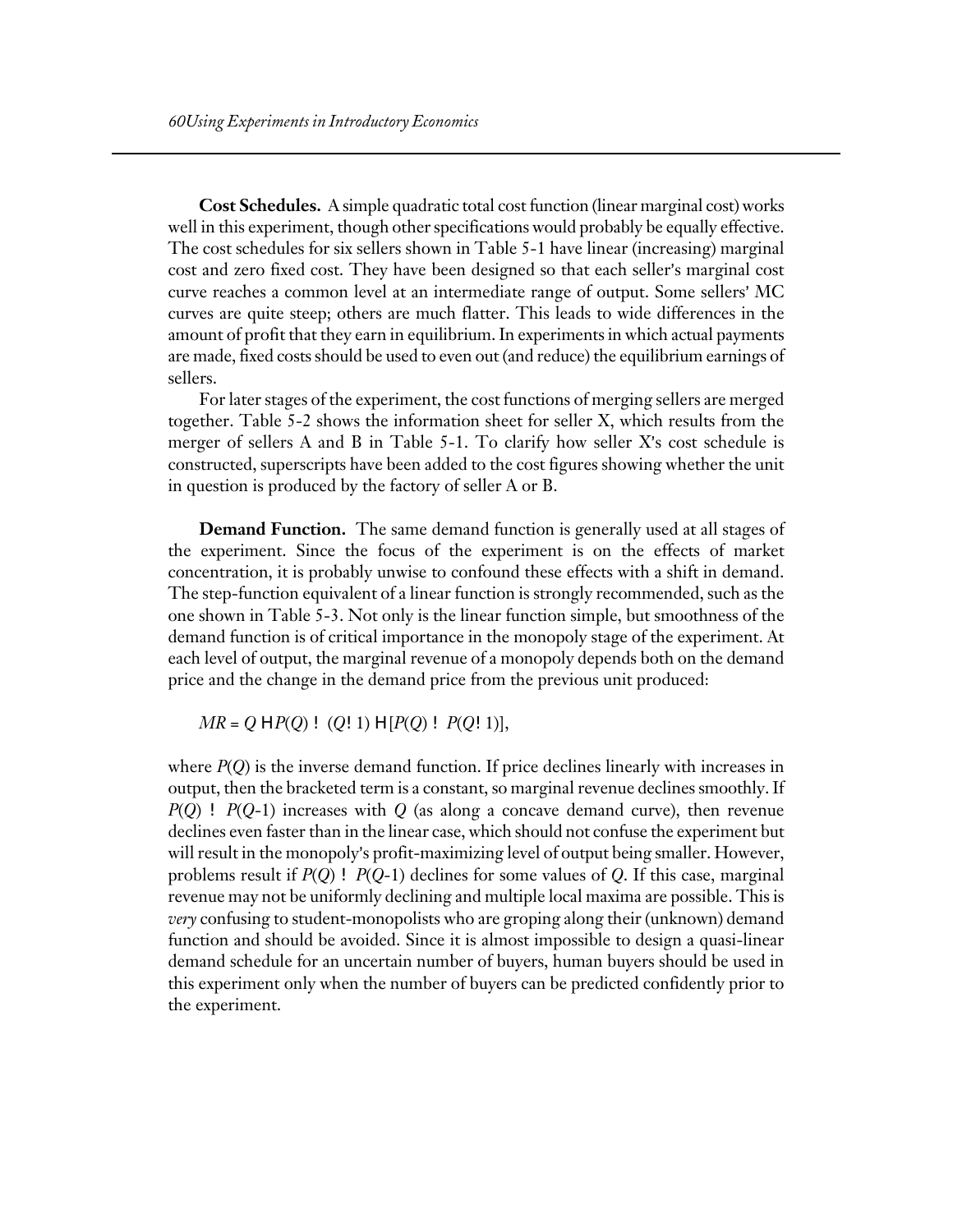**Cost Schedules.** A simple quadratic total cost function (linear marginal cost) works well in this experiment, though other specifications would probably be equally effective. The cost schedules for six sellers shown in Table 5-1 have linear (increasing) marginal cost and zero fixed cost. They have been designed so that each seller's marginal cost curve reaches a common level at an intermediate range of output. Some sellers' MC curves are quite steep; others are much flatter. This leads to wide differences in the amount of profit that they earn in equilibrium. In experiments in which actual payments are made, fixed costs should be used to even out (and reduce) the equilibrium earnings of sellers.

For later stages of the experiment, the cost functions of merging sellers are merged together. Table 5-2 shows the information sheet for seller X, which results from the merger of sellers A and B in Table 5-1. To clarify how seller X's cost schedule is constructed, superscripts have been added to the cost figures showing whether the unit in question is produced by the factory of seller A or B.

**Demand Function.** The same demand function is generally used at all stages of the experiment. Since the focus of the experiment is on the effects of market concentration, it is probably unwise to confound these effects with a shift in demand. The step-function equivalent of a linear function is strongly recommended, such as the one shown in Table 5-3. Not only is the linear function simple, but smoothness of the demand function is of critical importance in the monopoly stage of the experiment. At each level of output, the marginal revenue of a monopoly depends both on the demand price and the change in the demand price from the previous unit produced:

$$MR = Q \cdot P(Q) - (Q-1) \cdot [P(Q) - P(Q-1)],$$

where $P(Q)$ is the inverse demand function. If price declines linearly with increases in output, then the bracketed term is a constant, so marginal revenue declines smoothly. If $P(Q) - P(Q\text{-}1)$ increases with $Q$ (as along a concave demand curve), then revenue declines even faster than in the linear case, which should not confuse the experiment but will result in the monopoly's profit-maximizing level of output being smaller. However, problems result if $P(Q) - P(Q\text{-}1)$ declines for some values of $Q$. If this case, marginal revenue may not be uniformly declining and multiple local maxima are possible. This is *very* confusing to student-monopolists who are groping along their (unknown) demand function and should be avoided. Since it is almost impossible to design a quasi-linear demand schedule for an uncertain number of buyers, human buyers should be used in this experiment only when the number of buyers can be predicted confidently prior to the experiment.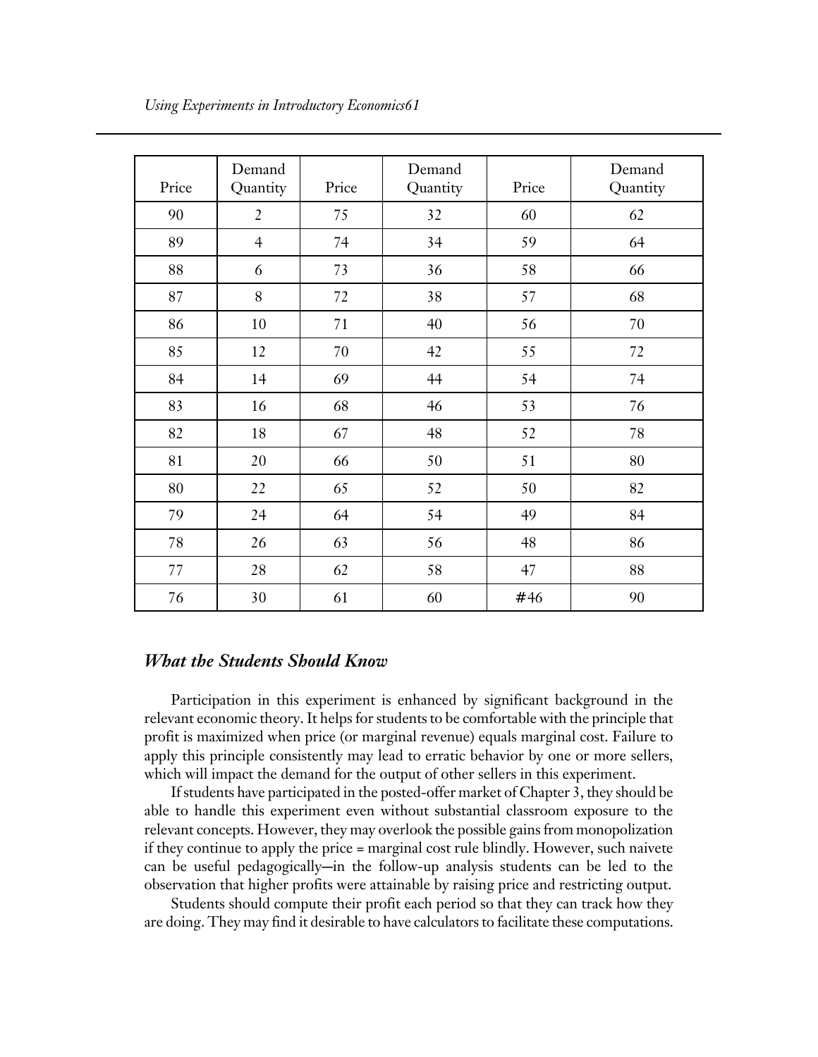| Price | Demand Quantity | Price | Demand Quantity | Price | Demand Quantity |
|---|---|---|---|---|---|
| 90 | 2 | 75 | 32 | 60 | 62 |
| 89 | 4 | 74 | 34 | 59 | 64 |
| 88 | 6 | 73 | 36 | 58 | 66 |
| 87 | 8 | 72 | 38 | 57 | 68 |
| 86 | 10 | 71 | 40 | 56 | 70 |
| 85 | 12 | 70 | 42 | 55 | 72 |
| 84 | 14 | 69 | 44 | 54 | 74 |
| 83 | 16 | 68 | 46 | 53 | 76 |
| 82 | 18 | 67 | 48 | 52 | 78 |
| 81 | 20 | 66 | 50 | 51 | 80 |
| 80 | 22 | 65 | 52 | 50 | 82 |
| 79 | 24 | 64 | 54 | 49 | 84 |
| 78 | 26 | 63 | 56 | 48 | 86 |
| 77 | 28 | 62 | 58 | 47 | 88 |
| 76 | 30 | 61 | 60 | #46 | 90 |

### *What the Students Should Know*

Participation in this experiment is enhanced by significant background in the relevant economic theory. It helps for students to be comfortable with the principle that profit is maximized when price (or marginal revenue) equals marginal cost. Failure to apply this principle consistently may lead to erratic behavior by one or more sellers, which will impact the demand for the output of other sellers in this experiment.

If students have participated in the posted-offer market of Chapter 3, they should be able to handle this experiment even without substantial classroom exposure to the relevant concepts. However, they may overlook the possible gains from monopolization if they continue to apply the price = marginal cost rule blindly. However, such naivete can be useful pedagogically—in the follow-up analysis students can be led to the observation that higher profits were attainable by raising price and restricting output.

Students should compute their profit each period so that they can track how they are doing. They may find it desirable to have calculators to facilitate these computations.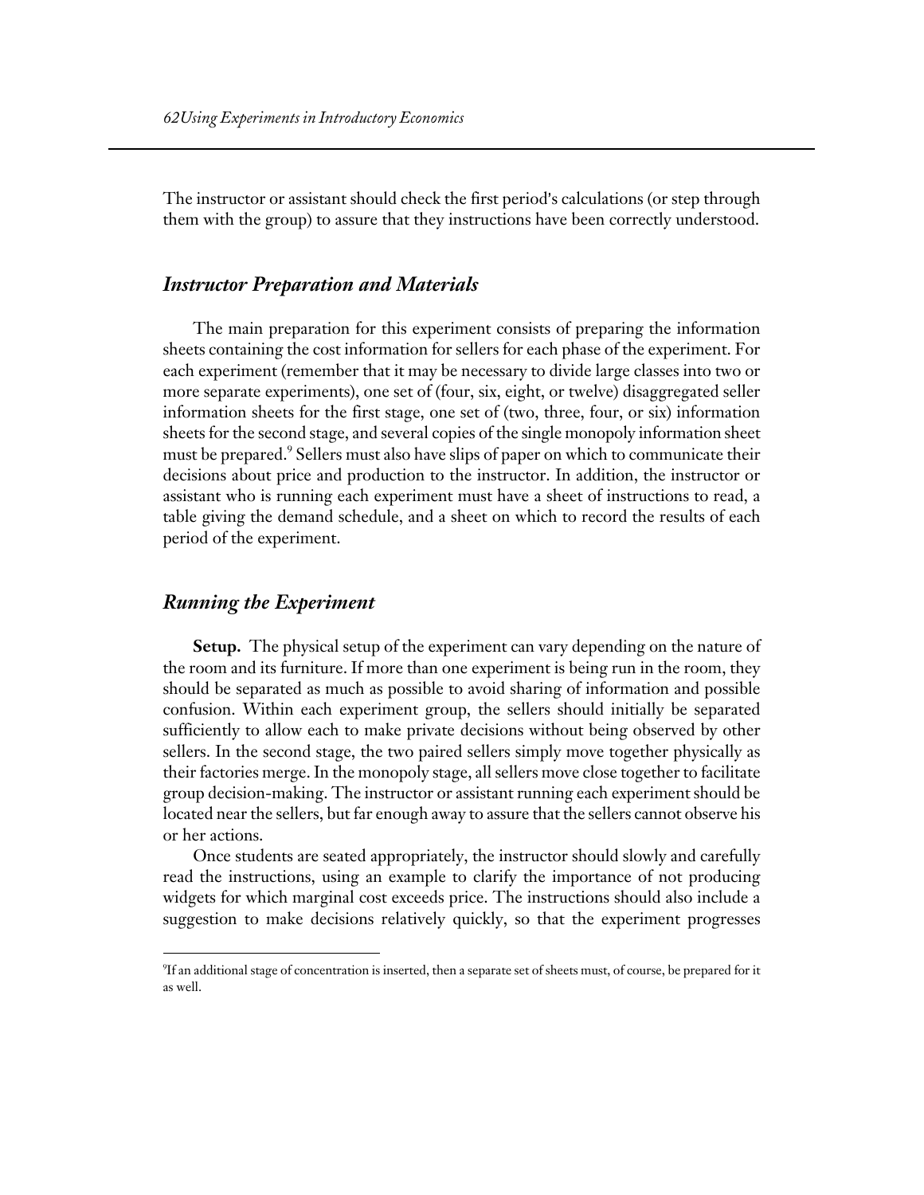The instructor or assistant should check the first period's calculations (or step through them with the group) to assure that they instructions have been correctly understood.

### *Instructor Preparation and Materials*

The main preparation for this experiment consists of preparing the information sheets containing the cost information for sellers for each phase of the experiment. For each experiment (remember that it may be necessary to divide large classes into two or more separate experiments), one set of (four, six, eight, or twelve) disaggregated seller information sheets for the first stage, one set of (two, three, four, or six) information sheets for the second stage, and several copies of the single monopoly information sheet must be prepared.[9] Sellers must also have slips of paper on which to communicate their decisions about price and production to the instructor. In addition, the instructor or assistant who is running each experiment must have a sheet of instructions to read, a table giving the demand schedule, and a sheet on which to record the results of each period of the experiment.

### *Running the Experiment*

**Setup.** The physical setup of the experiment can vary depending on the nature of the room and its furniture. If more than one experiment is being run in the room, they should be separated as much as possible to avoid sharing of information and possible confusion. Within each experiment group, the sellers should initially be separated sufficiently to allow each to make private decisions without being observed by other sellers. In the second stage, the two paired sellers simply move together physically as their factories merge. In the monopoly stage, all sellers move close together to facilitate group decision-making. The instructor or assistant running each experiment should be located near the sellers, but far enough away to assure that the sellers cannot observe his or her actions.

Once students are seated appropriately, the instructor should slowly and carefully read the instructions, using an example to clarify the importance of not producing widgets for which marginal cost exceeds price. The instructions should also include a suggestion to make decisions relatively quickly, so that the experiment progresses

---

[9] If an additional stage of concentration is inserted, then a separate set of sheets must, of course, be prepared for it as well.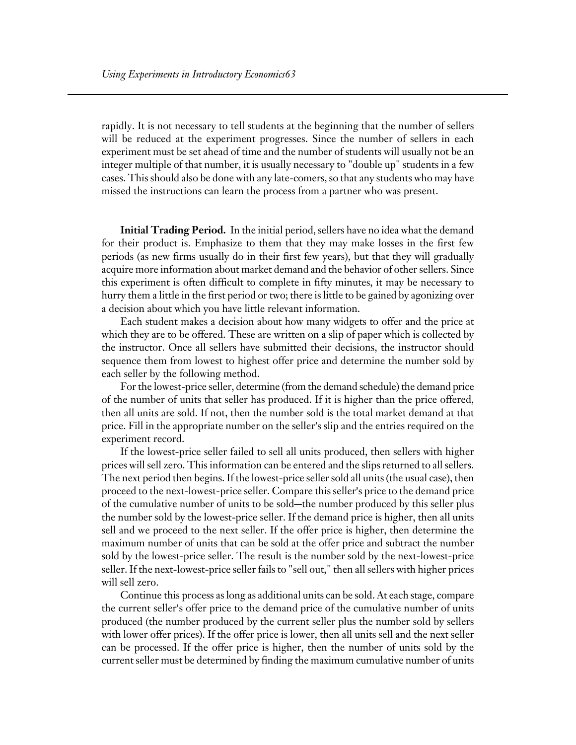rapidly. It is not necessary to tell students at the beginning that the number of sellers will be reduced at the experiment progresses. Since the number of sellers in each experiment must be set ahead of time and the number of students will usually not be an integer multiple of that number, it is usually necessary to "double up" students in a few cases. This should also be done with any late-comers, so that any students who may have missed the instructions can learn the process from a partner who was present.

**Initial Trading Period.** In the initial period, sellers have no idea what the demand for their product is. Emphasize to them that they may make losses in the first few periods (as new firms usually do in their first few years), but that they will gradually acquire more information about market demand and the behavior of other sellers. Since this experiment is often difficult to complete in fifty minutes, it may be necessary to hurry them a little in the first period or two; there is little to be gained by agonizing over a decision about which you have little relevant information.

Each student makes a decision about how many widgets to offer and the price at which they are to be offered. These are written on a slip of paper which is collected by the instructor. Once all sellers have submitted their decisions, the instructor should sequence them from lowest to highest offer price and determine the number sold by each seller by the following method.

For the lowest-price seller, determine (from the demand schedule) the demand price of the number of units that seller has produced. If it is higher than the price offered, then all units are sold. If not, then the number sold is the total market demand at that price. Fill in the appropriate number on the seller's slip and the entries required on the experiment record.

If the lowest-price seller failed to sell all units produced, then sellers with higher prices will sell zero. This information can be entered and the slips returned to all sellers. The next period then begins. If the lowest-price seller sold all units (the usual case), then proceed to the next-lowest-price seller. Compare this seller's price to the demand price of the cumulative number of units to be sold—the number produced by this seller plus the number sold by the lowest-price seller. If the demand price is higher, then all units sell and we proceed to the next seller. If the offer price is higher, then determine the maximum number of units that can be sold at the offer price and subtract the number sold by the lowest-price seller. The result is the number sold by the next-lowest-price seller. If the next-lowest-price seller fails to "sell out," then all sellers with higher prices will sell zero.

Continue this process as long as additional units can be sold. At each stage, compare the current seller's offer price to the demand price of the cumulative number of units produced (the number produced by the current seller plus the number sold by sellers with lower offer prices). If the offer price is lower, then all units sell and the next seller can be processed. If the offer price is higher, then the number of units sold by the current seller must be determined by finding the maximum cumulative number of units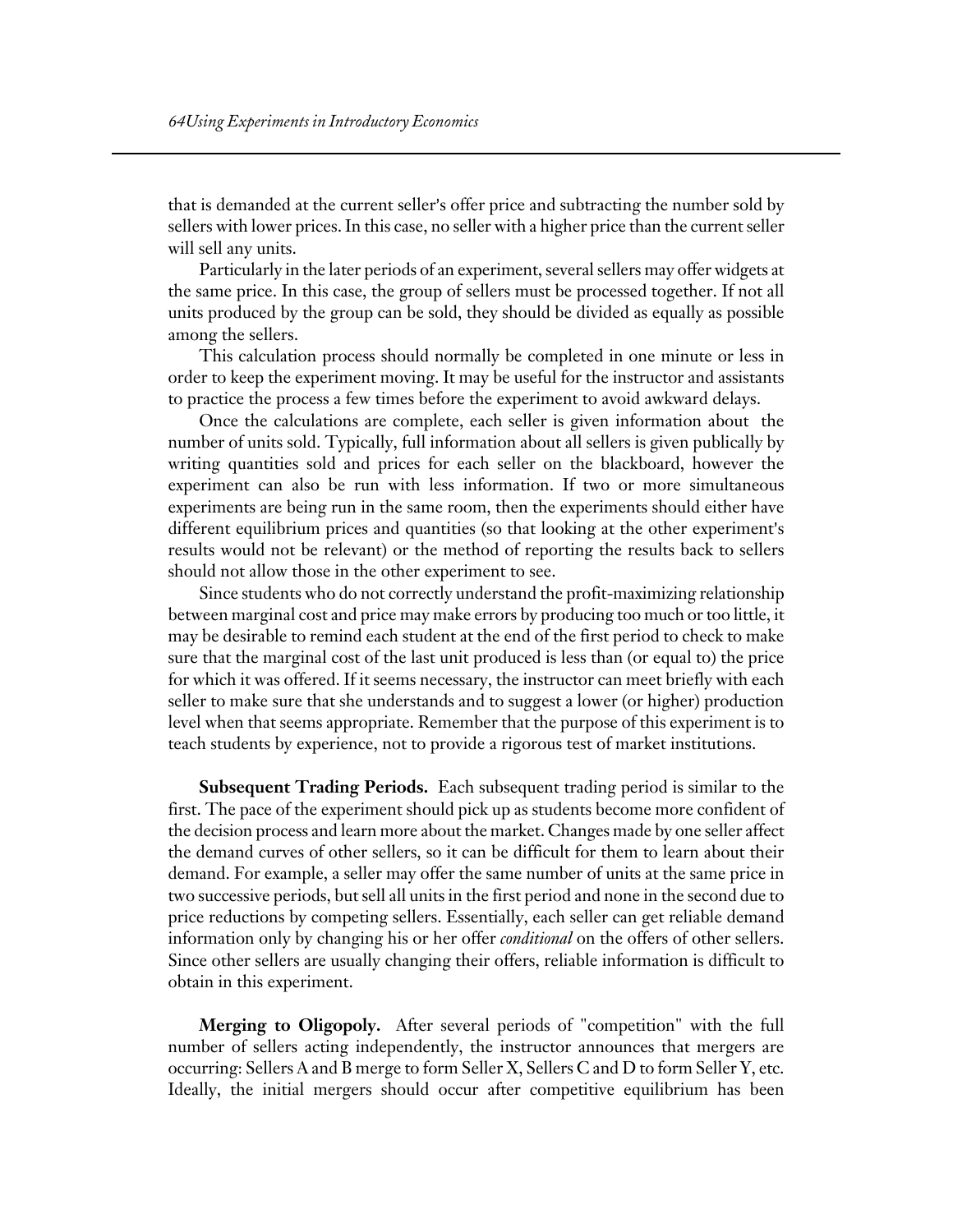that is demanded at the current seller's offer price and subtracting the number sold by sellers with lower prices. In this case, no seller with a higher price than the current seller will sell any units.

Particularly in the later periods of an experiment, several sellers may offer widgets at the same price. In this case, the group of sellers must be processed together. If not all units produced by the group can be sold, they should be divided as equally as possible among the sellers.

This calculation process should normally be completed in one minute or less in order to keep the experiment moving. It may be useful for the instructor and assistants to practice the process a few times before the experiment to avoid awkward delays.

Once the calculations are complete, each seller is given information about the number of units sold. Typically, full information about all sellers is given publically by writing quantities sold and prices for each seller on the blackboard, however the experiment can also be run with less information. If two or more simultaneous experiments are being run in the same room, then the experiments should either have different equilibrium prices and quantities (so that looking at the other experiment's results would not be relevant) or the method of reporting the results back to sellers should not allow those in the other experiment to see.

Since students who do not correctly understand the profit-maximizing relationship between marginal cost and price may make errors by producing too much or too little, it may be desirable to remind each student at the end of the first period to check to make sure that the marginal cost of the last unit produced is less than (or equal to) the price for which it was offered. If it seems necessary, the instructor can meet briefly with each seller to make sure that she understands and to suggest a lower (or higher) production level when that seems appropriate. Remember that the purpose of this experiment is to teach students by experience, not to provide a rigorous test of market institutions.

**Subsequent Trading Periods.** Each subsequent trading period is similar to the first. The pace of the experiment should pick up as students become more confident of the decision process and learn more about the market. Changes made by one seller affect the demand curves of other sellers, so it can be difficult for them to learn about their demand. For example, a seller may offer the same number of units at the same price in two successive periods, but sell all units in the first period and none in the second due to price reductions by competing sellers. Essentially, each seller can get reliable demand information only by changing his or her offer *conditional* on the offers of other sellers. Since other sellers are usually changing their offers, reliable information is difficult to obtain in this experiment.

**Merging to Oligopoly.** After several periods of "competition" with the full number of sellers acting independently, the instructor announces that mergers are occurring: Sellers A and B merge to form Seller X, Sellers C and D to form Seller Y, etc. Ideally, the initial mergers should occur after competitive equilibrium has been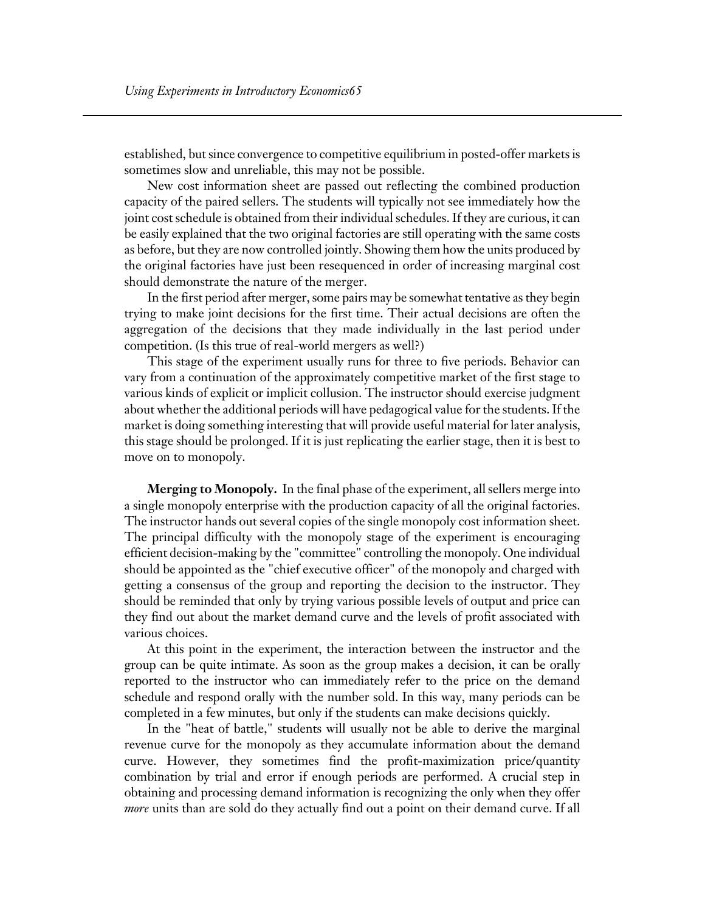established, but since convergence to competitive equilibrium in posted-offer markets is sometimes slow and unreliable, this may not be possible.

New cost information sheet are passed out reflecting the combined production capacity of the paired sellers. The students will typically not see immediately how the joint cost schedule is obtained from their individual schedules. If they are curious, it can be easily explained that the two original factories are still operating with the same costs as before, but they are now controlled jointly. Showing them how the units produced by the original factories have just been resequenced in order of increasing marginal cost should demonstrate the nature of the merger.

In the first period after merger, some pairs may be somewhat tentative as they begin trying to make joint decisions for the first time. Their actual decisions are often the aggregation of the decisions that they made individually in the last period under competition. (Is this true of real-world mergers as well?)

This stage of the experiment usually runs for three to five periods. Behavior can vary from a continuation of the approximately competitive market of the first stage to various kinds of explicit or implicit collusion. The instructor should exercise judgment about whether the additional periods will have pedagogical value for the students. If the market is doing something interesting that will provide useful material for later analysis, this stage should be prolonged. If it is just replicating the earlier stage, then it is best to move on to monopoly.

**Merging to Monopoly.** In the final phase of the experiment, all sellers merge into a single monopoly enterprise with the production capacity of all the original factories. The instructor hands out several copies of the single monopoly cost information sheet. The principal difficulty with the monopoly stage of the experiment is encouraging efficient decision-making by the "committee" controlling the monopoly. One individual should be appointed as the "chief executive officer" of the monopoly and charged with getting a consensus of the group and reporting the decision to the instructor. They should be reminded that only by trying various possible levels of output and price can they find out about the market demand curve and the levels of profit associated with various choices.

At this point in the experiment, the interaction between the instructor and the group can be quite intimate. As soon as the group makes a decision, it can be orally reported to the instructor who can immediately refer to the price on the demand schedule and respond orally with the number sold. In this way, many periods can be completed in a few minutes, but only if the students can make decisions quickly.

In the "heat of battle," students will usually not be able to derive the marginal revenue curve for the monopoly as they accumulate information about the demand curve. However, they sometimes find the profit-maximization price/quantity combination by trial and error if enough periods are performed. A crucial step in obtaining and processing demand information is recognizing the only when they offer *more* units than are sold do they actually find out a point on their demand curve. If all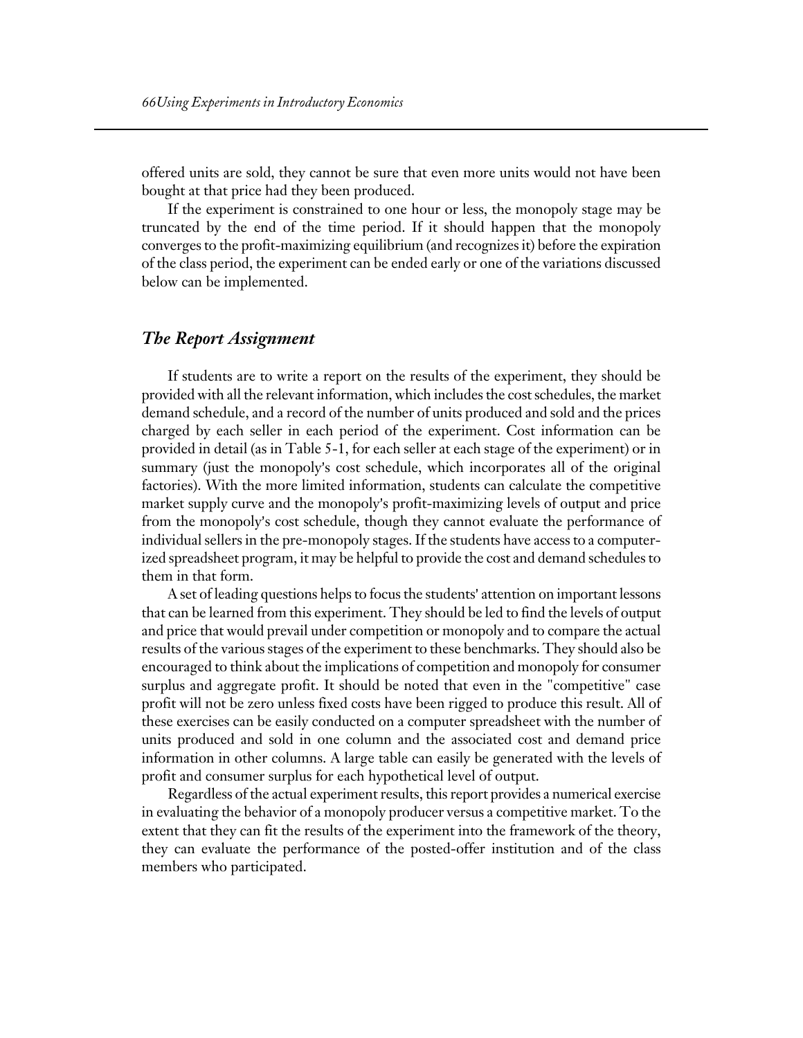offered units are sold, they cannot be sure that even more units would not have been bought at that price had they been produced.

If the experiment is constrained to one hour or less, the monopoly stage may be truncated by the end of the time period. If it should happen that the monopoly converges to the profit-maximizing equilibrium (and recognizes it) before the expiration of the class period, the experiment can be ended early or one of the variations discussed below can be implemented.

## *The Report Assignment*

If students are to write a report on the results of the experiment, they should be provided with all the relevant information, which includes the cost schedules, the market demand schedule, and a record of the number of units produced and sold and the prices charged by each seller in each period of the experiment. Cost information can be provided in detail (as in Table 5-1, for each seller at each stage of the experiment) or in summary (just the monopoly's cost schedule, which incorporates all of the original factories). With the more limited information, students can calculate the competitive market supply curve and the monopoly's profit-maximizing levels of output and price from the monopoly's cost schedule, though they cannot evaluate the performance of individual sellers in the pre-monopoly stages. If the students have access to a computerized spreadsheet program, it may be helpful to provide the cost and demand schedules to them in that form.

A set of leading questions helps to focus the students' attention on important lessons that can be learned from this experiment. They should be led to find the levels of output and price that would prevail under competition or monopoly and to compare the actual results of the various stages of the experiment to these benchmarks. They should also be encouraged to think about the implications of competition and monopoly for consumer surplus and aggregate profit. It should be noted that even in the "competitive" case profit will not be zero unless fixed costs have been rigged to produce this result. All of these exercises can be easily conducted on a computer spreadsheet with the number of units produced and sold in one column and the associated cost and demand price information in other columns. A large table can easily be generated with the levels of profit and consumer surplus for each hypothetical level of output.

Regardless of the actual experiment results, this report provides a numerical exercise in evaluating the behavior of a monopoly producer versus a competitive market. To the extent that they can fit the results of the experiment into the framework of the theory, they can evaluate the performance of the posted-offer institution and of the class members who participated.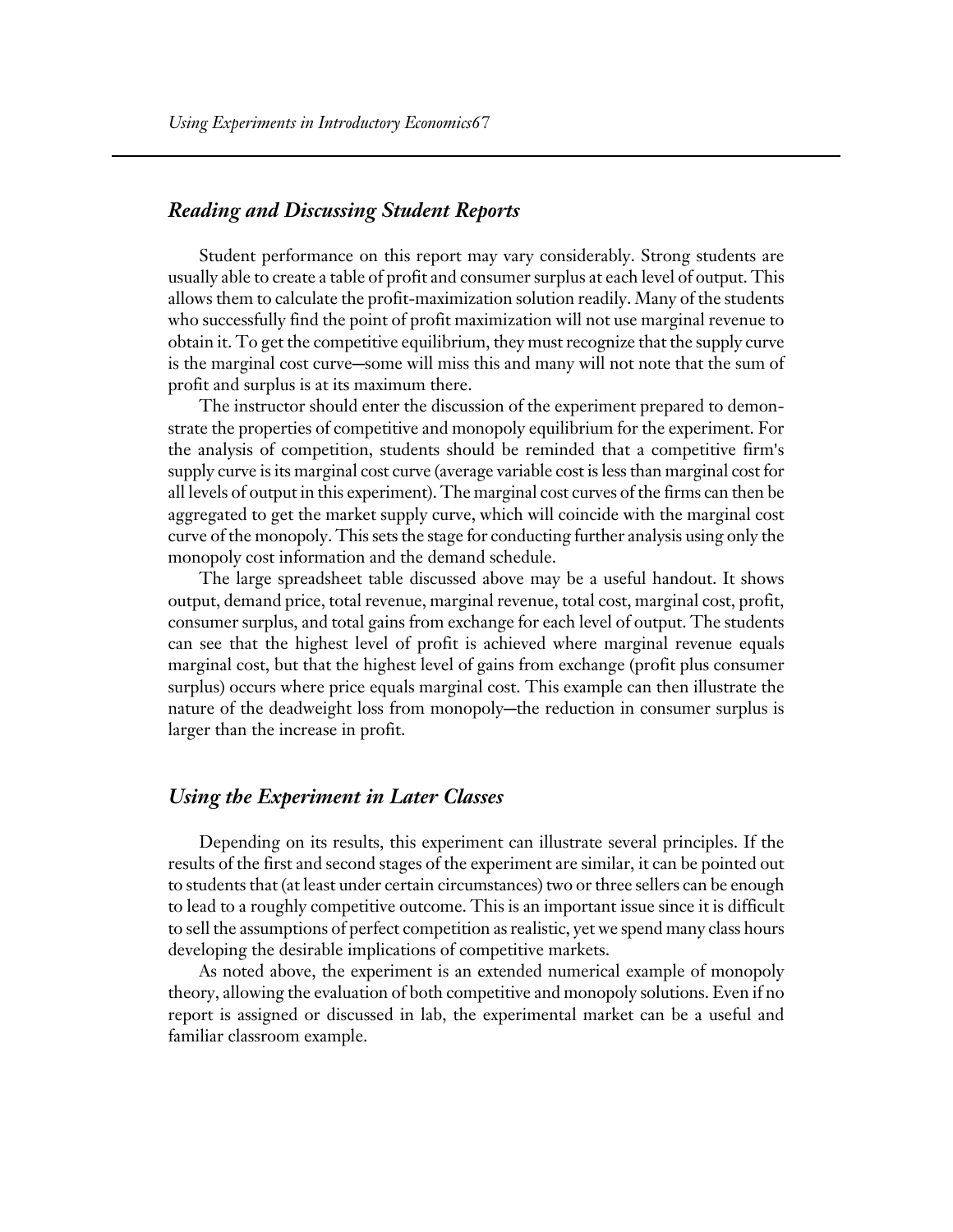## *Reading and Discussing Student Reports*

Student performance on this report may vary considerably. Strong students are usually able to create a table of profit and consumer surplus at each level of output. This allows them to calculate the profit-maximization solution readily. Many of the students who successfully find the point of profit maximization will not use marginal revenue to obtain it. To get the competitive equilibrium, they must recognize that the supply curve is the marginal cost curve—some will miss this and many will not note that the sum of profit and surplus is at its maximum there.

The instructor should enter the discussion of the experiment prepared to demonstrate the properties of competitive and monopoly equilibrium for the experiment. For the analysis of competition, students should be reminded that a competitive firm's supply curve is its marginal cost curve (average variable cost is less than marginal cost for all levels of output in this experiment). The marginal cost curves of the firms can then be aggregated to get the market supply curve, which will coincide with the marginal cost curve of the monopoly. This sets the stage for conducting further analysis using only the monopoly cost information and the demand schedule.

The large spreadsheet table discussed above may be a useful handout. It shows output, demand price, total revenue, marginal revenue, total cost, marginal cost, profit, consumer surplus, and total gains from exchange for each level of output. The students can see that the highest level of profit is achieved where marginal revenue equals marginal cost, but that the highest level of gains from exchange (profit plus consumer surplus) occurs where price equals marginal cost. This example can then illustrate the nature of the deadweight loss from monopoly—the reduction in consumer surplus is larger than the increase in profit.

## *Using the Experiment in Later Classes*

Depending on its results, this experiment can illustrate several principles. If the results of the first and second stages of the experiment are similar, it can be pointed out to students that (at least under certain circumstances) two or three sellers can be enough to lead to a roughly competitive outcome. This is an important issue since it is difficult to sell the assumptions of perfect competition as realistic, yet we spend many class hours developing the desirable implications of competitive markets.

As noted above, the experiment is an extended numerical example of monopoly theory, allowing the evaluation of both competitive and monopoly solutions. Even if no report is assigned or discussed in lab, the experimental market can be a useful and familiar classroom example.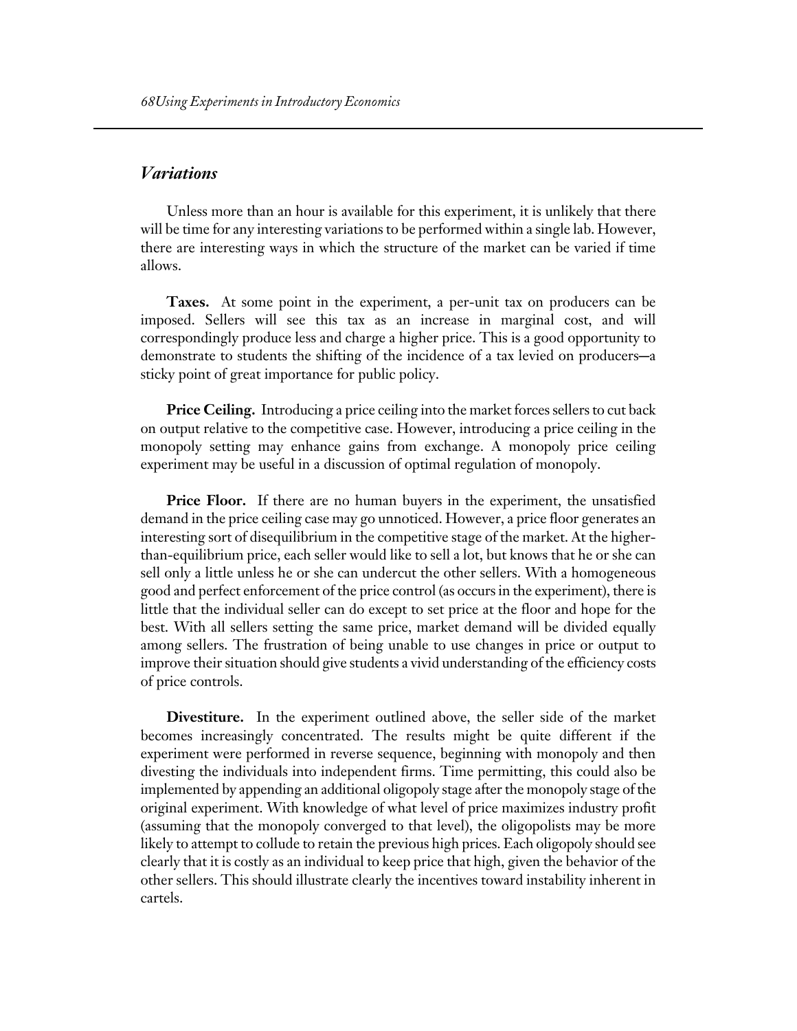## *Variations*

Unless more than an hour is available for this experiment, it is unlikely that there will be time for any interesting variations to be performed within a single lab. However, there are interesting ways in which the structure of the market can be varied if time allows.

**Taxes.** At some point in the experiment, a per-unit tax on producers can be imposed. Sellers will see this tax as an increase in marginal cost, and will correspondingly produce less and charge a higher price. This is a good opportunity to demonstrate to students the shifting of the incidence of a tax levied on producers—a sticky point of great importance for public policy.

**Price Ceiling.** Introducing a price ceiling into the market forces sellers to cut back on output relative to the competitive case. However, introducing a price ceiling in the monopoly setting may enhance gains from exchange. A monopoly price ceiling experiment may be useful in a discussion of optimal regulation of monopoly.

**Price Floor.** If there are no human buyers in the experiment, the unsatisfied demand in the price ceiling case may go unnoticed. However, a price floor generates an interesting sort of disequilibrium in the competitive stage of the market. At the higher-than-equilibrium price, each seller would like to sell a lot, but knows that he or she can sell only a little unless he or she can undercut the other sellers. With a homogeneous good and perfect enforcement of the price control (as occurs in the experiment), there is little that the individual seller can do except to set price at the floor and hope for the best. With all sellers setting the same price, market demand will be divided equally among sellers. The frustration of being unable to use changes in price or output to improve their situation should give students a vivid understanding of the efficiency costs of price controls.

**Divestiture.** In the experiment outlined above, the seller side of the market becomes increasingly concentrated. The results might be quite different if the experiment were performed in reverse sequence, beginning with monopoly and then divesting the individuals into independent firms. Time permitting, this could also be implemented by appending an additional oligopoly stage after the monopoly stage of the original experiment. With knowledge of what level of price maximizes industry profit (assuming that the monopoly converged to that level), the oligopolists may be more likely to attempt to collude to retain the previous high prices. Each oligopoly should see clearly that it is costly as an individual to keep price that high, given the behavior of the other sellers. This should illustrate clearly the incentives toward instability inherent in cartels.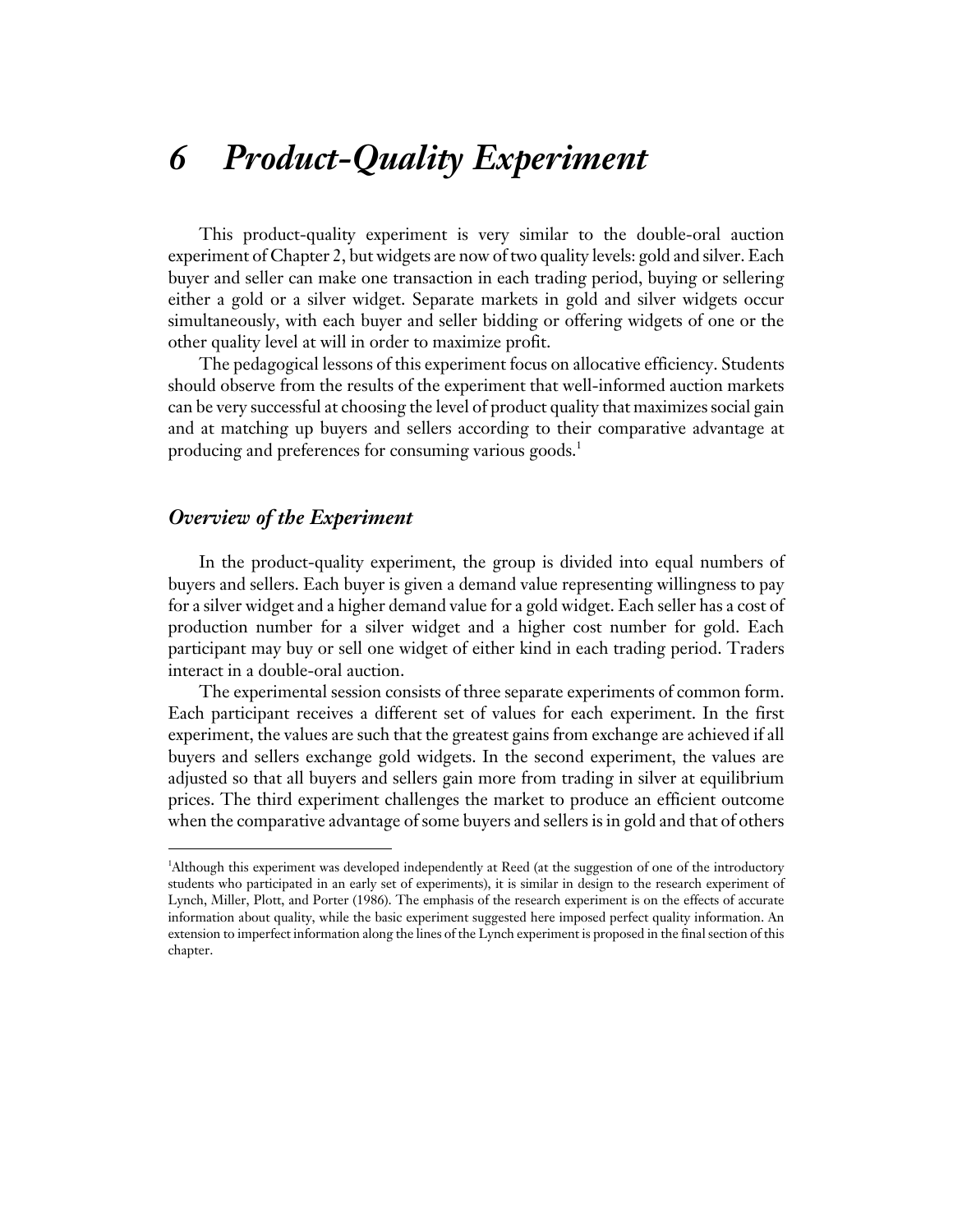# 6 *Product-Quality Experiment*

This product-quality experiment is very similar to the double-oral auction experiment of Chapter 2, but widgets are now of two quality levels: gold and silver. Each buyer and seller can make one transaction in each trading period, buying or sellering either a gold or a silver widget. Separate markets in gold and silver widgets occur simultaneously, with each buyer and seller bidding or offering widgets of one or the other quality level at will in order to maximize profit.

The pedagogical lessons of this experiment focus on allocative efficiency. Students should observe from the results of the experiment that well-informed auction markets can be very successful at choosing the level of product quality that maximizes social gain and at matching up buyers and sellers according to their comparative advantage at producing and preferences for consuming various goods.[1]

## *Overview of the Experiment*

In the product-quality experiment, the group is divided into equal numbers of buyers and sellers. Each buyer is given a demand value representing willingness to pay for a silver widget and a higher demand value for a gold widget. Each seller has a cost of production number for a silver widget and a higher cost number for gold. Each participant may buy or sell one widget of either kind in each trading period. Traders interact in a double-oral auction.

The experimental session consists of three separate experiments of common form. Each participant receives a different set of values for each experiment. In the first experiment, the values are such that the greatest gains from exchange are achieved if all buyers and sellers exchange gold widgets. In the second experiment, the values are adjusted so that all buyers and sellers gain more from trading in silver at equilibrium prices. The third experiment challenges the market to produce an efficient outcome when the comparative advantage of some buyers and sellers is in gold and that of others

---

[1]Although this experiment was developed independently at Reed (at the suggestion of one of the introductory students who participated in an early set of experiments), it is similar in design to the research experiment of Lynch, Miller, Plott, and Porter (1986). The emphasis of the research experiment is on the effects of accurate information about quality, while the basic experiment suggested here imposed perfect quality information. An extension to imperfect information along the lines of the Lynch experiment is proposed in the final section of this chapter.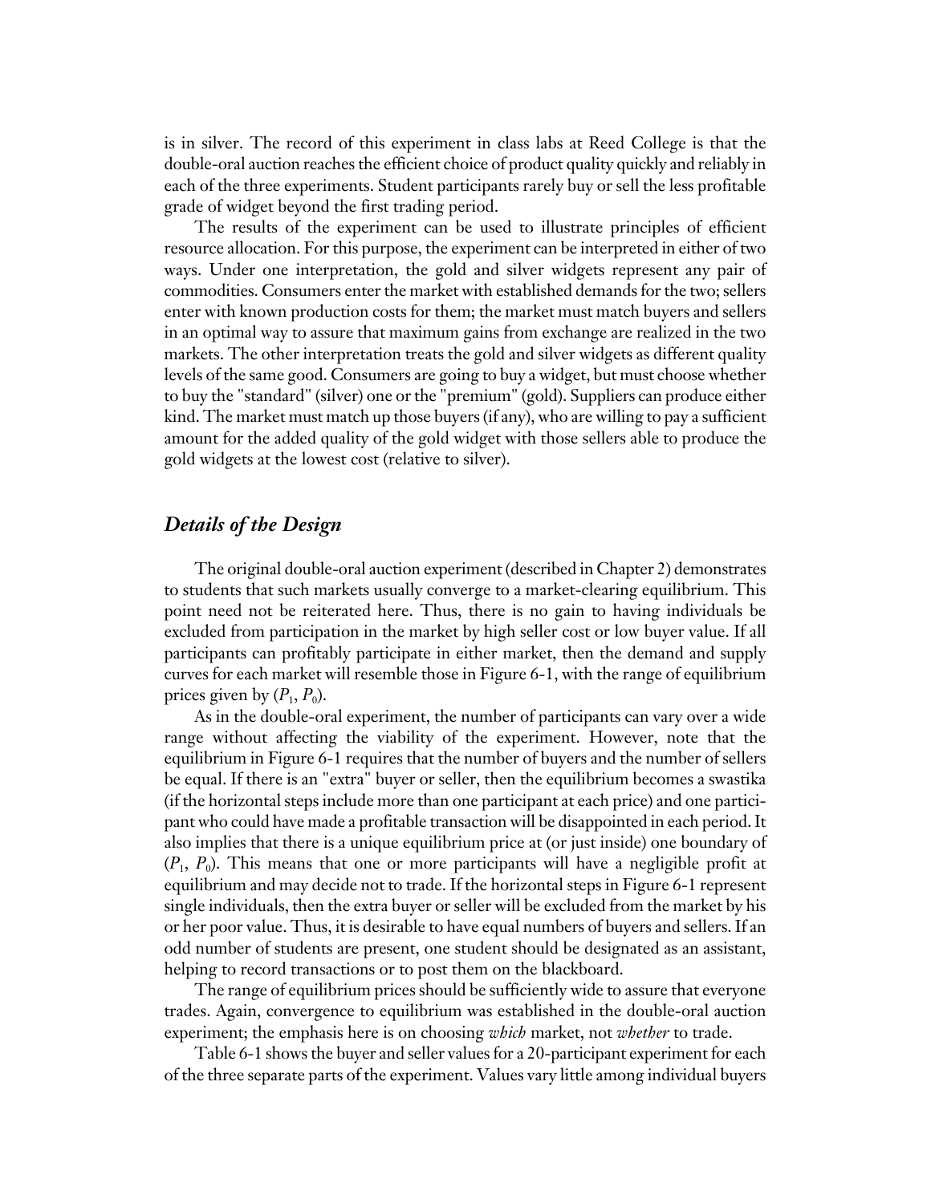is in silver. The record of this experiment in class labs at Reed College is that the double-oral auction reaches the efficient choice of product quality quickly and reliably in each of the three experiments. Student participants rarely buy or sell the less profitable grade of widget beyond the first trading period.

The results of the experiment can be used to illustrate principles of efficient resource allocation. For this purpose, the experiment can be interpreted in either of two ways. Under one interpretation, the gold and silver widgets represent any pair of commodities. Consumers enter the market with established demands for the two; sellers enter with known production costs for them; the market must match buyers and sellers in an optimal way to assure that maximum gains from exchange are realized in the two markets. The other interpretation treats the gold and silver widgets as different quality levels of the same good. Consumers are going to buy a widget, but must choose whether to buy the "standard" (silver) one or the "premium" (gold). Suppliers can produce either kind. The market must match up those buyers (if any), who are willing to pay a sufficient amount for the added quality of the gold widget with those sellers able to produce the gold widgets at the lowest cost (relative to silver).

## *Details of the Design*

The original double-oral auction experiment (described in Chapter 2) demonstrates to students that such markets usually converge to a market-clearing equilibrium. This point need not be reiterated here. Thus, there is no gain to having individuals be excluded from participation in the market by high seller cost or low buyer value. If all participants can profitably participate in either market, then the demand and supply curves for each market will resemble those in Figure 6-1, with the range of equilibrium prices given by $(P_1, P_0)$.

As in the double-oral experiment, the number of participants can vary over a wide range without affecting the viability of the experiment. However, note that the equilibrium in Figure 6-1 requires that the number of buyers and the number of sellers be equal. If there is an "extra" buyer or seller, then the equilibrium becomes a swastika (if the horizontal steps include more than one participant at each price) and one participant who could have made a profitable transaction will be disappointed in each period. It also implies that there is a unique equilibrium price at (or just inside) one boundary of $(P_1, P_0)$. This means that one or more participants will have a negligible profit at equilibrium and may decide not to trade. If the horizontal steps in Figure 6-1 represent single individuals, then the extra buyer or seller will be excluded from the market by his or her poor value. Thus, it is desirable to have equal numbers of buyers and sellers. If an odd number of students are present, one student should be designated as an assistant, helping to record transactions or to post them on the blackboard.

The range of equilibrium prices should be sufficiently wide to assure that everyone trades. Again, convergence to equilibrium was established in the double-oral auction experiment; the emphasis here is on choosing *which* market, not *whether* to trade.

Table 6-1 shows the buyer and seller values for a 20-participant experiment for each of the three separate parts of the experiment. Values vary little among individual buyers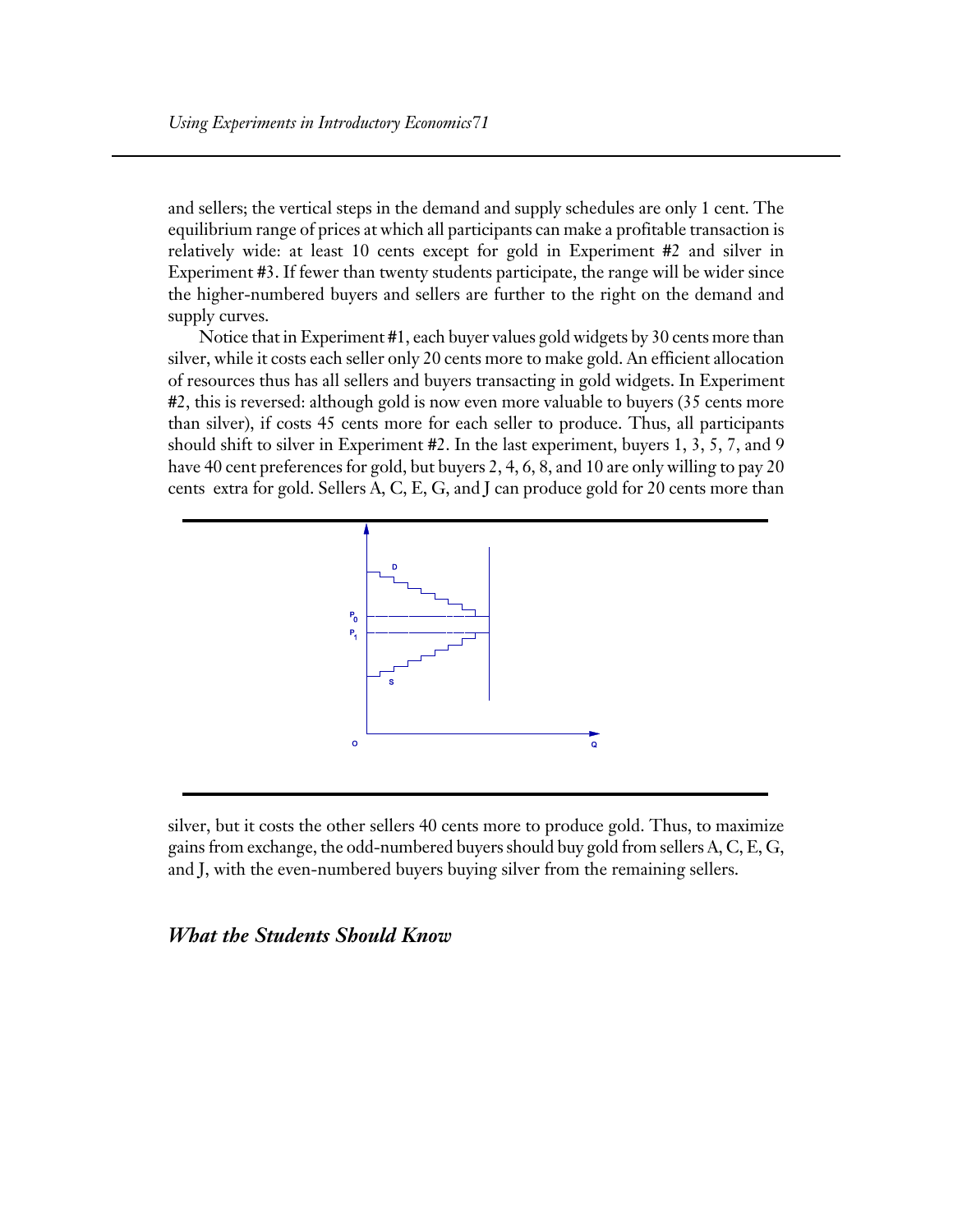and sellers; the vertical steps in the demand and supply schedules are only 1 cent. The equilibrium range of prices at which all participants can make a profitable transaction is relatively wide: at least 10 cents except for gold in Experiment #2 and silver in Experiment #3. If fewer than twenty students participate, the range will be wider since the higher-numbered buyers and sellers are further to the right on the demand and supply curves.

Notice that in Experiment #1, each buyer values gold widgets by 30 cents more than silver, while it costs each seller only 20 cents more to make gold. An efficient allocation of resources thus has all sellers and buyers transacting in gold widgets. In Experiment #2, this is reversed: although gold is now even more valuable to buyers (35 cents more than silver), if costs 45 cents more for each seller to produce. Thus, all participants should shift to silver in Experiment #2. In the last experiment, buyers 1, 3, 5, 7, and 9 have 40 cent preferences for gold, but buyers 2, 4, 6, 8, and 10 are only willing to pay 20 cents extra for gold. Sellers A, C, E, G, and J can produce gold for 20 cents more than silver, but it costs the other sellers 40 cents more to produce gold. Thus, to maximize gains from exchange, the odd-numbered buyers should buy gold from sellers A, C, E, G, and J, with the even-numbered buyers buying silver from the remaining sellers.

## *What the Students Should Know*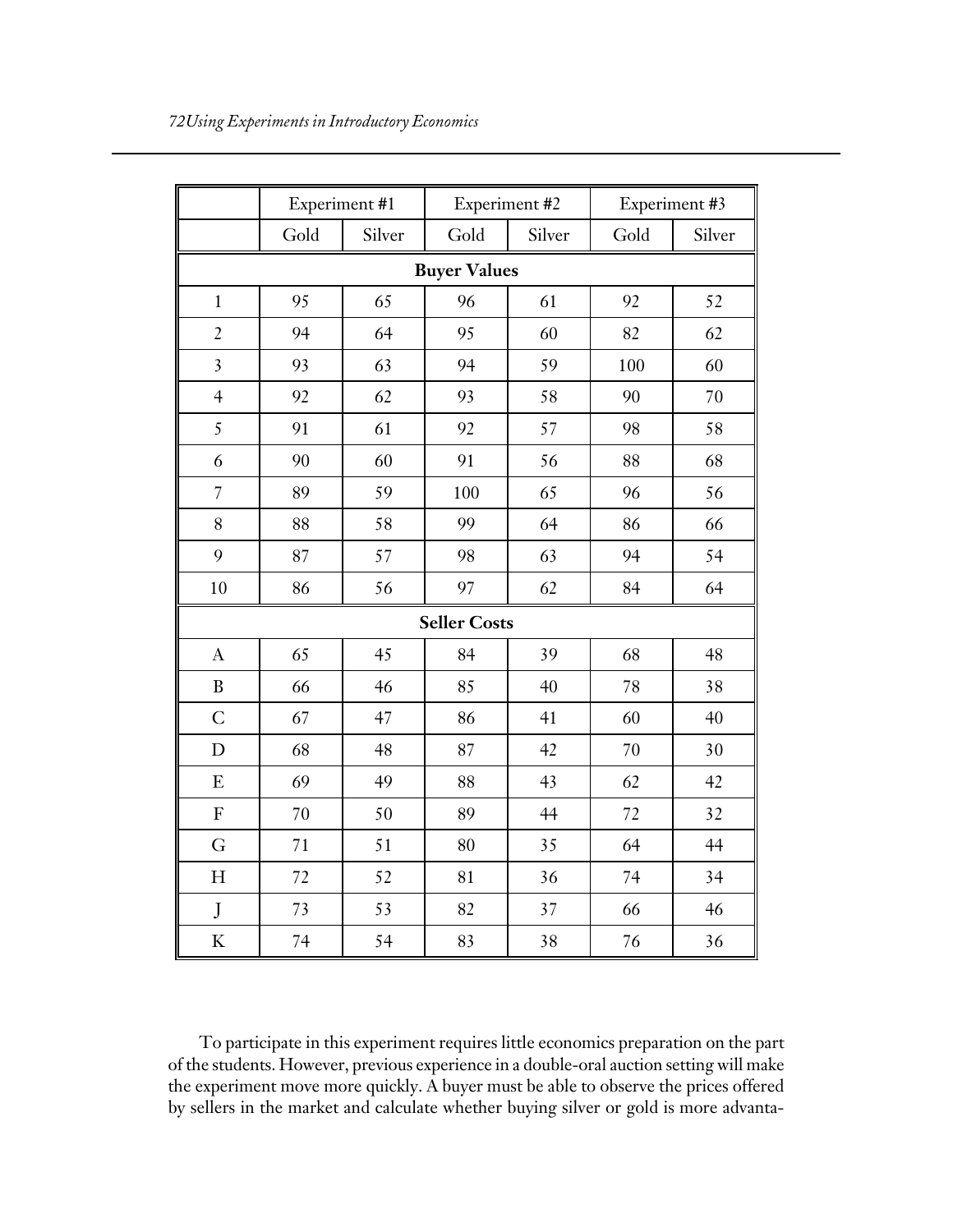| | Experiment #1 | | Experiment #2 | | Experiment #3 | |
|---|---|---|---|---|---|---|
| | Gold | Silver | Gold | Silver | Gold | Silver |
| **Buyer Values** | | | | | | |
| 1 | 95 | 65 | 96 | 61 | 92 | 52 |
| 2 | 94 | 64 | 95 | 60 | 82 | 62 |
| 3 | 93 | 63 | 94 | 59 | 100 | 60 |
| 4 | 92 | 62 | 93 | 58 | 90 | 70 |
| 5 | 91 | 61 | 92 | 57 | 98 | 58 |
| 6 | 90 | 60 | 91 | 56 | 88 | 68 |
| 7 | 89 | 59 | 100 | 65 | 96 | 56 |
| 8 | 88 | 58 | 99 | 64 | 86 | 66 |
| 9 | 87 | 57 | 98 | 63 | 94 | 54 |
| 10 | 86 | 56 | 97 | 62 | 84 | 64 |
| **Seller Costs** | | | | | | |
| A | 65 | 45 | 84 | 39 | 68 | 48 |
| B | 66 | 46 | 85 | 40 | 78 | 38 |
| C | 67 | 47 | 86 | 41 | 60 | 40 |
| D | 68 | 48 | 87 | 42 | 70 | 30 |
| E | 69 | 49 | 88 | 43 | 62 | 42 |
| F | 70 | 50 | 89 | 44 | 72 | 32 |
| G | 71 | 51 | 80 | 35 | 64 | 44 |
| H | 72 | 52 | 81 | 36 | 74 | 34 |
| J | 73 | 53 | 82 | 37 | 66 | 46 |
| K | 74 | 54 | 83 | 38 | 76 | 36 |

To participate in this experiment requires little economics preparation on the part of the students. However, previous experience in a double-oral auction setting will make the experiment move more quickly. A buyer must be able to observe the prices offered by sellers in the market and calculate whether buying silver or gold is more advanta-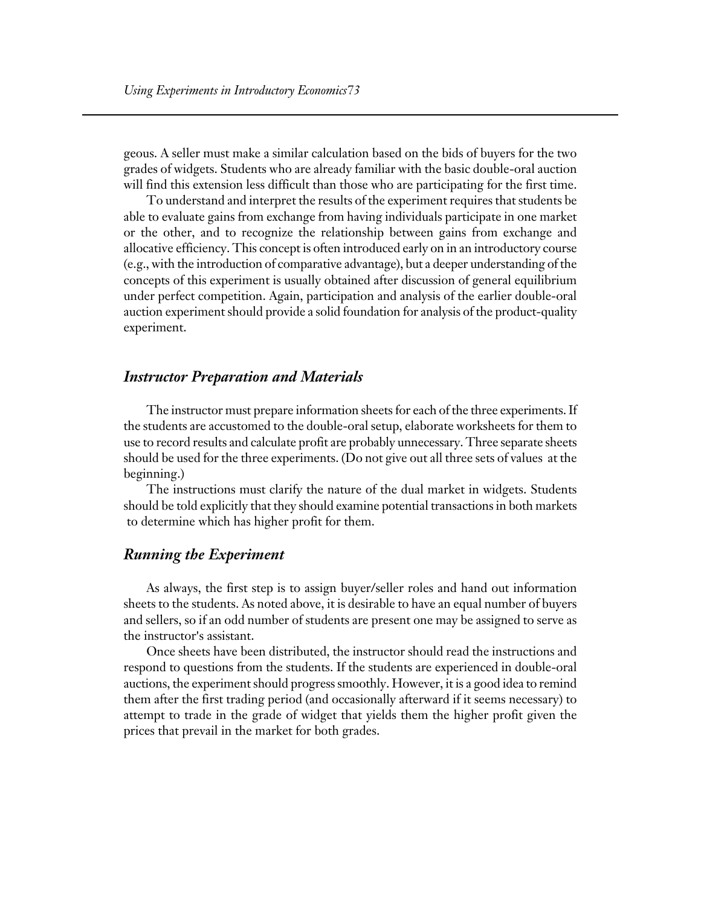geous. A seller must make a similar calculation based on the bids of buyers for the two grades of widgets. Students who are already familiar with the basic double-oral auction will find this extension less difficult than those who are participating for the first time.

To understand and interpret the results of the experiment requires that students be able to evaluate gains from exchange from having individuals participate in one market or the other, and to recognize the relationship between gains from exchange and allocative efficiency. This concept is often introduced early on in an introductory course (e.g., with the introduction of comparative advantage), but a deeper understanding of the concepts of this experiment is usually obtained after discussion of general equilibrium under perfect competition. Again, participation and analysis of the earlier double-oral auction experiment should provide a solid foundation for analysis of the product-quality experiment.

## *Instructor Preparation and Materials*

The instructor must prepare information sheets for each of the three experiments. If the students are accustomed to the double-oral setup, elaborate worksheets for them to use to record results and calculate profit are probably unnecessary. Three separate sheets should be used for the three experiments. (Do not give out all three sets of values at the beginning.)

The instructions must clarify the nature of the dual market in widgets. Students should be told explicitly that they should examine potential transactions in both markets to determine which has higher profit for them.

## *Running the Experiment*

As always, the first step is to assign buyer/seller roles and hand out information sheets to the students. As noted above, it is desirable to have an equal number of buyers and sellers, so if an odd number of students are present one may be assigned to serve as the instructor's assistant.

Once sheets have been distributed, the instructor should read the instructions and respond to questions from the students. If the students are experienced in double-oral auctions, the experiment should progress smoothly. However, it is a good idea to remind them after the first trading period (and occasionally afterward if it seems necessary) to attempt to trade in the grade of widget that yields them the higher profit given the prices that prevail in the market for both grades.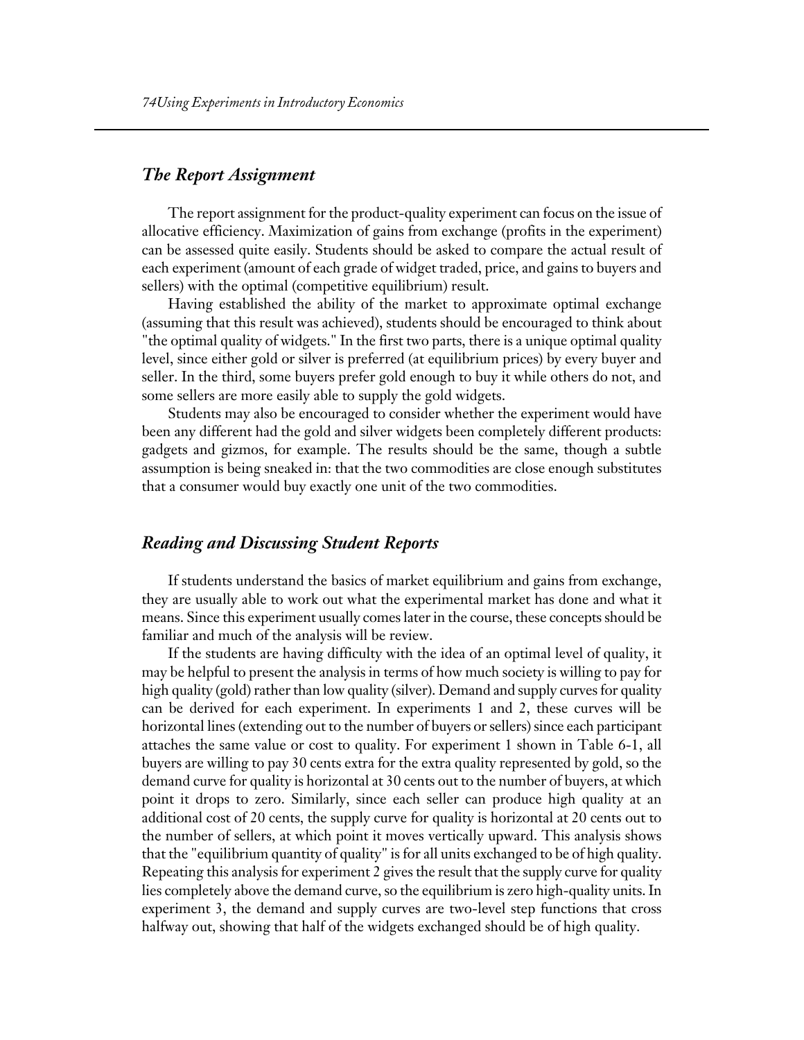## *The Report Assignment*

The report assignment for the product-quality experiment can focus on the issue of allocative efficiency. Maximization of gains from exchange (profits in the experiment) can be assessed quite easily. Students should be asked to compare the actual result of each experiment (amount of each grade of widget traded, price, and gains to buyers and sellers) with the optimal (competitive equilibrium) result.

Having established the ability of the market to approximate optimal exchange (assuming that this result was achieved), students should be encouraged to think about "the optimal quality of widgets." In the first two parts, there is a unique optimal quality level, since either gold or silver is preferred (at equilibrium prices) by every buyer and seller. In the third, some buyers prefer gold enough to buy it while others do not, and some sellers are more easily able to supply the gold widgets.

Students may also be encouraged to consider whether the experiment would have been any different had the gold and silver widgets been completely different products: gadgets and gizmos, for example. The results should be the same, though a subtle assumption is being sneaked in: that the two commodities are close enough substitutes that a consumer would buy exactly one unit of the two commodities.

## *Reading and Discussing Student Reports*

If students understand the basics of market equilibrium and gains from exchange, they are usually able to work out what the experimental market has done and what it means. Since this experiment usually comes later in the course, these concepts should be familiar and much of the analysis will be review.

If the students are having difficulty with the idea of an optimal level of quality, it may be helpful to present the analysis in terms of how much society is willing to pay for high quality (gold) rather than low quality (silver). Demand and supply curves for quality can be derived for each experiment. In experiments 1 and 2, these curves will be horizontal lines (extending out to the number of buyers or sellers) since each participant attaches the same value or cost to quality. For experiment 1 shown in Table 6-1, all buyers are willing to pay 30 cents extra for the extra quality represented by gold, so the demand curve for quality is horizontal at 30 cents out to the number of buyers, at which point it drops to zero. Similarly, since each seller can produce high quality at an additional cost of 20 cents, the supply curve for quality is horizontal at 20 cents out to the number of sellers, at which point it moves vertically upward. This analysis shows that the "equilibrium quantity of quality" is for all units exchanged to be of high quality. Repeating this analysis for experiment 2 gives the result that the supply curve for quality lies completely above the demand curve, so the equilibrium is zero high-quality units. In experiment 3, the demand and supply curves are two-level step functions that cross halfway out, showing that half of the widgets exchanged should be of high quality.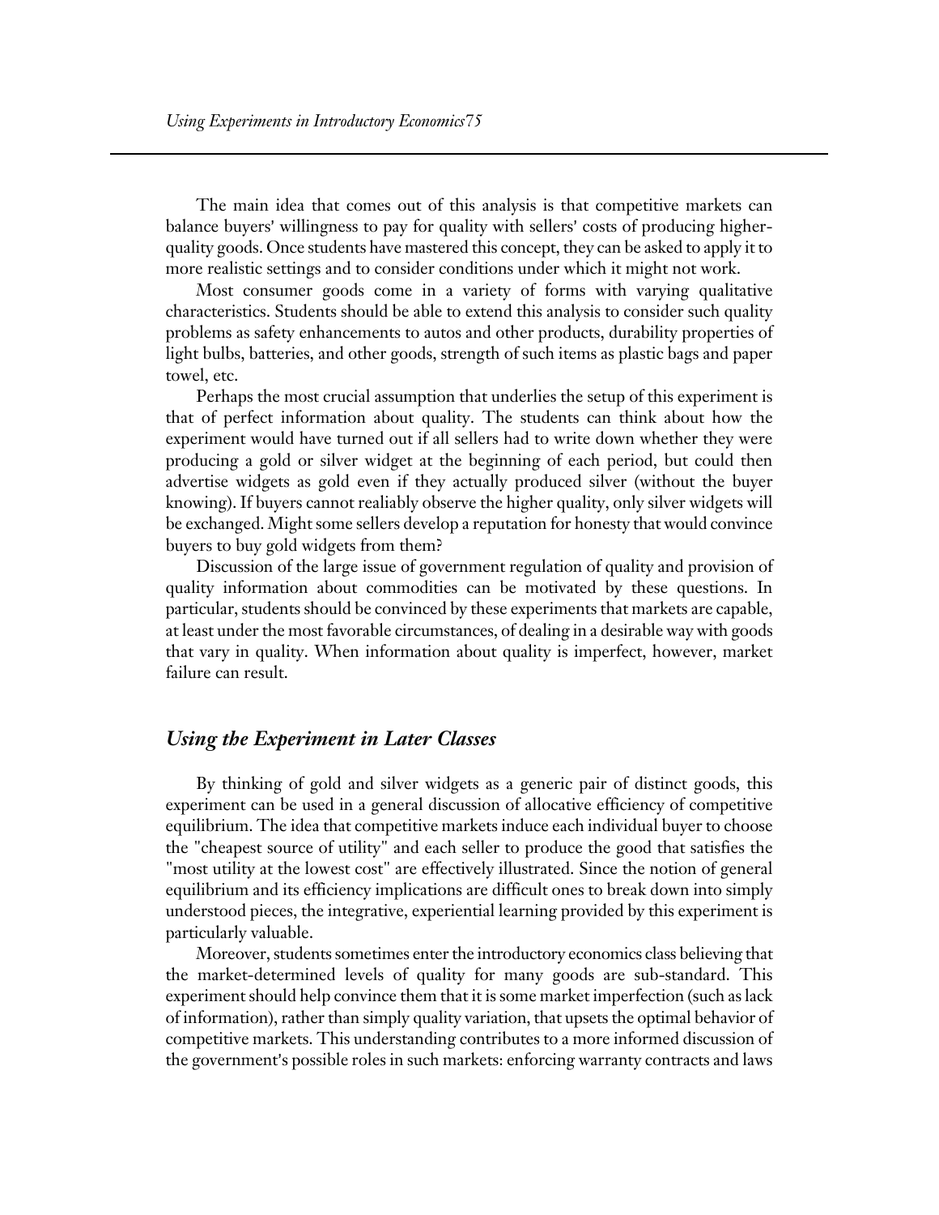The main idea that comes out of this analysis is that competitive markets can balance buyers' willingness to pay for quality with sellers' costs of producing higher-quality goods. Once students have mastered this concept, they can be asked to apply it to more realistic settings and to consider conditions under which it might not work.

Most consumer goods come in a variety of forms with varying qualitative characteristics. Students should be able to extend this analysis to consider such quality problems as safety enhancements to autos and other products, durability properties of light bulbs, batteries, and other goods, strength of such items as plastic bags and paper towel, etc.

Perhaps the most crucial assumption that underlies the setup of this experiment is that of perfect information about quality. The students can think about how the experiment would have turned out if all sellers had to write down whether they were producing a gold or silver widget at the beginning of each period, but could then advertise widgets as gold even if they actually produced silver (without the buyer knowing). If buyers cannot realiably observe the higher quality, only silver widgets will be exchanged. Might some sellers develop a reputation for honesty that would convince buyers to buy gold widgets from them?

Discussion of the large issue of government regulation of quality and provision of quality information about commodities can be motivated by these questions. In particular, students should be convinced by these experiments that markets are capable, at least under the most favorable circumstances, of dealing in a desirable way with goods that vary in quality. When information about quality is imperfect, however, market failure can result.

## *Using the Experiment in Later Classes*

By thinking of gold and silver widgets as a generic pair of distinct goods, this experiment can be used in a general discussion of allocative efficiency of competitive equilibrium. The idea that competitive markets induce each individual buyer to choose the "cheapest source of utility" and each seller to produce the good that satisfies the "most utility at the lowest cost" are effectively illustrated. Since the notion of general equilibrium and its efficiency implications are difficult ones to break down into simply understood pieces, the integrative, experiential learning provided by this experiment is particularly valuable.

Moreover, students sometimes enter the introductory economics class believing that the market-determined levels of quality for many goods are sub-standard. This experiment should help convince them that it is some market imperfection (such as lack of information), rather than simply quality variation, that upsets the optimal behavior of competitive markets. This understanding contributes to a more informed discussion of the government's possible roles in such markets: enforcing warranty contracts and laws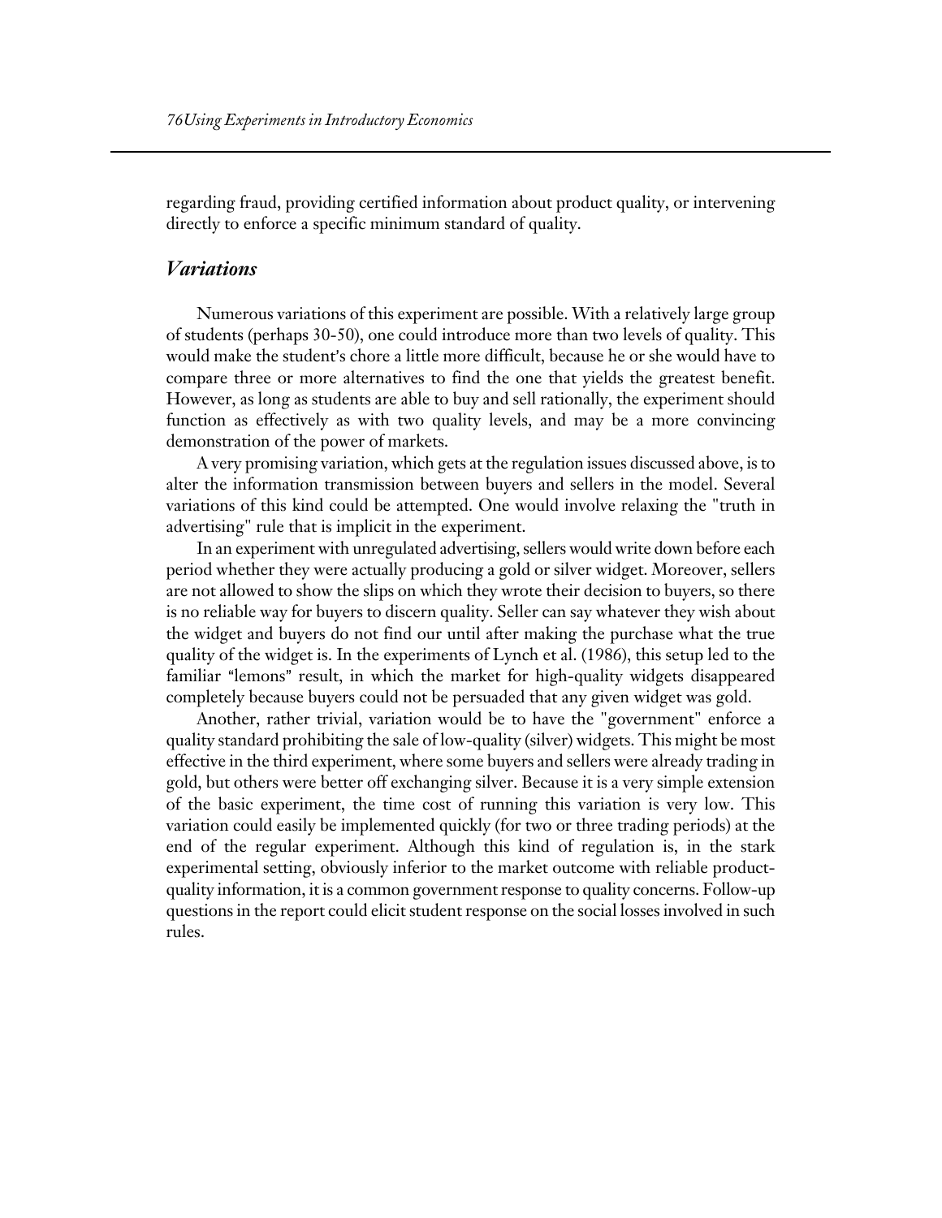regarding fraud, providing certified information about product quality, or intervening directly to enforce a specific minimum standard of quality.

## *Variations*

Numerous variations of this experiment are possible. With a relatively large group of students (perhaps 30-50), one could introduce more than two levels of quality. This would make the student's chore a little more difficult, because he or she would have to compare three or more alternatives to find the one that yields the greatest benefit. However, as long as students are able to buy and sell rationally, the experiment should function as effectively as with two quality levels, and may be a more convincing demonstration of the power of markets.

A very promising variation, which gets at the regulation issues discussed above, is to alter the information transmission between buyers and sellers in the model. Several variations of this kind could be attempted. One would involve relaxing the "truth in advertising" rule that is implicit in the experiment.

In an experiment with unregulated advertising, sellers would write down before each period whether they were actually producing a gold or silver widget. Moreover, sellers are not allowed to show the slips on which they wrote their decision to buyers, so there is no reliable way for buyers to discern quality. Seller can say whatever they wish about the widget and buyers do not find our until after making the purchase what the true quality of the widget is. In the experiments of Lynch et al. (1986), this setup led to the familiar "lemons" result, in which the market for high-quality widgets disappeared completely because buyers could not be persuaded that any given widget was gold.

Another, rather trivial, variation would be to have the "government" enforce a quality standard prohibiting the sale of low-quality (silver) widgets. This might be most effective in the third experiment, where some buyers and sellers were already trading in gold, but others were better off exchanging silver. Because it is a very simple extension of the basic experiment, the time cost of running this variation is very low. This variation could easily be implemented quickly (for two or three trading periods) at the end of the regular experiment. Although this kind of regulation is, in the stark experimental setting, obviously inferior to the market outcome with reliable product-quality information, it is a common government response to quality concerns. Follow-up questions in the report could elicit student response on the social losses involved in such rules.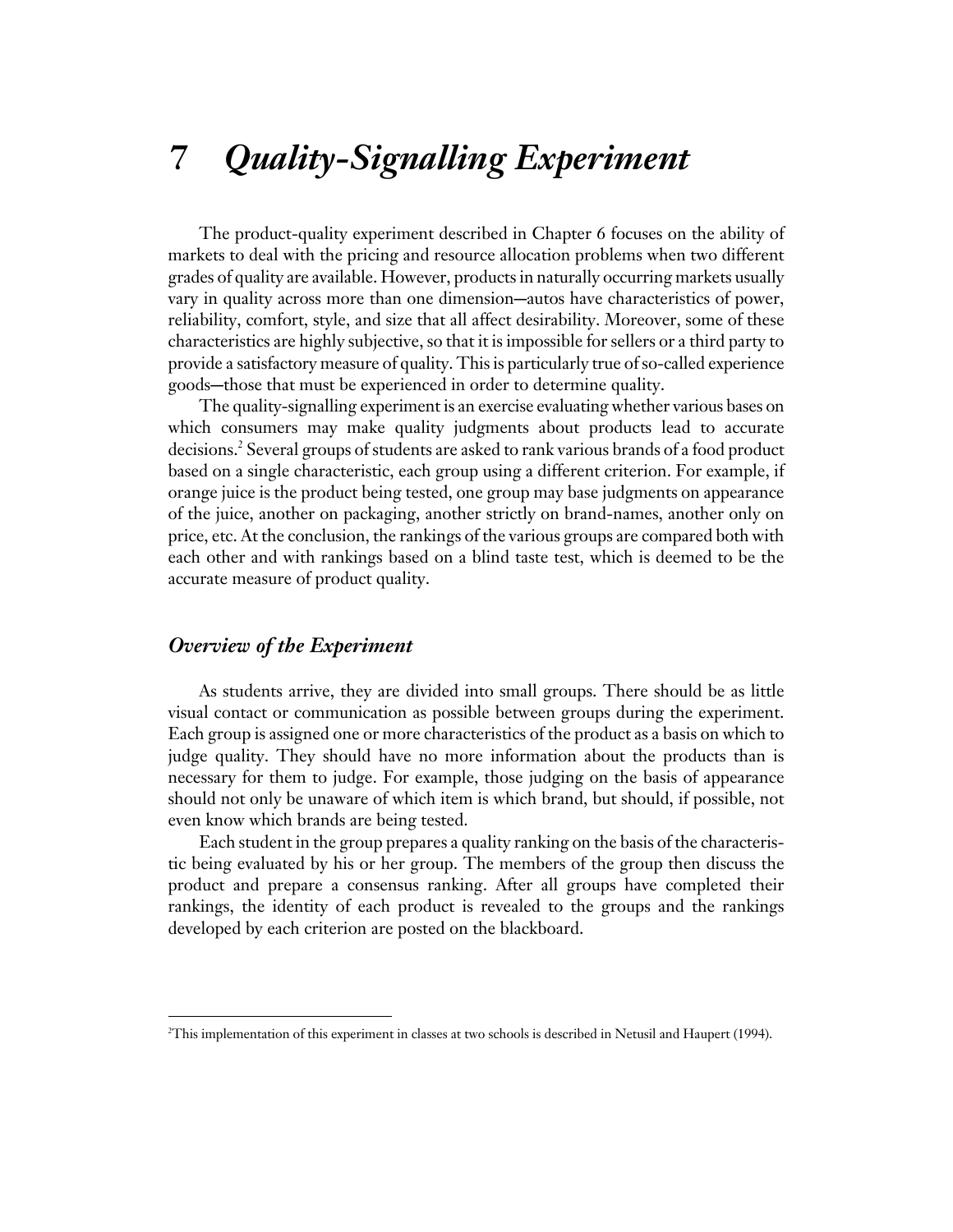# 7 *Quality-Signalling Experiment*

The product-quality experiment described in Chapter 6 focuses on the ability of markets to deal with the pricing and resource allocation problems when two different grades of quality are available. However, products in naturally occurring markets usually vary in quality across more than one dimension—autos have characteristics of power, reliability, comfort, style, and size that all affect desirability. Moreover, some of these characteristics are highly subjective, so that it is impossible for sellers or a third party to provide a satisfactory measure of quality. This is particularly true of so-called experience goods—those that must be experienced in order to determine quality.

The quality-signalling experiment is an exercise evaluating whether various bases on which consumers may make quality judgments about products lead to accurate decisions.[2] Several groups of students are asked to rank various brands of a food product based on a single characteristic, each group using a different criterion. For example, if orange juice is the product being tested, one group may base judgments on appearance of the juice, another on packaging, another strictly on brand-names, another only on price, etc. At the conclusion, the rankings of the various groups are compared both with each other and with rankings based on a blind taste test, which is deemed to be the accurate measure of product quality.

## *Overview of the Experiment*

As students arrive, they are divided into small groups. There should be as little visual contact or communication as possible between groups during the experiment. Each group is assigned one or more characteristics of the product as a basis on which to judge quality. They should have no more information about the products than is necessary for them to judge. For example, those judging on the basis of appearance should not only be unaware of which item is which brand, but should, if possible, not even know which brands are being tested.

Each student in the group prepares a quality ranking on the basis of the characteristic being evaluated by his or her group. The members of the group then discuss the product and prepare a consensus ranking. After all groups have completed their rankings, the identity of each product is revealed to the groups and the rankings developed by each criterion are posted on the blackboard.

---

[2]This implementation of this experiment in classes at two schools is described in Netusil and Haupert (1994).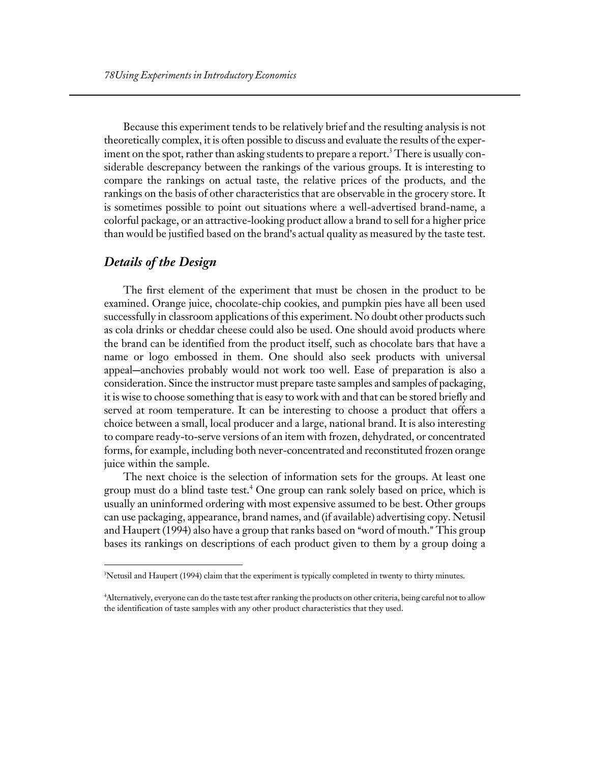Because this experiment tends to be relatively brief and the resulting analysis is not theoretically complex, it is often possible to discuss and evaluate the results of the experiment on the spot, rather than asking students to prepare a report.[3] There is usually considerable descrepancy between the rankings of the various groups. It is interesting to compare the rankings on actual taste, the relative prices of the products, and the rankings on the basis of other characteristics that are observable in the grocery store. It is sometimes possible to point out situations where a well-advertised brand-name, a colorful package, or an attractive-looking product allow a brand to sell for a higher price than would be justified based on the brand's actual quality as measured by the taste test.

## *Details of the Design*

The first element of the experiment that must be chosen in the product to be examined. Orange juice, chocolate-chip cookies, and pumpkin pies have all been used successfully in classroom applications of this experiment. No doubt other products such as cola drinks or cheddar cheese could also be used. One should avoid products where the brand can be identified from the product itself, such as chocolate bars that have a name or logo embossed in them. One should also seek products with universal appeal—anchovies probably would not work too well. Ease of preparation is also a consideration. Since the instructor must prepare taste samples and samples of packaging, it is wise to choose something that is easy to work with and that can be stored briefly and served at room temperature. It can be interesting to choose a product that offers a choice between a small, local producer and a large, national brand. It is also interesting to compare ready-to-serve versions of an item with frozen, dehydrated, or concentrated forms, for example, including both never-concentrated and reconstituted frozen orange juice within the sample.

The next choice is the selection of information sets for the groups. At least one group must do a blind taste test.[4] One group can rank solely based on price, which is usually an uninformed ordering with most expensive assumed to be best. Other groups can use packaging, appearance, brand names, and (if available) advertising copy. Netusil and Haupert (1994) also have a group that ranks based on "word of mouth." This group bases its rankings on descriptions of each product given to them by a group doing a

---

[3]Netusil and Haupert (1994) claim that the experiment is typically completed in twenty to thirty minutes.

[4]Alternatively, everyone can do the taste test after ranking the products on other criteria, being careful not to allow the identification of taste samples with any other product characteristics that they used.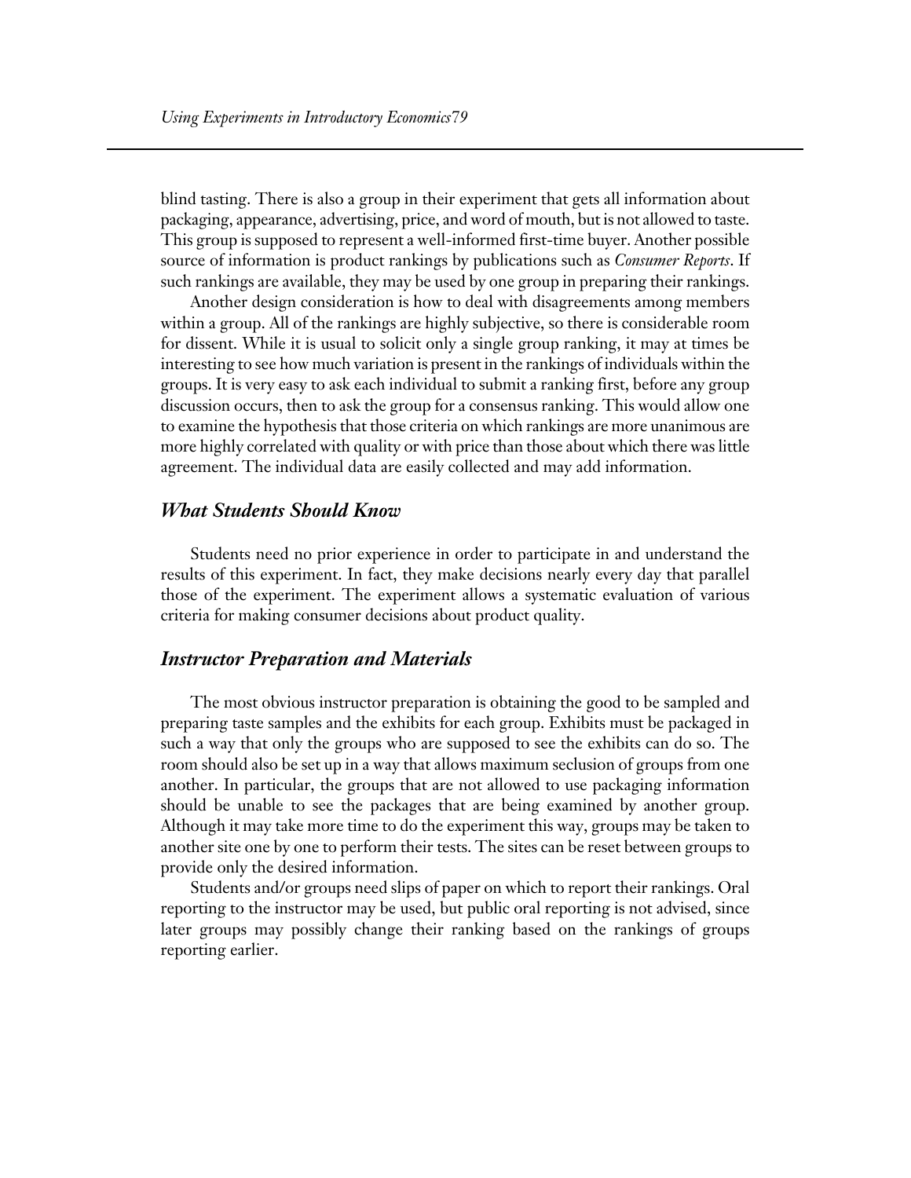blind tasting. There is also a group in their experiment that gets all information about packaging, appearance, advertising, price, and word of mouth, but is not allowed to taste. This group is supposed to represent a well-informed first-time buyer. Another possible source of information is product rankings by publications such as *Consumer Reports*. If such rankings are available, they may be used by one group in preparing their rankings.

Another design consideration is how to deal with disagreements among members within a group. All of the rankings are highly subjective, so there is considerable room for dissent. While it is usual to solicit only a single group ranking, it may at times be interesting to see how much variation is present in the rankings of individuals within the groups. It is very easy to ask each individual to submit a ranking first, before any group discussion occurs, then to ask the group for a consensus ranking. This would allow one to examine the hypothesis that those criteria on which rankings are more unanimous are more highly correlated with quality or with price than those about which there was little agreement. The individual data are easily collected and may add information.

### *What Students Should Know*

Students need no prior experience in order to participate in and understand the results of this experiment. In fact, they make decisions nearly every day that parallel those of the experiment. The experiment allows a systematic evaluation of various criteria for making consumer decisions about product quality.

### *Instructor Preparation and Materials*

The most obvious instructor preparation is obtaining the good to be sampled and preparing taste samples and the exhibits for each group. Exhibits must be packaged in such a way that only the groups who are supposed to see the exhibits can do so. The room should also be set up in a way that allows maximum seclusion of groups from one another. In particular, the groups that are not allowed to use packaging information should be unable to see the packages that are being examined by another group. Although it may take more time to do the experiment this way, groups may be taken to another site one by one to perform their tests. The sites can be reset between groups to provide only the desired information.

Students and/or groups need slips of paper on which to report their rankings. Oral reporting to the instructor may be used, but public oral reporting is not advised, since later groups may possibly change their ranking based on the rankings of groups reporting earlier.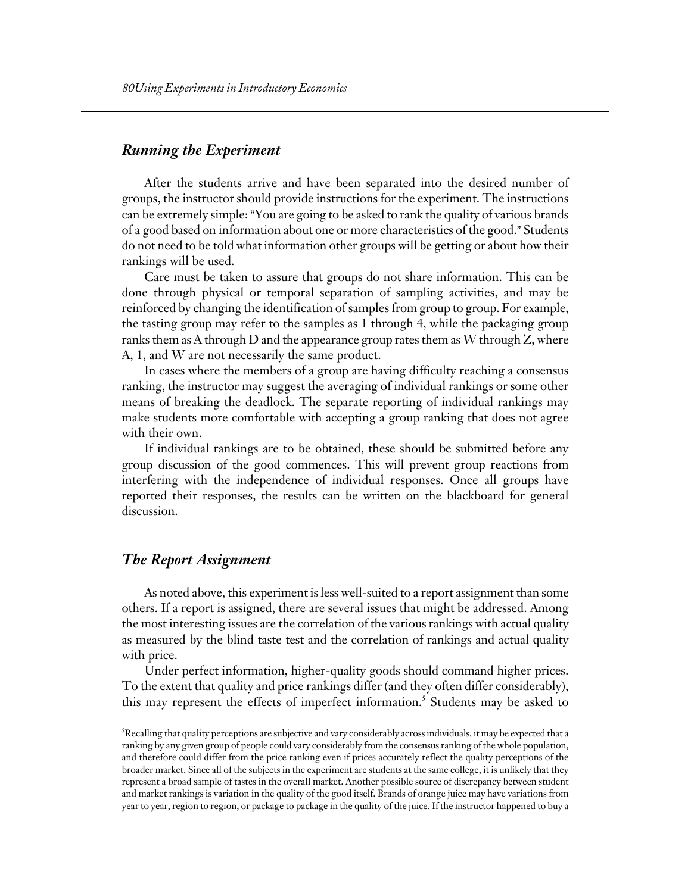## *Running the Experiment*

After the students arrive and have been separated into the desired number of groups, the instructor should provide instructions for the experiment. The instructions can be extremely simple: "You are going to be asked to rank the quality of various brands of a good based on information about one or more characteristics of the good." Students do not need to be told what information other groups will be getting or about how their rankings will be used.

Care must be taken to assure that groups do not share information. This can be done through physical or temporal separation of sampling activities, and may be reinforced by changing the identification of samples from group to group. For example, the tasting group may refer to the samples as 1 through 4, while the packaging group ranks them as A through D and the appearance group rates them as W through Z, where A, 1, and W are not necessarily the same product.

In cases where the members of a group are having difficulty reaching a consensus ranking, the instructor may suggest the averaging of individual rankings or some other means of breaking the deadlock. The separate reporting of individual rankings may make students more comfortable with accepting a group ranking that does not agree with their own.

If individual rankings are to be obtained, these should be submitted before any group discussion of the good commences. This will prevent group reactions from interfering with the independence of individual responses. Once all groups have reported their responses, the results can be written on the blackboard for general discussion.

## *The Report Assignment*

As noted above, this experiment is less well-suited to a report assignment than some others. If a report is assigned, there are several issues that might be addressed. Among the most interesting issues are the correlation of the various rankings with actual quality as measured by the blind taste test and the correlation of rankings and actual quality with price.

Under perfect information, higher-quality goods should command higher prices. To the extent that quality and price rankings differ (and they often differ considerably), this may represent the effects of imperfect information.[5] Students may be asked to

---

[5]Recalling that quality perceptions are subjective and vary considerably across individuals, it may be expected that a ranking by any given group of people could vary considerably from the consensus ranking of the whole population, and therefore could differ from the price ranking even if prices accurately reflect the quality perceptions of the broader market. Since all of the subjects in the experiment are students at the same college, it is unlikely that they represent a broad sample of tastes in the overall market. Another possible source of discrepancy between student and market rankings is variation in the quality of the good itself. Brands of orange juice may have variations from year to year, region to region, or package to package in the quality of the juice. If the instructor happened to buy a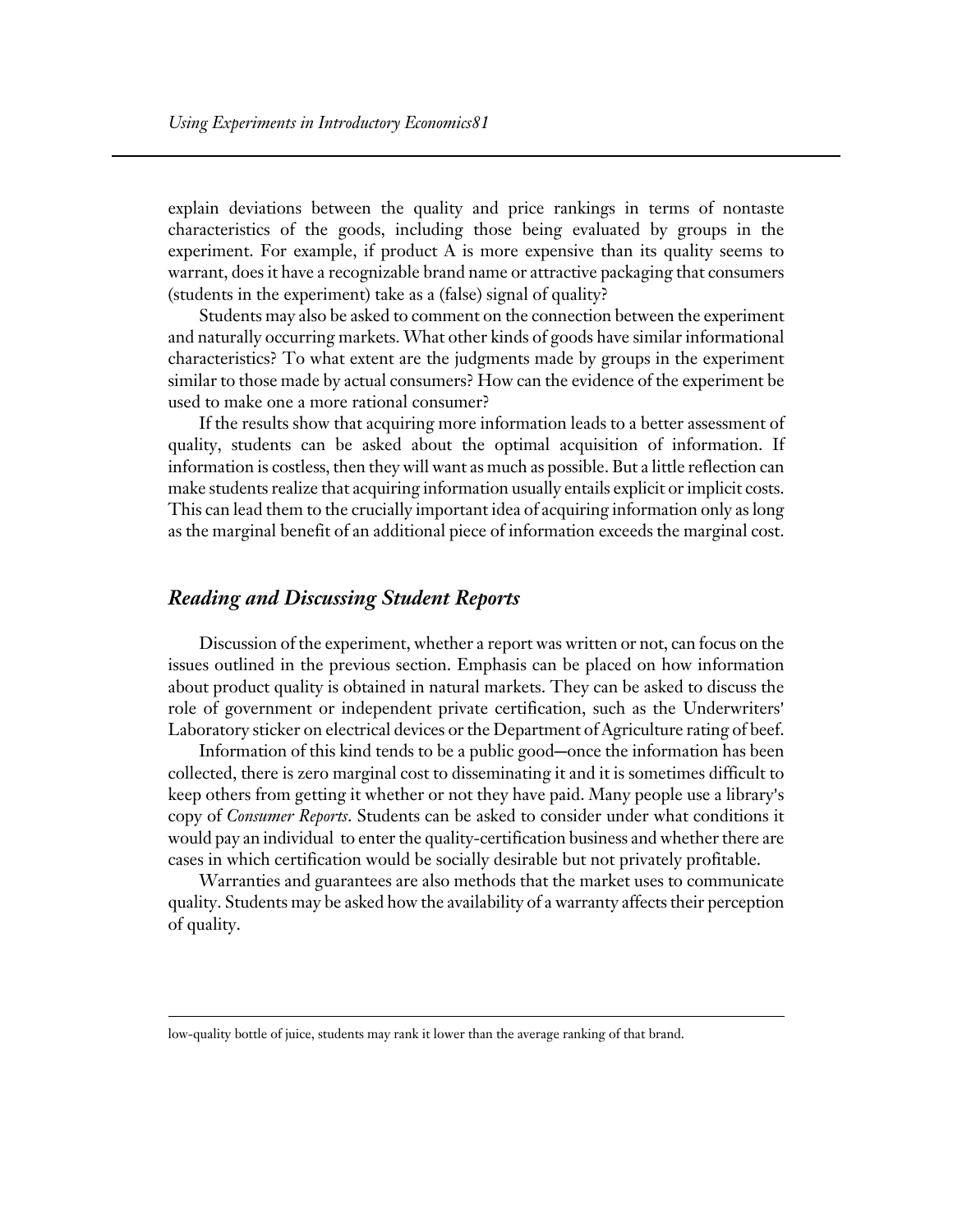explain deviations between the quality and price rankings in terms of nontaste characteristics of the goods, including those being evaluated by groups in the experiment. For example, if product A is more expensive than its quality seems to warrant, does it have a recognizable brand name or attractive packaging that consumers (students in the experiment) take as a (false) signal of quality?

Students may also be asked to comment on the connection between the experiment and naturally occurring markets. What other kinds of goods have similar informational characteristics? To what extent are the judgments made by groups in the experiment similar to those made by actual consumers? How can the evidence of the experiment be used to make one a more rational consumer?

If the results show that acquiring more information leads to a better assessment of quality, students can be asked about the optimal acquisition of information. If information is costless, then they will want as much as possible. But a little reflection can make students realize that acquiring information usually entails explicit or implicit costs. This can lead them to the crucially important idea of acquiring information only as long as the marginal benefit of an additional piece of information exceeds the marginal cost.

## *Reading and Discussing Student Reports*

Discussion of the experiment, whether a report was written or not, can focus on the issues outlined in the previous section. Emphasis can be placed on how information about product quality is obtained in natural markets. They can be asked to discuss the role of government or independent private certification, such as the Underwriters' Laboratory sticker on electrical devices or the Department of Agriculture rating of beef.

Information of this kind tends to be a public good—once the information has been collected, there is zero marginal cost to disseminating it and it is sometimes difficult to keep others from getting it whether or not they have paid. Many people use a library's copy of *Consumer Reports*. Students can be asked to consider under what conditions it would pay an individual to enter the quality-certification business and whether there are cases in which certification would be socially desirable but not privately profitable.

Warranties and guarantees are also methods that the market uses to communicate quality. Students may be asked how the availability of a warranty affects their perception of quality.

---

low-quality bottle of juice, students may rank it lower than the average ranking of that brand.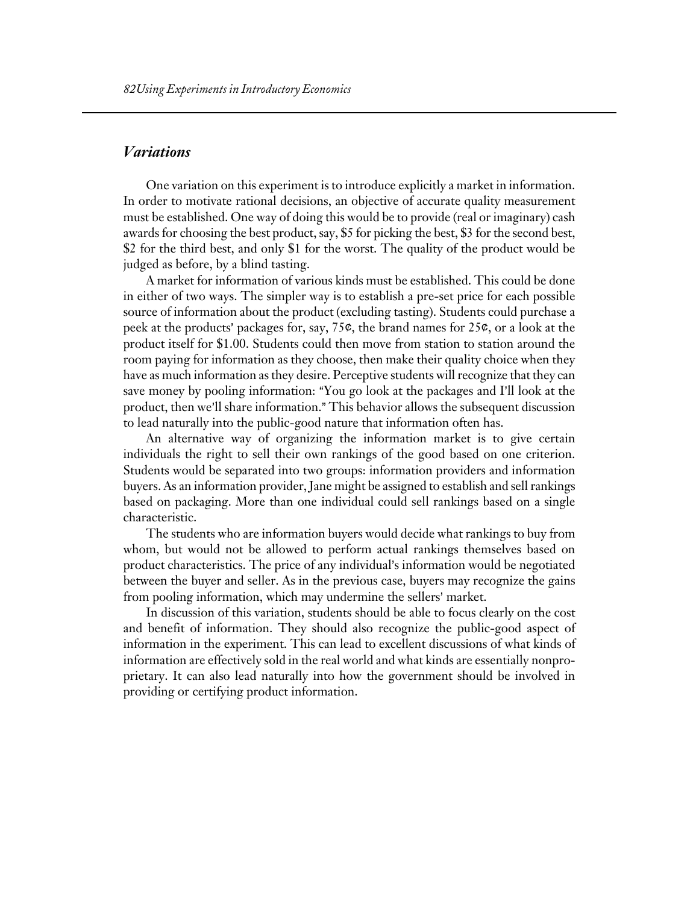## *Variations*

One variation on this experiment is to introduce explicitly a market in information. In order to motivate rational decisions, an objective of accurate quality measurement must be established. One way of doing this would be to provide (real or imaginary) cash awards for choosing the best product, say, $5 for picking the best, $3 for the second best, $2 for the third best, and only $1 for the worst. The quality of the product would be judged as before, by a blind tasting.

A market for information of various kinds must be established. This could be done in either of two ways. The simpler way is to establish a pre-set price for each possible source of information about the product (excluding tasting). Students could purchase a peek at the products' packages for, say, 75¢, the brand names for 25¢, or a look at the product itself for $1.00. Students could then move from station to station around the room paying for information as they choose, then make their quality choice when they have as much information as they desire. Perceptive students will recognize that they can save money by pooling information: "You go look at the packages and I'll look at the product, then we'll share information." This behavior allows the subsequent discussion to lead naturally into the public-good nature that information often has.

An alternative way of organizing the information market is to give certain individuals the right to sell their own rankings of the good based on one criterion. Students would be separated into two groups: information providers and information buyers. As an information provider, Jane might be assigned to establish and sell rankings based on packaging. More than one individual could sell rankings based on a single characteristic.

The students who are information buyers would decide what rankings to buy from whom, but would not be allowed to perform actual rankings themselves based on product characteristics. The price of any individual's information would be negotiated between the buyer and seller. As in the previous case, buyers may recognize the gains from pooling information, which may undermine the sellers' market.

In discussion of this variation, students should be able to focus clearly on the cost and benefit of information. They should also recognize the public-good aspect of information in the experiment. This can lead to excellent discussions of what kinds of information are effectively sold in the real world and what kinds are essentially nonproprietary. It can also lead naturally into how the government should be involved in providing or certifying product information.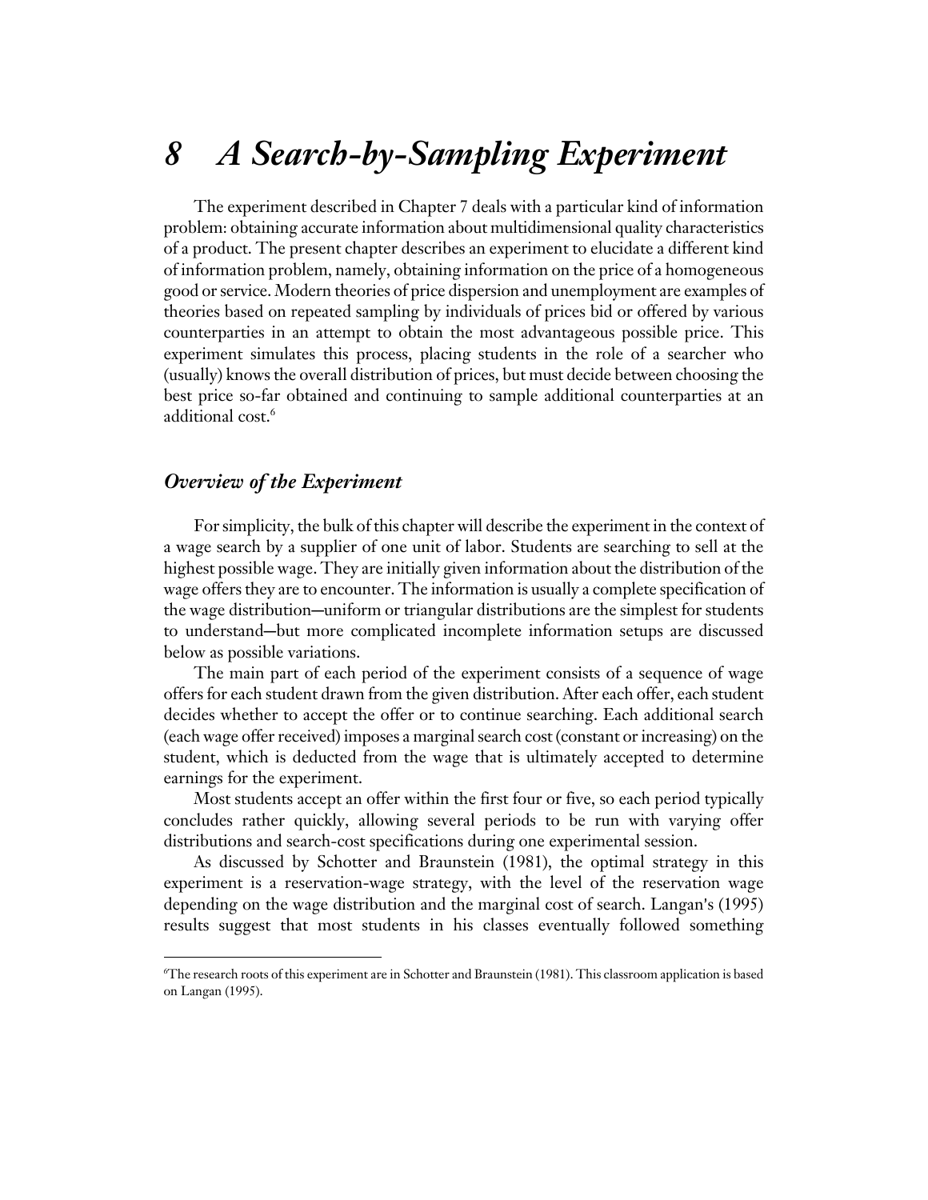# 8 A Search-by-Sampling Experiment

The experiment described in Chapter 7 deals with a particular kind of information problem: obtaining accurate information about multidimensional quality characteristics of a product. The present chapter describes an experiment to elucidate a different kind of information problem, namely, obtaining information on the price of a homogeneous good or service. Modern theories of price dispersion and unemployment are examples of theories based on repeated sampling by individuals of prices bid or offered by various counterparties in an attempt to obtain the most advantageous possible price. This experiment simulates this process, placing students in the role of a searcher who (usually) knows the overall distribution of prices, but must decide between choosing the best price so-far obtained and continuing to sample additional counterparties at an additional cost.[6]

## *Overview of the Experiment*

For simplicity, the bulk of this chapter will describe the experiment in the context of a wage search by a supplier of one unit of labor. Students are searching to sell at the highest possible wage. They are initially given information about the distribution of the wage offers they are to encounter. The information is usually a complete specification of the wage distribution—uniform or triangular distributions are the simplest for students to understand—but more complicated incomplete information setups are discussed below as possible variations.

The main part of each period of the experiment consists of a sequence of wage offers for each student drawn from the given distribution. After each offer, each student decides whether to accept the offer or to continue searching. Each additional search (each wage offer received) imposes a marginal search cost (constant or increasing) on the student, which is deducted from the wage that is ultimately accepted to determine earnings for the experiment.

Most students accept an offer within the first four or five, so each period typically concludes rather quickly, allowing several periods to be run with varying offer distributions and search-cost specifications during one experimental session.

As discussed by Schotter and Braunstein (1981), the optimal strategy in this experiment is a reservation-wage strategy, with the level of the reservation wage depending on the wage distribution and the marginal cost of search. Langan's (1995) results suggest that most students in his classes eventually followed something

[6] The research roots of this experiment are in Schotter and Braunstein (1981). This classroom application is based on Langan (1995).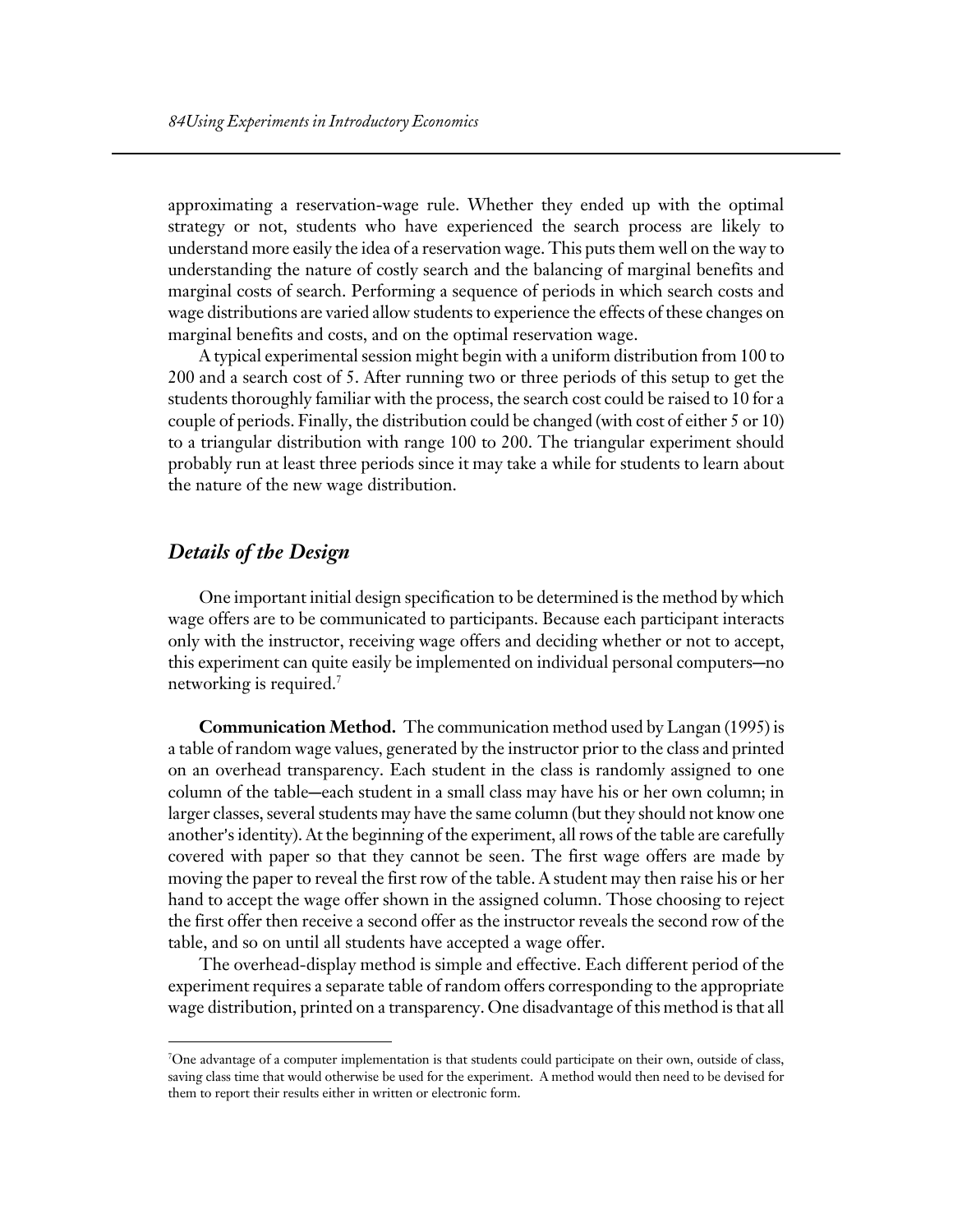approximating a reservation-wage rule. Whether they ended up with the optimal strategy or not, students who have experienced the search process are likely to understand more easily the idea of a reservation wage. This puts them well on the way to understanding the nature of costly search and the balancing of marginal benefits and marginal costs of search. Performing a sequence of periods in which search costs and wage distributions are varied allow students to experience the effects of these changes on marginal benefits and costs, and on the optimal reservation wage.

A typical experimental session might begin with a uniform distribution from 100 to 200 and a search cost of 5. After running two or three periods of this setup to get the students thoroughly familiar with the process, the search cost could be raised to 10 for a couple of periods. Finally, the distribution could be changed (with cost of either 5 or 10) to a triangular distribution with range 100 to 200. The triangular experiment should probably run at least three periods since it may take a while for students to learn about the nature of the new wage distribution.

## *Details of the Design*

One important initial design specification to be determined is the method by which wage offers are to be communicated to participants. Because each participant interacts only with the instructor, receiving wage offers and deciding whether or not to accept, this experiment can quite easily be implemented on individual personal computers—no networking is required.[7]

**Communication Method.** The communication method used by Langan (1995) is a table of random wage values, generated by the instructor prior to the class and printed on an overhead transparency. Each student in the class is randomly assigned to one column of the table—each student in a small class may have his or her own column; in larger classes, several students may have the same column (but they should not know one another's identity). At the beginning of the experiment, all rows of the table are carefully covered with paper so that they cannot be seen. The first wage offers are made by moving the paper to reveal the first row of the table. A student may then raise his or her hand to accept the wage offer shown in the assigned column. Those choosing to reject the first offer then receive a second offer as the instructor reveals the second row of the table, and so on until all students have accepted a wage offer.

The overhead-display method is simple and effective. Each different period of the experiment requires a separate table of random offers corresponding to the appropriate wage distribution, printed on a transparency. One disadvantage of this method is that all

---

[7]One advantage of a computer implementation is that students could participate on their own, outside of class, saving class time that would otherwise be used for the experiment. A method would then need to be devised for them to report their results either in written or electronic form.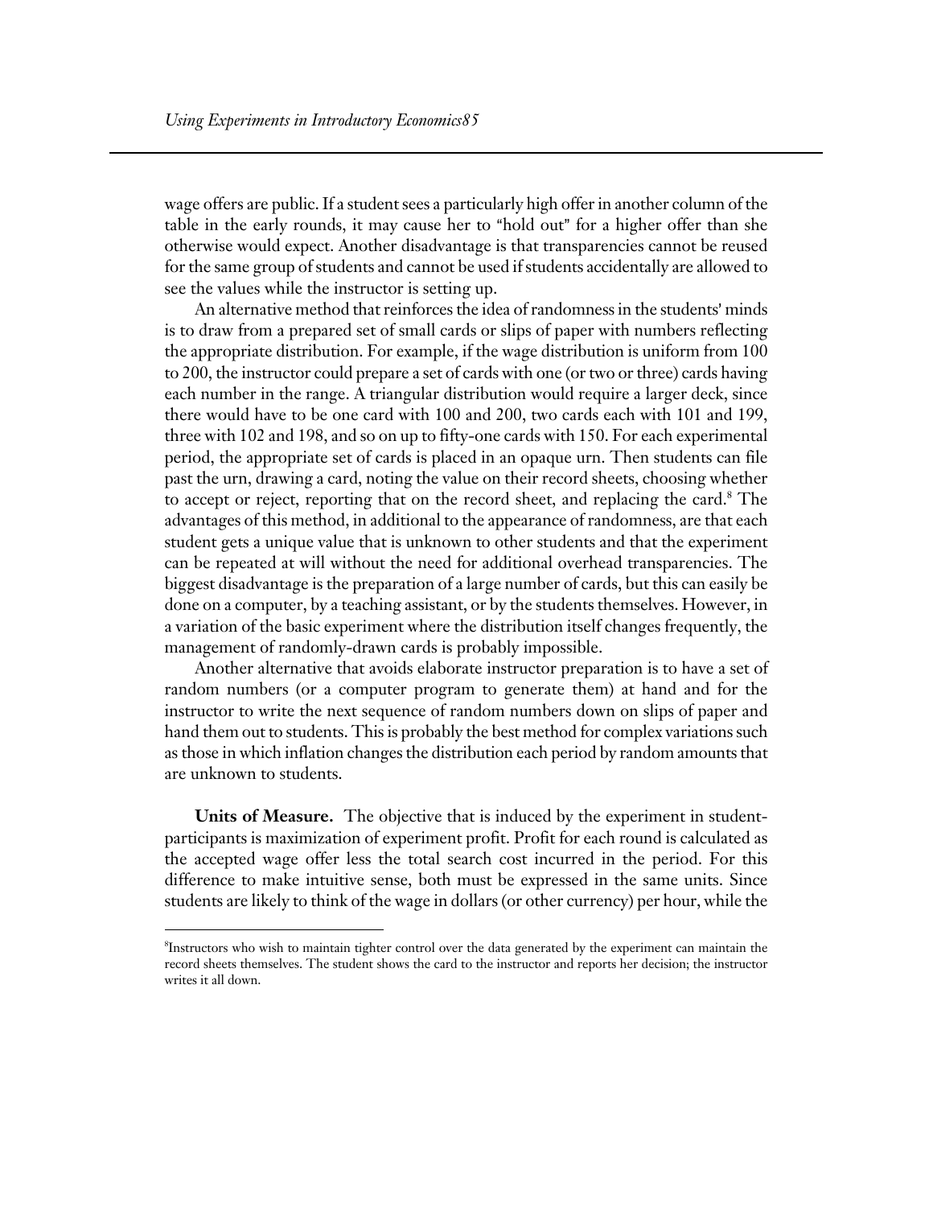wage offers are public. If a student sees a particularly high offer in another column of the table in the early rounds, it may cause her to "hold out" for a higher offer than she otherwise would expect. Another disadvantage is that transparencies cannot be reused for the same group of students and cannot be used if students accidentally are allowed to see the values while the instructor is setting up.

An alternative method that reinforces the idea of randomness in the students' minds is to draw from a prepared set of small cards or slips of paper with numbers reflecting the appropriate distribution. For example, if the wage distribution is uniform from 100 to 200, the instructor could prepare a set of cards with one (or two or three) cards having each number in the range. A triangular distribution would require a larger deck, since there would have to be one card with 100 and 200, two cards each with 101 and 199, three with 102 and 198, and so on up to fifty-one cards with 150. For each experimental period, the appropriate set of cards is placed in an opaque urn. Then students can file past the urn, drawing a card, noting the value on their record sheets, choosing whether to accept or reject, reporting that on the record sheet, and replacing the card.[8] The advantages of this method, in additional to the appearance of randomness, are that each student gets a unique value that is unknown to other students and that the experiment can be repeated at will without the need for additional overhead transparencies. The biggest disadvantage is the preparation of a large number of cards, but this can easily be done on a computer, by a teaching assistant, or by the students themselves. However, in a variation of the basic experiment where the distribution itself changes frequently, the management of randomly-drawn cards is probably impossible.

Another alternative that avoids elaborate instructor preparation is to have a set of random numbers (or a computer program to generate them) at hand and for the instructor to write the next sequence of random numbers down on slips of paper and hand them out to students. This is probably the best method for complex variations such as those in which inflation changes the distribution each period by random amounts that are unknown to students.

**Units of Measure.** The objective that is induced by the experiment in student-participants is maximization of experiment profit. Profit for each round is calculated as the accepted wage offer less the total search cost incurred in the period. For this difference to make intuitive sense, both must be expressed in the same units. Since students are likely to think of the wage in dollars (or other currency) per hour, while the

---

[8] Instructors who wish to maintain tighter control over the data generated by the experiment can maintain the record sheets themselves. The student shows the card to the instructor and reports her decision; the instructor writes it all down.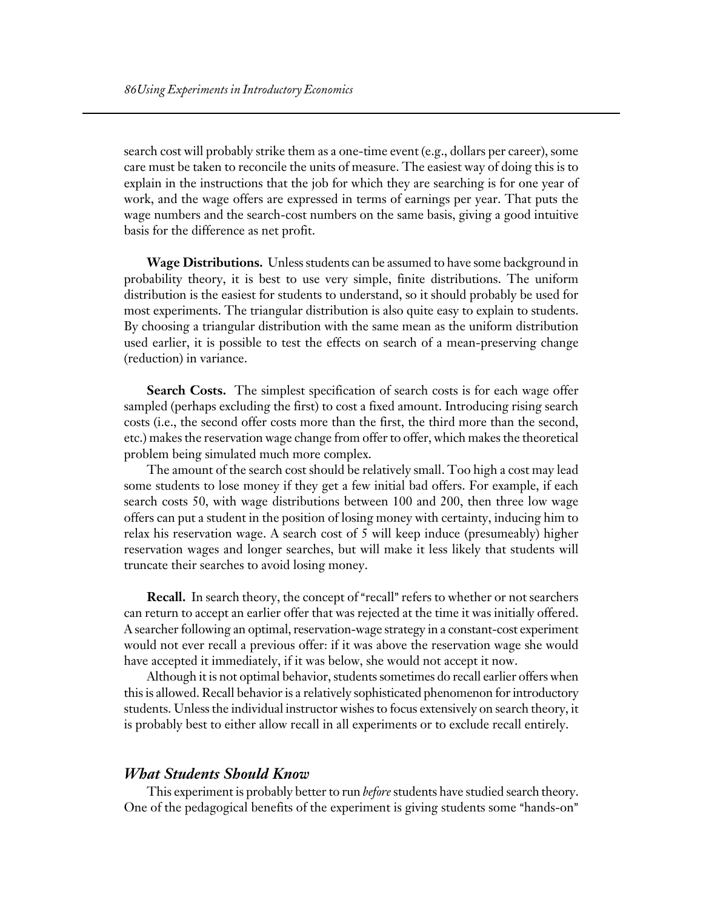search cost will probably strike them as a one-time event (e.g., dollars per career), some care must be taken to reconcile the units of measure. The easiest way of doing this is to explain in the instructions that the job for which they are searching is for one year of work, and the wage offers are expressed in terms of earnings per year. That puts the wage numbers and the search-cost numbers on the same basis, giving a good intuitive basis for the difference as net profit.

**Wage Distributions.** Unless students can be assumed to have some background in probability theory, it is best to use very simple, finite distributions. The uniform distribution is the easiest for students to understand, so it should probably be used for most experiments. The triangular distribution is also quite easy to explain to students. By choosing a triangular distribution with the same mean as the uniform distribution used earlier, it is possible to test the effects on search of a mean-preserving change (reduction) in variance.

**Search Costs.** The simplest specification of search costs is for each wage offer sampled (perhaps excluding the first) to cost a fixed amount. Introducing rising search costs (i.e., the second offer costs more than the first, the third more than the second, etc.) makes the reservation wage change from offer to offer, which makes the theoretical problem being simulated much more complex.

The amount of the search cost should be relatively small. Too high a cost may lead some students to lose money if they get a few initial bad offers. For example, if each search costs 50, with wage distributions between 100 and 200, then three low wage offers can put a student in the position of losing money with certainty, inducing him to relax his reservation wage. A search cost of 5 will keep induce (presumeably) higher reservation wages and longer searches, but will make it less likely that students will truncate their searches to avoid losing money.

**Recall.** In search theory, the concept of "recall" refers to whether or not searchers can return to accept an earlier offer that was rejected at the time it was initially offered. A searcher following an optimal, reservation-wage strategy in a constant-cost experiment would not ever recall a previous offer: if it was above the reservation wage she would have accepted it immediately, if it was below, she would not accept it now.

Although it is not optimal behavior, students sometimes do recall earlier offers when this is allowed. Recall behavior is a relatively sophisticated phenomenon for introductory students. Unless the individual instructor wishes to focus extensively on search theory, it is probably best to either allow recall in all experiments or to exclude recall entirely.

### *What Students Should Know*

This experiment is probably better to run *before* students have studied search theory. One of the pedagogical benefits of the experiment is giving students some "hands-on"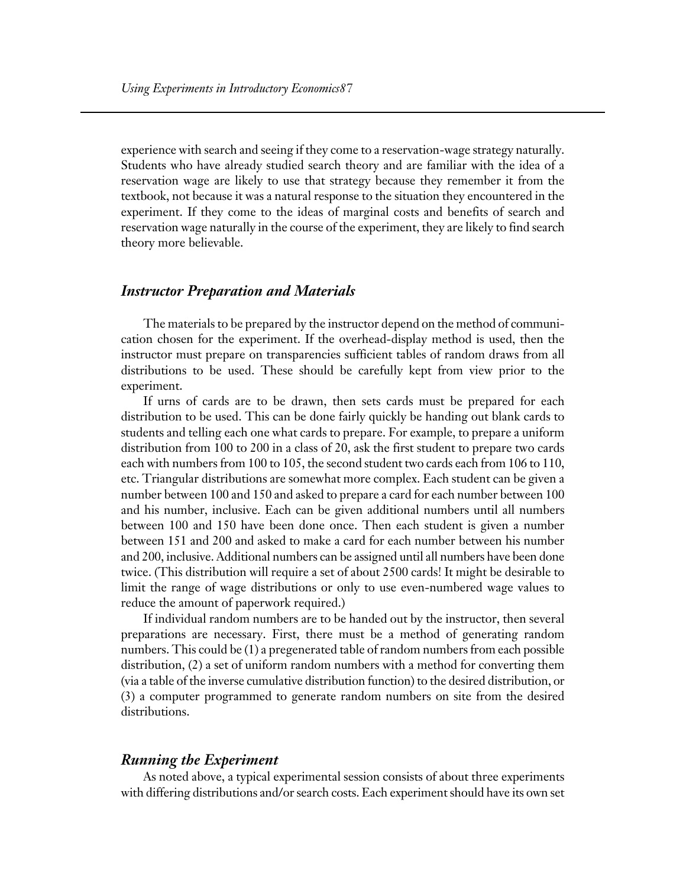experience with search and seeing if they come to a reservation-wage strategy naturally. Students who have already studied search theory and are familiar with the idea of a reservation wage are likely to use that strategy because they remember it from the textbook, not because it was a natural response to the situation they encountered in the experiment. If they come to the ideas of marginal costs and benefits of search and reservation wage naturally in the course of the experiment, they are likely to find search theory more believable.

## *Instructor Preparation and Materials*

The materials to be prepared by the instructor depend on the method of communication chosen for the experiment. If the overhead-display method is used, then the instructor must prepare on transparencies sufficient tables of random draws from all distributions to be used. These should be carefully kept from view prior to the experiment.

If urns of cards are to be drawn, then sets cards must be prepared for each distribution to be used. This can be done fairly quickly be handing out blank cards to students and telling each one what cards to prepare. For example, to prepare a uniform distribution from 100 to 200 in a class of 20, ask the first student to prepare two cards each with numbers from 100 to 105, the second student two cards each from 106 to 110, etc. Triangular distributions are somewhat more complex. Each student can be given a number between 100 and 150 and asked to prepare a card for each number between 100 and his number, inclusive. Each can be given additional numbers until all numbers between 100 and 150 have been done once. Then each student is given a number between 151 and 200 and asked to make a card for each number between his number and 200, inclusive. Additional numbers can be assigned until all numbers have been done twice. (This distribution will require a set of about 2500 cards! It might be desirable to limit the range of wage distributions or only to use even-numbered wage values to reduce the amount of paperwork required.)

If individual random numbers are to be handed out by the instructor, then several preparations are necessary. First, there must be a method of generating random numbers. This could be (1) a pregenerated table of random numbers from each possible distribution, (2) a set of uniform random numbers with a method for converting them (via a table of the inverse cumulative distribution function) to the desired distribution, or (3) a computer programmed to generate random numbers on site from the desired distributions.

## *Running the Experiment*

As noted above, a typical experimental session consists of about three experiments with differing distributions and/or search costs. Each experiment should have its own set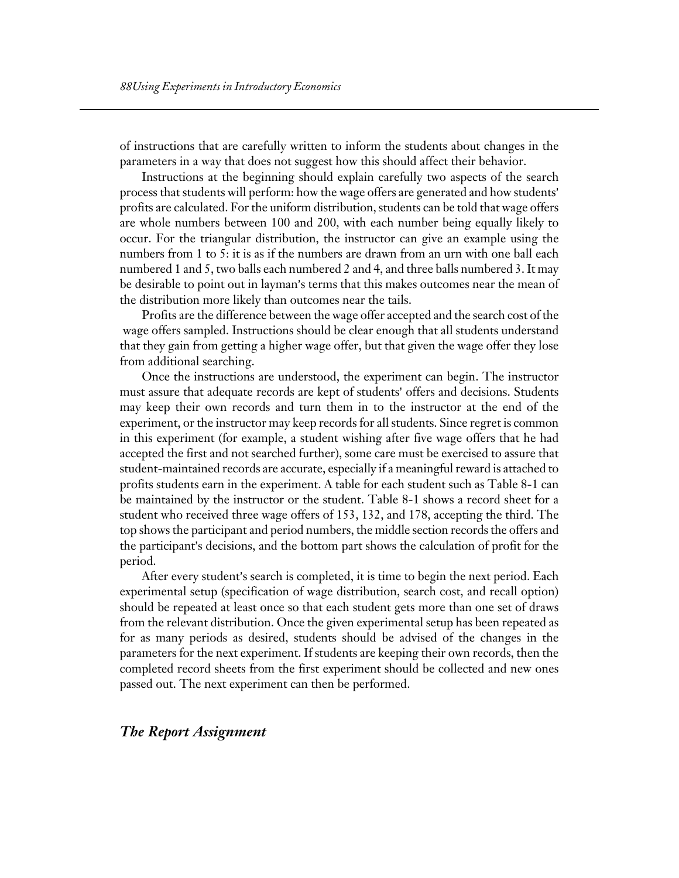of instructions that are carefully written to inform the students about changes in the parameters in a way that does not suggest how this should affect their behavior.

Instructions at the beginning should explain carefully two aspects of the search process that students will perform: how the wage offers are generated and how students' profits are calculated. For the uniform distribution, students can be told that wage offers are whole numbers between 100 and 200, with each number being equally likely to occur. For the triangular distribution, the instructor can give an example using the numbers from 1 to 5: it is as if the numbers are drawn from an urn with one ball each numbered 1 and 5, two balls each numbered 2 and 4, and three balls numbered 3. It may be desirable to point out in layman's terms that this makes outcomes near the mean of the distribution more likely than outcomes near the tails.

Profits are the difference between the wage offer accepted and the search cost of the wage offers sampled. Instructions should be clear enough that all students understand that they gain from getting a higher wage offer, but that given the wage offer they lose from additional searching.

Once the instructions are understood, the experiment can begin. The instructor must assure that adequate records are kept of students' offers and decisions. Students may keep their own records and turn them in to the instructor at the end of the experiment, or the instructor may keep records for all students. Since regret is common in this experiment (for example, a student wishing after five wage offers that he had accepted the first and not searched further), some care must be exercised to assure that student-maintained records are accurate, especially if a meaningful reward is attached to profits students earn in the experiment. A table for each student such as Table 8-1 can be maintained by the instructor or the student. Table 8-1 shows a record sheet for a student who received three wage offers of 153, 132, and 178, accepting the third. The top shows the participant and period numbers, the middle section records the offers and the participant's decisions, and the bottom part shows the calculation of profit for the period.

After every student's search is completed, it is time to begin the next period. Each experimental setup (specification of wage distribution, search cost, and recall option) should be repeated at least once so that each student gets more than one set of draws from the relevant distribution. Once the given experimental setup has been repeated as for as many periods as desired, students should be advised of the changes in the parameters for the next experiment. If students are keeping their own records, then the completed record sheets from the first experiment should be collected and new ones passed out. The next experiment can then be performed.

## *The Report Assignment*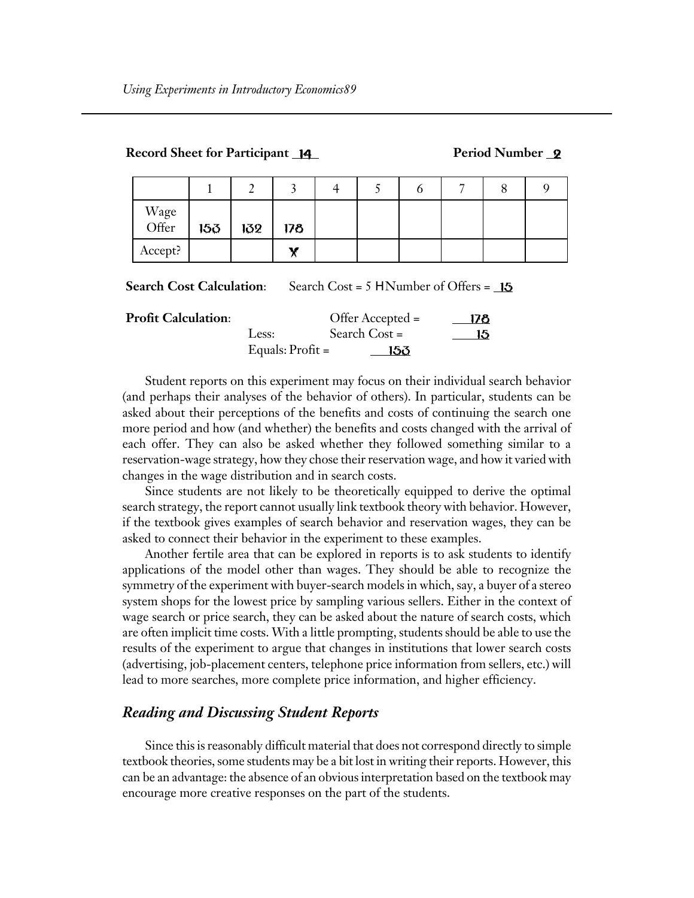**Record Sheet for Participant** 14 **Period Number** 2

| | 1 | 2 | 3 | 4 | 5 | 6 | 7 | 8 | 9 |
|---|---|---|---|---|---|---|---|---|---|
| Wage Offer | 153 | 132 | 178 | | | | | | |
| Accept? | | | Y | | | | | | |

**Search Cost Calculation**: Search Cost = 5 HNumber of Offers = 15

**Profit Calculation**:

Offer Accepted = 178

Less: Search Cost = 15

Equals: Profit = 153

Student reports on this experiment may focus on their individual search behavior (and perhaps their analyses of the behavior of others). In particular, students can be asked about their perceptions of the benefits and costs of continuing the search one more period and how (and whether) the benefits and costs changed with the arrival of each offer. They can also be asked whether they followed something similar to a reservation-wage strategy, how they chose their reservation wage, and how it varied with changes in the wage distribution and in search costs.

Since students are not likely to be theoretically equipped to derive the optimal search strategy, the report cannot usually link textbook theory with behavior. However, if the textbook gives examples of search behavior and reservation wages, they can be asked to connect their behavior in the experiment to these examples.

Another fertile area that can be explored in reports is to ask students to identify applications of the model other than wages. They should be able to recognize the symmetry of the experiment with buyer-search models in which, say, a buyer of a stereo system shops for the lowest price by sampling various sellers. Either in the context of wage search or price search, they can be asked about the nature of search costs, which are often implicit time costs. With a little prompting, students should be able to use the results of the experiment to argue that changes in institutions that lower search costs (advertising, job-placement centers, telephone price information from sellers, etc.) will lead to more searches, more complete price information, and higher efficiency.

## *Reading and Discussing Student Reports*

Since this is reasonably difficult material that does not correspond directly to simple textbook theories, some students may be a bit lost in writing their reports. However, this can be an advantage: the absence of an obvious interpretation based on the textbook may encourage more creative responses on the part of the students.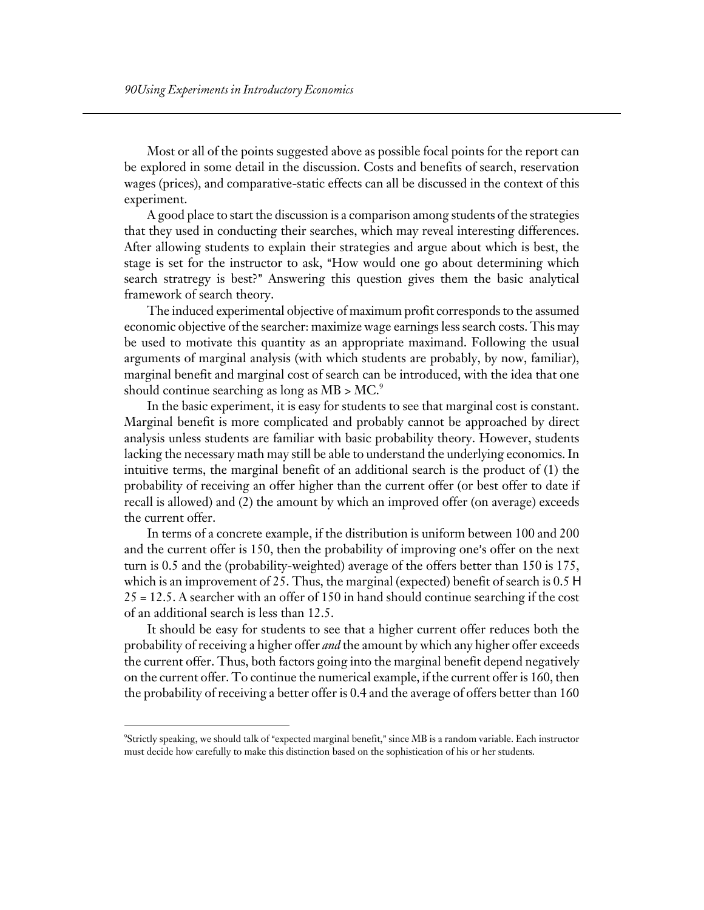Most or all of the points suggested above as possible focal points for the report can be explored in some detail in the discussion. Costs and benefits of search, reservation wages (prices), and comparative-static effects can all be discussed in the context of this experiment.

A good place to start the discussion is a comparison among students of the strategies that they used in conducting their searches, which may reveal interesting differences. After allowing students to explain their strategies and argue about which is best, the stage is set for the instructor to ask, "How would one go about determining which search stratregy is best?" Answering this question gives them the basic analytical framework of search theory.

The induced experimental objective of maximum profit corresponds to the assumed economic objective of the searcher: maximize wage earnings less search costs. This may be used to motivate this quantity as an appropriate maximand. Following the usual arguments of marginal analysis (with which students are probably, by now, familiar), marginal benefit and marginal cost of search can be introduced, with the idea that one should continue searching as long as MB > MC.[9]

In the basic experiment, it is easy for students to see that marginal cost is constant. Marginal benefit is more complicated and probably cannot be approached by direct analysis unless students are familiar with basic probability theory. However, students lacking the necessary math may still be able to understand the underlying economics. In intuitive terms, the marginal benefit of an additional search is the product of (1) the probability of receiving an offer higher than the current offer (or best offer to date if recall is allowed) and (2) the amount by which an improved offer (on average) exceeds the current offer.

In terms of a concrete example, if the distribution is uniform between 100 and 200 and the current offer is 150, then the probability of improving one's offer on the next turn is 0.5 and the (probability-weighted) average of the offers better than 150 is 175, which is an improvement of 25. Thus, the marginal (expected) benefit of search is $0.5 \times 25 = 12.5$. A searcher with an offer of 150 in hand should continue searching if the cost of an additional search is less than 12.5.

It should be easy for students to see that a higher current offer reduces both the probability of receiving a higher offer *and* the amount by which any higher offer exceeds the current offer. Thus, both factors going into the marginal benefit depend negatively on the current offer. To continue the numerical example, if the current offer is 160, then the probability of receiving a better offer is 0.4 and the average of offers better than 160

---

[9]Strictly speaking, we should talk of "expected marginal benefit," since MB is a random variable. Each instructor must decide how carefully to make this distinction based on the sophistication of his or her students.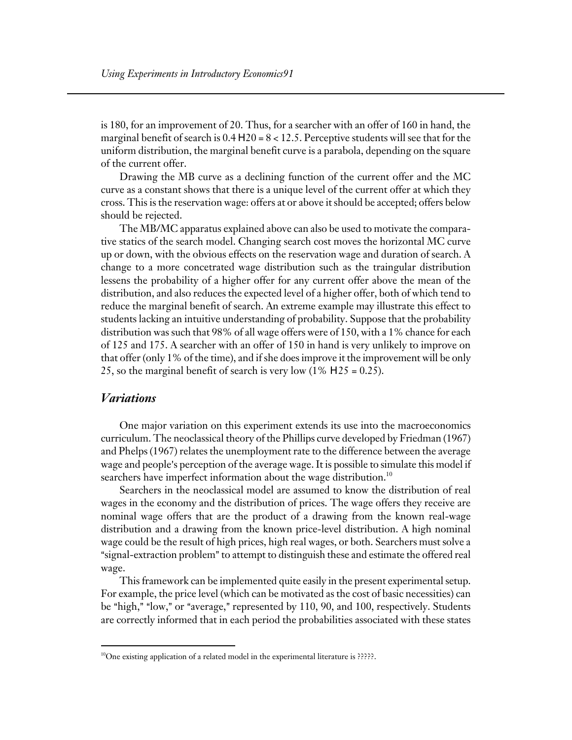is 180, for an improvement of 20. Thus, for a searcher with an offer of 160 in hand, the marginal benefit of search is $0.4 \times 20 = 8 < 12.5$. Perceptive students will see that for the uniform distribution, the marginal benefit curve is a parabola, depending on the square of the current offer.

Drawing the MB curve as a declining function of the current offer and the MC curve as a constant shows that there is a unique level of the current offer at which they cross. This is the reservation wage: offers at or above it should be accepted; offers below should be rejected.

The MB/MC apparatus explained above can also be used to motivate the comparative statics of the search model. Changing search cost moves the horizontal MC curve up or down, with the obvious effects on the reservation wage and duration of search. A change to a more concetrated wage distribution such as the traingular distribution lessens the probability of a higher offer for any current offer above the mean of the distribution, and also reduces the expected level of a higher offer, both of which tend to reduce the marginal benefit of search. An extreme example may illustrate this effect to students lacking an intuitive understanding of probability. Suppose that the probability distribution was such that 98% of all wage offers were of 150, with a 1% chance for each of 125 and 175. A searcher with an offer of 150 in hand is very unlikely to improve on that offer (only 1% of the time), and if she does improve it the improvement will be only 25, so the marginal benefit of search is very low ($1\% \times 25 = 0.25$).

## *Variations*

One major variation on this experiment extends its use into the macroeconomics curriculum. The neoclassical theory of the Phillips curve developed by Friedman (1967) and Phelps (1967) relates the unemployment rate to the difference between the average wage and people's perception of the average wage. It is possible to simulate this model if searchers have imperfect information about the wage distribution.[10]

Searchers in the neoclassical model are assumed to know the distribution of real wages in the economy and the distribution of prices. The wage offers they receive are nominal wage offers that are the product of a drawing from the known real-wage distribution and a drawing from the known price-level distribution. A high nominal wage could be the result of high prices, high real wages, or both. Searchers must solve a "signal-extraction problem" to attempt to distinguish these and estimate the offered real wage.

This framework can be implemented quite easily in the present experimental setup. For example, the price level (which can be motivated as the cost of basic necessities) can be "high," "low," or "average," represented by 110, 90, and 100, respectively. Students are correctly informed that in each period the probabilities associated with these states

[10]One existing application of a related model in the experimental literature is ?????.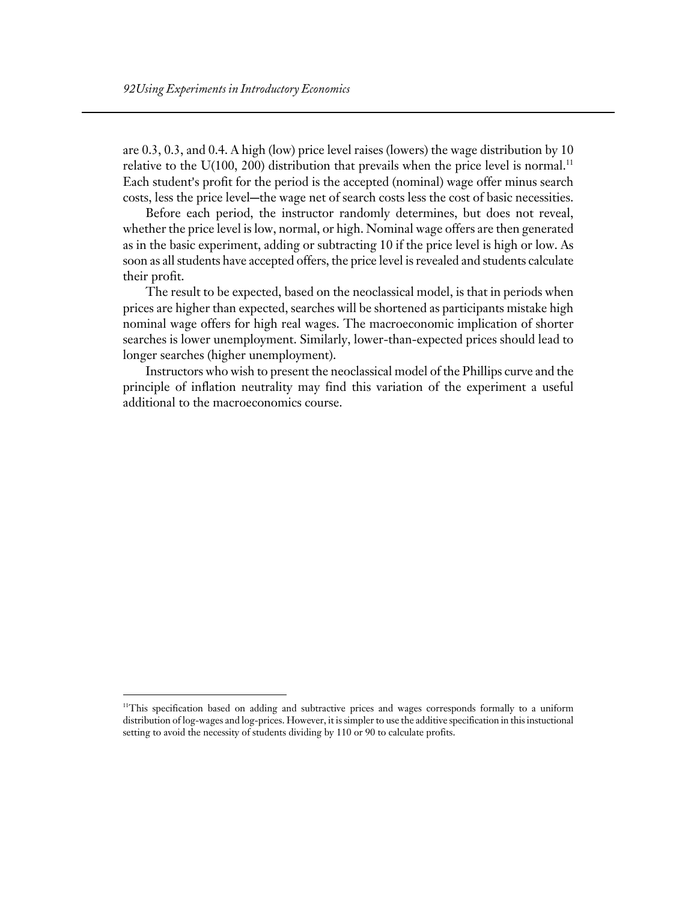are 0.3, 0.3, and 0.4. A high (low) price level raises (lowers) the wage distribution by 10 relative to the U(100, 200) distribution that prevails when the price level is normal.[11] Each student's profit for the period is the accepted (nominal) wage offer minus search costs, less the price level—the wage net of search costs less the cost of basic necessities.

Before each period, the instructor randomly determines, but does not reveal, whether the price level is low, normal, or high. Nominal wage offers are then generated as in the basic experiment, adding or subtracting 10 if the price level is high or low. As soon as all students have accepted offers, the price level is revealed and students calculate their profit.

The result to be expected, based on the neoclassical model, is that in periods when prices are higher than expected, searches will be shortened as participants mistake high nominal wage offers for high real wages. The macroeconomic implication of shorter searches is lower unemployment. Similarly, lower-than-expected prices should lead to longer searches (higher unemployment).

Instructors who wish to present the neoclassical model of the Phillips curve and the principle of inflation neutrality may find this variation of the experiment a useful additional to the macroeconomics course.

---

[11]This specification based on adding and subtractive prices and wages corresponds formally to a uniform distribution of log-wages and log-prices. However, it is simpler to use the additive specification in this instuctional setting to avoid the necessity of students dividing by 110 or 90 to calculate profits.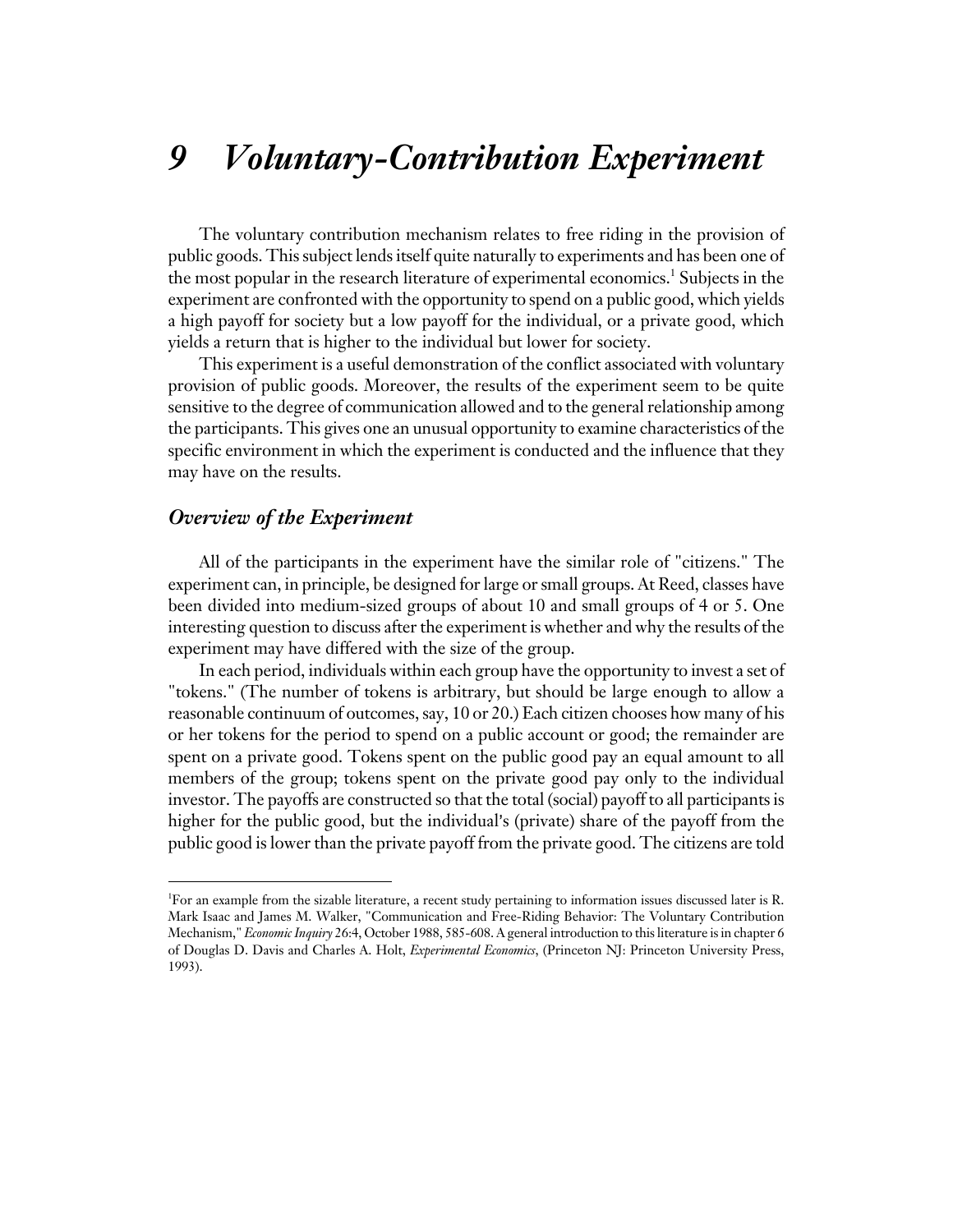# 9 *Voluntary-Contribution Experiment*

The voluntary contribution mechanism relates to free riding in the provision of public goods. This subject lends itself quite naturally to experiments and has been one of the most popular in the research literature of experimental economics.[1] Subjects in the experiment are confronted with the opportunity to spend on a public good, which yields a high payoff for society but a low payoff for the individual, or a private good, which yields a return that is higher to the individual but lower for society.

This experiment is a useful demonstration of the conflict associated with voluntary provision of public goods. Moreover, the results of the experiment seem to be quite sensitive to the degree of communication allowed and to the general relationship among the participants. This gives one an unusual opportunity to examine characteristics of the specific environment in which the experiment is conducted and the influence that they may have on the results.

## *Overview of the Experiment*

All of the participants in the experiment have the similar role of "citizens." The experiment can, in principle, be designed for large or small groups. At Reed, classes have been divided into medium-sized groups of about 10 and small groups of 4 or 5. One interesting question to discuss after the experiment is whether and why the results of the experiment may have differed with the size of the group.

In each period, individuals within each group have the opportunity to invest a set of "tokens." (The number of tokens is arbitrary, but should be large enough to allow a reasonable continuum of outcomes, say, 10 or 20.) Each citizen chooses how many of his or her tokens for the period to spend on a public account or good; the remainder are spent on a private good. Tokens spent on the public good pay an equal amount to all members of the group; tokens spent on the private good pay only to the individual investor. The payoffs are constructed so that the total (social) payoff to all participants is higher for the public good, but the individual's (private) share of the payoff from the public good is lower than the private payoff from the private good. The citizens are told

---

[1]For an example from the sizable literature, a recent study pertaining to information issues discussed later is R. Mark Isaac and James M. Walker, "Communication and Free-Riding Behavior: The Voluntary Contribution Mechanism," *Economic Inquiry* 26:4, October 1988, 585-608. A general introduction to this literature is in chapter 6 of Douglas D. Davis and Charles A. Holt, *Experimental Economics*, (Princeton NJ: Princeton University Press, 1993).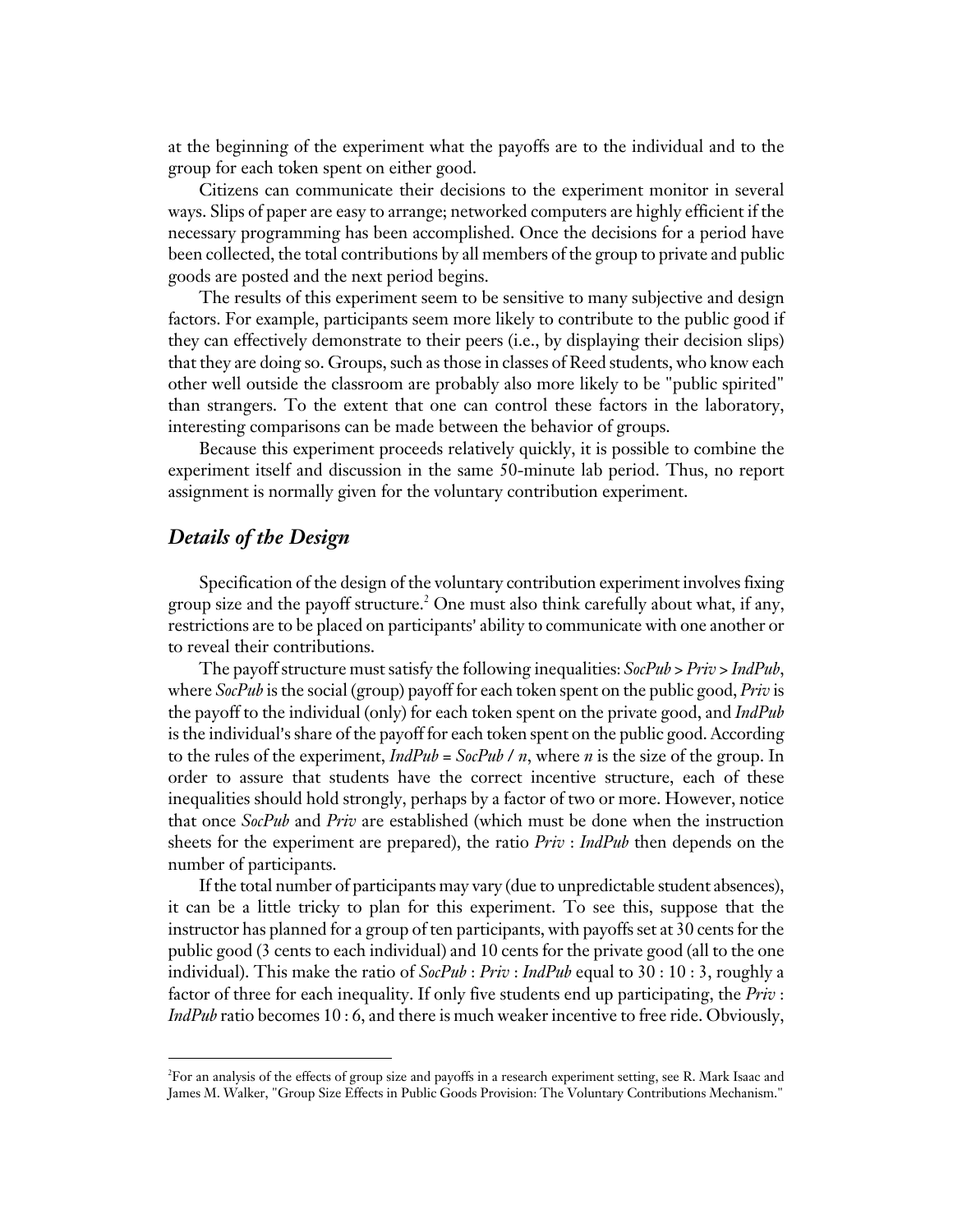at the beginning of the experiment what the payoffs are to the individual and to the group for each token spent on either good.

Citizens can communicate their decisions to the experiment monitor in several ways. Slips of paper are easy to arrange; networked computers are highly efficient if the necessary programming has been accomplished. Once the decisions for a period have been collected, the total contributions by all members of the group to private and public goods are posted and the next period begins.

The results of this experiment seem to be sensitive to many subjective and design factors. For example, participants seem more likely to contribute to the public good if they can effectively demonstrate to their peers (i.e., by displaying their decision slips) that they are doing so. Groups, such as those in classes of Reed students, who know each other well outside the classroom are probably also more likely to be "public spirited" than strangers. To the extent that one can control these factors in the laboratory, interesting comparisons can be made between the behavior of groups.

Because this experiment proceeds relatively quickly, it is possible to combine the experiment itself and discussion in the same 50-minute lab period. Thus, no report assignment is normally given for the voluntary contribution experiment.

## *Details of the Design*

Specification of the design of the voluntary contribution experiment involves fixing group size and the payoff structure.[2] One must also think carefully about what, if any, restrictions are to be placed on participants' ability to communicate with one another or to reveal their contributions.

The payoff structure must satisfy the following inequalities: *SocPub* > *Priv* > *IndPub*, where *SocPub* is the social (group) payoff for each token spent on the public good, *Priv* is the payoff to the individual (only) for each token spent on the private good, and *IndPub* is the individual's share of the payoff for each token spent on the public good. According to the rules of the experiment, *IndPub* = *SocPub* / *n*, where *n* is the size of the group. In order to assure that students have the correct incentive structure, each of these inequalities should hold strongly, perhaps by a factor of two or more. However, notice that once *SocPub* and *Priv* are established (which must be done when the instruction sheets for the experiment are prepared), the ratio *Priv* : *IndPub* then depends on the number of participants.

If the total number of participants may vary (due to unpredictable student absences), it can be a little tricky to plan for this experiment. To see this, suppose that the instructor has planned for a group of ten participants, with payoffs set at 30 cents for the public good (3 cents to each individual) and 10 cents for the private good (all to the one individual). This make the ratio of *SocPub* : *Priv* : *IndPub* equal to 30 : 10 : 3, roughly a factor of three for each inequality. If only five students end up participating, the *Priv* : *IndPub* ratio becomes 10 : 6, and there is much weaker incentive to free ride. Obviously,

[2]For an analysis of the effects of group size and payoffs in a research experiment setting, see R. Mark Isaac and James M. Walker, "Group Size Effects in Public Goods Provision: The Voluntary Contributions Mechanism."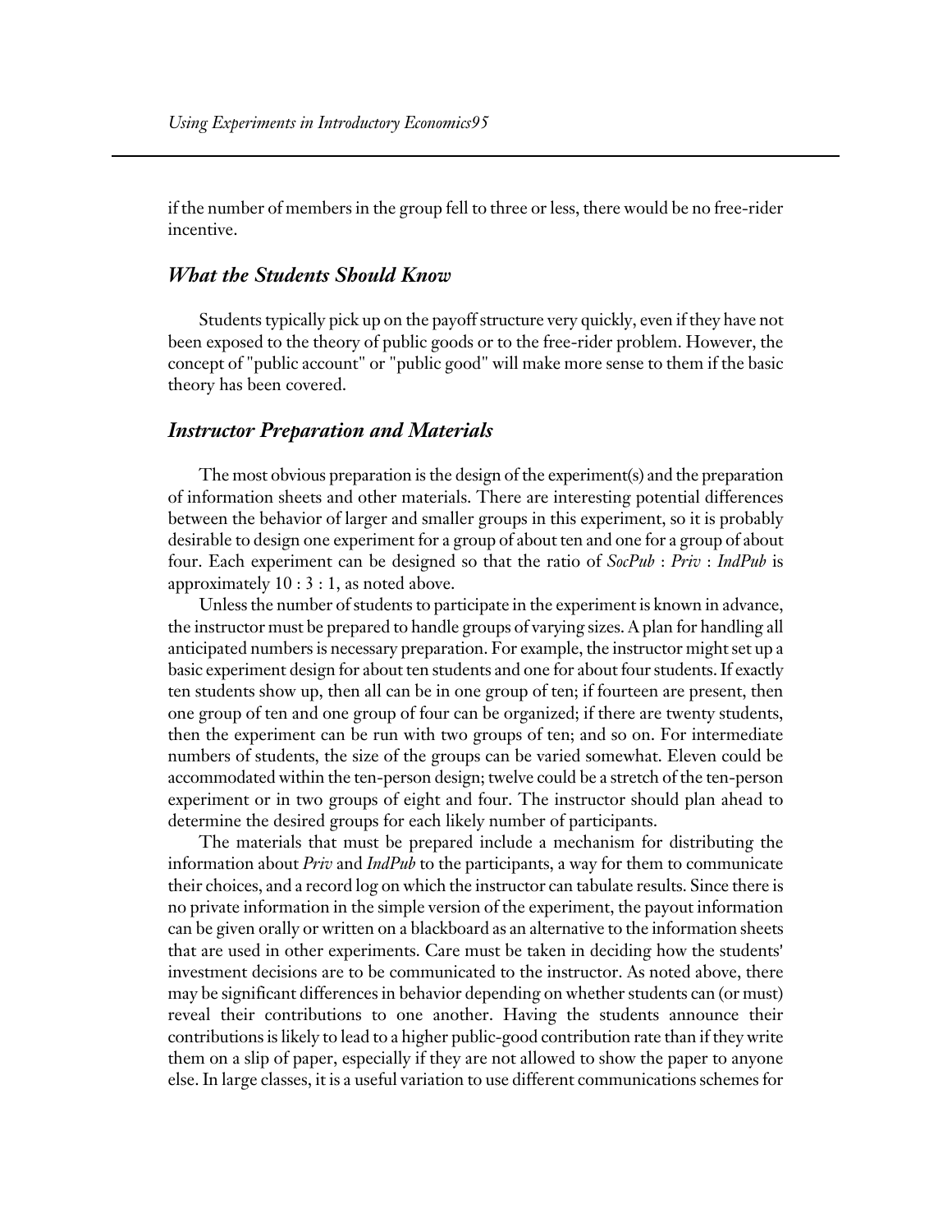if the number of members in the group fell to three or less, there would be no free-rider incentive.

### *What the Students Should Know*

Students typically pick up on the payoff structure very quickly, even if they have not been exposed to the theory of public goods or to the free-rider problem. However, the concept of "public account" or "public good" will make more sense to them if the basic theory has been covered.

### *Instructor Preparation and Materials*

The most obvious preparation is the design of the experiment(s) and the preparation of information sheets and other materials. There are interesting potential differences between the behavior of larger and smaller groups in this experiment, so it is probably desirable to design one experiment for a group of about ten and one for a group of about four. Each experiment can be designed so that the ratio of *SocPub* : *Priv* : *IndPub* is approximately 10 : 3 : 1, as noted above.

Unless the number of students to participate in the experiment is known in advance, the instructor must be prepared to handle groups of varying sizes. A plan for handling all anticipated numbers is necessary preparation. For example, the instructor might set up a basic experiment design for about ten students and one for about four students. If exactly ten students show up, then all can be in one group of ten; if fourteen are present, then one group of ten and one group of four can be organized; if there are twenty students, then the experiment can be run with two groups of ten; and so on. For intermediate numbers of students, the size of the groups can be varied somewhat. Eleven could be accommodated within the ten-person design; twelve could be a stretch of the ten-person experiment or in two groups of eight and four. The instructor should plan ahead to determine the desired groups for each likely number of participants.

The materials that must be prepared include a mechanism for distributing the information about *Priv* and *IndPub* to the participants, a way for them to communicate their choices, and a record log on which the instructor can tabulate results. Since there is no private information in the simple version of the experiment, the payout information can be given orally or written on a blackboard as an alternative to the information sheets that are used in other experiments. Care must be taken in deciding how the students' investment decisions are to be communicated to the instructor. As noted above, there may be significant differences in behavior depending on whether students can (or must) reveal their contributions to one another. Having the students announce their contributions is likely to lead to a higher public-good contribution rate than if they write them on a slip of paper, especially if they are not allowed to show the paper to anyone else. In large classes, it is a useful variation to use different communications schemes for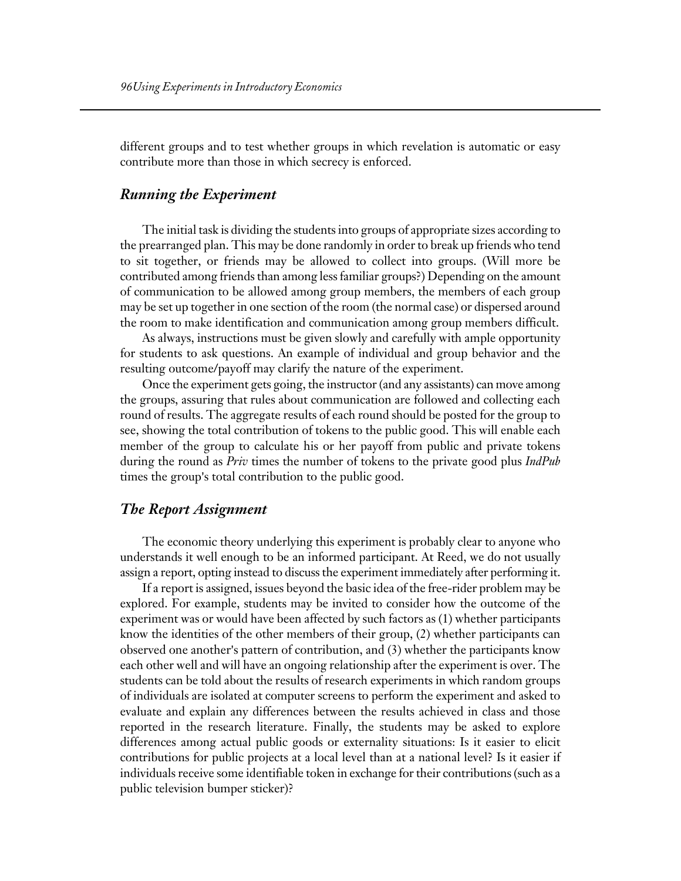different groups and to test whether groups in which revelation is automatic or easy contribute more than those in which secrecy is enforced.

### *Running the Experiment*

The initial task is dividing the students into groups of appropriate sizes according to the prearranged plan. This may be done randomly in order to break up friends who tend to sit together, or friends may be allowed to collect into groups. (Will more be contributed among friends than among less familiar groups?) Depending on the amount of communication to be allowed among group members, the members of each group may be set up together in one section of the room (the normal case) or dispersed around the room to make identification and communication among group members difficult.

As always, instructions must be given slowly and carefully with ample opportunity for students to ask questions. An example of individual and group behavior and the resulting outcome/payoff may clarify the nature of the experiment.

Once the experiment gets going, the instructor (and any assistants) can move among the groups, assuring that rules about communication are followed and collecting each round of results. The aggregate results of each round should be posted for the group to see, showing the total contribution of tokens to the public good. This will enable each member of the group to calculate his or her payoff from public and private tokens during the round as *Priv* times the number of tokens to the private good plus *IndPub* times the group's total contribution to the public good.

### *The Report Assignment*

The economic theory underlying this experiment is probably clear to anyone who understands it well enough to be an informed participant. At Reed, we do not usually assign a report, opting instead to discuss the experiment immediately after performing it.

If a report is assigned, issues beyond the basic idea of the free-rider problem may be explored. For example, students may be invited to consider how the outcome of the experiment was or would have been affected by such factors as (1) whether participants know the identities of the other members of their group, (2) whether participants can observed one another's pattern of contribution, and (3) whether the participants know each other well and will have an ongoing relationship after the experiment is over. The students can be told about the results of research experiments in which random groups of individuals are isolated at computer screens to perform the experiment and asked to evaluate and explain any differences between the results achieved in class and those reported in the research literature. Finally, the students may be asked to explore differences among actual public goods or externality situations: Is it easier to elicit contributions for public projects at a local level than at a national level? Is it easier if individuals receive some identifiable token in exchange for their contributions (such as a public television bumper sticker)?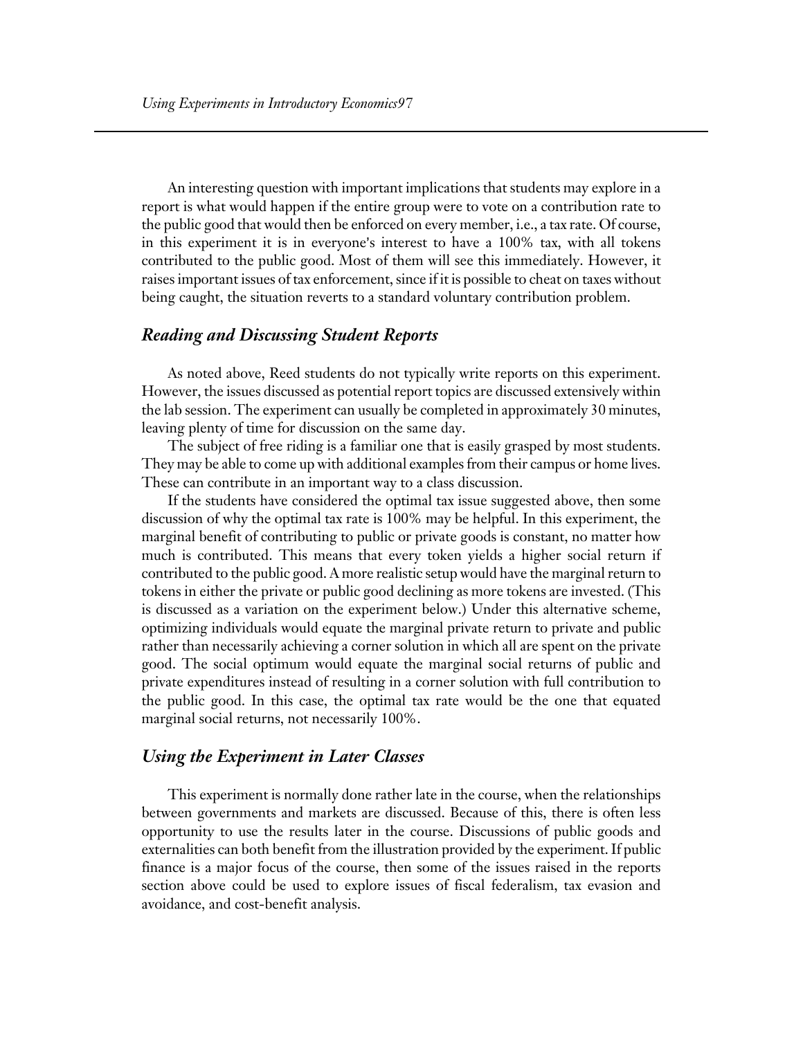An interesting question with important implications that students may explore in a report is what would happen if the entire group were to vote on a contribution rate to the public good that would then be enforced on every member, i.e., a tax rate. Of course, in this experiment it is in everyone's interest to have a 100% tax, with all tokens contributed to the public good. Most of them will see this immediately. However, it raises important issues of tax enforcement, since if it is possible to cheat on taxes without being caught, the situation reverts to a standard voluntary contribution problem.

## *Reading and Discussing Student Reports*

As noted above, Reed students do not typically write reports on this experiment. However, the issues discussed as potential report topics are discussed extensively within the lab session. The experiment can usually be completed in approximately 30 minutes, leaving plenty of time for discussion on the same day.

The subject of free riding is a familiar one that is easily grasped by most students. They may be able to come up with additional examples from their campus or home lives. These can contribute in an important way to a class discussion.

If the students have considered the optimal tax issue suggested above, then some discussion of why the optimal tax rate is 100% may be helpful. In this experiment, the marginal benefit of contributing to public or private goods is constant, no matter how much is contributed. This means that every token yields a higher social return if contributed to the public good. A more realistic setup would have the marginal return to tokens in either the private or public good declining as more tokens are invested. (This is discussed as a variation on the experiment below.) Under this alternative scheme, optimizing individuals would equate the marginal private return to private and public rather than necessarily achieving a corner solution in which all are spent on the private good. The social optimum would equate the marginal social returns of public and private expenditures instead of resulting in a corner solution with full contribution to the public good. In this case, the optimal tax rate would be the one that equated marginal social returns, not necessarily 100%.

## *Using the Experiment in Later Classes*

This experiment is normally done rather late in the course, when the relationships between governments and markets are discussed. Because of this, there is often less opportunity to use the results later in the course. Discussions of public goods and externalities can both benefit from the illustration provided by the experiment. If public finance is a major focus of the course, then some of the issues raised in the reports section above could be used to explore issues of fiscal federalism, tax evasion and avoidance, and cost-benefit analysis.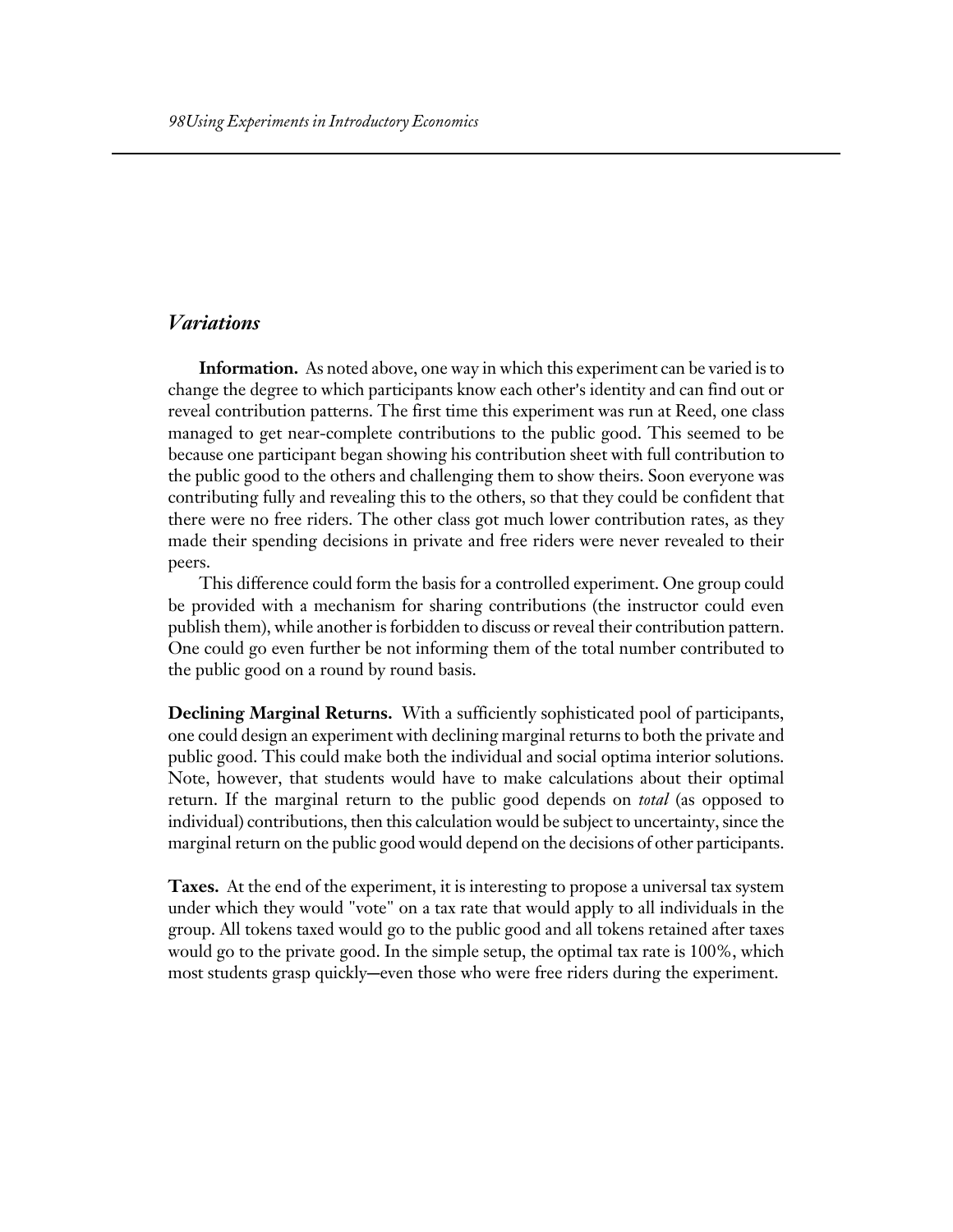## *Variations*

**Information.** As noted above, one way in which this experiment can be varied is to change the degree to which participants know each other's identity and can find out or reveal contribution patterns. The first time this experiment was run at Reed, one class managed to get near-complete contributions to the public good. This seemed to be because one participant began showing his contribution sheet with full contribution to the public good to the others and challenging them to show theirs. Soon everyone was contributing fully and revealing this to the others, so that they could be confident that there were no free riders. The other class got much lower contribution rates, as they made their spending decisions in private and free riders were never revealed to their peers.

This difference could form the basis for a controlled experiment. One group could be provided with a mechanism for sharing contributions (the instructor could even publish them), while another is forbidden to discuss or reveal their contribution pattern. One could go even further be not informing them of the total number contributed to the public good on a round by round basis.

**Declining Marginal Returns.** With a sufficiently sophisticated pool of participants, one could design an experiment with declining marginal returns to both the private and public good. This could make both the individual and social optima interior solutions. Note, however, that students would have to make calculations about their optimal return. If the marginal return to the public good depends on *total* (as opposed to individual) contributions, then this calculation would be subject to uncertainty, since the marginal return on the public good would depend on the decisions of other participants.

**Taxes.** At the end of the experiment, it is interesting to propose a universal tax system under which they would "vote" on a tax rate that would apply to all individuals in the group. All tokens taxed would go to the public good and all tokens retained after taxes would go to the private good. In the simple setup, the optimal tax rate is 100%, which most students grasp quickly—even those who were free riders during the experiment.